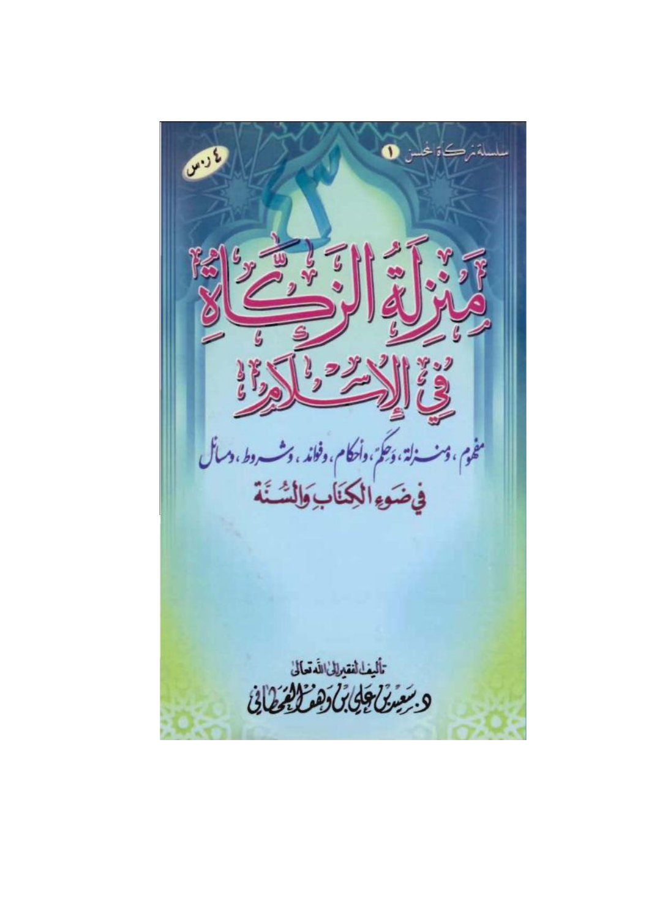سلسلة زكاة المحسن ١

٤ ر.س

# مَنزِلَةُ الزَّكَاةِ فِي الإِسْلامِ

مفهوم، ومنزلة، وحِكَم، وأحكام، وفوائد، وشروط، ومسائل

في ضوءِ الكِتَابِ وَالسُّنَّةِ

تأليف الفقير إلى الله تعالى

د. سعيد بن علي بن وهف القحطاني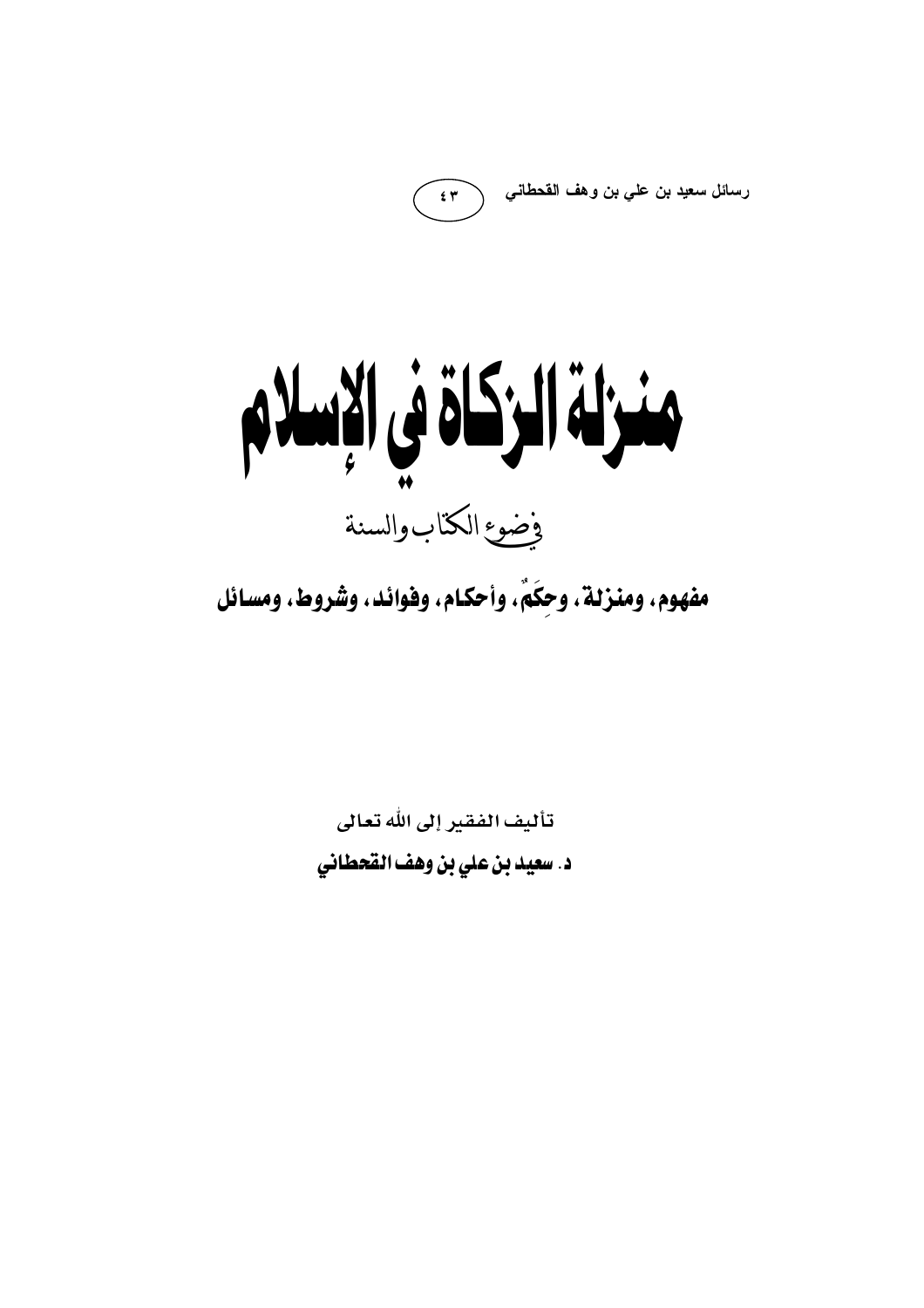رسائل سعيد بن علي بن وهف القحطاني (٤٣)

# منزلة الزكاة في الإسلام

## في ضوء الكتاب والسنة

**مفهوم، ومنزلة، وحِكَمٌ، وأحكام، وفوائد، وشروط، ومسائل**

تأليف الفقير إلى الله تعالى

**د. سعيد بن علي بن وهف القحطاني**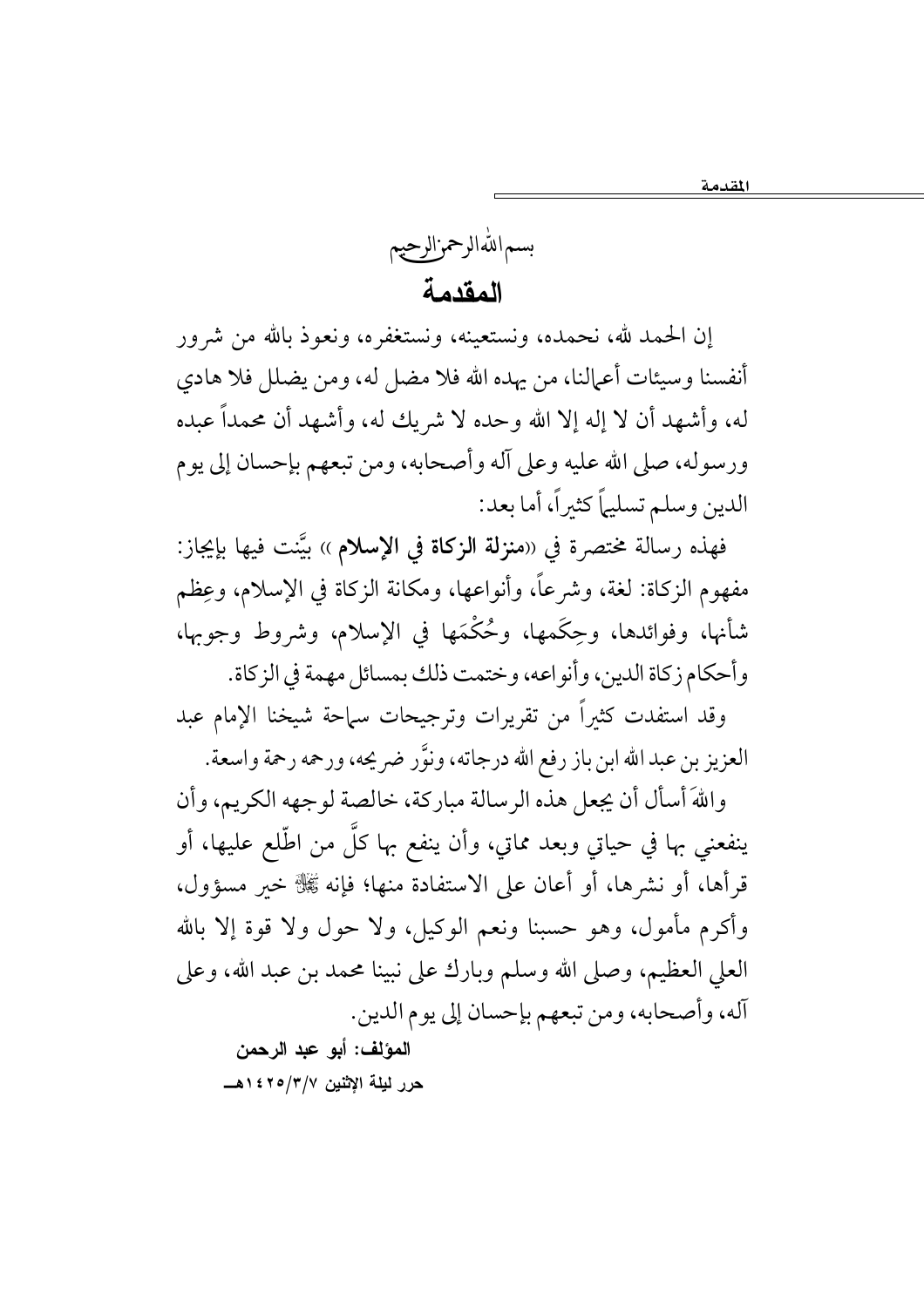بسم الله الرحمن الرحيم

# المقدمة

إن الحمد لله، نحمده، ونستعينه، ونستغفره، ونعوذ بالله من شرور أنفسنا وسيئات أعمالنا، من يهده الله فلا مضل له، ومن يضلل فلا هادي له، وأشهد أن لا إله إلا الله وحده لا شريك له، وأشهد أن محمداً عبده ورسوله، صلى الله عليه وعلى آله وأصحابه، ومن تبعهم بإحسان إلى يوم الدين وسلم تسليماً كثيراً، أما بعد:

فهذه رسالة مختصرة في «**منزلة الزكاة في الإسلام**» بيَّنت فيها بإيجاز: مفهوم الزكاة: لغة، وشرعاً، وأنواعها، ومكانة الزكاة في الإسلام، وعِظم شأنها، وفوائدها، وحِكَمها، وحُكْمَها في الإسلام، وشروط وجوبها، وأحكام زكاة الدين، وأنواعه، وختمت ذلك بمسائل مهمة في الزكاة.

وقد استفدت كثيراً من تقريرات وترجيحات سماحة شيخنا الإمام عبد العزيز بن عبد الله ابن باز رفع الله درجاته، ونوَّر ضريحه، ورحمه رحمة واسعة.

والله َأسأل أن يجعل هذه الرسالة مباركة، خالصة لوجهه الكريم، وأن ينفعني بها في حياتي وبعد مماتي، وأن ينفع بها كلَّ من اطّلع عليها، أو قرأها، أو نشرها، أو أعان على الاستفادة منها؛ فإنه ﷻ خير مسؤول، وأكرم مأمول، وهو حسبنا ونعم الوكيل، ولا حول ولا قوة إلا بالله العلي العظيم، وصلى الله وسلم وبارك على نبينا محمد بن عبد الله، وعلى آله، وأصحابه، ومن تبعهم بإحسان إلى يوم الدين.

**المؤلف: أبو عبد الرحمن**

**حرر ليلة الإثنين ١٤٢٥/٣/٧هـ**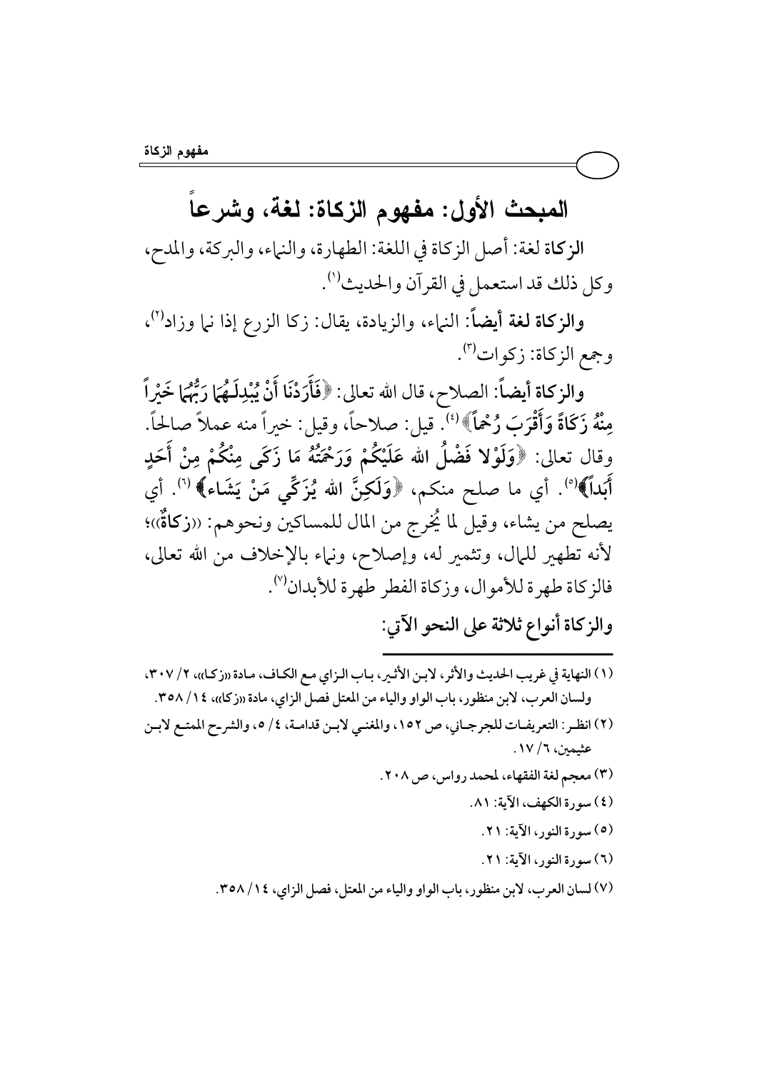## المبحث الأول: مفهوم الزكاة: لغة، وشرعاً

**الزكاة** لغة: أصل الزكاة في اللغة: الطهارة، والنماء، والبركة، والمدح، وكل ذلك قد استعمل في القرآن والحديث[1].

**والزكاة لغة أيضاً**: النماء، والزيادة، يقال: زكا الزرع إذا نما وزاد[2]، وجمع الزكاة: زكوات[3].

**والزكاة أيضاً**: الصلاح، قال الله تعالى: ﴿فَأَرَدْنَا أَنْ يُبْدِلَـهُمَا رَبُّهُمَا خَيْراً مِنْهُ زَكَاةً وَأَقْرَبَ رُحْماً﴾[4]. قيل: صلاحاً، وقيل: خيراً منه عملاً صالحاً. وقال تعالى: ﴿وَلَوْلا فَضْلُ الله عَلَيْكُمْ وَرَحْمَتُهُ مَا زَكَى مِنْكُمْ مِنْ أَحَدٍ أَبَداً﴾[5]. أي ما صلح منكم، ﴿وَلَكِنَّ الله يُزَكِّي مَنْ يَشَاء﴾[6]. أي يصلح من يشاء، وقيل لما يُخرج من المال للمساكين ونحوهم: «**زكاةٌ**»؛ لأنه تطهير للمال، وتثمير له، وإصلاح، ونماء بالإخلاف من الله تعالى، فالزكاة طهرة للأموال، وزكاة الفطر طهرة للأبدان[7].

**والزكاة أنواع ثلاثة على النحو الآتي:**

---

(١) النهاية في غريب الحديث والأثر، لابن الأثير، باب الزاي مع الكاف، مادة «زكا»، ٢/ ٣٠٧، ولسان العرب، لابن منظور، باب الواو والياء من المعتل فصل الزاي، مادة «زكا»، ١٤/ ٣٥٨.

(٢) انظر: التعريفات للجرجاني، ص ١٥٢، والمغني لابن قدامة، ٤/ ٥، والشرح الممتع لابن عثيمين، ٦/ ١٧.

(٣) معجم لغة الفقهاء، لمحمد رواس، ص ٢٠٨.

(٤) سورة الكهف، الآية: ٨١.

(٥) سورة النور، الآية: ٢١.

(٦) سورة النور، الآية: ٢١.

(٧) لسان العرب، لابن منظور، باب الواو والياء من المعتل، فصل الزاي، ١٤/ ٣٥٨.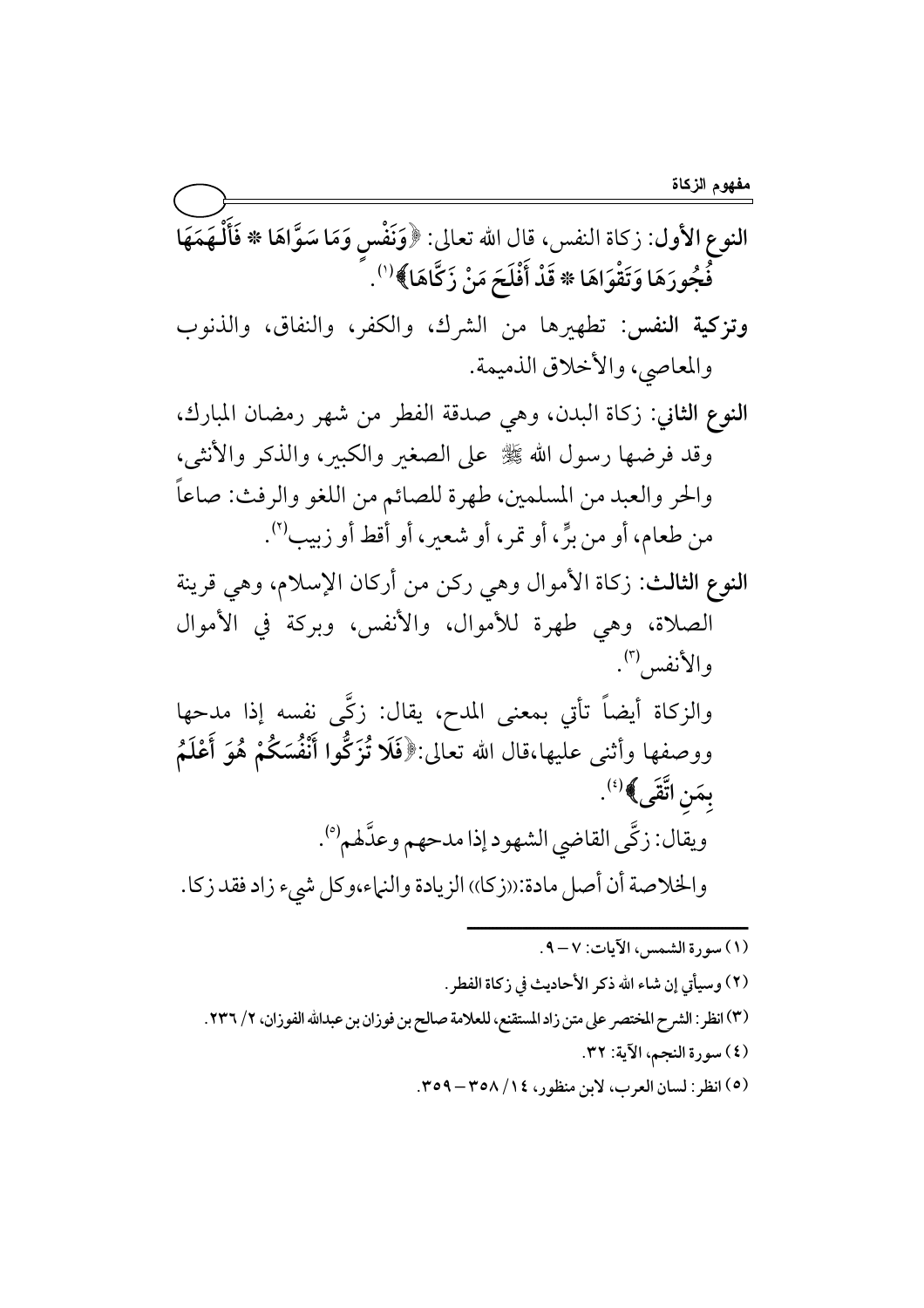**النوع الأول**: زكاة النفس، قال الله تعالى: ﴿**وَنَفْسٍ وَمَا سَوَّاهَا * فَأَلْهَمَهَا فُجُورَهَا وَتَقْوَاهَا * قَدْ أَفْلَحَ مَنْ زَكَّاهَا**﴾[1].

**وتزكية النفس**: تطهيرها من الشرك، والكفر، والنفاق، والذنوب والمعاصي، والأخلاق الذميمة.

**النوع الثاني**: زكاة البدن، وهي صدقة الفطر من شهر رمضان المبارك، وقد فرضها رسول الله ﷺ على الصغير والكبير، والذكر والأنثى، والحر والعبد من المسلمين، طهرة للصائم من اللغو والرفث: صاعاً من طعام، أو من برٍّ، أو تمر، أو شعير، أو أقط أو زبيب[2].

**النوع الثالث**: زكاة الأموال وهي ركن من أركان الإسلام، وهي قرينة الصلاة، وهي طهرة للأموال، والأنفس، وبركة في الأموال والأنفس[3].

والزكاة أيضاً تأتي بمعنى المدح، يقال: زكَّى نفسه إذا مدحها ووصفها وأثنى عليها،قال الله تعالى:﴿**فَلَا تُزَكُّوا أَنْفُسَكُمْ هُوَ أَعْلَمُ بِمَنِ اتَّقَى**﴾[4].

ويقال: زكَّى القاضي الشهود إذا مدحهم وعدَّلهم[5].

والخلاصة أن أصل مادة:«زكا» الزيادة والنماء،وكل شيء زاد فقد زكا.

---

(١) سورة الشمس، الآيات: ٧ – ٩.

(٢) وسيأتي إن شاء الله ذكر الأحاديث في زكاة الفطر.

(٣) انظر: الشرح المختصر على متن زاد المستقنع، للعلامة صالح بن فوزان بن عبدالله الفوزان، ٢/ ٢٣٦.

(٤) سورة النجم، الآية: ٣٢.

(٥) انظر: لسان العرب، لابن منظور، ١٤/ ٣٥٨ – ٣٥٩.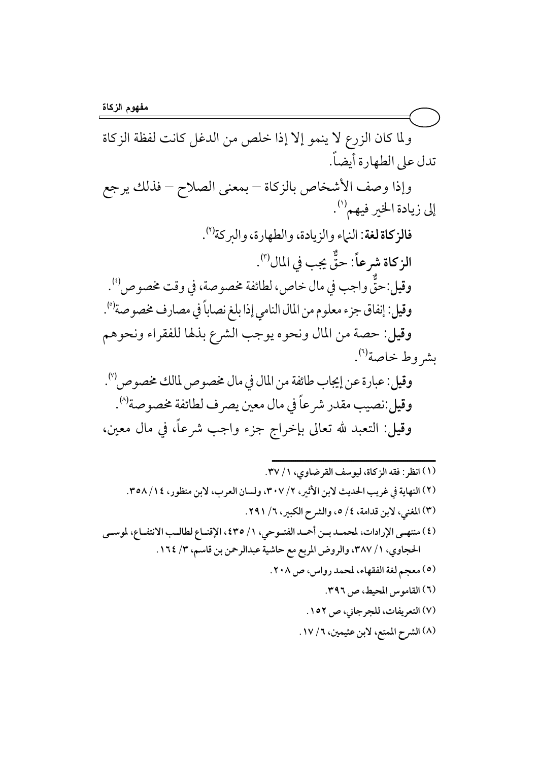ولما كان الزرع لا ينمو إلا إذا خلص من الدغل كانت لفظة الزكاة تدل على الطهارة أيضاً.

وإذا وصف الأشخاص بالزكاة – بمعنى الصلاح – فذلك يرجع إلى زيادة الخير فيهم[1].

**فالزكاة لغة**: النماء والزيادة، والطهارة، والبركة[2].

**الزكاة شرعاً**: حقٌّ يجب في المال[3].

**وقيل**: حقٌّ واجب في مال خاص، لطائفة مخصوصة، في وقت مخصوص[4].

**وقيل**: إنفاق جزء معلوم من المال النامي إذا بلغ نصاباً في مصارف مخصوصة[5].

**وقيل**: حصة من المال ونحوه يوجب الشرع بذلها للفقراء ونحوهم بشروط خاصة[6].

**وقيل**: عبارة عن إيجاب طائفة من المال في مال مخصوص لمالك مخصوص[7].

**وقيل**: نصيب مقدر شرعاً في مال معين يصرف لطائفة مخصوصة[8].

**وقيل**: التعبد لله تعالى بإخراج جزء واجب شرعاً، في مال معين،

---

(١) انظر: فقه الزكاة، ليوسف القرضاوي، ١/ ٣٧.

(٢) النهاية في غريب الحديث لابن الأثير، ٢/ ٣٠٧، ولسان العرب، لابن منظور، ١٤/ ٣٥٨.

(٣) المغني، لابن قدامة، ٤/ ٥، والشرح الكبير، ٦/ ٢٩١.

(٤) منتهى الإرادات، لمحمد بن أحمد الفتوحي، ١/ ٤٣٥، الإقناع لطالب الانتفاع، لموسى الحجاوي، ١/ ٣٨٧، والروض المربع مع حاشية عبدالرحمن بن قاسم، ٣/ ١٦٤.

(٥) معجم لغة الفقهاء، لمحمد رواس، ص ٢٠٨.

(٦) القاموس المحيط، ص ٣٩٦.

(٧) التعريفات، للجرجاني، ص ١٥٢.

(٨) الشرح الممتع، لابن عثيمين، ٦/ ١٧.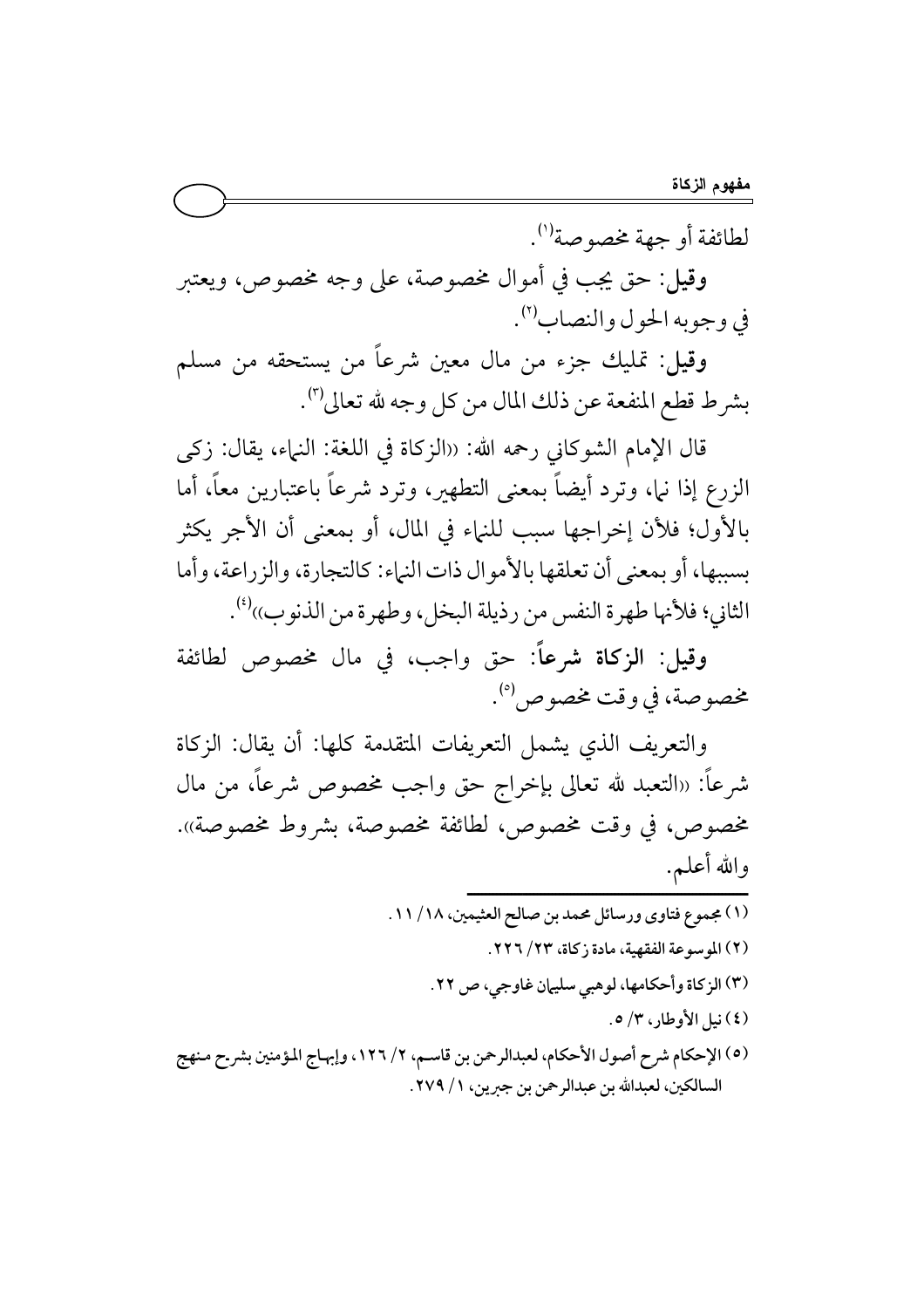لطائفة أو جهة مخصوصة[1].

**وقيل**: حق يجب في أموال مخصوصة، على وجه مخصوص، ويعتبر في وجوبه الحول والنصاب[2].

**وقيل**: تمليك جزء من مال معين شرعاً من يستحقه من مسلم بشرط قطع المنفعة عن ذلك المال من كل وجه لله تعالى[3].

قال الإمام الشوكاني رحمه الله: «الزكاة في اللغة: النماء، يقال: زكى الزرع إذا نما، وترد أيضاً بمعنى التطهير، وترد شرعاً باعتبارين معاً، أما بالأول؛ فلأن إخراجها سبب للنماء في المال، أو بمعنى أن الأجر يكثر بسببها، أو بمعنى أن تعلقها بالأموال ذات النماء: كالتجارة، والزراعة، وأما الثاني؛ فلأنها طهرة النفس من رذيلة البخل، وطهرة من الذنوب»[4].

**وقيل: الزكاة شرعاً**: حق واجب، في مال مخصوص لطائفة مخصوصة، في وقت مخصوص[5].

والتعريف الذي يشمل التعريفات المتقدمة كلها: أن يقال: الزكاة شرعاً: «التعبد لله تعالى بإخراج حق واجب مخصوص شرعاً، من مال مخصوص، في وقت مخصوص، لطائفة مخصوصة، بشروط مخصوصة». والله أعلم.

---

(١) مجموع فتاوى ورسائل محمد بن صالح العثيمين، ١٨/ ١١.

(٢) الموسوعة الفقهية، مادة زكاة، ٢٣/ ٢٢٦.

(٣) الزكاة وأحكامها، لوهبي سليمان غاوجي، ص ٢٢.

(٤) نيل الأوطار، ٣/ ٥.

(٥) الإحكام شرح أصول الأحكام، لعبدالرحمن بن قاسم، ٢/ ١٢٦، وإبهاج المؤمنين بشرح منهج السالكين، لعبدالله بن عبدالرحمن بن جبرين، ١/ ٢٧٩.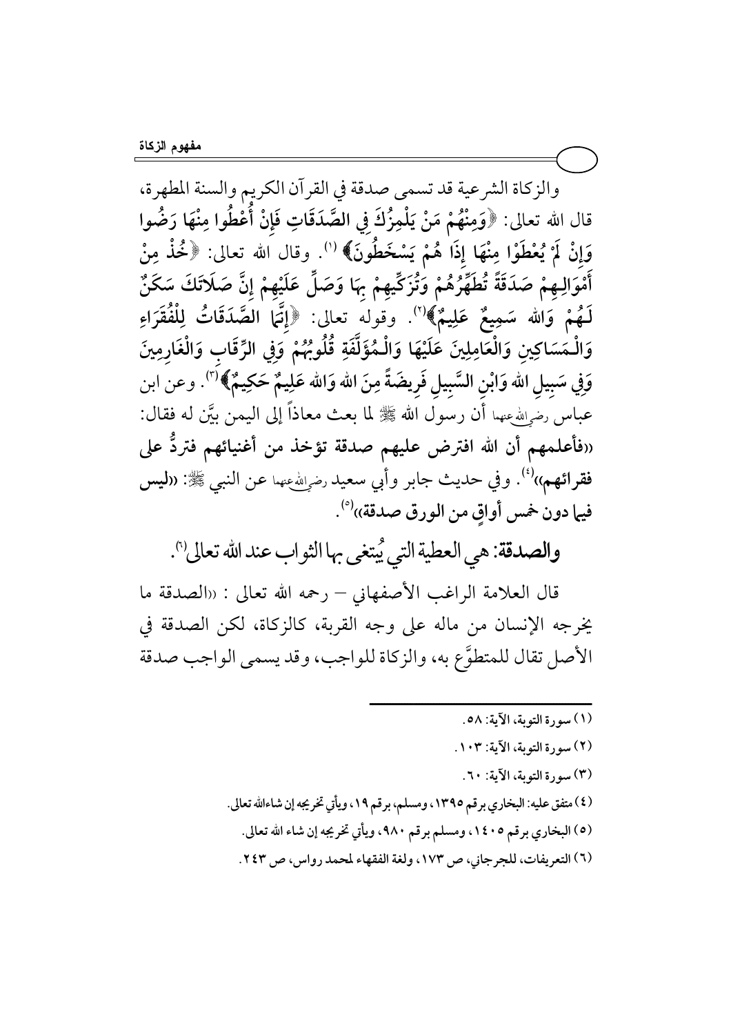والزكاة الشرعية قد تسمى صدقة في القرآن الكريم والسنة المطهرة، قال الله تعالى: ﴿وَمِنْهُمْ مَنْ يَلْمِزُكَ فِي الصَّدَقَاتِ فَإِنْ أُعْطُوا مِنْهَا رَضُوا وَإِنْ لَمْ يُعْطَوْا مِنْهَا إِذَا هُمْ يَسْخَطُونَ﴾ [1]. وقال الله تعالى: ﴿خُذْ مِنْ أَمْوَالِهِمْ صَدَقَةً تُطَهِّرُهُمْ وَتُزَكِّيهِمْ بِهَا وَصَلِّ عَلَيْهِمْ إِنَّ صَلَاتَكَ سَكَنٌ لَهُمْ وَالله سَمِيعٌ عَلِيمٌ﴾[2]. وقوله تعالى: ﴿إِنَّمَا الصَّدَقَاتُ لِلْفُقَرَاءِ وَالْمَسَاكِينِ وَالْعَامِلِينَ عَلَيْهَا وَالْمُؤَلَّفَةِ قُلُوبُهُمْ وَفِي الرِّقَابِ وَالْغَارِمِينَ وَفِي سَبِيلِ الله وَابْنِ السَّبِيلِ فَرِيضَةً مِنَ الله وَالله عَلِيمٌ حَكِيمٌ﴾[3]. وعن ابن عباس رضي الله عنهما أن رسول الله ﷺ لما بعث معاذاً إلى اليمن بيَّن له فقال: «**فأعلمهم أن الله افترض عليهم صدقة تؤخذ من أغنيائهم فتردُّ على فقرائهم**»[4]. وفي حديث جابر وأبي سعيد رضي الله عنهما عن النبي ﷺ: «**ليس فيما دون خمس أواقٍ من الورق صدقة**»[5].

**والصدقة: هي العطية التي يُبتغى بها الثواب عند الله تعالى**[6].

قال العلامة الراغب الأصفهاني – رحمه الله تعالى : «الصدقة ما يخرجه الإنسان من ماله على وجه القربة، كالزكاة، لكن الصدقة في الأصل تقال للمتطوَّع به، والزكاة للواجب، وقد يسمى الواجب صدقة

---

(١) سورة التوبة، الآية: ٥٨.

(٢) سورة التوبة، الآية: ١٠٣.

(٣) سورة التوبة، الآية: ٦٠.

(٤) متفق عليه: البخاري برقم ١٣٩٥، ومسلم، برقم ١٩، ويأتي تخريجه إن شاءالله تعالى.

(٥) البخاري برقم ١٤٠٥، ومسلم برقم ٩٨٠، ويأتي تخريجه إن شاء الله تعالى.

(٦) التعريفات، للجرجاني، ص ١٧٣، ولغة الفقهاء لمحمد رواس، ص ٢٤٣.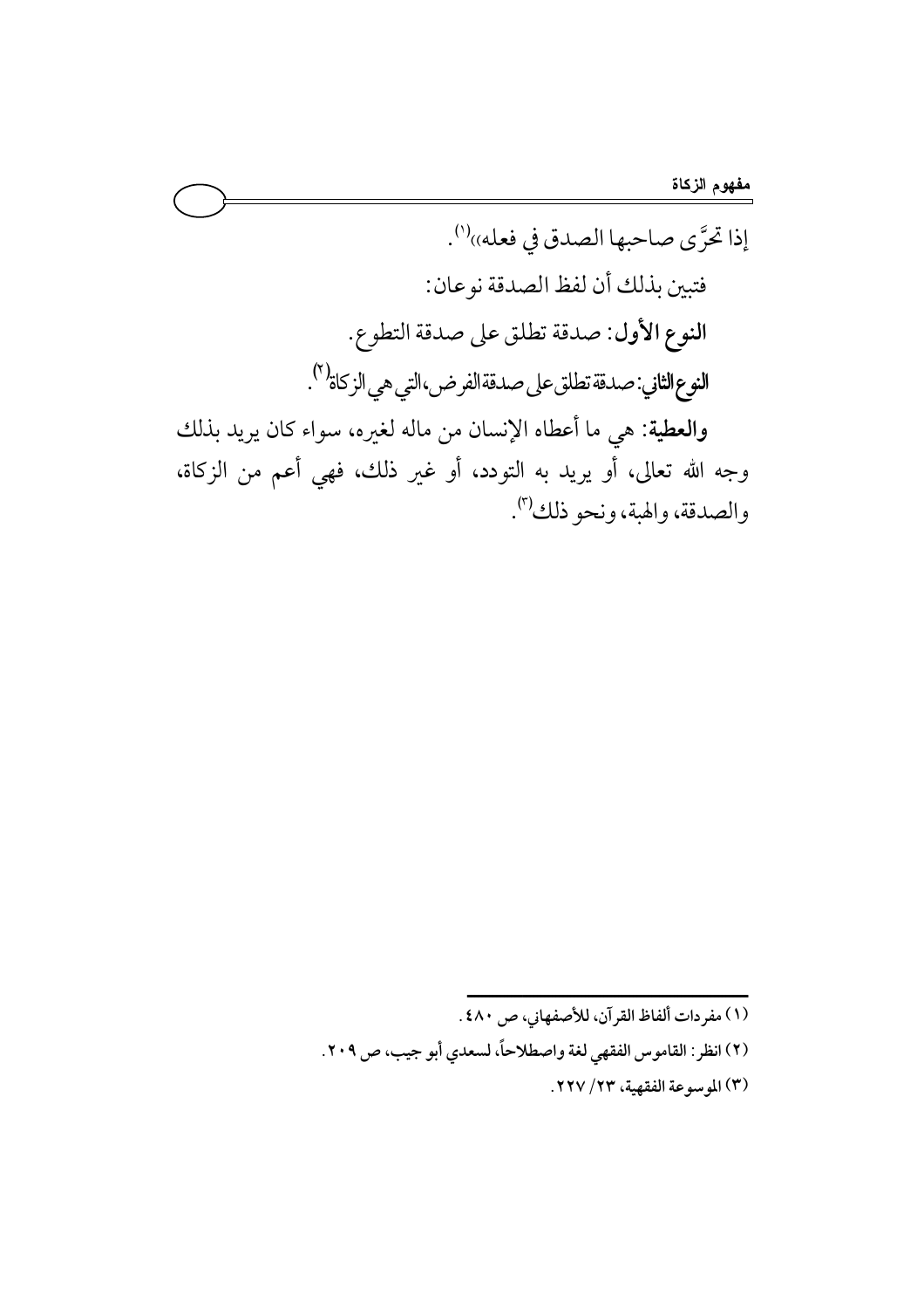إذا تحرَّى صاحبها الصدق في فعله»[1].

فتبين بذلك أن لفظ الصدقة نوعان:

**النوع الأول**: صدقة تطلق على صدقة التطوع.

**النوع الثاني**: صدقة تطلق على صدقة الفرض، التي هي الزكاة[2].

**والعطية**: هي ما أعطاه الإنسان من ماله لغيره، سواء كان يريد بذلك وجه الله تعالى، أو يريد به التودد، أو غير ذلك، فهي أعم من الزكاة، والصدقة، والهبة، ونحو ذلك[3].

---

(١) مفردات ألفاظ القرآن، للأصفهاني، ص ٤٨٠.

(٢) انظر: القاموس الفقهي لغة واصطلاحاً، لسعدي أبو جيب، ص ٢٠٩.

(٣) الموسوعة الفقهية، ٢٣/ ٢٢٧.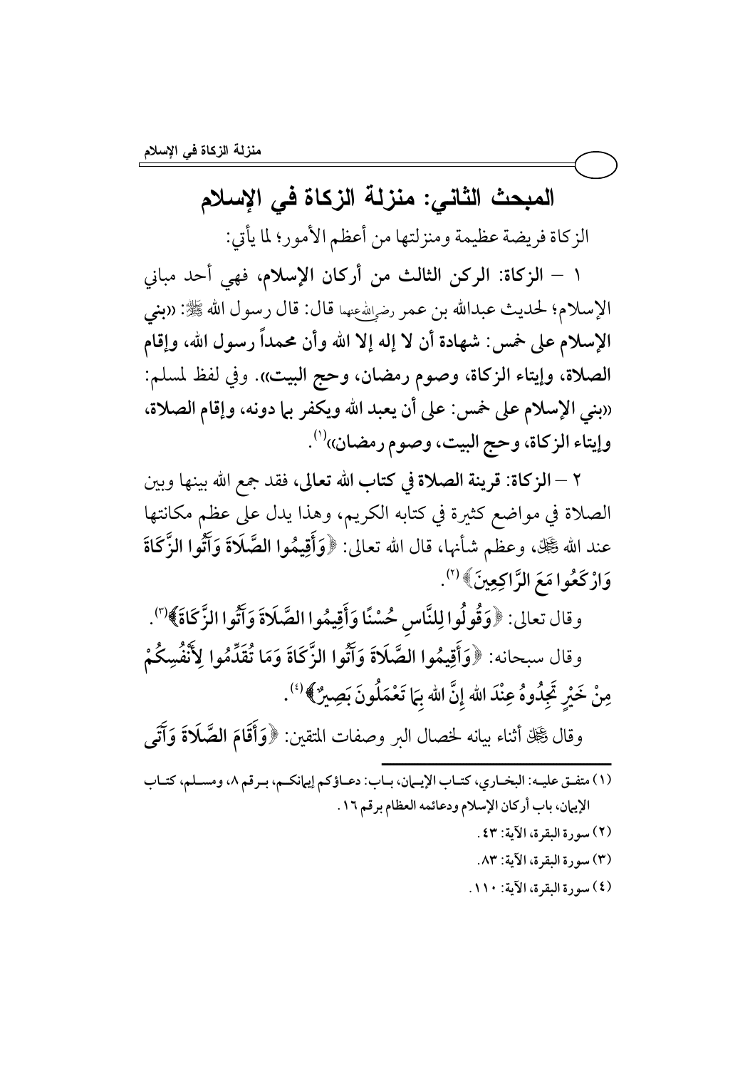## المبحث الثاني: منزلة الزكاة في الإسلام

الزكاة فريضة عظيمة ومنزلتها من أعظم الأمور؛ لما يأتي:

١ – **الزكاة: الركن الثالث من أركان الإسلام،** فهي أحد مباني الإسلام؛ لحديث عبدالله بن عمر رضي الله عنهما قال: قال رسول الله ﷺ: «**بني الإسلام على خمس: شهادة أن لا إله إلا الله وأن محمداً رسول الله، وإقام الصلاة، وإيتاء الزكاة، وصوم رمضان، وحج البيت**». وفي لفظ لمسلم: «**بني الإسلام على خمس: على أن يعبد الله ويكفر بما دونه، وإقام الصلاة، وإيتاء الزكاة، وحج البيت، وصوم رمضان**»[1].

٢ – **الزكاة: قرينة الصلاة في كتاب الله تعالى،** فقد جمع الله بينها وبين الصلاة في مواضع كثيرة في كتابه الكريم، وهذا يدل على عظم مكانتها عند الله ﷻ، وعظم شأنها، قال الله تعالى: ﴿**وَأَقِيمُوا الصَّلَاةَ وَآتُوا الزَّكَاةَ وَارْكَعُوا مَعَ الرَّاكِعِينَ**﴾[2].

وقال تعالى: ﴿**وَقُولُوا لِلنَّاسِ حُسْنًا وَأَقِيمُوا الصَّلَاةَ وَآتُوا الزَّكَاةَ**﴾[3].

وقال سبحانه: ﴿**وَأَقِيمُوا الصَّلَاةَ وَآتُوا الزَّكَاةَ وَمَا تُقَدِّمُوا لِأَنْفُسِكُمْ مِنْ خَيْرٍ تَجِدُوهُ عِنْدَ الله إِنَّ الله بِمَا تَعْمَلُونَ بَصِيرٌ**﴾[4].

وقال ﷻ أثناء بيانه لخصال البر وصفات المتقين: ﴿**وَأَقَامَ الصَّلَاةَ وَآتَى**

---

(١) متفق عليه: البخاري، كتاب الإيمان، باب: دعاؤكم إيمانكم، برقم ٨، ومسلم، كتاب الإيمان، باب أركان الإسلام ودعائمه العظام برقم ١٦.

(٢) سورة البقرة، الآية: ٤٣.

(٣) سورة البقرة، الآية: ٨٣.

(٤) سورة البقرة، الآية: ١١٠.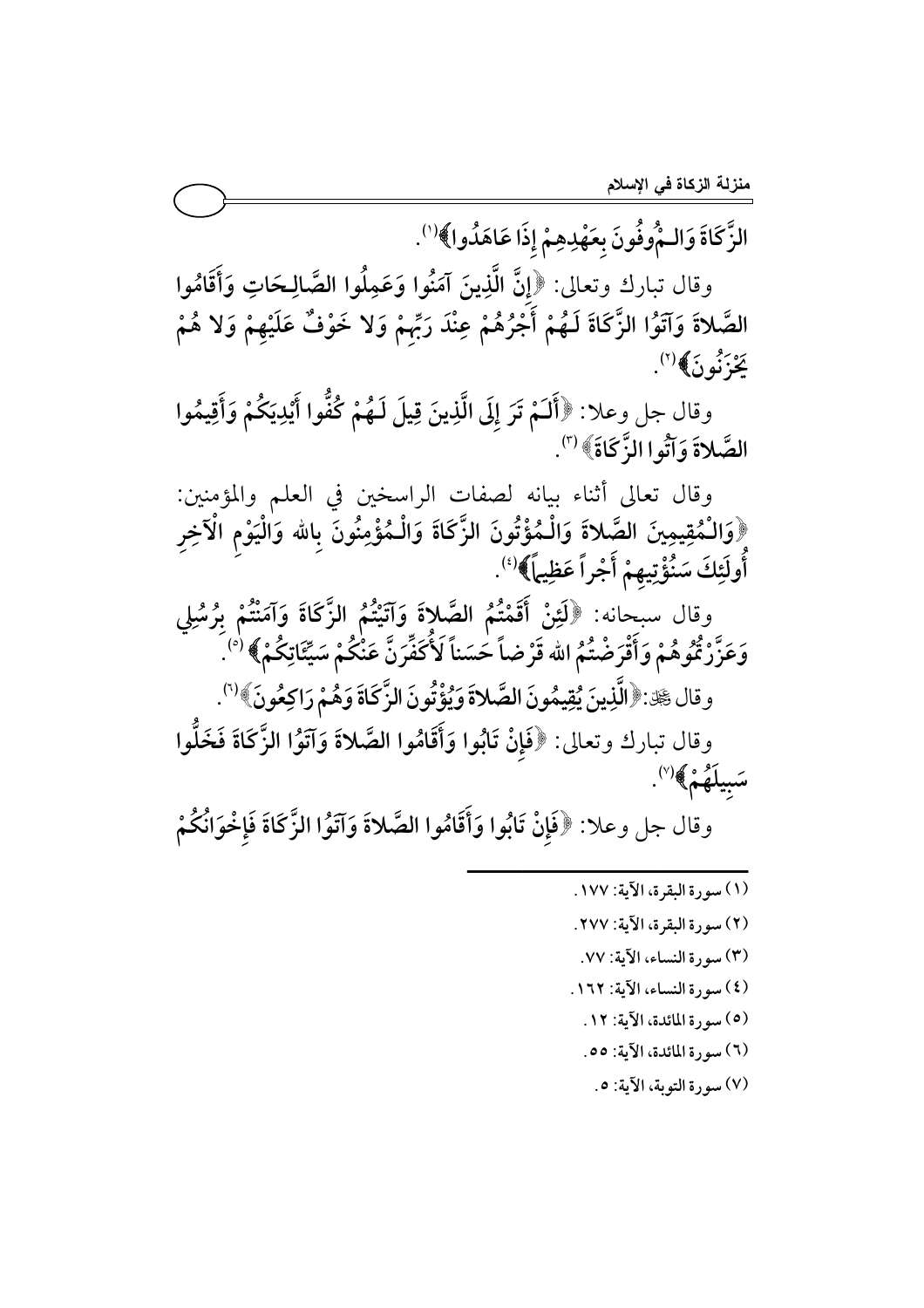الزَّكَاةَ وَالـمُوفُونَ بِعَهْدِهِمْ إِذَا عَاهَدُوا﴾[1].

وقال تبارك وتعالى: ﴿إِنَّ الَّذِينَ آمَنُوا وَعَمِلُوا الصَّالِحَاتِ وَأَقَامُوا الصَّلاةَ وَآتَوُا الزَّكَاةَ لَهُمْ أَجْرُهُمْ عِنْدَ رَبِّهِمْ وَلا خَوْفٌ عَلَيْهِمْ وَلا هُمْ يَحْزَنُونَ﴾[2].

وقال جل وعلا: ﴿أَلَمْ تَرَ إِلَى الَّذِينَ قِيلَ لَهُمْ كُفُّوا أَيْدِيَكُمْ وَأَقِيمُوا الصَّلاةَ وَآتُوا الزَّكَاةَ﴾[3].

وقال تعالى أثناء بيانه لصفات الراسخين في العلم والمؤمنين: ﴿وَالْمُقِيمِينَ الصَّلاةَ وَالْمُؤْتُونَ الزَّكَاةَ وَالْمُؤْمِنُونَ بِالله وَالْيَوْمِ الْآخِرِ أُولَئِكَ سَنُؤْتِيهِمْ أَجْراً عَظِيماً﴾[4].

وقال سبحانه: ﴿لَئِنْ أَقَمْتُمُ الصَّلاةَ وَآتَيْتُمُ الزَّكَاةَ وَآمَنْتُمْ بِرُسُلِي وَعَزَّرْتُمُوهُمْ وَأَقْرَضْتُمُ الله قَرْضاً حَسَناً لَأُكَفِّرَنَّ عَنْكُمْ سَيِّئَاتِكُمْ﴾[5].

وقال ﷻ: ﴿الَّذِينَ يُقِيمُونَ الصَّلاةَ وَيُؤْتُونَ الزَّكَاةَ وَهُمْ رَاكِعُونَ﴾[6].

وقال تبارك وتعالى: ﴿فَإِنْ تَابُوا وَأَقَامُوا الصَّلاةَ وَآتَوُا الزَّكَاةَ فَخَلُّوا سَبِيلَهُمْ﴾[7].

وقال جل وعلا: ﴿فَإِنْ تَابُوا وَأَقَامُوا الصَّلاةَ وَآتَوُا الزَّكَاةَ فَإِخْوَانُكُمْ

---

(١) سورة البقرة، الآية: ١٧٧.

(٢) سورة البقرة، الآية: ٢٧٧.

(٣) سورة النساء، الآية: ٧٧.

(٤) سورة النساء، الآية: ١٦٢.

(٥) سورة المائدة، الآية: ١٢.

(٦) سورة المائدة، الآية: ٥٥.

(٧) سورة التوبة، الآية: ٥.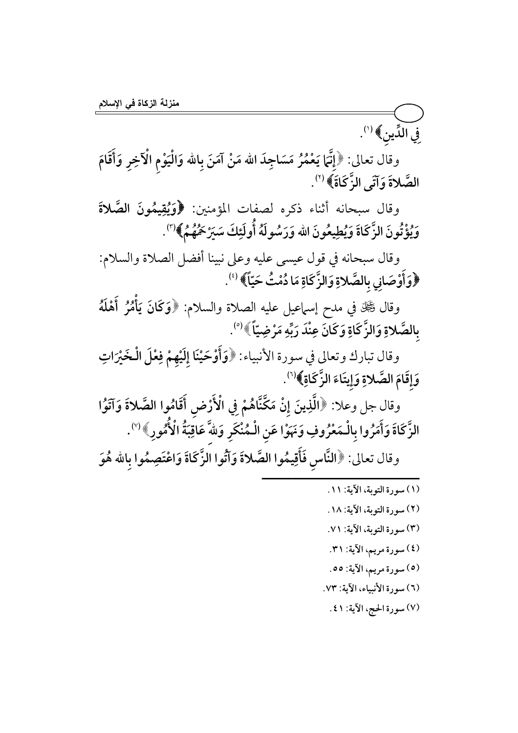فِي الدِّينِ﴾[(١)].

وقال تعالى: ﴿إِنَّمَا يَعْمُرُ مَسَاجِدَ الله مَنْ آمَنَ بِالله وَالْيَوْمِ الْآخِرِ وَأَقَامَ الصَّلاةَ وَآتَى الزَّكَاةَ﴾[(٢)].

وقال سبحانه أثناء ذكره لصفات المؤمنين: ﴿وَيُقِيمُونَ الصَّلاةَ وَيُؤْتُونَ الزَّكَاةَ وَيُطِيعُونَ الله وَرَسُولَهُ أُولَئِكَ سَيَرْحَمُهُمُ﴾[(٣)].

وقال سبحانه في قول عيسى عليه وعلى نبينا أفضل الصلاة والسلام: ﴿وَأَوْصَانِي بِالصَّلاةِ وَالزَّكَاةِ مَا دُمْتُ حَيّاً﴾[(٤)].

وقال ﷻ في مدح إسماعيل عليه الصلاة والسلام: ﴿وَكَانَ يَأْمُرُ أَهْلَهُ بِالصَّلاةِ وَالزَّكَاةِ وَكَانَ عِنْدَ رَبِّهِ مَرْضِيّاً﴾[(٥)].

وقال تبارك وتعالى في سورة الأنبياء: ﴿وَأَوْحَيْنَا إِلَيْهِمْ فِعْلَ الْخَيْرَاتِ وَإِقَامَ الصَّلاةِ وَإِيتَاءَ الزَّكَاةِ﴾[(٦)].

وقال جل وعلا: ﴿الَّذِينَ إِنْ مَكَّنَّاهُمْ فِي الْأَرْضِ أَقَامُوا الصَّلاةَ وَآتَوُا الزَّكَاةَ وَأَمَرُوا بِالْمَعْرُوفِ وَنَهَوْا عَنِ الْمُنْكَرِ وَللهِ عَاقِبَةُ الْأُمُورِ﴾[(٧)].

وقال تعالى: ﴿النَّاسِ فَأَقِيمُوا الصَّلاةَ وَآتُوا الزَّكَاةَ وَاعْتَصِمُوا بِالله هُوَ

---

(١) سورة التوبة، الآية: ١١.

(٢) سورة التوبة، الآية: ١٨.

(٣) سورة التوبة، الآية: ٧١.

(٤) سورة مريم، الآية: ٣١.

(٥) سورة مريم، الآية: ٥٥.

(٦) سورة الأنبياء، الآية: ٧٣.

(٧) سورة الحج، الآية: ٤١.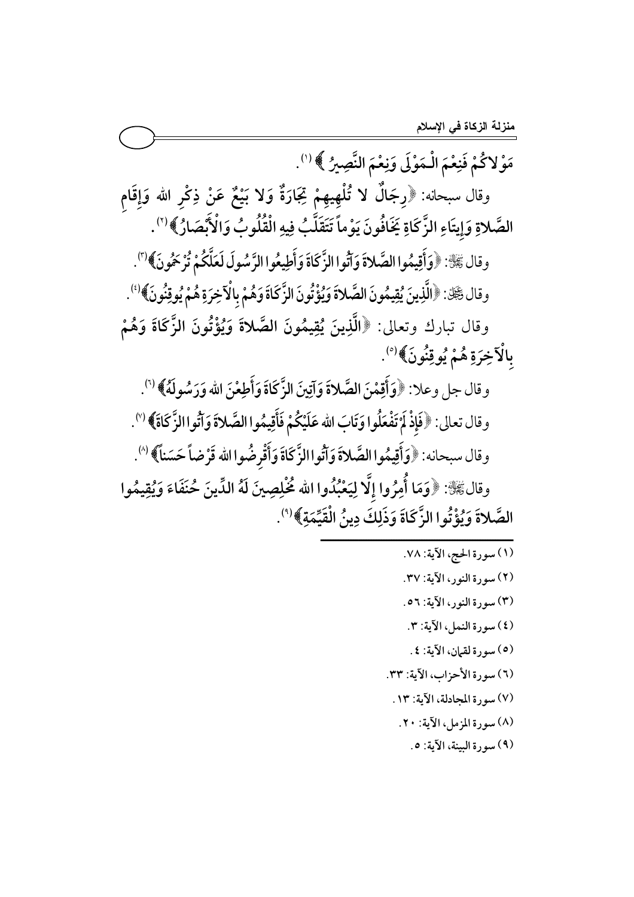مَوْلاكُمْ فَنِعْمَ الْـمَوْلَى وَنِعْمَ النَّصِيرُ﴾ (١).

وقال سبحانه: ﴿رِجَالٌ لا تُلْهِيهِمْ تِجَارَةٌ وَلا بَيْعٌ عَنْ ذِكْرِ الله وَإِقَامِ الصَّلاةِ وَإِيتَاءِ الزَّكَاةِ يَخَافُونَ يَوْماً تَتَقَلَّبُ فِيهِ الْقُلُوبُ وَالْأَبْصَارُ﴾ (٢).

وقال ﷻ: ﴿وَأَقِيمُوا الصَّلاةَ وَآتُوا الزَّكَاةَ وَأَطِيعُوا الرَّسُولَ لَعَلَّكُمْ تُرْحَمُونَ﴾ (٣).

وقال ﷻ: ﴿الَّذِينَ يُقِيمُونَ الصَّلاةَ وَيُؤْتُونَ الزَّكَاةَ وَهُمْ بِالْآخِرَةِ هُمْ يُوقِنُونَ﴾ (٤).

وقال تبارك وتعالى: ﴿الَّذِينَ يُقِيمُونَ الصَّلاةَ وَيُؤْتُونَ الزَّكَاةَ وَهُمْ بِالْآخِرَةِ هُمْ يُوقِنُونَ﴾ (٥).

وقال جل وعلا: ﴿وَأَقِمْنَ الصَّلاةَ وَآتِينَ الزَّكَاةَ وَأَطِعْنَ الله وَرَسُولَهُ﴾ (٦).

وقال تعالى: ﴿فَإِذْ لَمْ تَفْعَلُوا وَتَابَ الله عَلَيْكُمْ فَأَقِيمُوا الصَّلاةَ وَآتُوا الزَّكَاةَ﴾ (٧).

وقال سبحانه: ﴿وَأَقِيمُوا الصَّلاةَ وَآتُوا الزَّكَاةَ وَأَقْرِضُوا الله قَرْضاً حَسَناً﴾ (٨).

وقال ﷻ: ﴿وَمَا أُمِرُوا إِلَّا لِيَعْبُدُوا الله مُخْلِصِينَ لَهُ الدِّينَ حُنَفَاءَ وَيُقِيمُوا الصَّلاةَ وَيُؤْتُوا الزَّكَاةَ وَذَلِكَ دِينُ الْقَيِّمَةِ﴾ (٩).

---

(١) سورة الحج، الآية: ٧٨.

(٢) سورة النور، الآية: ٣٧.

(٣) سورة النور، الآية: ٥٦.

(٤) سورة النمل، الآية: ٣.

(٥) سورة لقمان، الآية: ٤.

(٦) سورة الأحزاب، الآية: ٣٣.

(٧) سورة المجادلة، الآية: ١٣.

(٨) سورة المزمل، الآية: ٢٠.

(٩) سورة البينة، الآية: ٥.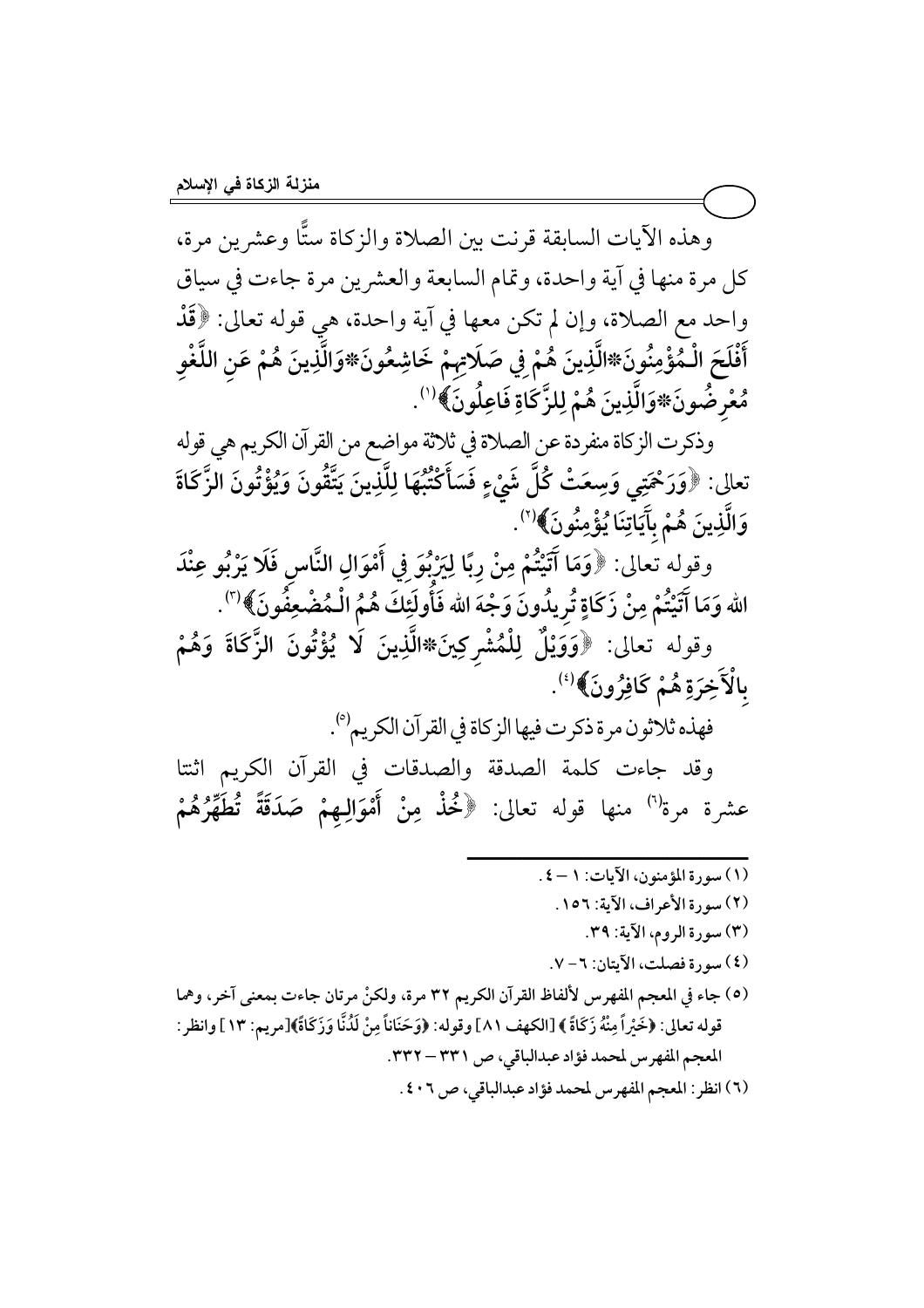وهذه الآيات السابقة قرنت بين الصلاة والزكاة ستًّا وعشرين مرة، كل مرة منها في آية واحدة، وتمام السابعة والعشرين مرة جاءت في سياق واحد مع الصلاة، وإن لم تكن معها في آية واحدة، هي قوله تعالى: ﴿**قَدْ أَفْلَحَ الْمُؤْمِنُونَ*الَّذِينَ هُمْ فِي صَلَاتِهِمْ خَاشِعُونَ*وَالَّذِينَ هُمْ عَنِ اللَّغْوِ مُعْرِضُونَ*وَالَّذِينَ هُمْ لِلزَّكَاةِ فَاعِلُونَ**﴾[1].

وذكرت الزكاة منفردة عن الصلاة في ثلاثة مواضع من القرآن الكريم هي قوله تعالى: ﴿**وَرَحْمَتِي وَسِعَتْ كُلَّ شَيْءٍ فَسَأَكْتُبُهَا لِلَّذِينَ يَتَّقُونَ وَيُؤْتُونَ الزَّكَاةَ وَالَّذِينَ هُمْ بِآَيَاتِنَا يُؤْمِنُونَ**﴾[2].

وقوله تعالى: ﴿**وَمَا آَتَيْتُمْ مِنْ رِبًا لِيَرْبُوَ فِي أَمْوَالِ النَّاسِ فَلَا يَرْبُو عِنْدَ الله وَمَا آَتَيْتُمْ مِنْ زَكَاةٍ تُرِيدُونَ وَجْهَ الله فَأُولَئِكَ هُمُ الْمُضْعِفُونَ**﴾[3].

وقوله تعالى: ﴿**وَوَيْلٌ لِلْمُشْرِكِينَ*الَّذِينَ لَا يُؤْتُونَ الزَّكَاةَ وَهُمْ بِالْآَخِرَةِ هُمْ كَافِرُونَ**﴾[4].

فهذه ثلاثون مرة ذكرت فيها الزكاة في القرآن الكريم[5].

وقد جاءت كلمة الصدقة والصدقات في القرآن الكريم اثنتا عشرة مرة[6] منها قوله تعالى: ﴿**خُذْ مِنْ أَمْوَالِهِمْ صَدَقَةً تُطَهِّرُهُمْ**

---

(١) سورة المؤمنون، الآيات: ١ – ٤.

(٢) سورة الأعراف، الآية: ١٥٦.

(٣) سورة الروم، الآية: ٣٩.

(٤) سورة فصلت، الآيتان: ٦ – ٧.

(٥) جاء في المعجم المفهرس لألفاظ القرآن الكريم ٣٢ مرة، ولكنْ مرتان جاءت بمعنى آخر، وهما قوله تعالى: ﴿خَيْراً مِنْهُ زَكَاةً﴾ [الكهف ٨١] وقوله: ﴿وَحَنَاناً مِنْ لَدُنَّا وَزَكَاةً﴾[مريم: ١٣] وانظر: المعجم المفهرس لمحمد فؤاد عبدالباقي، ص ٣٣١ – ٣٣٢.

(٦) انظر: المعجم المفهرس لمحمد فؤاد عبدالباقي، ص ٤٠٦.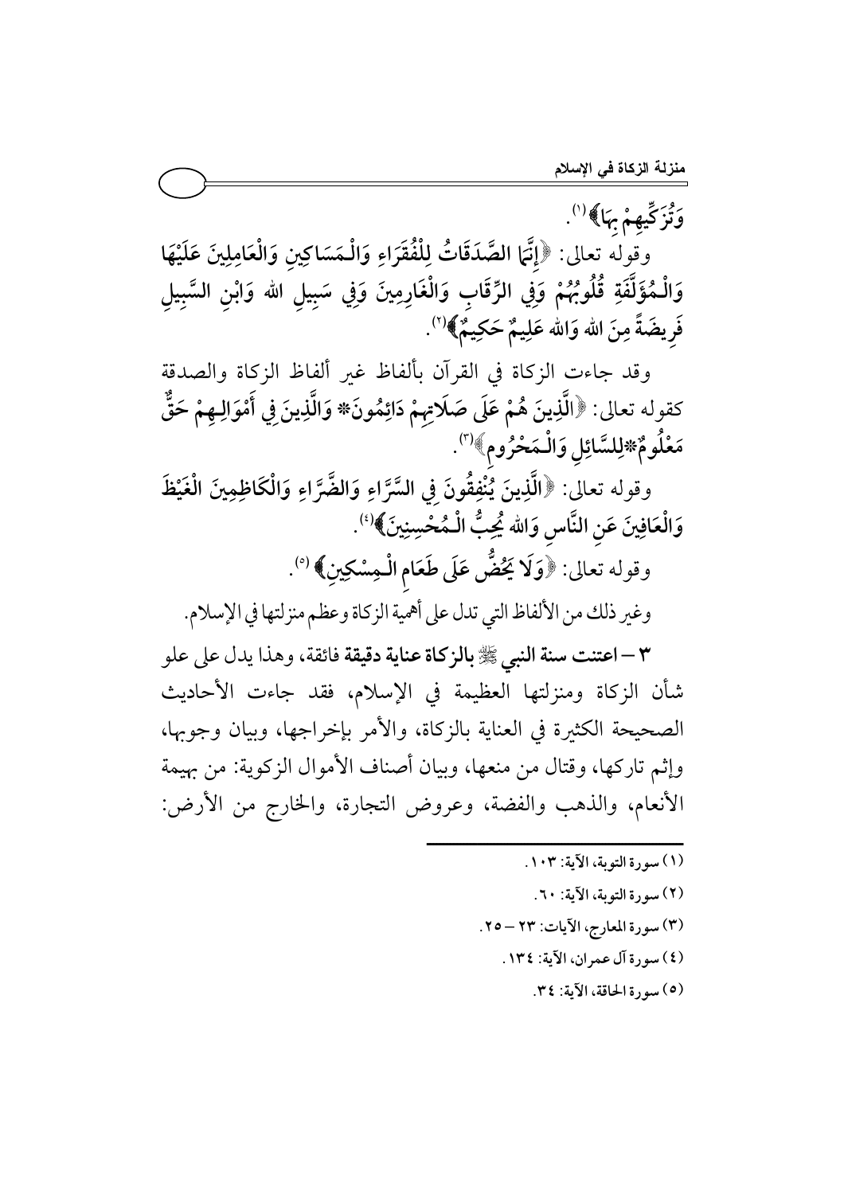وَتُزَكِّيهِمْ بِهَا﴾[1].

وقوله تعالى: ﴿إِنَّمَا الصَّدَقَاتُ لِلْفُقَرَاءِ وَالْمَسَاكِينِ وَالْعَامِلِينَ عَلَيْهَا وَالْمُؤَلَّفَةِ قُلُوبُهُمْ وَفِي الرِّقَابِ وَالْغَارِمِينَ وَفِي سَبِيلِ الله وَابْنِ السَّبِيلِ فَرِيضَةً مِنَ الله وَالله عَلِيمٌ حَكِيمٌ﴾[2].

وقد جاءت الزكاة في القرآن بألفاظ غير ألفاظ الزكاة والصدقة كقوله تعالى: ﴿الَّذِينَ هُمْ عَلَى صَلَاتِهِمْ دَائِمُونَ* وَالَّذِينَ فِي أَمْوَالِهِمْ حَقٌّ مَعْلُومٌ*لِلسَّائِلِ وَالْمَحْرُومِ﴾[3].

وقوله تعالى: ﴿الَّذِينَ يُنْفِقُونَ فِي السَّرَّاءِ وَالضَّرَّاءِ وَالْكَاظِمِينَ الْغَيْظَ وَالْعَافِينَ عَنِ النَّاسِ وَالله يُحِبُّ الْمُحْسِنِينَ﴾[4].

وقوله تعالى: ﴿وَلَا يَحُضُّ عَلَى طَعَامِ الْمِسْكِينِ﴾[5].

وغير ذلك من الألفاظ التي تدل على أهمية الزكاة وعظم منزلتها في الإسلام.

**٣ – اعتنت سنة النبي ﷺ بالزكاة عناية دقيقة فائقة**، وهذا يدل على علو شأن الزكاة ومنزلتها العظيمة في الإسلام، فقد جاءت الأحاديث الصحيحة الكثيرة في العناية بالزكاة، والأمر بإخراجها، وبيان وجوبها، وإثم تاركها، وقتال من منعها، وبيان أصناف الأموال الزكوية: من بهيمة الأنعام، والذهب والفضة، وعروض التجارة، والخارج من الأرض:

---

(١) سورة التوبة، الآية: ١٠٣.

(٢) سورة التوبة، الآية: ٦٠.

(٣) سورة المعارج، الآيات: ٢٣ – ٢٥.

(٤) سورة آل عمران، الآية: ١٣٤.

(٥) سورة الحاقة، الآية: ٣٤.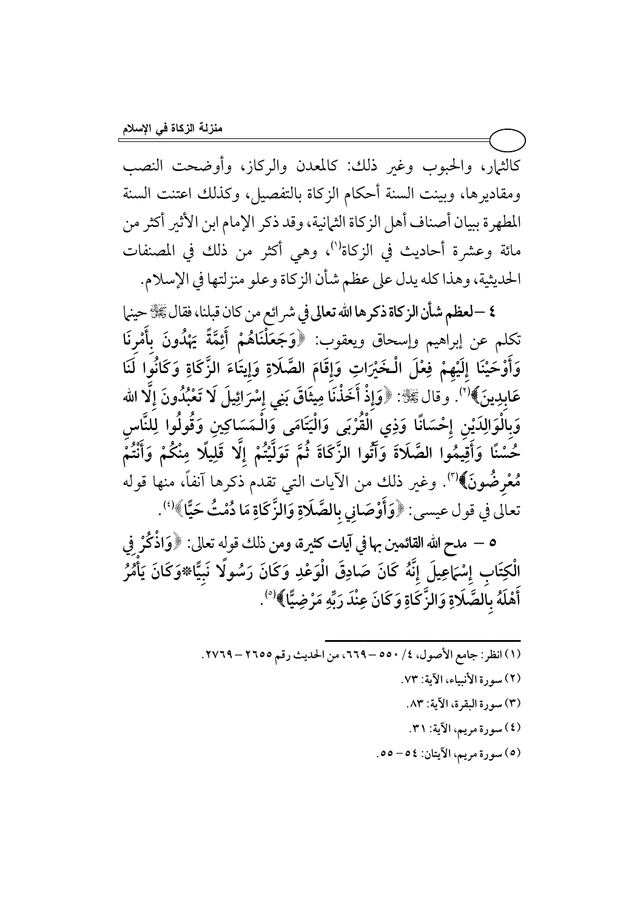كالثمار، والحبوب وغير ذلك: كالمعدن والركاز، وأوضحت النصب ومقاديرها، وبينت السنة أحكام الزكاة بالتفصيل، وكذلك اعتنت السنة المطهرة ببيان أصناف أهل الزكاة الثمانية، وقد ذكر الإمام ابن الأثير أكثر من مائة وعشرة أحاديث في الزكاة[1]، وهي أكثر من ذلك في المصنفات الحديثية، وهذا كله يدل على عظم شأن الزكاة وعلو منزلتها في الإسلام.

**٤ – لعظم شأن الزكاة ذكرها الله تعالى في شرائع من كان قبلنا،** فقال ﷻ حينما تكلم عن إبراهيم وإسحاق ويعقوب: ﴿وَجَعَلْنَاهُمْ أَئِمَّةً يَهْدُونَ بِأَمْرِنَا وَأَوْحَيْنَا إِلَيْهِمْ فِعْلَ الْخَيْرَاتِ وَإِقَامَ الصَّلَاةِ وَإِيتَاءَ الزَّكَاةِ وَكَانُوا لَنَا عَابِدِينَ﴾[2]. وقال ﷻ: ﴿وَإِذْ أَخَذْنَا مِيثَاقَ بَنِي إِسْرَائِيلَ لَا تَعْبُدُونَ إِلَّا اللهَ وَبِالْوَالِدَيْنِ إِحْسَانًا وَذِي الْقُرْبَى وَالْيَتَامَى وَالْمَسَاكِينِ وَقُولُوا لِلنَّاسِ حُسْنًا وَأَقِيمُوا الصَّلَاةَ وَآتُوا الزَّكَاةَ ثُمَّ تَوَلَّيْتُمْ إِلَّا قَلِيلًا مِنْكُمْ وَأَنْتُمْ مُعْرِضُونَ﴾[3]. وغير ذلك من الآيات التي تقدم ذكرها آنفاً، منها قوله تعالى في قول عيسى: ﴿وَأَوْصَانِي بِالصَّلَاةِ وَالزَّكَاةِ مَا دُمْتُ حَيًّا﴾[4].

**٥ – مدح الله القائمين بها في آيات كثيرة،** ومن ذلك قوله تعالى: ﴿وَاذْكُرْ فِي الْكِتَابِ إِسْمَاعِيلَ إِنَّهُ كَانَ صَادِقَ الْوَعْدِ وَكَانَ رَسُولًا نَبِيًّا*وَكَانَ يَأْمُرُ أَهْلَهُ بِالصَّلَاةِ وَالزَّكَاةِ وَكَانَ عِنْدَ رَبِّهِ مَرْضِيًّا﴾[5].

---

(١) انظر: جامع الأصول، ٤/ ٥٥٠ – ٦٦٩، من الحديث رقم ٢٦٥٥ – ٢٧٦٩.

(٢) سورة الأنبياء، الآية: ٧٣.

(٣) سورة البقرة، الآية: ٨٣.

(٤) سورة مريم، الآية: ٣١.

(٥) سورة مريم، الآيتان: ٥٤ – ٥٥.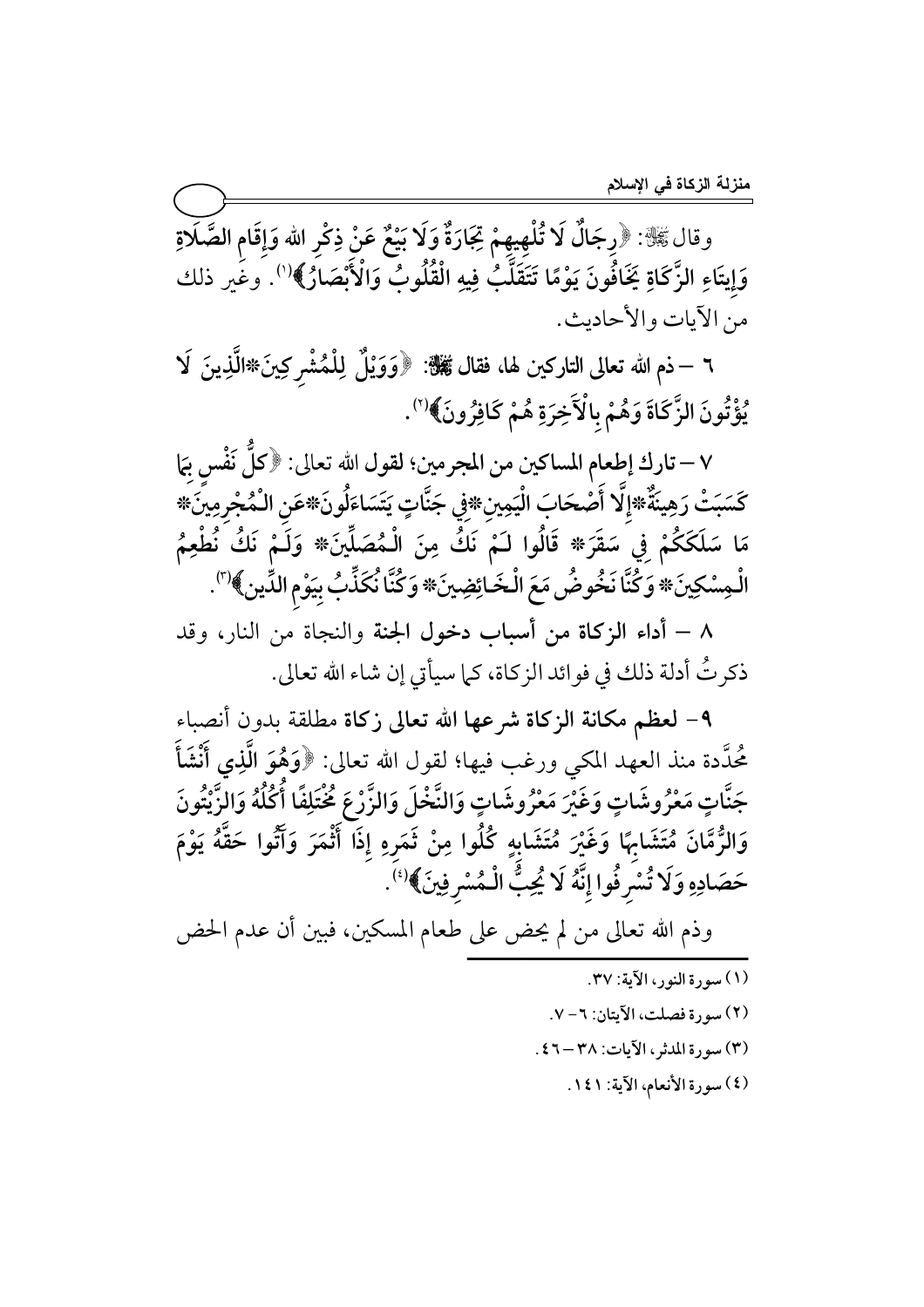وقال ﷻ: ﴿رِجَالٌ لَا تُلْهِيهِمْ تِجَارَةٌ وَلَا بَيْعٌ عَنْ ذِكْرِ الله وَإِقَامِ الصَّلَاةِ وَإِيتَاءِ الزَّكَاةِ يَخَافُونَ يَوْمًا تَتَقَلَّبُ فِيهِ الْقُلُوبُ وَالْأَبْصَارُ﴾[1]. وغير ذلك من الآيات والأحاديث.

**٦ – ذم الله تعالى التاركين لها، فقال ﷻ:** ﴿وَوَيْلٌ لِلْمُشْرِكِينَ*الَّذِينَ لَا يُؤْتُونَ الزَّكَاةَ وَهُمْ بِالْآَخِرَةِ هُمْ كَافِرُونَ﴾[2].

**٧ – تارك إطعام المساكين من المجرمين؛** لقول الله تعالى: ﴿كلُّ نَفْسٍ بِمَا كَسَبَتْ رَهِينَةٌ*إِلَّا أَصْحَابَ الْيَمِينِ*فِي جَنَّاتٍ يَتَسَاءَلُونَ*عَنِ الْمُجْرِمِينَ* مَا سَلَكَكُمْ فِي سَقَرَ* قَالُوا لَمْ نَكُ مِنَ الْمُصَلِّينَ* وَلَمْ نَكُ نُطْعِمُ الْمِسْكِينَ* وَكُنَّا نَخُوضُ مَعَ الْخَائِضِينَ* وَكُنَّا نُكَذِّبُ بِيَوْمِ الدِّينِ﴾[3].

**٨ – أداء الزكاة من أسباب دخول الجنة والنجاة من النار،** وقد ذكرتُ أدلة ذلك في فوائد الزكاة، كما سيأتي إن شاء الله تعالى.

**٩- لعظم مكانة الزكاة شرعها الله تعالى زكاة مطلقة بدون أنصباء** مُحدَّدة منذ العهد المكي ورغب فيها؛ لقول الله تعالى: ﴿وَهُوَ الَّذِي أَنْشَأَ جَنَّاتٍ مَعْرُوشَاتٍ وَغَيْرَ مَعْرُوشَاتٍ وَالنَّخْلَ وَالزَّرْعَ مُخْتَلِفًا أُكُلُهُ وَالزَّيْتُونَ وَالرُّمَّانَ مُتَشَابِهًا وَغَيْرَ مُتَشَابِهٍ كُلُوا مِنْ ثَمَرِهِ إِذَا أَثْمَرَ وَآتُوا حَقَّهُ يَوْمَ حَصَادِهِ وَلَا تُسْرِفُوا إِنَّهُ لَا يُحِبُّ الْمُسْرِفِينَ﴾[4].

وذم الله تعالى من لم يحض على طعام المسكين، فبين أن عدم الحض

---

(١) سورة النور، الآية: ٣٧.

(٢) سورة فصلت، الآيتان: ٦– ٧.

(٣) سورة المدثر، الآيات: ٣٨ – ٤٦.

(٤) سورة الأنعام، الآية: ١٤١.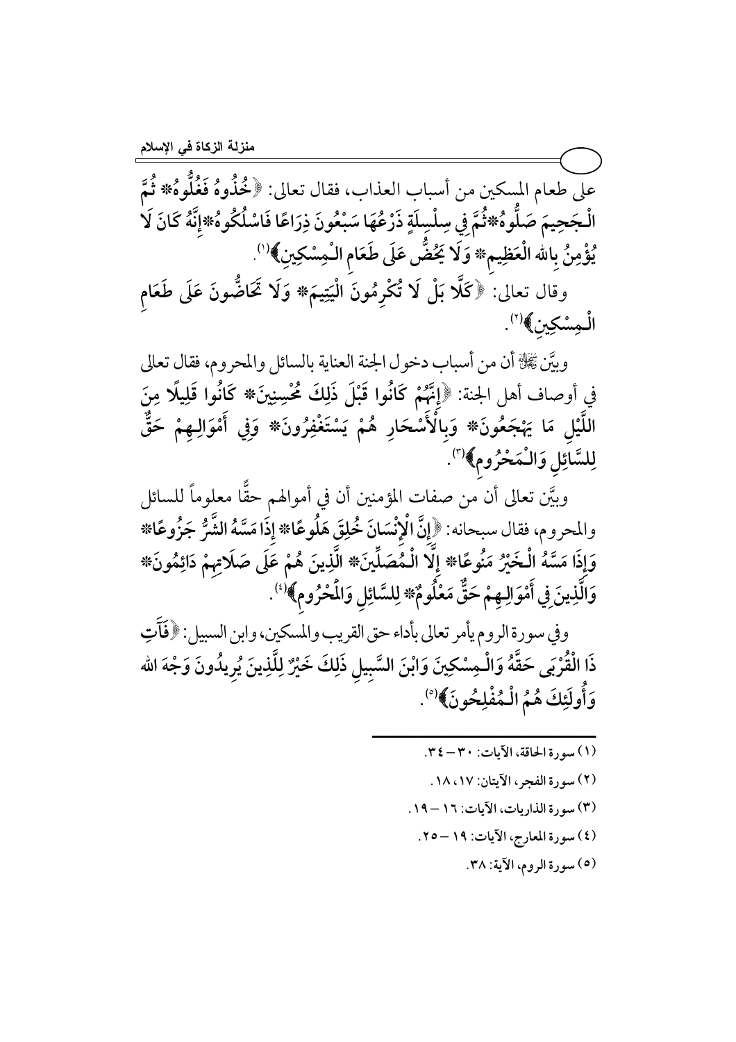على طعام المسكين من أسباب العذاب، فقال تعالى: ﴿خُذُوهُ فَغُلُّوهُ* ثُمَّ الْجَحِيمَ صَلُّوهُ*ثُمَّ فِي سِلْسِلَةٍ ذَرْعُهَا سَبْعُونَ ذِرَاعًا فَاسْلُكُوهُ*إِنَّهُ كَانَ لَا يُؤْمِنُ بِالله الْعَظِيمِ* وَلَا يَحُضُّ عَلَى طَعَامِ الْمِسْكِينِ﴾(١).

وقال تعالى: ﴿كَلَّا بَلْ لَا تُكْرِمُونَ الْيَتِيمَ* وَلَا تَحَاضُّونَ عَلَى طَعَامِ الْمِسْكِينِ﴾(٢).

وبيَّن ﷻ أن من أسباب دخول الجنة العناية بالسائل والمحروم، فقال تعالى في أوصاف أهل الجنة: ﴿إِنَّهُمْ كَانُوا قَبْلَ ذَلِكَ مُحْسِنِينَ* كَانُوا قَلِيلًا مِنَ اللَّيْلِ مَا يَهْجَعُونَ* وَبِالْأَسْحَارِ هُمْ يَسْتَغْفِرُونَ* وَفِي أَمْوَالِهِمْ حَقٌّ لِلسَّائِلِ وَالْمَحْرُومِ﴾(٣).

وبيَّن تعالى أن من صفات المؤمنين أن في أموالهم حقًّا معلوماً للسائل والمحروم، فقال سبحانه: ﴿إِنَّ الْإِنْسَانَ خُلِقَ هَلُوعًا* إِذَا مَسَّهُ الشَّرُّ جَزُوعًا* وَإِذَا مَسَّهُ الْخَيْرُ مَنُوعًا* إِلَّا الْمُصَلِّينَ* الَّذِينَ هُمْ عَلَى صَلَاتِهِمْ دَائِمُونَ* وَالَّذِينَ فِي أَمْوَالِهِمْ حَقٌّ مَعْلُومٌ* لِلسَّائِلِ وَالْمَحْرُومِ﴾(٤).

وفي سورة الروم يأمر تعالى بأداء حق القريب والمسكين، وابن السبيل: ﴿فَآتِ ذَا الْقُرْبَى حَقَّهُ وَالْمِسْكِينَ وَابْنَ السَّبِيلِ ذَلِكَ خَيْرٌ لِلَّذِينَ يُرِيدُونَ وَجْهَ الله وَأُولَئِكَ هُمُ الْمُفْلِحُونَ﴾(٥).

---

(١) سورة الحاقة، الآيات: ٣٠ – ٣٤.

(٢) سورة الفجر، الآيتان: ١٧، ١٨.

(٣) سورة الذاريات، الآيات: ١٦ – ١٩.

(٤) سورة المعارج، الآيات: ١٩ – ٢٥.

(٥) سورة الروم، الآية: ٣٨.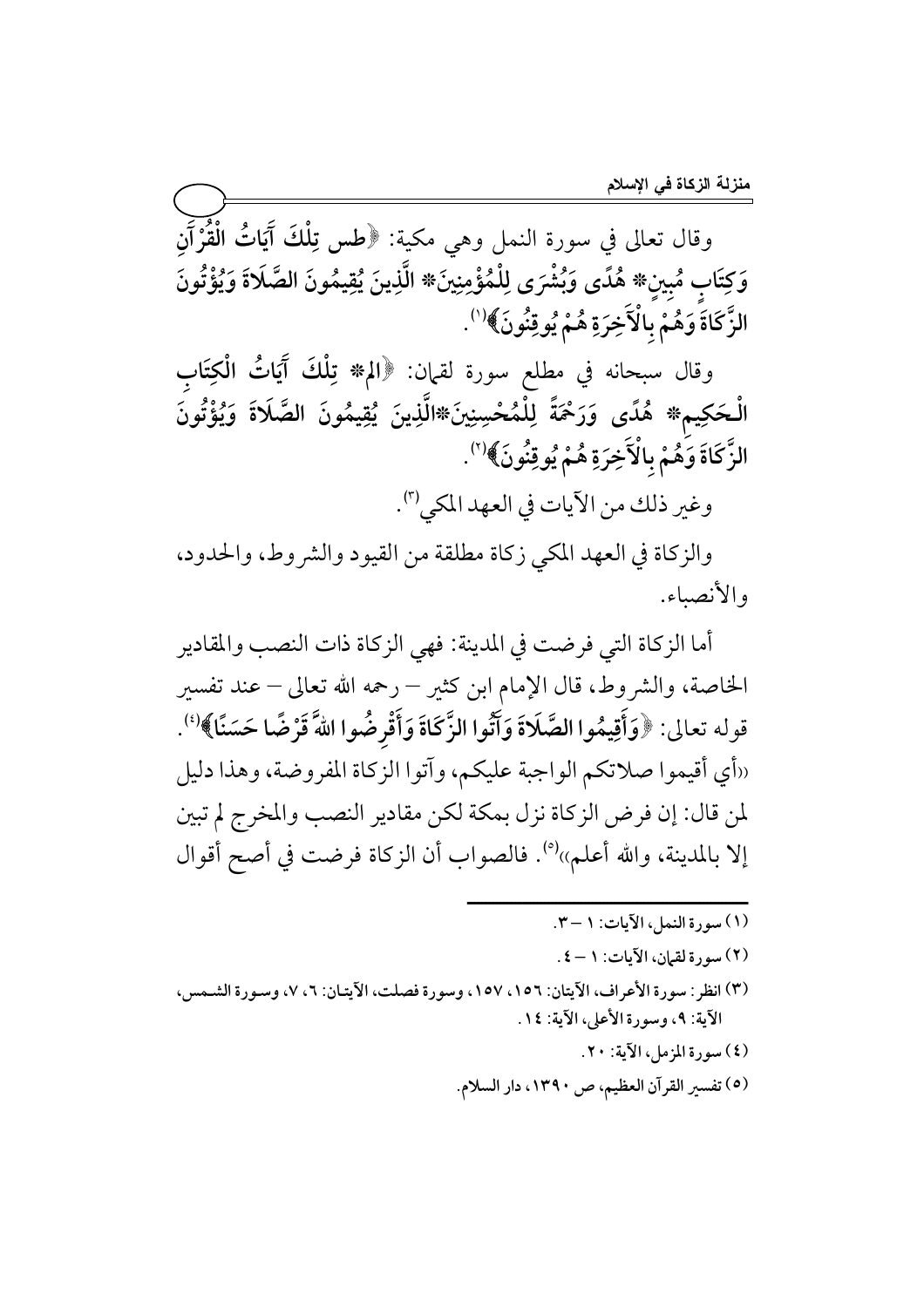وقال تعالى في سورة النمل وهي مكية: ﴿طس تِلْكَ آيَاتُ الْقُرْآنِ وَكِتَابٍ مُبِينٍ* هُدًى وَبُشْرَى لِلْمُؤْمِنِينَ* الَّذِينَ يُقِيمُونَ الصَّلَاةَ وَيُؤْتُونَ الزَّكَاةَ وَهُمْ بِالْآخِرَةِ هُمْ يُوقِنُونَ﴾[1].

وقال سبحانه في مطلع سورة لقمان: ﴿الم* تِلْكَ آيَاتُ الْكِتَابِ الْحَكِيمِ* هُدًى وَرَحْمَةً لِلْمُحْسِنِينَ*الَّذِينَ يُقِيمُونَ الصَّلَاةَ وَيُؤْتُونَ الزَّكَاةَ وَهُمْ بِالْآخِرَةِ هُمْ يُوقِنُونَ﴾[2].

وغير ذلك من الآيات في العهد المكي[3].

والزكاة في العهد المكي زكاة مطلقة من القيود والشروط، والحدود، والأنصباء.

أما الزكاة التي فرضت في المدينة: فهي الزكاة ذات النصب والمقادير الخاصة، والشروط، قال الإمام ابن كثير – رحمه الله تعالى – عند تفسير قوله تعالى: ﴿وَأَقِيمُوا الصَّلَاةَ وَآتُوا الزَّكَاةَ وَأَقْرِضُوا اللهَ قَرْضًا حَسَنًا﴾[4]. «أي أقيموا صلاتكم الواجبة عليكم، وآتوا الزكاة المفروضة، وهذا دليل لمن قال: إن فرض الزكاة نزل بمكة لكن مقادير النصب والمخرج لم تبين إلا بالمدينة، والله أعلم»[5]. فالصواب أن الزكاة فرضت في أصح أقوال

---

(١) سورة النمل، الآيات: ١ – ٣.

(٢) سورة لقمان، الآيات: ١ – ٤.

(٣) انظر: سورة الأعراف، الآيتان: ١٥٦، ١٥٧، وسورة فصلت، الآيتان: ٦، ٧، وسورة الشمس، الآية: ٩، وسورة الأعلى، الآية: ١٤.

(٤) سورة المزمل، الآية: ٢٠.

(٥) تفسير القرآن العظيم، ص ١٣٩٠، دار السلام.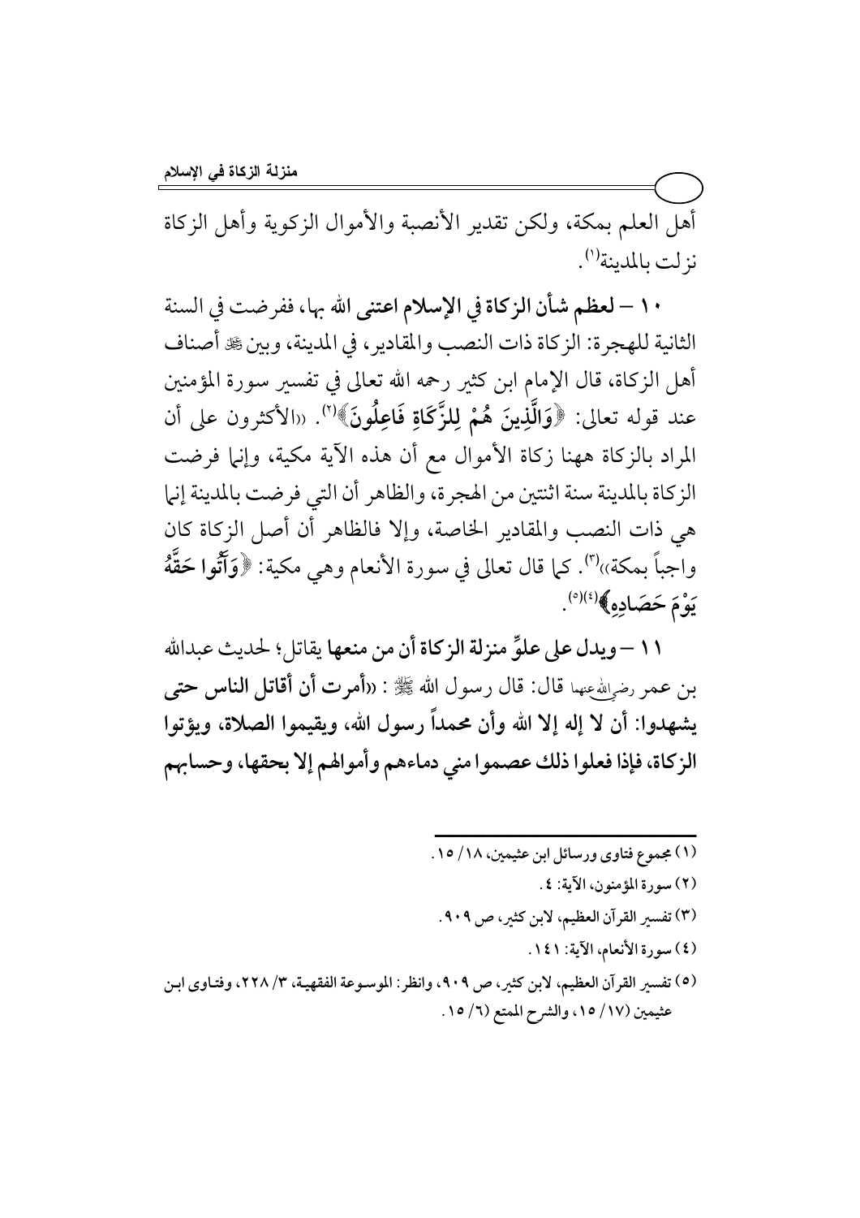أهل العلم بمكة، ولكن تقدير الأنصبة والأموال الزكوية وأهل الزكاة نزلت بالمدينة[1].

١٠ – **لعظم شأن الزكاة في الإسلام اعتنى الله بها**، ففرضت في السنة الثانية للهجرة: الزكاة ذات النصب والمقادير، في المدينة، وبين ﷺ أصناف أهل الزكاة، قال الإمام ابن كثير رحمه الله تعالى في تفسير سورة المؤمنين عند قوله تعالى: ﴿**وَالَّذِينَ هُمْ لِلزَّكَاةِ فَاعِلُونَ**﴾[2]. «الأكثرون على أن المراد بالزكاة ههنا زكاة الأموال مع أن هذه الآية مكية، وإنما فرضت الزكاة بالمدينة سنة اثنتين من الهجرة، والظاهر أن التي فرضت بالمدينة إنما هي ذات النصب والمقادير الخاصة، وإلا فالظاهر أن أصل الزكاة كان واجباً بمكة»[3]. كما قال تعالى في سورة الأنعام وهي مكية: ﴿**وَآتُوا حَقَّهُ يَوْمَ حَصَادِهِ**﴾[4][5].

١١ – **ويدل على علوِّ منزلة الزكاة أن من منعها يقاتل**؛ لحديث عبدالله بن عمر رضي الله عنهما قال: قال رسول الله ﷺ: «**أمرت أن أقاتل الناس حتى يشهدوا: أن لا إله إلا الله وأن محمداً رسول الله، ويقيموا الصلاة، ويؤتوا الزكاة، فإذا فعلوا ذلك عصموا مني دماءهم وأموالهم إلا بحقها، وحسابهم**

---

(١) مجموع فتاوى ورسائل ابن عثيمين، ١٨/ ١٥.

(٢) سورة المؤمنون، الآية: ٤.

(٣) تفسير القرآن العظيم، لابن كثير، ص ٩٠٩.

(٤) سورة الأنعام، الآية: ١٤١.

(٥) تفسير القرآن العظيم، لابن كثير، ص ٩٠٩، وانظر: الموسوعة الفقهية، ٣/ ٢٢٨، وفتاوى ابن عثيمين (١٧/ ١٥، والشرح الممتع (٦/ ١٥.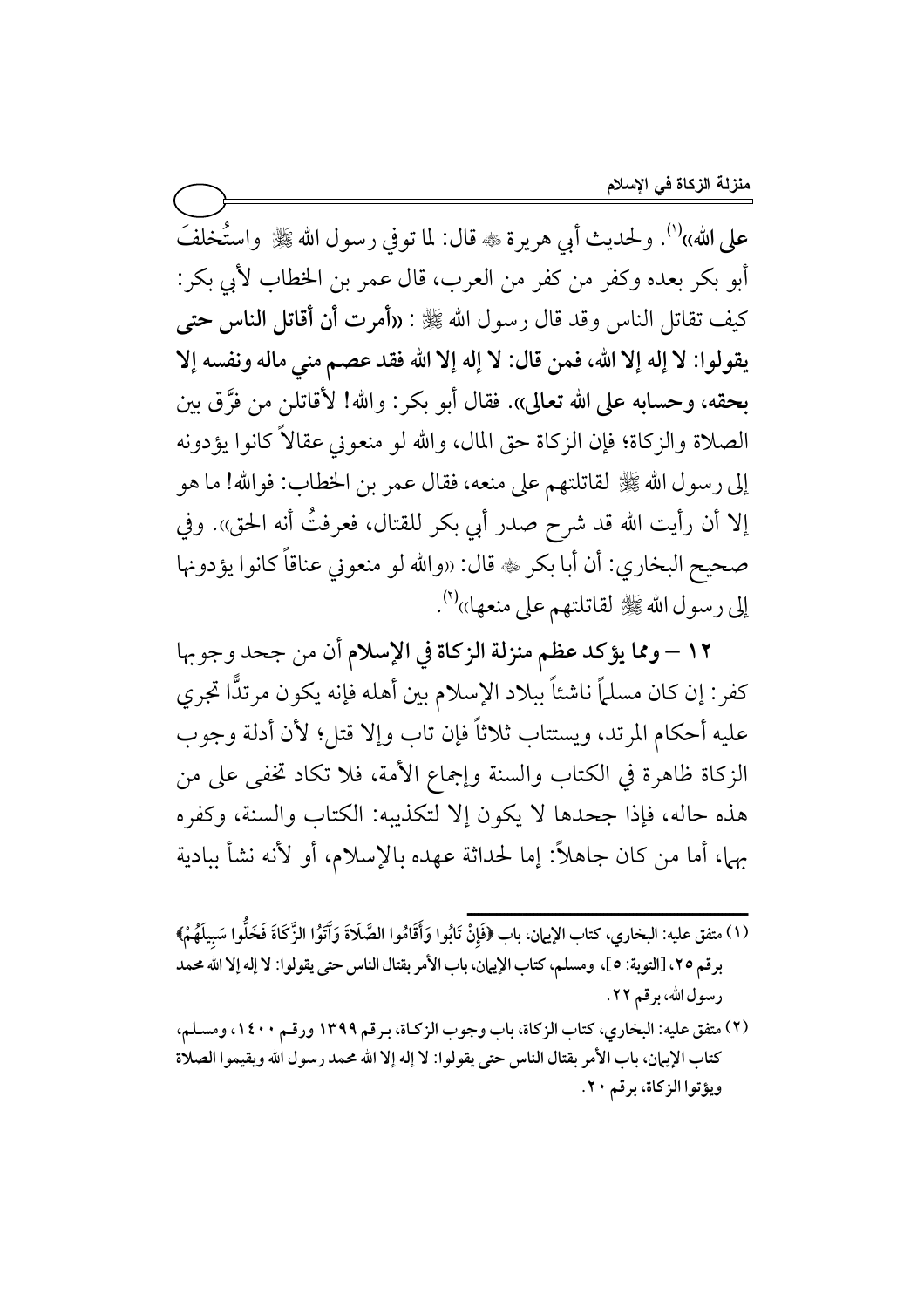**على الله»**[1]. ولحديث أبي هريرة ﷺ قال: لما توفي رسول الله ﷺ واستُخلفَ أبو بكر بعده وكفر من كفر من العرب، قال عمر بن الخطاب لأبي بكر: كيف تقاتل الناس وقد قال رسول الله ﷺ : «**أمرت أن أقاتل الناس حتى يقولوا: لا إله إلا الله، فمن قال: لا إله إلا الله فقد عصم مني ماله ونفسه إلا بحقه، وحسابه على الله تعالى**». فقال أبو بكر: والله! لأقاتلن من فرَّق بين الصلاة والزكاة؛ فإن الزكاة حق المال، والله لو منعوني عقالاً كانوا يؤدونه إلى رسول الله ﷺ لقاتلتهم على منعه، فقال عمر بن الخطاب: فوالله! ما هو إلا أن رأيت الله قد شرح صدر أبي بكر للقتال، فعرفتُ أنه الحق». وفي صحيح البخاري: أن أبا بكر ﷺ قال: «والله لو منعوني عناقاً كانوا يؤدونها إلى رسول الله ﷺ لقاتلتهم على منعها»[2].

١٢ – **ومما يؤكد عظم منزلة الزكاة في الإسلام** أن من جحد وجوبها كفر: إن كان مسلماً ناشئاً ببلاد الإسلام بين أهله فإنه يكون مرتدًّا تجري عليه أحكام المرتد، ويستتاب ثلاثاً فإن تاب وإلا قتل؛ لأن أدلة وجوب الزكاة ظاهرة في الكتاب والسنة وإجماع الأمة، فلا تكاد تخفى على من هذه حاله، فإذا جحدها لا يكون إلا لتكذيبه: الكتاب والسنة، وكفره بهما، أما من كان جاهلاً: إما لحداثة عهده بالإسلام، أو لأنه نشأ ببادية

---

(١) متفق عليه: البخاري، كتاب الإيمان، باب ﴿فَإِنْ تَابُوا وَأَقَامُوا الصَّلَاةَ وَآتَوُا الزَّكَاةَ فَخَلُّوا سَبِيلَهُمْ﴾ برقم ٢٥، [التوبة: ٥]، ومسلم، كتاب الإيمان، باب الأمر بقتال الناس حتى يقولوا: لا إله إلا الله محمد رسول الله، برقم ٢٢.

(٢) متفق عليه: البخاري، كتاب الزكاة، باب وجوب الزكاة، برقم ١٣٩٩ ورقم ١٤٠٠، ومسلم، كتاب الإيمان، باب الأمر بقتال الناس حتى يقولوا: لا إله إلا الله محمد رسول الله ويقيموا الصلاة ويؤتوا الزكاة، برقم ٢٠.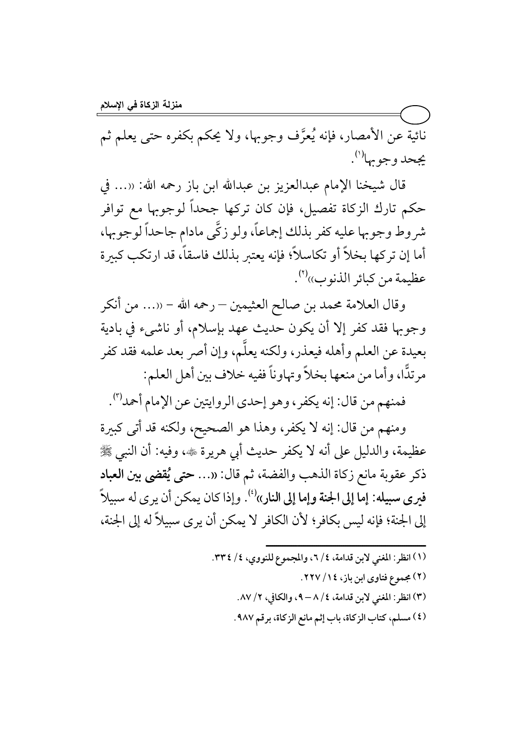نائية عن الأمصار، فإنه يُعرَّف وجوبها، ولا يحكم بكفره حتى يعلم ثم يجحد وجوبها[1].

قال شيخنا الإمام عبدالعزيز بن عبدالله ابن باز رحمه الله: «... في حكم تارك الزكاة تفصيل، فإن كان تركها جحداً لوجوبها مع توافر شروط وجوبها عليه كفر بذلك إجماعاً، ولو زكَّى مادام جاحداً لوجوبها، أما إن تركها بخلاً أو تكاسلاً؛ فإنه يعتبر بذلك فاسقاً، قد ارتكب كبيرة عظيمة من كبائر الذنوب»[2].

وقال العلامة محمد بن صالح العثيمين – رحمه الله – «... من أنكر وجوبها فقد كفر إلا أن يكون حديث عهد بإسلام، أو ناشىء في بادية بعيدة عن العلم وأهله فيعذر، ولكنه يعلَّم، وإن أصر بعد علمه فقد كفر مرتدًّا، وأما من منعها بخلاً وتهاوناً ففيه خلاف بين أهل العلم:

فمنهم من قال: إنه يكفر، وهو إحدى الروايتين عن الإمام أحمد[3].

ومنهم من قال: إنه لا يكفر، وهذا هو الصحيح، ولكنه قد أتى كبيرة عظيمة، والدليل على أنه لا يكفر حديث أبي هريرة ﷺ، وفيه: أن النبي ﷺ ذكر عقوبة مانع زكاة الذهب والفضة، ثم قال: «... **حتى يُقضى بين العباد فيرى سبيله: إما إلى الجنة وإما إلى النار**»[4]. وإذا كان يمكن أن يرى له سبيلاً إلى الجنة؛ فإنه ليس بكافر؛ لأن الكافر لا يمكن أن يرى سبيلاً له إلى الجنة،

---

(١) انظر: المغني لابن قدامة، ٤/ ٦، والمجموع للنووي، ٤/ ٣٣٤.

(٢) مجموع فتاوى ابن باز، ١٤/ ٢٢٧.

(٣) انظر: المغني لابن قدامة، ٤/ ٨ – ٩، والكافي، ٢/ ٨٧.

(٤) مسلم، كتاب الزكاة، باب إثم مانع الزكاة، برقم ٩٨٧.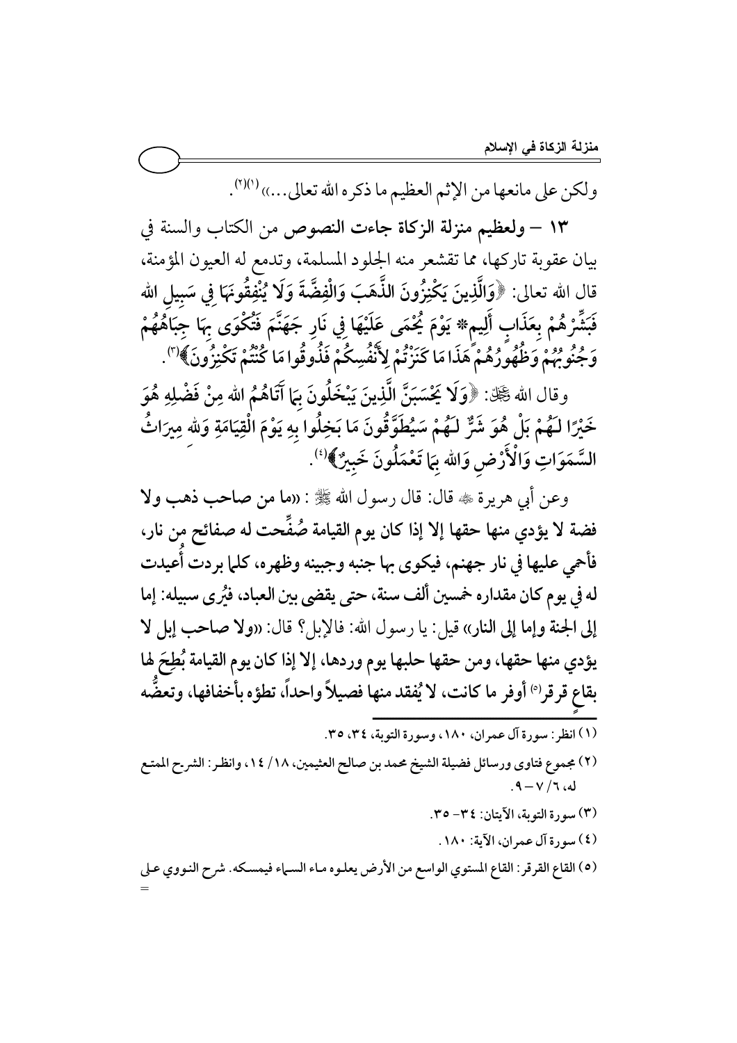ولكن على مانعها من الإثم العظيم ما ذكره الله تعالى...»[1][2].

**١٣ – ولعظيم منزلة الزكاة جاءت النصوص** من الكتاب والسنة في بيان عقوبة تاركها، مما تقشعر منه الجلود المسلمة، وتدمع له العيون المؤمنة، قال الله تعالى: ﴿وَالَّذِينَ يَكْنِزُونَ الذَّهَبَ وَالْفِضَّةَ وَلَا يُنْفِقُونَهَا فِي سَبِيلِ الله فَبَشِّرْهُمْ بِعَذَابٍ أَلِيمٍ* يَوْمَ يُحْمَى عَلَيْهَا فِي نَارِ جَهَنَّمَ فَتُكْوَى بِهَا جِبَاهُهُمْ وَجُنُوبُهُمْ وَظُهُورُهُمْ هَذَا مَا كَنَزْتُمْ لِأَنْفُسِكُمْ فَذُوقُوا مَا كُنْتُمْ تَكْنِزُونَ﴾[3].

وقال الله ﷻ: ﴿وَلَا يَحْسَبَنَّ الَّذِينَ يَبْخَلُونَ بِمَا آتَاهُمُ الله مِنْ فَضْلِهِ هُوَ خَيْرًا لَهُمْ بَلْ هُوَ شَرٌّ لَهُمْ سَيُطَوَّقُونَ مَا بَخِلُوا بِهِ يَوْمَ الْقِيَامَةِ وَللهِ مِيرَاثُ السَّمَوَاتِ وَالْأَرْضِ وَالله بِمَا تَعْمَلُونَ خَبِيرٌ﴾[4].

وعن أبي هريرة ﷺ قال: قال رسول الله ﷺ: «**ما من صاحب ذهب ولا فضة لا يؤدي منها حقها إلا إذا كان يوم القيامة صُفِّحت له صفائح من نار، فأحمي عليها في نار جهنم، فيكوى بها جنبه وجبينه وظهره، كلما بردت أُعيدت له في يوم كان مقداره خمسين ألف سنة، حتى يقضى بين العباد، فيُرى سبيله: إما إلى الجنة وإما إلى النار**» قيل: يا رسول الله: فالإبل؟ قال: «**ولا صاحب إبل لا يؤدي منها حقها، ومن حقها حلبها يوم وردها، إلا إذا كان يوم القيامة بُطِحَ لها بقاعٍ قرقر[5] أوفر ما كانت، لا يُفقد منها فصيلاً واحداً، تطؤه بأخفافها، وتعضُّه**

---

(١) انظر: سورة آل عمران، ١٨٠، وسورة التوبة، ٣٤، ٣٥.

(٢) مجموع فتاوى ورسائل فضيلة الشيخ محمد بن صالح العثيمين، ١٨/ ١٤، وانظر: الشرح الممتع له، ٦/ ٧ – ٩.

(٣) سورة التوبة، الآيتان: ٣٤- ٣٥.

(٤) سورة آل عمران، الآية: ١٨٠.

(٥) القاع القرقر: القاع المستوي الواسع من الأرض يعلوه ماء السماء فيمسكه. شرح النووي على =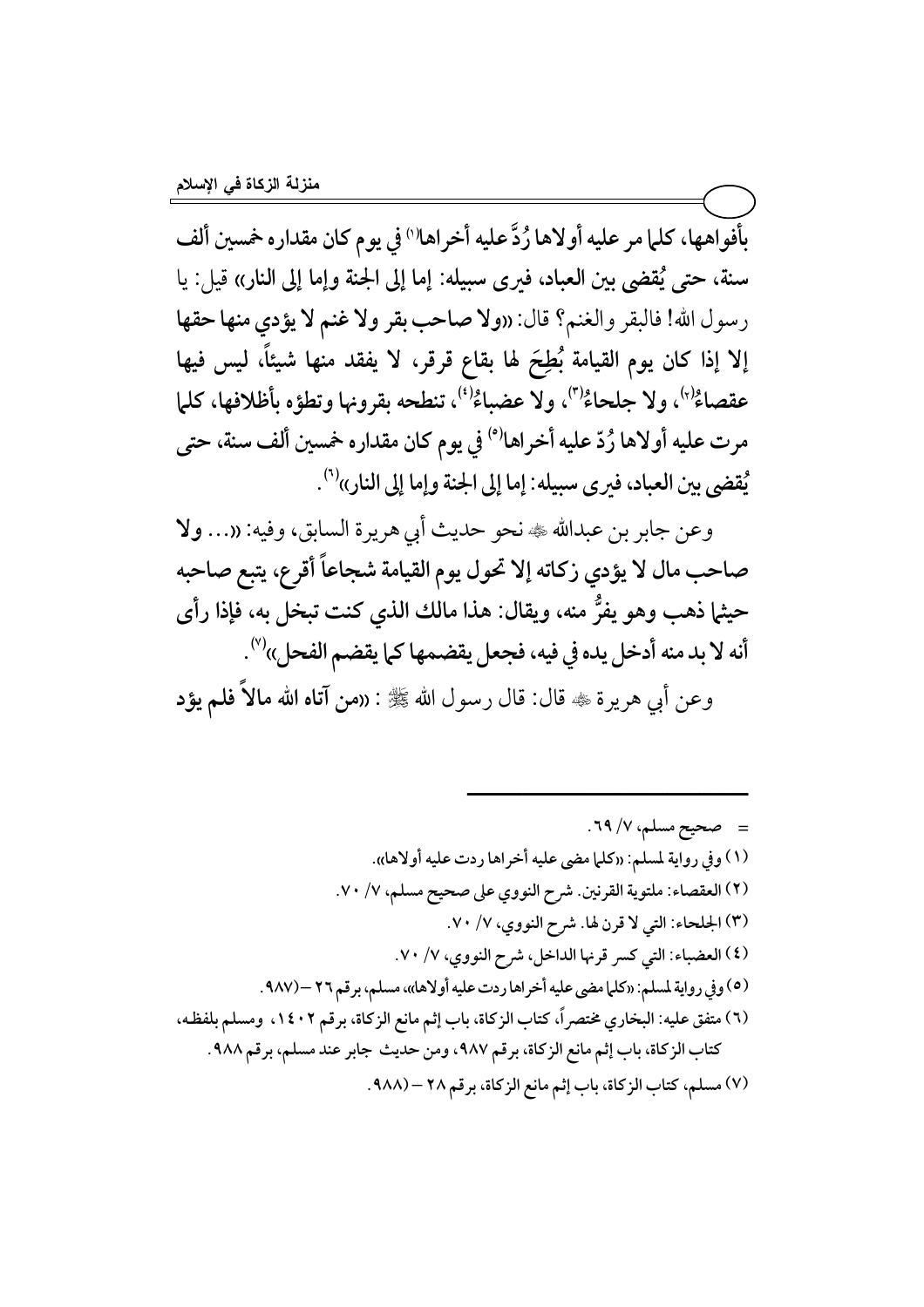بأفواهها، كلما مر عليه أولاها رُدَّ عليه أخراها[1] في يوم كان مقداره خمسين ألف سنة، حتى يُقضى بين العباد، فيرى سبيله: إما إلى الجنة وإما إلى النار» قيل: يا رسول الله! فالبقر والغنم؟ قال: «**ولا صاحب بقر ولا غنم لا يؤدي منها حقها إلا إذا كان يوم القيامة بُطِحَ لها بقاع قرقر، لا يفقد منها شيئاً، ليس فيها عقصاءُ[2]، ولا جلحاءُ[3]، ولا عضباءُ[4]، تنطحه بقرونها وتطؤه بأظلافها، كلما مرت عليه أولاها رُدّ عليه أخراها[5] في يوم كان مقداره خمسين ألف سنة، حتى يُقضى بين العباد، فيرى سبيله: إما إلى الجنة وإما إلى النار**»[6].

وعن جابر بن عبدالله ﷺ نحو حديث أبي هريرة السابق، وفيه: «**... ولا صاحب مال لا يؤدي زكاته إلا تحول يوم القيامة شجاعاً أقرع، يتبع صاحبه حيثما ذهب وهو يفرُّ منه، ويقال: هذا مالك الذي كنت تبخل به، فإذا رأى أنه لا بد منه أدخل يده في فيه، فجعل يقضمها كما يقضم الفحل**»[7].

وعن أبي هريرة ﷺ قال: قال رسول الله ﷺ: «**من آتاه الله مالاً فلم يؤد**

---

= صحيح مسلم، ٧/ ٦٩.

(١) وفي رواية لمسلم: «كلما مضى عليه أخراها ردت عليه أولاها».

(٢) العقصاء: ملتوية القرنين. شرح النووي على صحيح مسلم، ٧/ ٧٠.

(٣) الجلحاء: التي لا قرن لها. شرح النووي، ٧/ ٧٠.

(٤) العضباء: التي كسر قرنها الداخل، شرح النووي، ٧/ ٧٠.

(٥) وفي رواية لمسلم: «كلما مضى عليه أخراها ردت عليه أولاها»، مسلم، برقم ٢٦ –(٩٨٧).

(٦) متفق عليه: البخاري مختصراً، كتاب الزكاة، باب إثم مانع الزكاة، برقم ١٤٠٢، ومسلم بلفظه، كتاب الزكاة، باب إثم مانع الزكاة، برقم ٩٨٧، ومن حديث جابر عند مسلم، برقم ٩٨٨.

(٧) مسلم، كتاب الزكاة، باب إثم مانع الزكاة، برقم ٢٨ –(٩٨٨).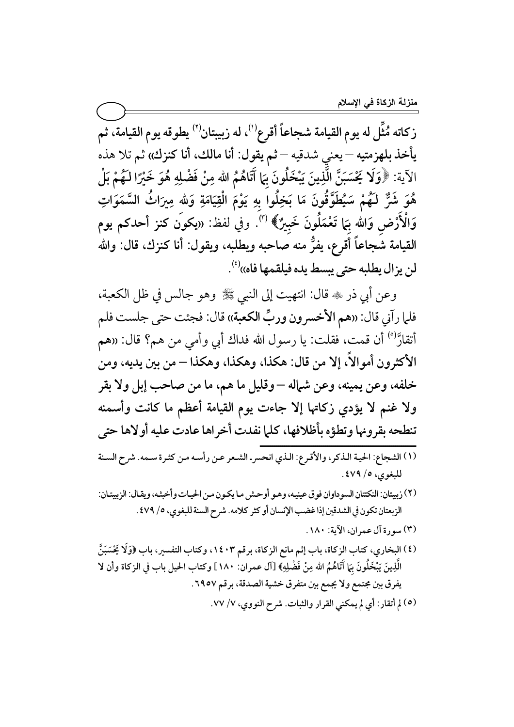**زكاته مُثِّل له يوم القيامة شجاعاً أقرع**[1]**، له زبيبتان**[2] **يطوقه يوم القيامة، ثم يأخذ بلهزمتيه** – يعني شدقيه – **ثم يقول: أنا مالك، أنا كنزك**» ثم تلا هذه الآية: ﴿**وَلَا يَحْسَبَنَّ الَّذِينَ يَبْخَلُونَ بِمَا آتَاهُمُ اللهُ مِنْ فَضْلِهِ هُوَ خَيْرًا لَهُمْ بَلْ هُوَ شَرٌّ لَهُمْ سَيُطَوَّقُونَ مَا بَخِلُوا بِهِ يَوْمَ الْقِيَامَةِ وَللهِ مِيرَاثُ السَّمَوَاتِ وَالْأَرْضِ وَاللهُ بِمَا تَعْمَلُونَ خَبِيرٌ**﴾[3]. وفي لفظ: «**يكون كنز أحدكم يوم القيامة شجاعاً أقرع، يفرُّ منه صاحبه ويطلبه، ويقول: أنا كنزك، قال: والله لن يزال يطلبه حتى يبسط يده فيلقمها فاه**»[4].

وعن أبي ذر ﷺ قال: انتهيت إلى النبي ﷺ وهو جالس في ظل الكعبة، فلما رآني قال: «**هم الأخسرون وربِّ الكعبة**» قال: فجئت حتى جلست فلم أتقارَّ[5] أن قمت، فقلت: يا رسول الله فداك أبي وأمي من هم؟ قال: «**هم الأكثرون أموالاً، إلا من قال: هكذا، وهكذا، وهكذا – من بين يديه، ومن خلفه، وعن يمينه، وعن شماله – وقليل ما هم، ما من صاحب إبل ولا بقر ولا غنم لا يؤدي زكاتها إلا جاءت يوم القيامة أعظم ما كانت وأسمنه تنطحه بقرونها وتطؤه بأظلافها، كلما نفدت أخراها عادت عليه أولاها حتى**

---

(١) الشجاع: الحية الذكر، والأقرع: الذي انحسر الشعر عن رأسه من كثرة سمه. شرح السنة للبغوي، ٥/ ٤٧٩.

(٢) زبيبتان: النكتتان السوداوان فوق عينيه، وهو أوحش ما يكون من الحيات وأخبثه، ويقال: الزبيبتان: الزبعتان تكون في الشدقين إذا غضب الإنسان أو كثر كلامه. شرح السنة للبغوي، ٥/ ٤٧٩.

(٣) سورة آل عمران، الآية: ١٨٠.

(٤) البخاري، كتاب الزكاة، باب إثم مانع الزكاة، برقم ١٤٠٣، وكتاب التفسير، باب ﴿وَلَا يَحْسَبَنَّ الَّذِينَ يَبْخَلُونَ بِمَا آتَاهُمُ اللهُ مِنْ فَضْلِهِ﴾ [آل عمران: ١٨٠] وكتاب الحيل باب في الزكاة وأن لا يفرق بين مجتمع ولا يجمع بين متفرق خشية الصدقة، برقم ٦٩٥٧.

(٥) لم أتقار: أي لم يمكني القرار والثبات. شرح النووي، ٧/ ٧٧.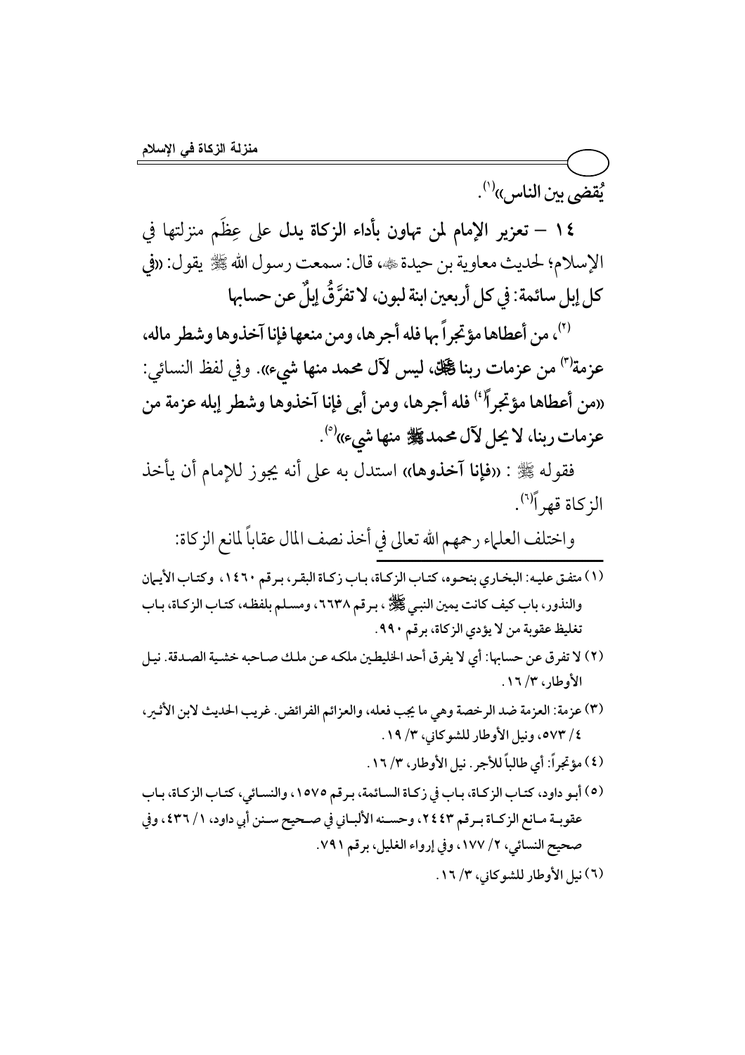يُقضى بين الناس»[1].

**١٤ – تعزير الإمام لمن تهاون بأداء الزكاة يدل على عِظَم منزلتها في الإسلام**؛ لحديث معاوية بن حيدة ﷺ، قال: سمعت رسول الله ﷺ يقول: «**في كل إبل سائمة: في كل أربعين ابنة لبون، لا تفرَّقُ إبلٌ عن حسابها**[2]، **من أعطاها مؤتجراً بها فله أجرها، ومن منعها فإنا آخذوها وشطر ماله، عزمة**[3] **من عزمات ربنا ﷻ، ليس لآل محمد منها شيء**». وفي لفظ النسائي: «**من أعطاها مؤتجراً**[4] **فله أجرها، ومن أبى فإنا آخذوها وشطر إبله عزمة من عزمات ربنا، لا يحل لآل محمد ﷺ منها شيء**»[5].

فقوله ﷺ: «**فإنا آخذوها**» استدل به على أنه يجوز للإمام أن يأخذ الزكاة قهراً[6].

واختلف العلماء رحمهم الله تعالى في أخذ نصف المال عقاباً لمانع الزكاة:

---

(١) متفق عليه: البخاري بنحوه، كتاب الزكاة، باب زكاة البقر، برقم ١٤٦٠، وكتاب الأيمان والنذور، باب كيف كانت يمين النبي ﷺ، برقم ٦٦٣٨، ومسلم بلفظه، كتاب الزكاة، باب تغليظ عقوبة من لا يؤدي الزكاة، برقم ٩٩٠.

(٢) لا تفرق عن حسابها: أي لا يفرق أحد الخليطين ملكه عن ملك صاحبه خشية الصدقة. نيل الأوطار، ٣/ ١٦.

(٣) عزمة: العزمة ضد الرخصة وهي ما يجب فعله، والعزائم الفرائض. غريب الحديث لابن الأثير، ٤/ ٥٧٣، ونيل الأوطار للشوكاني، ٣/ ١٩.

(٤) مؤتجراً: أي طالباً للأجر. نيل الأوطار، ٣/ ١٦.

(٥) أبو داود، كتاب الزكاة، باب في زكاة السائمة، برقم ١٥٧٥، والنسائي، كتاب الزكاة، باب عقوبة مانع الزكاة برقم ٢٤٤٣، وحسنه الألباني في صحيح سنن أبي داود، ١/ ٤٣٦، وفي صحيح النسائي، ٢/ ١٧٧، وفي إرواء الغليل، برقم ٧٩١.

(٦) نيل الأوطار للشوكاني، ٣/ ١٦.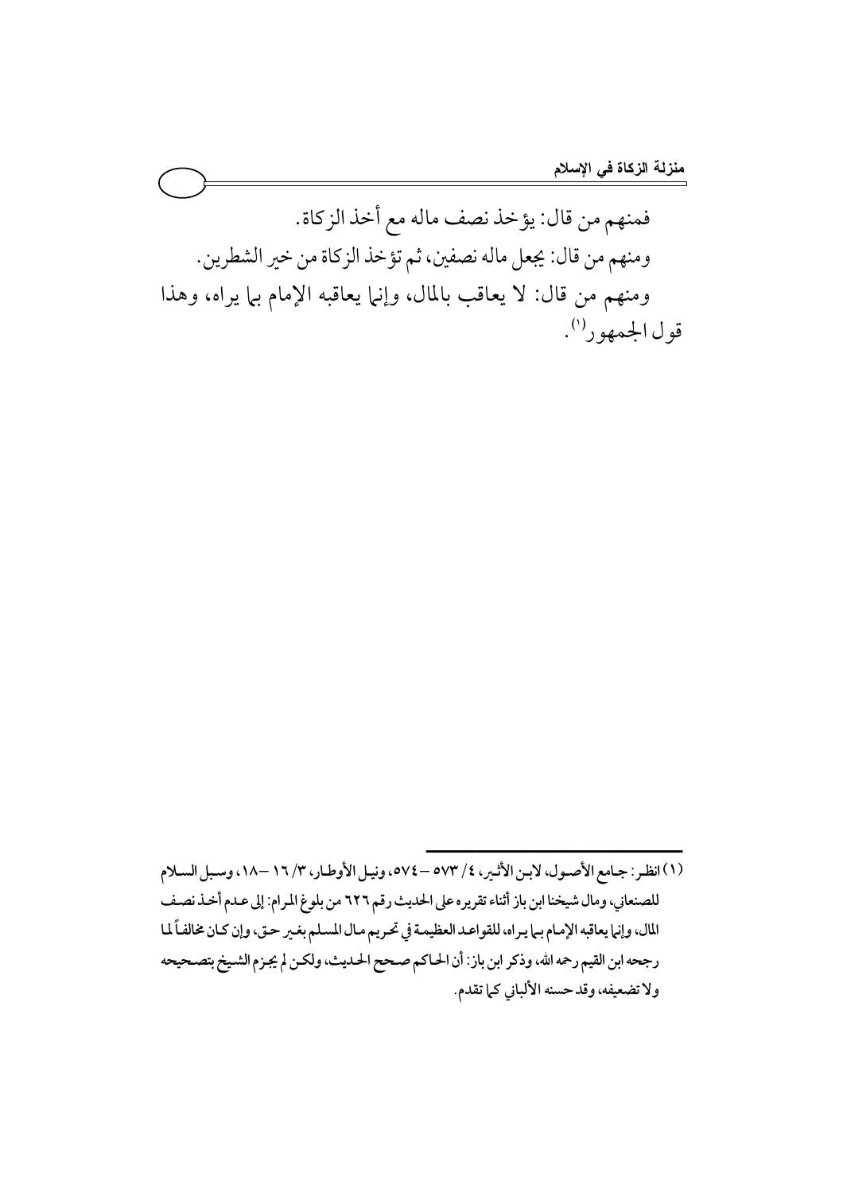فمنهم من قال: يؤخذ نصف ماله مع أخذ الزكاة.

ومنهم من قال: يجعل ماله نصفين، ثم تؤخذ الزكاة من خير الشطرين.

ومنهم من قال: لا يعاقب بالمال، وإنما يعاقبه الإمام بما يراه، وهذا قول الجمهور[1].

---

(١) انظر: جامع الأصول، لابن الأثير، ٤/ ٥٧٣ – ٥٧٤، ونيل الأوطار، ٣/ ١٦ –١٨، وسبل السلام للصنعاني، ومال شيخنا ابن باز أثناء تقريره على الحديث رقم ٦٢٦ من بلوغ المرام: إلى عدم أخذ نصف المال، وإنما يعاقبه الإمام بما يراه، للقواعد العظيمة في تحريم مال المسلم بغير حق، وإن كان مخالفاً لما رجحه ابن القيم رحمه الله، وذكر ابن باز: أن الحاكم صحح الحديث، ولكن لم يجزم الشيخ بتصحيحه ولا تضعيفه، وقد حسنه الألباني كما تقدم.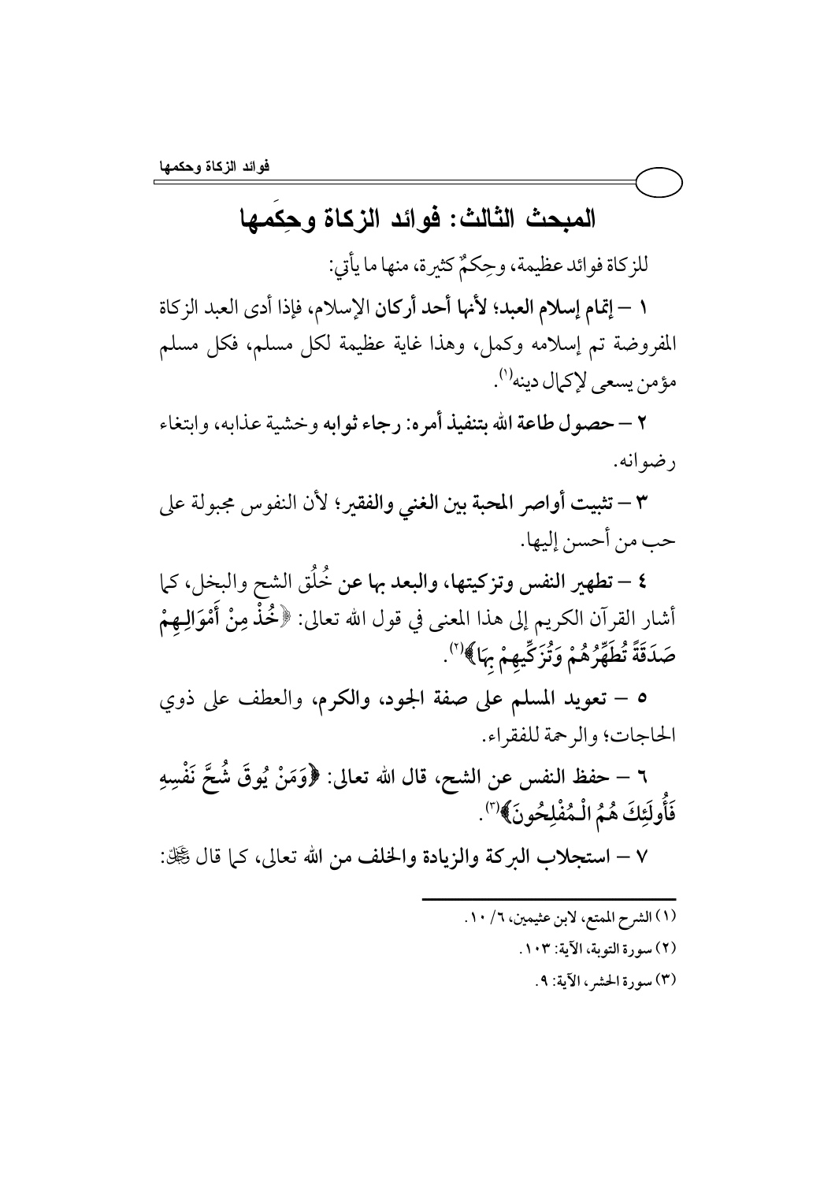## المبحث الثالث: فوائد الزكاة وحِكَمها

للزكاة فوائد عظيمة، وحِكمٌ كثيرة، منها ما يأتي:

١ – **إتمام إسلام العبد؛ لأنها أحد أركان الإسلام**، فإذا أدى العبد الزكاة المفروضة تم إسلامه وكمل، وهذا غاية عظيمة لكل مسلم، فكل مسلم مؤمن يسعى لإكمال دينه[1].

٢ – **حصول طاعة الله بتنفيذ أمره: رجاء ثوابه** وخشية عذابه، وابتغاء رضوانه.

٣ – **تثبيت أواصر المحبة بين الغني والفقير**؛ لأن النفوس مجبولة على حب من أحسن إليها.

٤ – **تطهير النفس وتزكيتها، والبعد بها عن** خُلُق الشح والبخل، كما أشار القرآن الكريم إلى هذا المعنى في قول الله تعالى: ﴿**خُذْ مِنْ أَمْوَالِهِمْ صَدَقَةً تُطَهِّرُهُمْ وَتُزَكِّيهِمْ بِهَا**﴾[2].

٥ – **تعويد المسلم على صفة الجود، والكرم، والعطف على ذوي** الحاجات؛ والرحمة للفقراء.

٦ – **حفظ النفس عن الشح، قال الله تعالى: ﴿وَمَنْ يُوقَ شُحَّ نَفْسِهِ فَأُولَئِكَ هُمُ الْمُفْلِحُونَ﴾**[3].

٧ – **استجلاب البركة والزيادة والخلف من الله تعالى**، كما قال ﷺ:

---

(١) الشرح الممتع، لابن عثيمين، ٦/ ١٠.

(٢) سورة التوبة، الآية: ١٠٣.

(٣) سورة الحشر، الآية: ٩.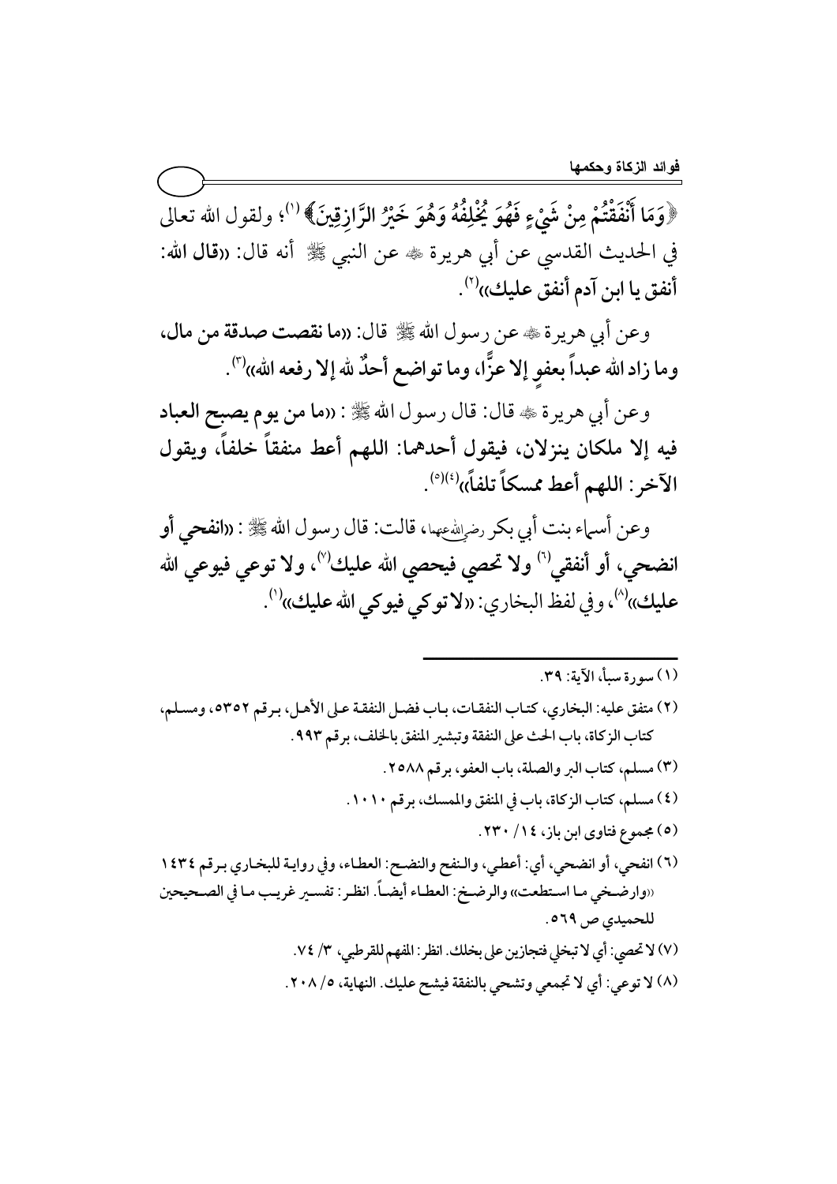﴿وَمَا أَنْفَقْتُمْ مِنْ شَيْءٍ فَهُوَ يُخْلِفُهُ وَهُوَ خَيْرُ الرَّازِقِينَ﴾[1]؛ ولقول الله تعالى في الحديث القدسي عن أبي هريرة ﷺ عن النبي ﷺ أنه قال: «**قال الله: أنفق يا ابن آدم أنفق عليك**»[2].

وعن أبي هريرة ﷺ عن رسول الله ﷺ قال: «**ما نقصت صدقة من مال، وما زاد الله عبداً بعفوٍ إلا عزًّا، وما تواضع أحدٌ لله إلا رفعه الله**»[3].

وعن أبي هريرة ﷺ قال: قال رسول الله ﷺ: «**ما من يوم يصبح العباد فيه إلا ملكان ينزلان، فيقول أحدهما: اللهم أعط منفقاً خلفاً، ويقول الآخر: اللهم أعط ممسكاً تلفاً**»[4][5].

وعن أسماء بنت أبي بكر رضي الله عنهما، قالت: قال رسول الله ﷺ: «**انفحي أو انضحي، أو أنفقي**[6] **ولا تحصي فيحصي الله عليك**[7]**، ولا توعي فيوعي الله عليك**»[8]، وفي لفظ البخاري: «**لا توكي فيوكي الله عليك**»[1].

---

(١) سورة سبأ، الآية: ٣٩.

(٢) متفق عليه: البخاري، كتاب النفقات، باب فضل النفقة على الأهل، برقم ٥٣٥٢، ومسلم، كتاب الزكاة، باب الحث على النفقة وتبشير المنفق بالخلف، برقم ٩٩٣.

(٣) مسلم، كتاب البر والصلة، باب العفو، برقم ٢٥٨٨.

(٤) مسلم، كتاب الزكاة، باب في المنفق والممسك، برقم ١٠١٠.

(٥) مجموع فتاوى ابن باز، ١٤/ ٢٣٠.

(٦) انفحي، أو انضحي، أي: أعطي، والنفح والنضح: العطاء، وفي رواية للبخاري برقم ١٤٣٤ «وارضخي ما استطعت» والرضخ: العطاء أيضاً. انظر: تفسير غريب ما في الصحيحين للحميدي ص ٥٦٩.

(٧) لا تحصي: أي لا تبخلي فتجازين على بخلك. انظر: المفهم للقرطبي، ٣/ ٧٤.

(٨) لا توعي: أي لا تجمعي وتشحي بالنفقة فيشح عليك. النهاية، ٥/ ٢٠٨.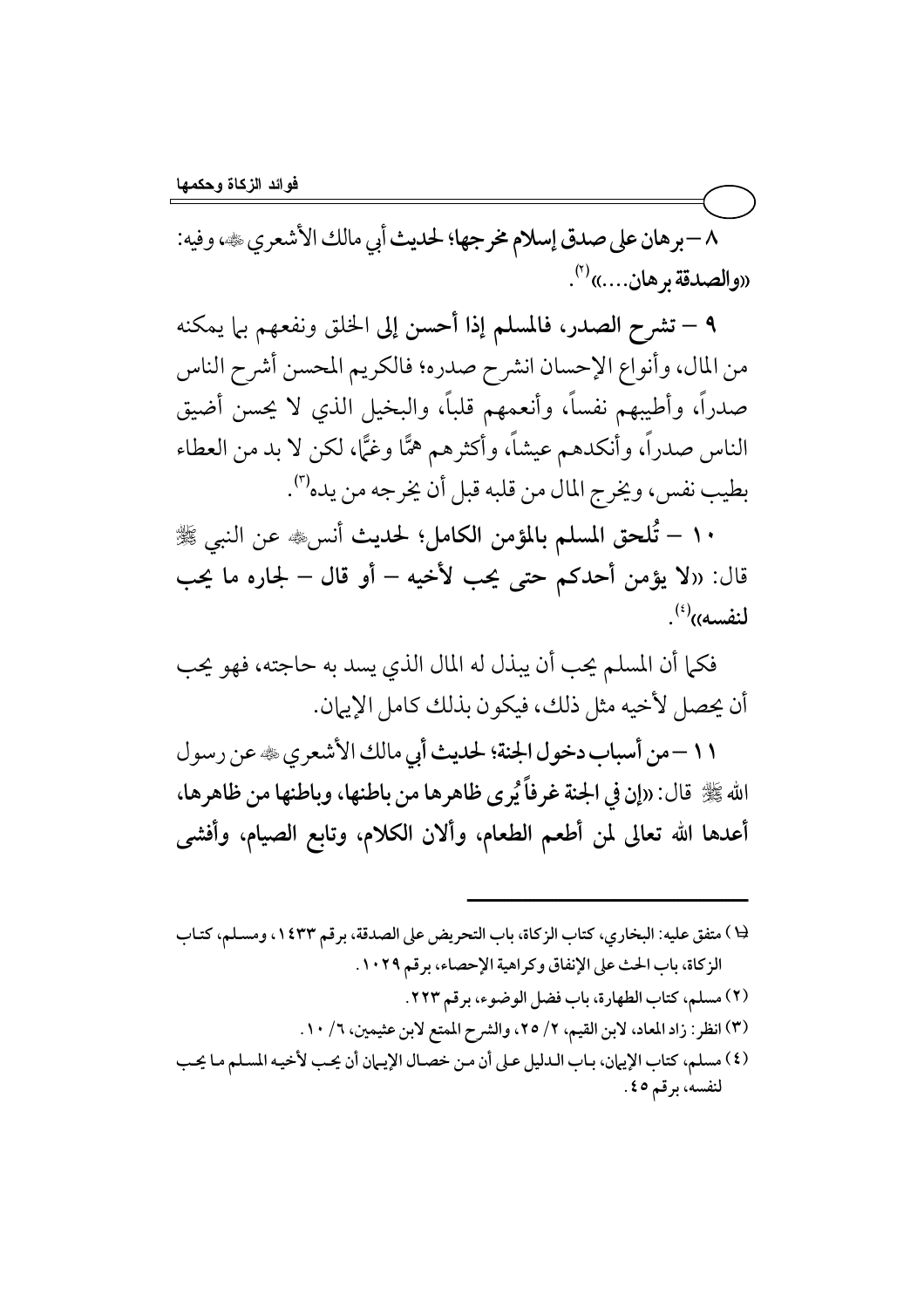٨ – **برهان على صدق إسلام مخرجها؛ لحديث أبي مالك الأشعري** ﷺ، وفيه: «**والصدقة برهان....**»[٢].

٩ – **تشرح الصدر، فالمسلم إذا أحسن إلى الخلق ونفعهم بما يمكنه** من المال، وأنواع الإحسان انشرح صدره؛ فالكريم المحسن أشرح الناس صدراً، وأطيبهم نفساً، وأنعمهم قلباً، والبخيل الذي لا يحسن أضيق الناس صدراً، وأنكدهم عيشاً، وأكثرهم همًّا وغمًّا، لكن لا بد من العطاء بطيب نفس، ويخرج المال من قلبه قبل أن يخرجه من يده[٣].

١٠ – **تُلحق المسلم بالمؤمن الكامل؛ لحديث أنس** ﷺ عن النبي ﷺ قال: «**لا يؤمن أحدكم حتى يحب لأخيه – أو قال – لجاره ما يحب لنفسه**»[٤].

فكما أن المسلم يحب أن يبذل له المال الذي يسد به حاجته، فهو يحب أن يحصل لأخيه مثل ذلك، فيكون بذلك كامل الإيمان.

١١ – **من أسباب دخول الجنة؛ لحديث أبي مالك الأشعري** ﷺ عن رسول الله ﷺ قال: «**إن في الجنة غرفاً يُرى ظاهرها من باطنها، وباطنها من ظاهرها، أعدها الله تعالى لمن أطعم الطعام، وألان الكلام، وتابع الصيام، وأفشى**

---

(١) متفق عليه: البخاري، كتاب الزكاة، باب التحريض على الصدقة، برقم ١٤٣٣، ومسلم، كتاب الزكاة، باب الحث على الإنفاق وكراهية الإحصاء، برقم ١٠٢٩.

(٢) مسلم، كتاب الطهارة، باب فضل الوضوء، برقم ٢٢٣.

(٣) انظر: زاد المعاد، لابن القيم، ٢/ ٢٥، والشرح الممتع لابن عثيمين، ٦/ ١٠.

(٤) مسلم، كتاب الإيمان، باب الدليل على أن من خصال الإيمان أن يحب لأخيه المسلم ما يحب لنفسه، برقم ٤٥.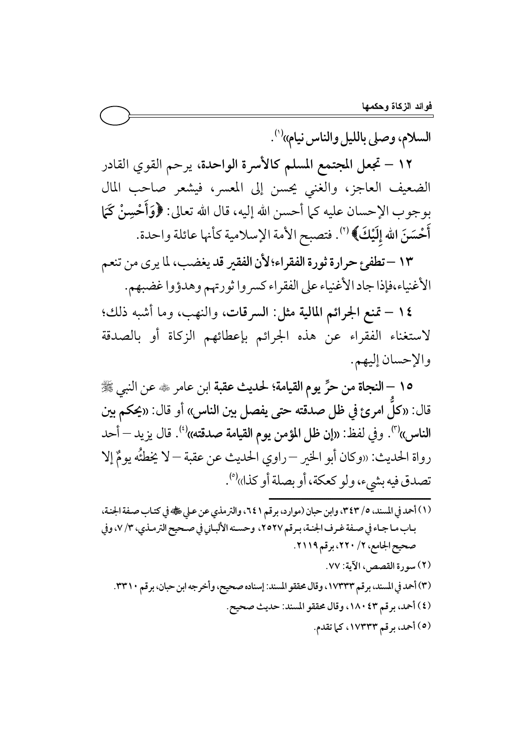السلام، وصلى بالليل والناس نيام»[١].

**١٢ – تجعل المجتمع المسلم كالأسرة الواحدة،** يرحم القوي القادر الضعيف العاجز، والغني يحسن إلى المعسر، فيشعر صاحب المال بوجوب الإحسان عليه كما أحسن الله إليه، قال الله تعالى: ﴿وَأَحْسِنْ كَمَا أَحْسَنَ اللهُ إِلَيْكَ﴾[٢]. فتصبح الأمة الإسلامية كأنها عائلة واحدة.

**١٣ – تطفئ حرارة ثورة الفقراء؛ لأن الفقير قد يغضب،** لما يرى من تنعم الأغنياء، فإذا جاد الأغنياء على الفقراء كسروا ثورتهم وهدؤوا غضبهم.

**١٤ – تمنع الجرائم المالية مثل: السرقات،** والنهب، وما أشبه ذلك؛ لاستغناء الفقراء عن هذه الجرائم بإعطائهم الزكاة أو بالصدقة والإحسان إليهم.

**١٥ – النجاة من حرِّ يوم القيامة؛** لحديث عقبة ابن عامر ﷺ عن النبي ﷺ قال: «**كلُّ امرئ في ظل صدقته حتى يفصل بين الناس**» أو قال: «**يحكم بين الناس**»[٣]. وفي لفظ: «**إن ظل المؤمن يوم القيامة صدقته**»[٤]. قال يزيد – أحد رواة الحديث: «وكان أبو الخير – راوي الحديث عن عقبة – لا يخطئُه يومٌ إلا تصدق فيه بشيء، ولو كعكة، أو بصلة أو كذا»[٥].

---

(١) أحمد في المسند، ٥/ ٣٤٣، وابن حبان (موارد، برقم ٦٤١، والترمذي عن علي ﷺ في كتاب صفة الجنة، باب ما جاء في صفة غرف الجنة، برقم ٢٥٢٧، وحسنه الألباني في صحيح الترمذي، ٣/ ٧، وفي صحيح الجامع، ٢/ ٢٢٠، برقم ٢١١٩.

(٢) سورة القصص، الآية: ٧٧.

(٣) أحمد في المسند، برقم ١٧٣٣٣، وقال محققو المسند: إسناده صحيح، وأخرجه ابن حبان، برقم ٣٣١٠.

(٤) أحمد، برقم ١٨٠٤٣، وقال محققو المسند: حديث صحيح.

(٥) أحمد، برقم ١٧٣٣٣، كما تقدم.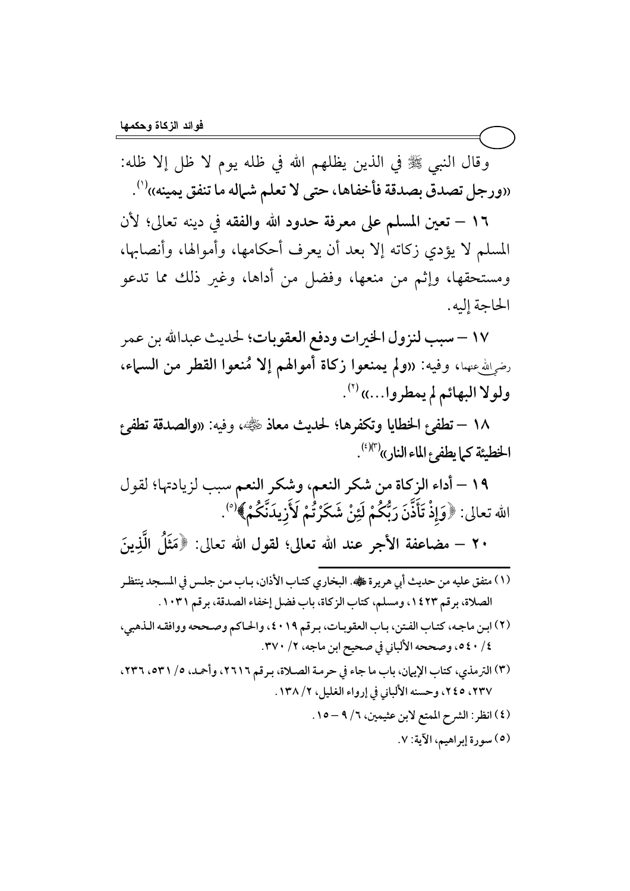وقال النبي ﷺ في الذين يظلهم الله في ظله يوم لا ظل إلا ظله: «**ورجل تصدق بصدقة فأخفاها، حتى لا تعلم شماله ما تنفق يمينه**»[1].

**١٦ – تعين المسلم على معرفة حدود الله والفقه في دينه تعالى**؛ لأن المسلم لا يؤدي زكاته إلا بعد أن يعرف أحكامها، وأموالها، وأنصابها، ومستحقها، وإثم من منعها، وفضل من أداها، وغير ذلك مما تدعو الحاجة إليه.

**١٧ – سبب لنزول الخيرات ودفع العقوبات**؛ لحديث عبدالله بن عمر رضي الله عنهما، وفيه: «**ولم يمنعوا زكاة أموالهم إلا مُنعوا القطر من السماء، ولولا البهائم لم يمطروا...**»[2].

**١٨ – تطفئ الخطايا وتكفرها**؛ لحديث معاذ رضي الله عنه، وفيه: «**والصدقة تطفئ الخطيئة كما يطفئ الماء النار**»[3][4].

**١٩ – أداء الزكاة من شكر النعم، وشكر النعم** سبب لزيادتها؛ لقول الله تعالى: ﴿وَإِذْ تَأَذَّنَ رَبُّكُمْ لَئِن شَكَرْتُمْ لَأَزِيدَنَّكُمْ﴾[5].

**٢٠ – مضاعفة الأجر عند الله تعالى**؛ لقول الله تعالى: ﴿مَثَلُ الَّذِينَ

---

(١) متفق عليه من حديث أبي هريرة رضي الله عنه. البخاري كتاب الأذان، باب من جلس في المسجد ينتظر الصلاة، برقم ١٤٢٣، ومسلم، كتاب الزكاة، باب فضل إخفاء الصدقة، برقم ١٠٣١.

(٢) ابن ماجه، كتاب الفتن، باب العقوبات، برقم ٤٠١٩، والحاكم وصححه ووافقه الذهبي، ٤/ ٥٤٠، وصححه الألباني في صحيح ابن ماجه، ٢/ ٣٧٠.

(٣) الترمذي، كتاب الإيمان، باب ما جاء في حرمة الصلاة، برقم ٢٦١٦، وأحمد، ٥/ ٢٣١، ٢٣٦، ٢٣٧، ٢٤٥، وحسنه الألباني في إرواء الغليل، ٢/ ١٣٨.

(٤) انظر: الشرح الممتع لابن عثيمين، ٦/ ٩ – ١٥.

(٥) سورة إبراهيم، الآية: ٧.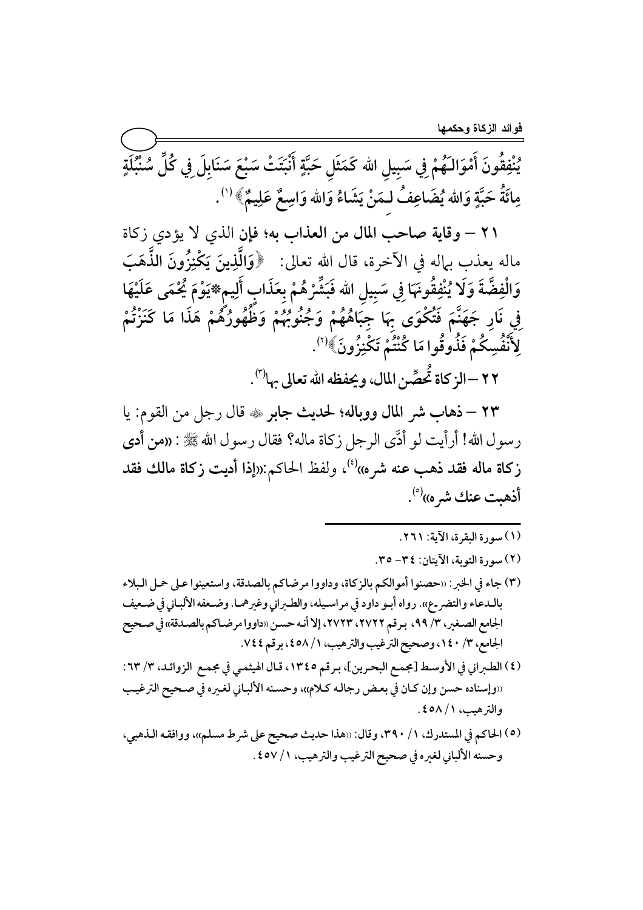يُنْفِقُونَ أَمْوَالَـهُمْ فِي سَبِيلِ الله كَمَثَلِ حَبَّةٍ أَنْبَتَتْ سَبْعَ سَنَابِلَ فِي كُلِّ سُنْبُلَةٍ مِائَةُ حَبَّةٍ وَالله يُضَاعِفُ لِـمَنْ يَشَاءُ وَالله وَاسِعٌ عَلِيمٌ﴾ [1].

**٢١ – وقاية صاحب المال من العذاب به؛** فإن الذي لا يؤدي زكاة ماله يعذب بماله في الآخرة، قال الله تعالى: ﴿وَالَّذِينَ يَكْنِزُونَ الذَّهَبَ وَالْفِضَّةَ وَلَا يُنْفِقُونَهَا فِي سَبِيلِ الله فَبَشِّرْهُمْ بِعَذَابٍ أَلِيمٍ*يَوْمَ يُحْمَى عَلَيْهَا فِي نَارِ جَهَنَّمَ فَتُكْوَى بِهَا جِبَاهُهُمْ وَجُنُوبُهُمْ وَظُهُورُهُمْ هَذَا مَا كَنَزْتُمْ لِأَنْفُسِكُمْ فَذُوقُوا مَا كُنْتُمْ تَكْنِزُونَ﴾ [2].

**٢٢ – الزكاة تُحصِّن المال، ويحفظه الله تعالى بها** [3].

**٢٣ – ذهاب شر المال ووباله؛** لحديث جابر ﷺ قال رجل من القوم: يا رسول الله! أرأيت لو أدَّى الرجل زكاة ماله؟ فقال رسول الله ﷺ: **«من أدى زكاة ماله فقد ذهب عنه شره»** [4]، ولفظ الحاكم: **«إذا أديت زكاة مالك فقد أذهبت عنك شره»** [5].

---

(١) سورة البقرة، الآية: ٢٦١.

(٢) سورة التوبة، الآيتان: ٣٤- ٣٥.

(٣) جاء في الخبر: «حصنوا أموالكم بالزكاة، وداووا مرضاكم بالصدقة، واستعينوا على حمل البلاء بالدعاء والتضرع». رواه أبو داود في مراسيله، والطبراني وغيرهما. وضعفه الألباني في ضعيف الجامع الصغير، ٣/ ٩٩، برقم ٢٧٢٢، ٢٧٢٣، إلا أنه حسن «داووا مرضاكم بالصدقة» في صحيح الجامع، ٣/ ١٤٠، وصحيح الترغيب والترهيب، ١/ ٤٥٨، برقم ٧٤٤.

(٤) الطبراني في الأوسط [مجمع البحرين]، برقم ١٣٤٥، قال الهيثمي في مجمع الزوائد، ٣/ ٦٣: «وإسناده حسن وإن كان في بعض رجاله كلام»، وحسنه الألباني لغيره في صحيح الترغيب والترهيب، ١/ ٤٥٨.

(٥) الحاكم في المستدرك، ١/ ٣٩٠، وقال: «هذا حديث صحيح على شرط مسلم»، ووافقه الذهبي، وحسنه الألباني لغيره في صحيح الترغيب والترهيب، ١/ ٤٥٧.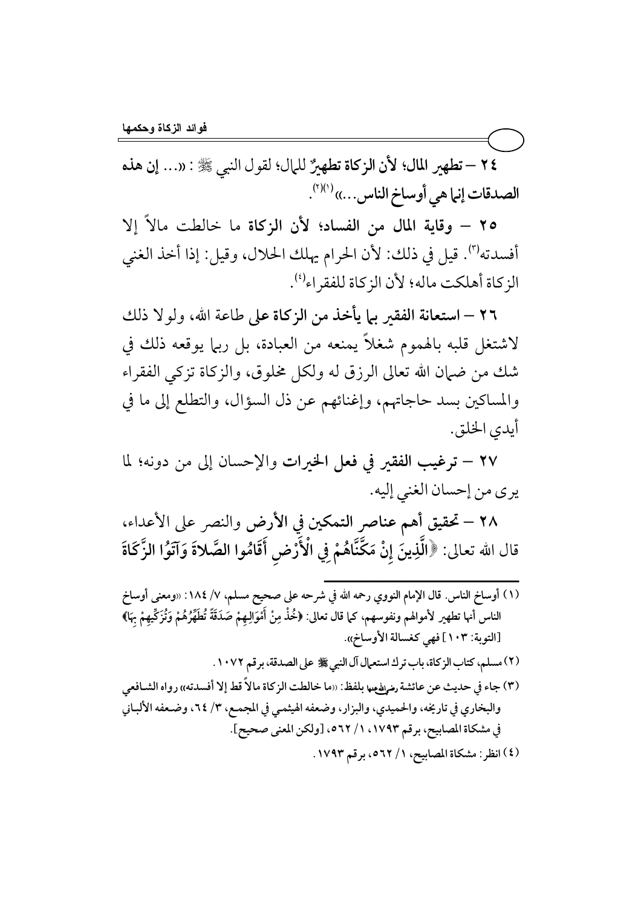٢٤ – **تطهير المال؛ لأن الزكاة تطهيرٌ للمال**؛ لقول النبي ﷺ: «... **إن هذه الصدقات إنما هي أوساخ الناس**...»[(١)(٢)].

٢٥ – **وقاية المال من الفساد؛ لأن الزكاة ما خالطت مالاً إلا أفسدته**[(٣)]. قيل في ذلك: لأن الحرام يهلك الحلال، وقيل: إذا أخذ الغني الزكاة أهلكت ماله؛ لأن الزكاة للفقراء[(٤)].

٢٦ – **استعانة الفقير بما يأخذ من الزكاة على طاعة الله**، ولولا ذلك لاشتغل قلبه بالهموم شغلاً يمنعه من العبادة، بل ربما يوقعه ذلك في شك من ضمان الله تعالى الرزق له ولكل مخلوق، والزكاة تزكي الفقراء والمساكين بسد حاجاتهم، وإغنائهم عن ذل السؤال، والتطلع إلى ما في أيدي الخلق.

٢٧ – **ترغيب الفقير في فعل الخيرات** والإحسان إلى من دونه؛ لما يرى من إحسان الغني إليه.

٢٨ – **تحقيق أهم عناصر التمكين في الأرض** والنصر على الأعداء، قال الله تعالى: ﴿**الَّذِينَ إِنْ مَكَّنَّاهُمْ فِي الْأَرْضِ أَقَامُوا الصَّلَاةَ وَآتَوُا الزَّكَاةَ**

---

(١) أوساخ الناس. قال الإمام النووي رحمه الله في شرحه على صحيح مسلم، ٧/ ١٨٤: «ومعنى أوساخ الناس أنها تطهير لأموالهم ونفوسهم، كما قال تعالى: ﴿خُذْ مِنْ أَمْوَالِهِمْ صَدَقَةً تُطَهِّرُهُمْ وَتُزَكِّيهِمْ بِهَا﴾ [التوبة: ١٠٣] فهي كغسالة الأوساخ».

(٢) مسلم، كتاب الزكاة، باب ترك استعمال آل النبي ﷺ على الصدقة، برقم ١٠٧٢.

(٣) جاء في حديث عن عائشة رضي الله عنها بلفظ: «ما خالطت الزكاة مالاً قط إلا أفسدته» رواه الشافعي والبخاري في تاريخه، والحميدي، والبزار، وضعفه الهيثمي في المجمع، ٣/ ٦٤، وضعفه الألباني في مشكاة المصابيح، برقم ١٧٩٣، ١/ ٥٦٢، [ولكن المعنى صحيح].

(٤) انظر: مشكاة المصابيح، ١/ ٥٦٢، برقم ١٧٩٣.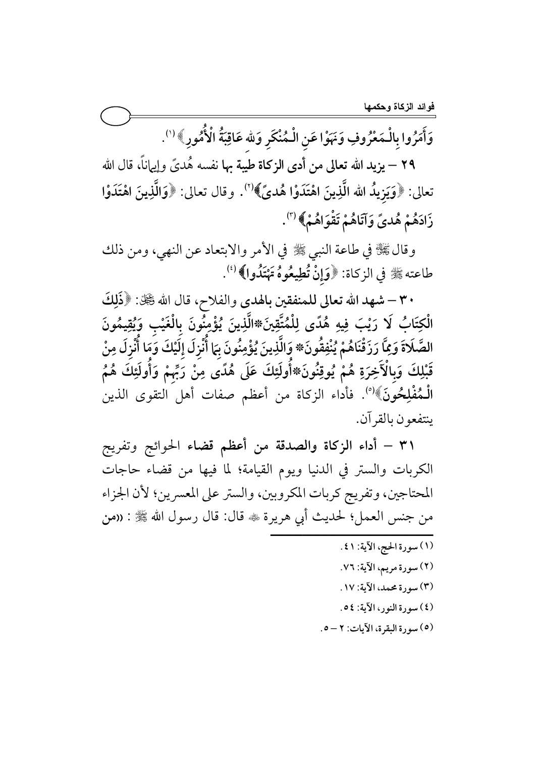وَأَمَرُوا بِالْـمَعْرُوفِ وَنَهَوْا عَنِ الْـمُنْكَرِ وَلله عَاقِبَةُ الْأُمُورِ﴾[1].

**٢٩ – يزيد الله تعالى من أدى الزكاة طيبة بها نفسه هُدىً وإيماناً،** قال الله تعالى: ﴿وَيَزِيدُ الله الَّذِينَ اهْتَدَوْا هُدىً﴾[2]. وقال تعالى: ﴿وَالَّذِينَ اهْتَدَوْا زَادَهُمْ هُدىً وَآتَاهُمْ تَقْوَاهُمْ﴾[3].

وقال ﷻ في طاعة النبي ﷺ في الأمر والابتعاد عن النهي، ومن ذلك طاعته ﷺ في الزكاة: ﴿وَإِنْ تُطِيعُوهُ تَهْتَدُوا﴾[4].

**٣٠ – شهد الله تعالى للمنفقين بالهدى والفلاح،** قال الله ﷻ: ﴿ذَلِكَ الْكِتَابُ لَا رَيْبَ فِيهِ هُدًى لِلْمُتَّقِينَ*الَّذِينَ يُؤْمِنُونَ بِالْغَيْبِ وَيُقِيمُونَ الصَّلَاةَ وَمِمَّا رَزَقْنَاهُمْ يُنْفِقُونَ* وَالَّذِينَ يُؤْمِنُونَ بِمَا أُنْزِلَ إِلَيْكَ وَمَا أُنْزِلَ مِنْ قَبْلِكَ وَبِالْآخِرَةِ هُمْ يُوقِنُونَ*أُولَئِكَ عَلَى هُدًى مِنْ رَبِّهِمْ وَأُولَئِكَ هُمُ الْـمُفْلِحُونَ﴾[5]. فأداء الزكاة من أعظم صفات أهل التقوى الذين ينتفعون بالقرآن.

**٣١ – أداء الزكاة والصدقة من أعظم قضاء الحوائج وتفريج الكربات والستر في الدنيا ويوم القيامة؛** لما فيها من قضاء حاجات المحتاجين، وتفريج كربات المكروبين، والستر على المعسرين؛ لأن الجزاء من جنس العمل؛ لحديث أبي هريرة ﷺ قال: قال رسول الله ﷺ : **«من**

---

(١) سورة الحج، الآية: ٤١.

(٢) سورة مريم، الآية: ٧٦.

(٣) سورة محمد، الآية: ١٧.

(٤) سورة النور، الآية: ٥٤.

(٥) سورة البقرة، الآيات: ٢ – ٥.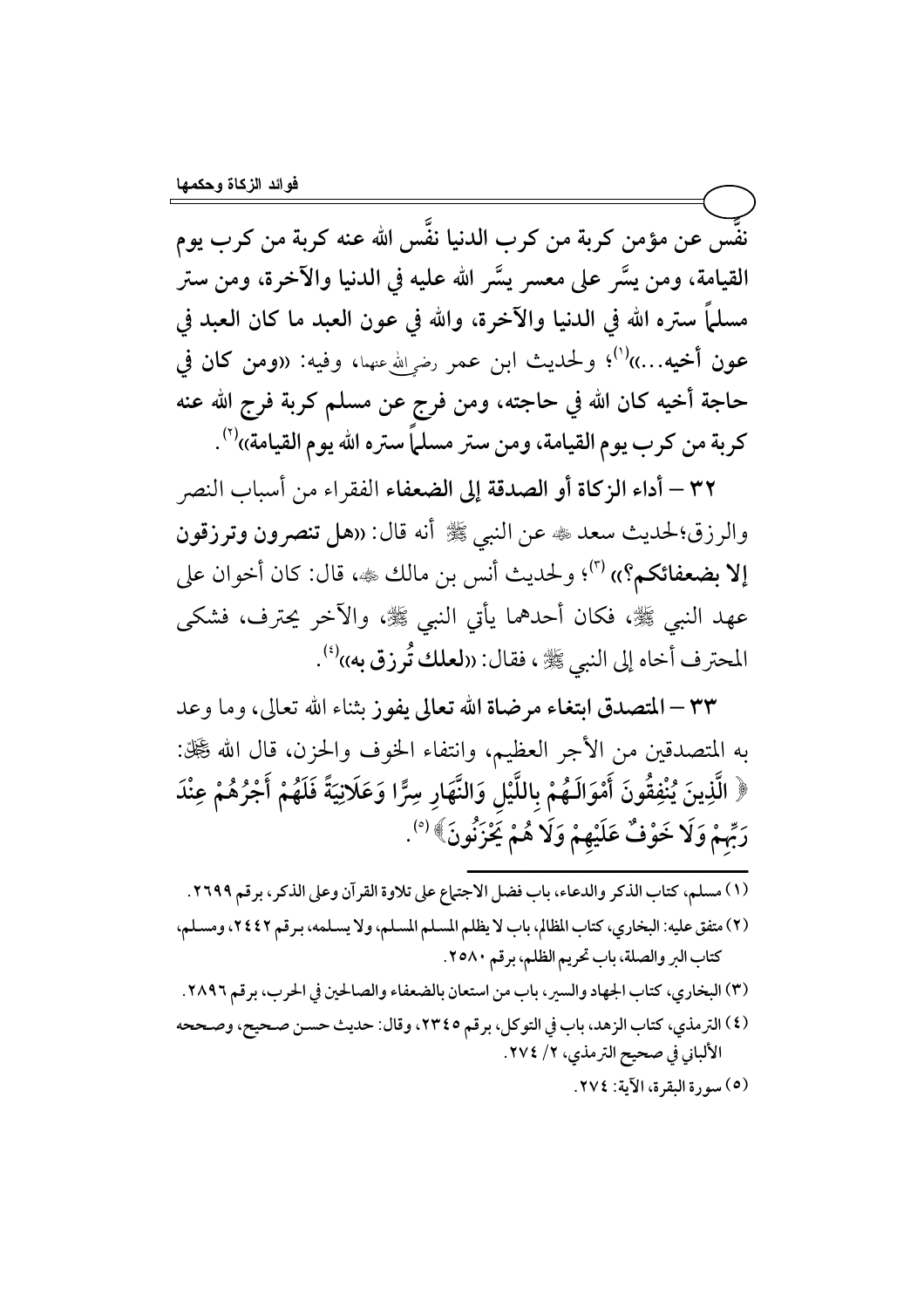**نفَّس عن مؤمن كربة من كرب الدنيا نفَّس الله عنه كربة من كرب يوم القيامة، ومن يسَّر على معسر يسَّر الله عليه في الدنيا والآخرة، ومن ستر مسلماً ستره الله في الدنيا والآخرة، والله في عون العبد ما كان العبد في عون أخيه...»**[1]؛ ولحديث ابن عمر رضي الله عنهما، وفيه: «**ومن كان في حاجة أخيه كان الله في حاجته، ومن فرج عن مسلم كربة فرج الله عنه كربة من كرب يوم القيامة، ومن ستر مسلماً ستره الله يوم القيامة**»[2].

**٣٢ – أداء الزكاة أو الصدقة إلى الضعفاء الفقراء** من أسباب النصر والرزق؛لحديث سعد ﷺ عن النبي ﷺ أنه قال: «**هل تنصرون وترزقون إلا بضعفائكم؟**»[3]؛ ولحديث أنس بن مالك ﷺ، قال: كان أخوان على عهد النبي ﷺ، فكان أحدهما يأتي النبي ﷺ، والآخر يحترف، فشكى المحترف أخاه إلى النبي ﷺ، فقال: «**لعلك تُرزق به**»[4].

**٣٣ – المتصدق ابتغاء مرضاة الله تعالى يفوز** بثناء الله تعالى، وما وعد به المتصدقين من الأجر العظيم، وانتفاء الخوف والحزن، قال الله ﷻ: ﴿ **الَّذِينَ يُنْفِقُونَ أَمْوَالَهُمْ بِاللَّيْلِ وَالنَّهَارِ سِرًّا وَعَلَانِيَةً فَلَهُمْ أَجْرُهُمْ عِنْدَ رَبِّهِمْ وَلَا خَوْفٌ عَلَيْهِمْ وَلَا هُمْ يَحْزَنُونَ** ﴾[5].

---

(١) مسلم، كتاب الذكر والدعاء، باب فضل الاجتماع على تلاوة القرآن وعلى الذكر، برقم ٢٦٩٩.

(٢) متفق عليه: البخاري، كتاب المظالم، باب لا يظلم المسلم المسلم، ولا يسلمه، برقم ٢٤٤٢، ومسلم، كتاب البر والصلة، باب تحريم الظلم، برقم ٢٥٨٠.

(٣) البخاري، كتاب الجهاد والسير، باب من استعان بالضعفاء والصالحين في الحرب، برقم ٢٨٩٦.

(٤) الترمذي، كتاب الزهد، باب في التوكل، برقم ٢٣٤٥، وقال: حديث حسن صحيح، وصححه الألباني في صحيح الترمذي، ٢/ ٢٧٤.

(٥) سورة البقرة، الآية: ٢٧٤.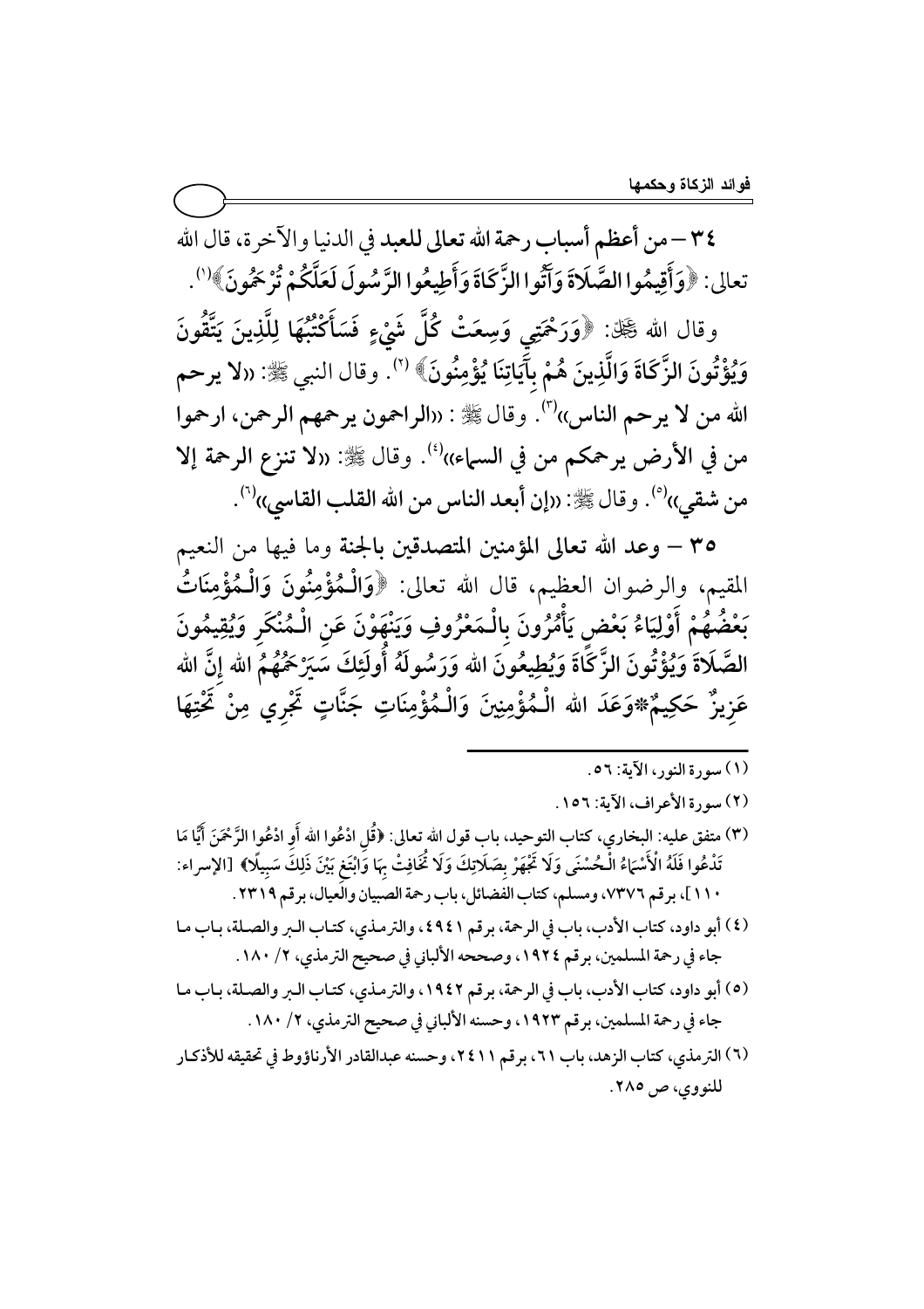٣٤ – من أعظم أسباب رحمة الله تعالى للعبد في الدنيا والآخرة، قال الله تعالى: ﴿وَأَقِيمُوا الصَّلَاةَ وَآتُوا الزَّكَاةَ وَأَطِيعُوا الرَّسُولَ لَعَلَّكُمْ تُرْحَمُونَ﴾(١).

وقال الله ﷻ: ﴿وَرَحْمَتِي وَسِعَتْ كُلَّ شَيْءٍ فَسَأَكْتُبُهَا لِلَّذِينَ يَتَّقُونَ وَيُؤْتُونَ الزَّكَاةَ وَالَّذِينَ هُمْ بِآيَاتِنَا يُؤْمِنُونَ﴾(٢). وقال النبي ﷺ: «لا يرحم الله من لا يرحم الناس»(٣). وقال ﷺ: «الراحمون يرحمهم الرحمن، ارحموا من في الأرض يرحمكم من في السماء»(٤). وقال ﷺ: «لا تنزع الرحمة إلا من شقي»(٥). وقال ﷺ: «إن أبعد الناس من الله القلب القاسي»(٦).

٣٥ – وعد الله تعالى المؤمنين المتصدقين بالجنة وما فيها من النعيم المقيم، والرضوان العظيم، قال الله تعالى: ﴿وَالْـمُؤْمِنُونَ وَالْـمُؤْمِنَاتُ بَعْضُهُمْ أَوْلِيَاءُ بَعْضٍ يَأْمُرُونَ بِالْـمَعْرُوفِ وَيَنْهَوْنَ عَنِ الْـمُنْكَرِ وَيُقِيمُونَ الصَّلَاةَ وَيُؤْتُونَ الزَّكَاةَ وَيُطِيعُونَ الله وَرَسُولَهُ أُولَئِكَ سَيَرْحَمُهُمُ الله إِنَّ الله عَزِيزٌ حَكِيمٌ * وَعَدَ الله الْـمُؤْمِنِينَ وَالْـمُؤْمِنَاتِ جَنَّاتٍ تَجْرِي مِنْ تَحْتِهَا

---

(١) سورة النور، الآية: ٥٦.

(٢) سورة الأعراف، الآية: ١٥٦.

(٣) متفق عليه: البخاري، كتاب التوحيد، باب قول الله تعالى: ﴿قُلِ ادْعُوا الله أَوِ ادْعُوا الرَّحْمَنَ أَيًّا مَا تَدْعُوا فَلَهُ الْأَسْمَاءُ الْـحُسْنَى وَلَا تَجْهَرْ بِصَلَاتِكَ وَلَا تُخَافِتْ بِهَا وَابْتَغِ بَيْنَ ذَلِكَ سَبِيلًا﴾ [الإسراء: ١١٠]، برقم ٧٣٧٦، ومسلم، كتاب الفضائل، باب رحمة الصبيان والعيال، برقم ٢٣١٩.

(٤) أبو داود، كتاب الأدب، باب في الرحمة، برقم ٤٩٤١، والترمذي، كتاب البر والصلة، باب ما جاء في رحمة المسلمين، برقم ١٩٢٤، وصححه الألباني في صحيح الترمذي، ٢/ ١٨٠.

(٥) أبو داود، كتاب الأدب، باب في الرحمة، برقم ١٩٤٢، والترمذي، كتاب البر والصلة، باب ما جاء في رحمة المسلمين، برقم ١٩٢٣، وحسنه الألباني في صحيح الترمذي، ٢/ ١٨٠.

(٦) الترمذي، كتاب الزهد، باب ٦١، برقم ٢٤١١، وحسنه عبدالقادر الأرناؤوط في تحقيقه للأذكار للنووي، ص ٢٨٥.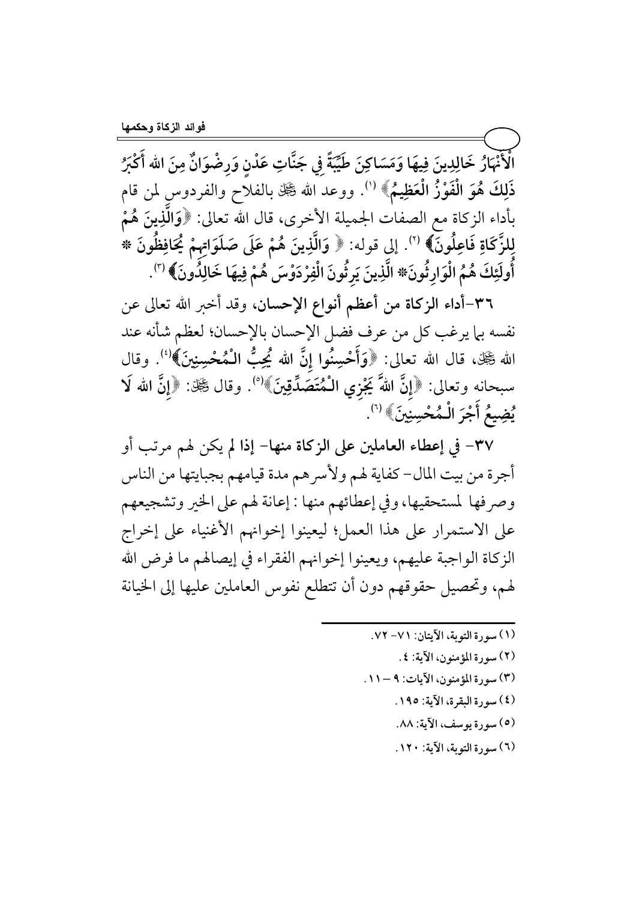الْأَنْهَارُ خَالِدِينَ فِيهَا وَمَسَاكِنَ طَيِّبَةً فِي جَنَّاتِ عَدْنٍ وَرِضْوَانٌ مِنَ الله أَكْبَرُ ذَلِكَ هُوَ الْفَوْزُ الْعَظِيمُ﴾ [1]. ووعد الله ﷻ بالفلاح والفردوس لمن قام بأداء الزكاة مع الصفات الجميلة الأخرى، قال الله تعالى: ﴿وَالَّذِينَ هُمْ لِلزَّكَاةِ فَاعِلُونَ﴾ [2]. إلى قوله: ﴿ وَالَّذِينَ هُمْ عَلَى صَلَوَاتِهِمْ يُحَافِظُونَ * أُولَئِكَ هُمُ الْوَارِثُونَ* الَّذِينَ يَرِثُونَ الْفِرْدَوْسَ هُمْ فِيهَا خَالِدُونَ﴾ [3].

**٣٦-أداء الزكاة من أعظم أنواع الإحسان**، وقد أخبر الله تعالى عن نفسه بما يرغب كل من عرف فضل الإحسان بالإحسان؛ لعظم شأنه عند الله ﷻ، قال الله تعالى: ﴿وَأَحْسِنُوا إِنَّ الله يُحِبُّ الْمُحْسِنِينَ﴾[4]. وقال سبحانه وتعالى: ﴿إِنَّ اللهَ يَجْزِي الْمُتَصَدِّقِينَ﴾[5]. وقال ﷻ: ﴿إِنَّ الله لَا يُضِيعُ أَجْرَ الْمُحْسِنِينَ﴾ [6].

**٣٧- في إعطاء العاملين على الزكاة منها- إذا لم يكن لهم مرتب أو أجرة من بيت المال- كفاية لهم ولأسرهم مدة قيامهم بجبايتها من الناس وصرفها لمستحقيها**، وفي إعطائهم منها : إعانة لهم على الخير وتشجيعهم على الاستمرار على هذا العمل؛ ليعينوا إخوانهم الأغنياء على إخراج الزكاة الواجبة عليهم، ويعينوا إخوانهم الفقراء في إيصالهم ما فرض الله لهم، وتحصيل حقوقهم دون أن تتطلع نفوس العاملين عليها إلى الخيانة

---

(١) سورة التوبة، الآيتان: ٧١- ٧٢.

(٢) سورة المؤمنون، الآية: ٤.

(٣) سورة المؤمنون، الآيات: ٩ – ١١.

(٤) سورة البقرة، الآية: ١٩٥.

(٥) سورة يوسف، الآية: ٨٨.

(٦) سورة التوبة، الآية: ١٢٠.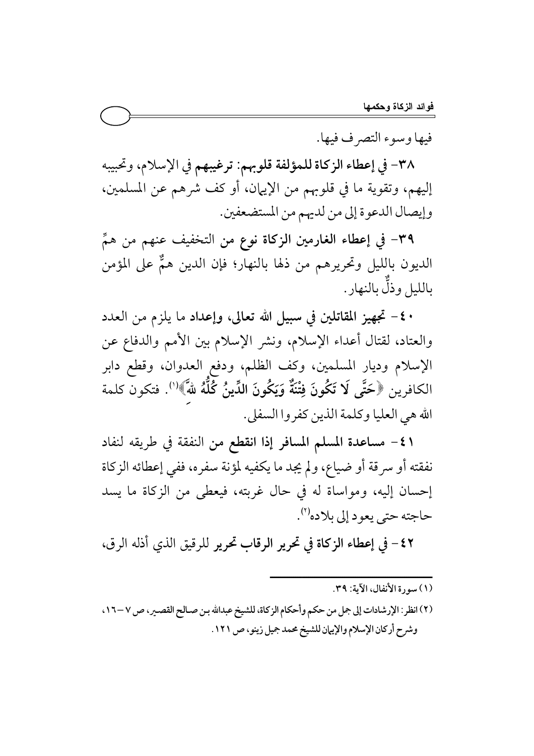فيها وسوء التصرف فيها.

٣٨- في إعطاء الزكاة للمؤلفة قلوبهم: **ترغيبهم** في الإسلام، وتحبيبه إليهم، وتقوية ما في قلوبهم من الإيمان، أو كف شرهم عن المسلمين، وإيصال الدعوة إلى من لديهم من المستضعفين.

**٣٩- في إعطاء الغارمين الزكاة نوع من التخفيف** عنهم من همِّ الديون بالليل وتحريرهم من ذلها بالنهار؛ فإن الدين همٌّ على المؤمن بالليل وذلٌّ بالنهار.

**٤٠- تجهيز المقاتلين في سبيل الله تعالى، وإعداد** ما يلزم من العدد والعتاد، لقتال أعداء الإسلام، ونشر الإسلام بين الأمم والدفاع عن الإسلام وديار المسلمين، وكف الظلم، ودفع العدوان، وقطع دابر الكافرين ﴿حَتَّى لَا تَكُونَ فِتْنَةٌ وَيَكُونَ الدِّينُ كُلُّهُ لِلَّهِ﴾[1]. فتكون كلمة الله هي العليا وكلمة الذين كفروا السفلى.

**٤١- مساعدة المسلم المسافر إذا انقطع من النفقة** في طريقه لنفاد نفقته أو سرقة أو ضياع، ولم يجد ما يكفيه لمؤنة سفره، ففي إعطائه الزكاة إحسان إليه، ومواساة له في حال غربته، فيعطى من الزكاة ما يسد حاجته حتى يعود إلى بلاده[2].

**٤٢- في إعطاء الزكاة في تحرير الرقاب تحرير** للرقيق الذي أذله الرق،

---

(١) سورة الأنفال، الآية: ٣٩.

(٢) انظر: الإرشادات إلى جمل من حكم وأحكام الزكاة، للشيخ عبدالله بن صالح القصير، ص ٧-١٦، وشرح أركان الإسلام والإيمان للشيخ محمد جميل زينو، ص ١٢١.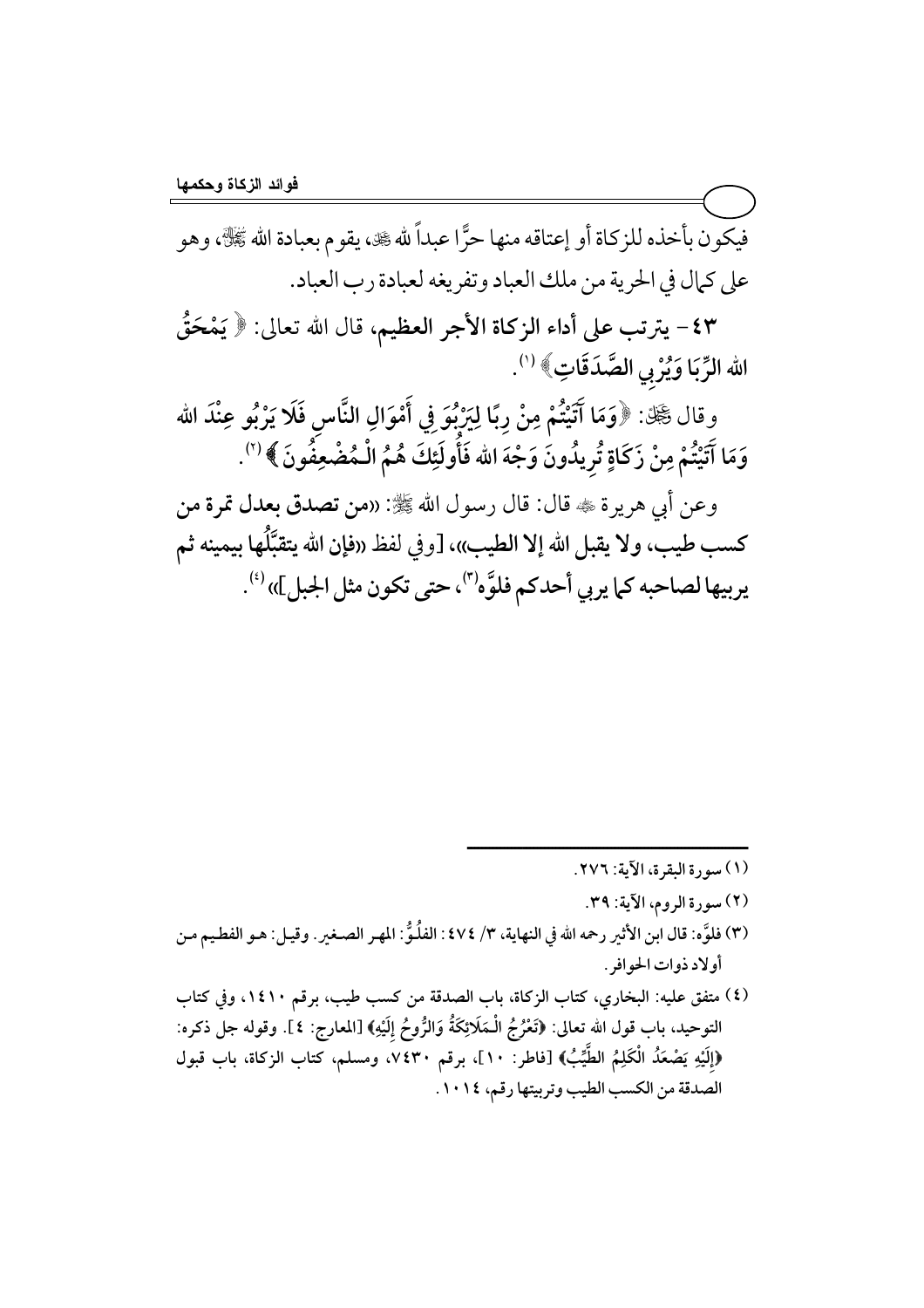فيكون بأخذه للزكاة أو إعتاقه منها حرًّا عبداً لله ﷻ، يقوم بعبادة الله ﷻ، وهو على كمال في الحرية من ملك العباد وتفريغه لعبادة رب العباد.

**٤٣- يترتب على أداء الزكاة الأجر العظيم،** قال الله تعالى: ﴿ **يَمْحَقُ اللهُ الرِّبَا وَيُرْبِي الصَّدَقَاتِ** ﴾ [(١)].

وقال ﷻ: ﴿ **وَمَا آتَيْتُمْ مِنْ رِبًا لِيَرْبُوَ فِي أَمْوَالِ النَّاسِ فَلَا يَرْبُو عِنْدَ اللهِ وَمَا آتَيْتُمْ مِنْ زَكَاةٍ تُرِيدُونَ وَجْهَ اللهِ فَأُولَئِكَ هُمُ الْمُضْعِفُونَ** ﴾ [(٢)].

وعن أبي هريرة رضي الله عنه قال: قال رسول الله ﷺ: «**من تصدق بعدل تمرة من كسب طيب، ولا يقبل الله إلا الطيب**»، [وفي لفظ «**فإن الله يتقبَّلُها بيمينه ثم يربيها لصاحبه كما يربي أحدكم فلوَّه**[(٣)]**، حتى تكون مثل الجبل**]» [(٤)].

---

(١) سورة البقرة، الآية: ٢٧٦.

(٢) سورة الروم، الآية: ٣٩.

(٣) فلوَّه: قال ابن الأثير رحمه الله في النهاية، ٣/ ٤٧٤: الفلُوُّ: المهر الصغير. وقيل: هو الفطيم من أولاد ذوات الحوافر.

(٤) متفق عليه: البخاري، كتاب الزكاة، باب الصدقة من كسب طيب، برقم ١٤١٠، وفي كتاب التوحيد، باب قول الله تعالى: ﴿تَعْرُجُ الْمَلَائِكَةُ وَالرُّوحُ إِلَيْهِ﴾ [المعارج: ٤]. وقوله جل ذكره: ﴿إِلَيْهِ يَصْعَدُ الْكَلِمُ الطَّيِّبُ﴾ [فاطر: ١٠]، برقم ٧٤٣٠، ومسلم، كتاب الزكاة، باب قبول الصدقة من الكسب الطيب وتربيتها رقم، ١٠١٤.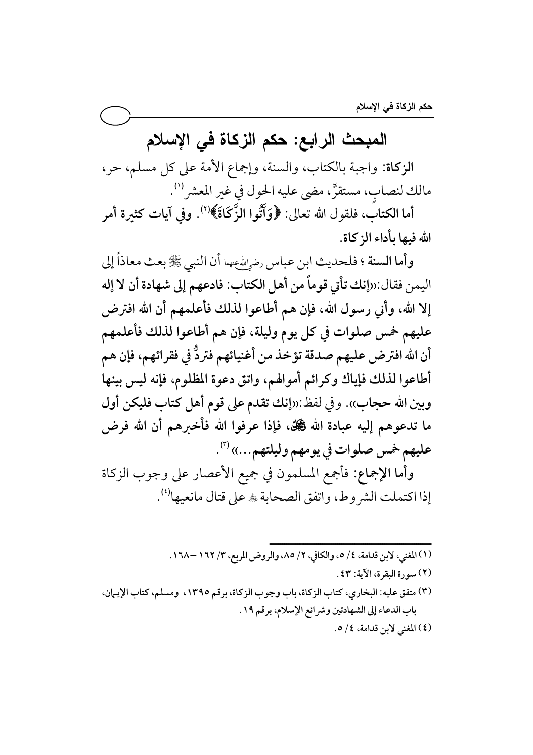## المبحث الرابع: حكم الزكاة في الإسلام

**الزكاة**: واجبة بالكتاب، والسنة، وإجماع الأمة على كل مسلم، حر، مالك لنصابٍ، مستقرٍّ، مضى عليه الحول في غير المعشر[1].

**أما الكتاب**، فلقول الله تعالى: ﴿وَآتُوا الزَّكَاةَ﴾[2]. **وفي آيات كثيرة أمر الله فيها بأداء الزكاة.**

**وأما السنة** ؛ فلحديث ابن عباس رضي الله عنهما أن النبي ﷺ بعث معاذاً إلى اليمن فقال: **«إنك تأتي قوماً من أهل الكتاب: فادعهم إلى شهادة أن لا إله إلا الله، وأني رسول الله، فإن هم أطاعوا لذلك فأعلمهم أن الله افترض عليهم خمس صلوات في كل يوم وليلة، فإن هم أطاعوا لذلك فأعلمهم أن الله افترض عليهم صدقة تؤخذ من أغنيائهم فتردُّ في فقرائهم، فإن هم أطاعوا لذلك فإياك وكرائم أموالهم، واتق دعوة المظلوم، فإنه ليس بينها وبين الله حجاب»**. وفي لفظ: **«إنك تقدم على قوم أهل كتاب فليكن أول ما تدعوهم إليه عبادة الله ﷻ، فإذا عرفوا الله فأخبرهم أن الله فرض عليهم خمس صلوات في يومهم وليلتهم...»**[3].

**وأما الإجماع**: فأجمع المسلمون في جميع الأعصار على وجوب الزكاة إذا اكتملت الشروط، واتفق الصحابة رضي الله عنهم على قتال مانعيها[4].

---

(١) المغني، لابن قدامة، ٤/ ٥، والكافي، ٢/ ٨٥، والروض المربع، ٣/ ١٦٢ – ١٦٨.

(٢) سورة البقرة، الآية: ٤٣.

(٣) متفق عليه: البخاري، كتاب الزكاة، باب وجوب الزكاة، برقم ١٣٩٥، ومسلم، كتاب الإيمان، باب الدعاء إلى الشهادتين وشرائع الإسلام، برقم ١٩.

(٤) المغني لابن قدامة، ٤/ ٥.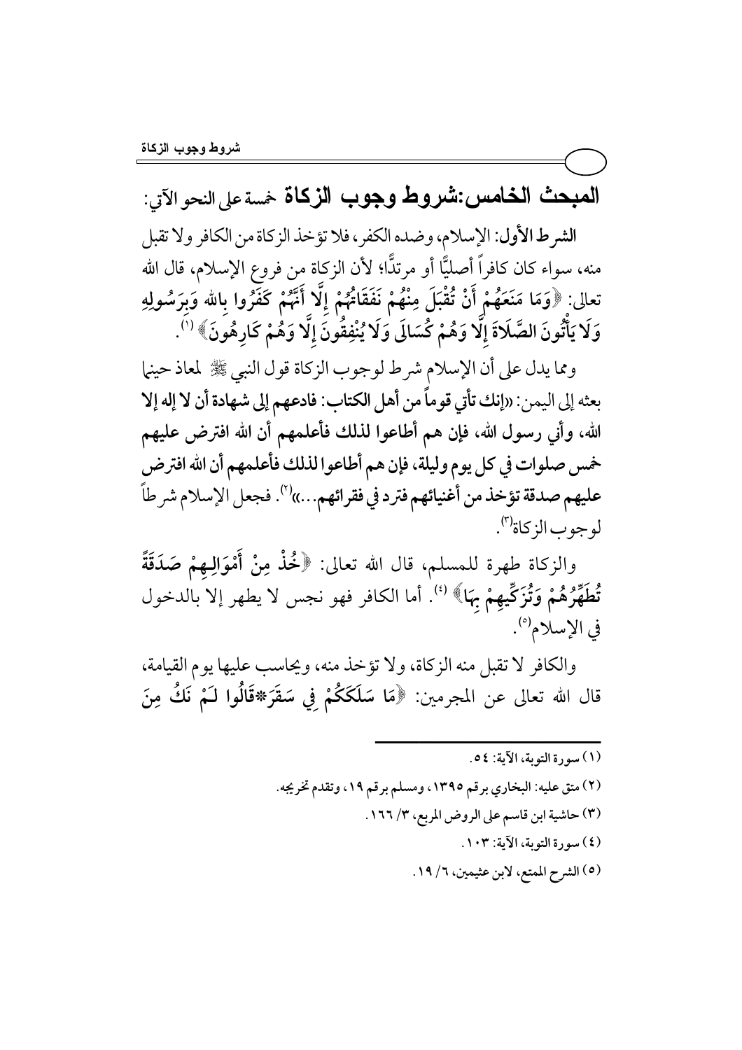## المبحث الخامس: شروط وجوب الزكاة خمسة على النحو الآتي:

**الشرط الأول**: الإسلام، وضده الكفر، فلا تؤخذ الزكاة من الكافر ولا تقبل منه، سواء كان كافراً أصليًّا أو مرتدًّا؛ لأن الزكاة من فروع الإسلام، قال الله تعالى: ﴿وَمَا مَنَعَهُمْ أَنْ تُقْبَلَ مِنْهُمْ نَفَقَاتُهُمْ إِلَّا أَنَّهُمْ كَفَرُوا بِالله وَبِرَسُولِهِ وَلَا يَأْتُونَ الصَّلَاةَ إِلَّا وَهُمْ كُسَالَى وَلَا يُنْفِقُونَ إِلَّا وَهُمْ كَارِهُونَ﴾ [1].

ومما يدل على أن الإسلام شرط لوجوب الزكاة قول النبي ﷺ لمعاذ حينما بعثه إلى اليمن: «**إنك تأتي قوماً من أهل الكتاب: فادعهم إلى شهادة أن لا إله إلا الله، وأني رسول الله، فإن هم أطاعوا لذلك فأعلمهم أن الله افترض عليهم خمس صلوات في كل يوم وليلة، فإن هم أطاعوا لذلك فأعلمهم أن الله افترض عليهم صدقة تؤخذ من أغنيائهم فترد في فقرائهم...**»[2]. فجعل الإسلام شرطاً لوجوب الزكاة[3].

والزكاة طهرة للمسلم، قال الله تعالى: ﴿خُذْ مِنْ أَمْوَالِهِمْ صَدَقَةً تُطَهِّرُهُمْ وَتُزَكِّيهِمْ بِهَا﴾ [4]. أما الكافر فهو نجس لا يطهر إلا بالدخول في الإسلام[5].

والكافر لا تقبل منه الزكاة، ولا تؤخذ منه، ويحاسب عليها يوم القيامة، قال الله تعالى عن المجرمين: ﴿مَا سَلَكَكُمْ فِي سَقَرَ*قَالُوا لَمْ نَكُ مِنَ

---

(١) سورة التوبة، الآية: ٥٤.

(٢) متق عليه: البخاري برقم ١٣٩٥، ومسلم برقم ١٩، وتقدم تخريجه.

(٣) حاشية ابن قاسم على الروض المربع، ٣/ ١٦٦.

(٤) سورة التوبة، الآية: ١٠٣.

(٥) الشرح الممتع، لابن عثيمين، ٦/ ١٩.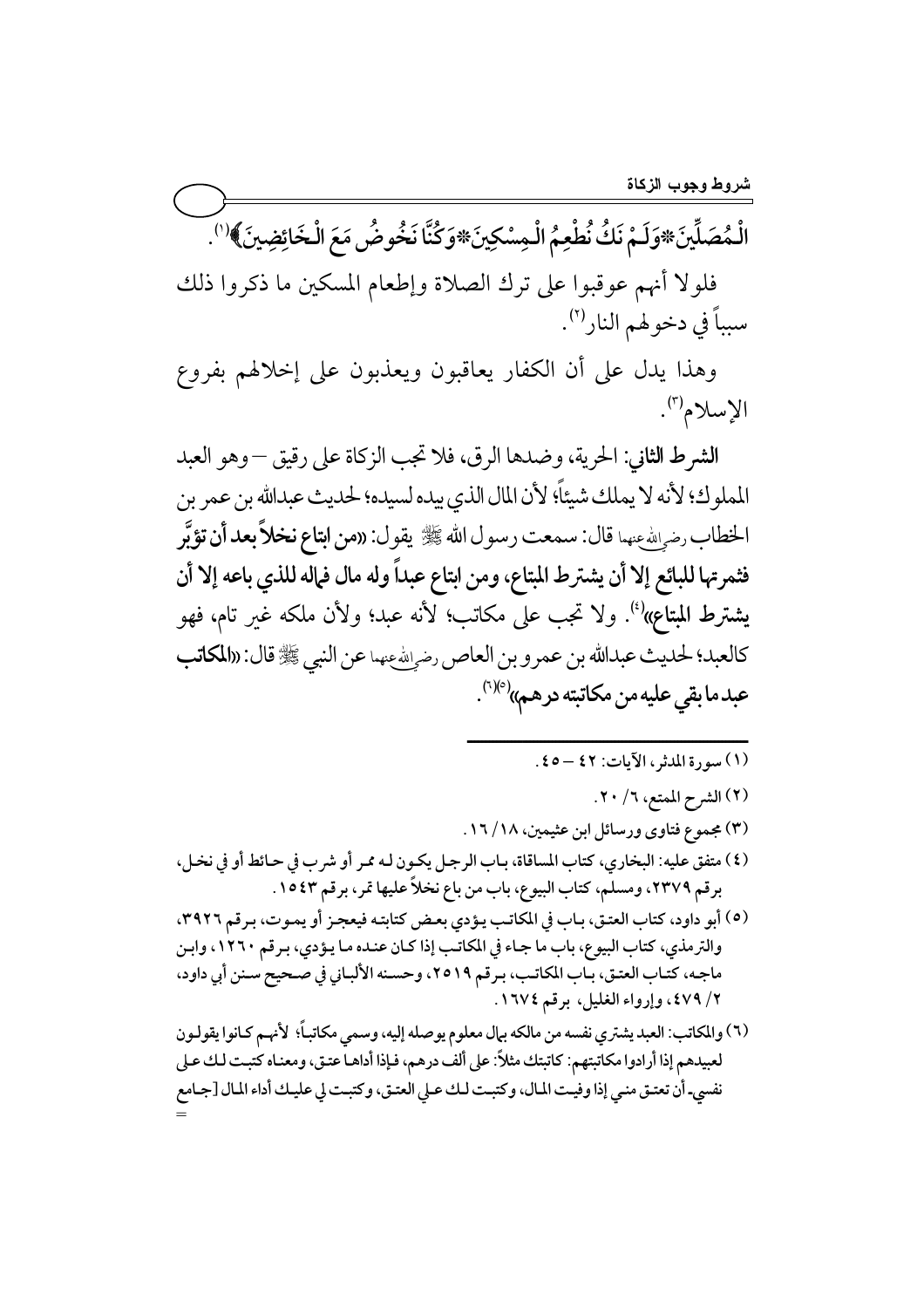﴿الْمُصَلِّينَ * وَلَمْ نَكُ نُطْعِمُ الْمِسْكِينَ * وَكُنَّا نَخُوضُ مَعَ الْخَائِضِينَ﴾[1].

فلولا أنهم عوقبوا على ترك الصلاة وإطعام المسكين ما ذكروا ذلك سبباً في دخولهم النار[2].

وهذا يدل على أن الكفار يعاقبون ويعذبون على إخلالهم بفروع الإسلام[3].

**الشرط الثاني**: الحرية، وضدها الرق، فلا تجب الزكاة على رقيق – وهو العبد المملوك؛ لأنه لا يملك شيئاً؛ لأن المال الذي بيده لسيده؛ لحديث عبدالله بن عمر بن الخطاب رضي الله عنهما قال: سمعت رسول الله ﷺ يقول: **«من ابتاع نخلاً بعد أن تؤبَّر فثمرتها للبائع إلا أن يشترط المبتاع، ومن ابتاع عبداً وله مال فماله للذي باعه إلا أن يشترط المبتاع»**[4]. ولا تجب على مكاتب؛ لأنه عبد؛ ولأن ملكه غير تام، فهو كالعبد؛ لحديث عبدالله بن عمرو بن العاص رضي الله عنهما عن النبي ﷺ قال: **«المكاتب عبد ما بقي عليه من مكاتبته درهم»**[5][6].

---

(١) سورة المدثر، الآيات: ٤٢ – ٤٥.

(٢) الشرح الممتع، ٦/ ٢٠.

(٣) مجموع فتاوى ورسائل ابن عثيمين، ١٨/ ١٦.

(٤) متفق عليه: البخاري، كتاب المساقاة، باب الرجل يكون له ممر أو شرب في حائط أو في نخل، برقم ٢٣٧٩، ومسلم، كتاب البيوع، باب من باع نخلاً عليها تمر، برقم ١٥٤٣.

(٥) أبو داود، كتاب العتق، باب في المكاتب يؤدي بعض كتابته فيعجز أو يموت، برقم ٣٩٢٦، والترمذي، كتاب البيوع، باب ما جاء في المكاتب إذا كان عنده ما يؤدي، برقم ١٢٦٠، وابن ماجه، كتاب العتق، باب المكاتب، برقم ٢٥١٩، وحسنه الألباني في صحيح سنن أبي داود، ٢/ ٤٧٩، وإرواء الغليل، برقم ١٦٧٤.

(٦) والمكاتب: العبد يشتري نفسه من مالكه بمال معلوم يوصله إليه، وسمي مكاتباً؛ لأنهم كانوا يقولون لعبيدهم إذا أرادوا مكاتبتهم: كاتبتك مثلاً: على ألف درهم، فإذا أداها عتق، ومعناه كتبت لك على نفسي أن تعتق مني إذا وفيت المال، وكتبت لك علي العتق، وكتبت لي عليك أداء المال [جامع =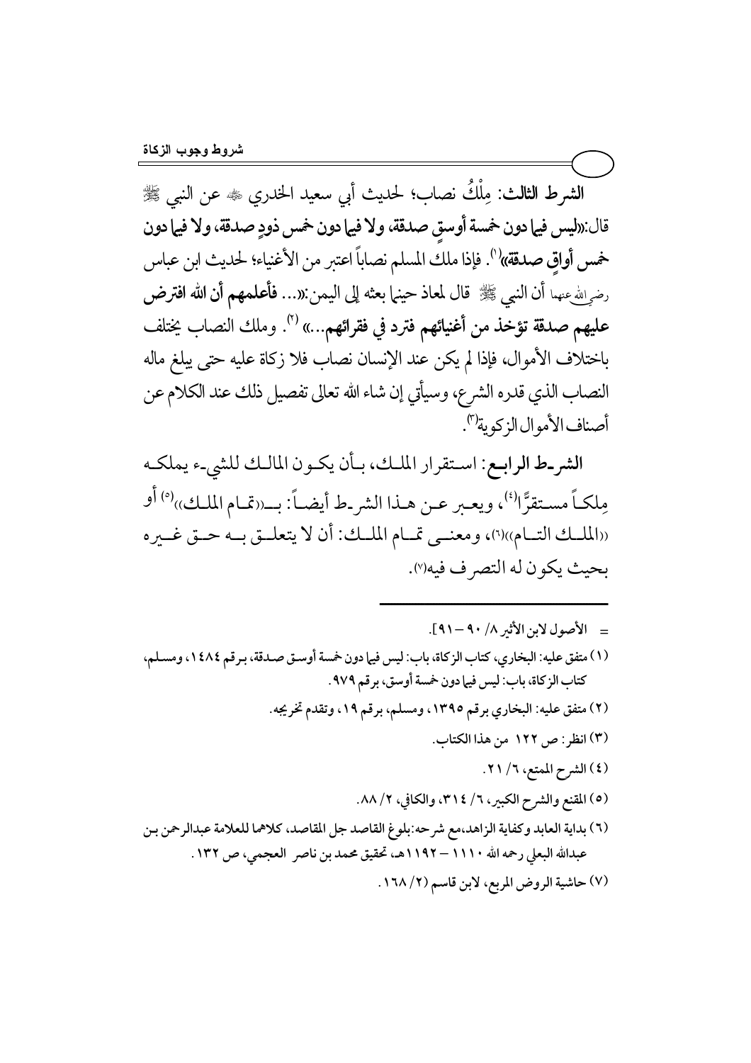**الشرط الثالث:** مِلْكُ نصاب؛ لحديث أبي سعيد الخدري ﷺ عن النبي ﷺ قال:«**ليس فيما دون خمسة أوسقٍ صدقة، ولا فيما دون خمس ذودٍ صدقة، ولا فيما دون خمس أواقٍ صدقة**»[1]. فإذا ملك المسلم نصاباً اعتبر من الأغنياء؛ لحديث ابن عباس رضي الله عنهما أن النبي ﷺ قال لمعاذ حينما بعثه إلى اليمن:«... **فأعلمهم أن الله افترض عليهم صدقة تؤخذ من أغنيائهم فترد في فقرائهم...**» [2]. وملك النصاب يختلف باختلاف الأموال، فإذا لم يكن عند الإنسان نصاب فلا زكاة عليه حتى يبلغ ماله النصاب الذي قدره الشرع، وسيأتي إن شاء الله تعالى تفصيل ذلك عند الكلام عن أصناف الأموال الزكوية[3].

**الشرط الرابع:** استقرار الملك، بأن يكون المالك للشيء يملكه مِلكاً مستقرًّا[4]، ويعبر عن هذا الشرط أيضاً: بـ«تمام الملك»[5] أو «الملك التام»[6]، ومعنى تمام الملك: أن لا يتعلق به حق غيره بحيث يكون له التصرف فيه[7].

---

= الأصول لابن الأثير ٨/ ٩٠ – ٩١].

(١) متفق عليه: البخاري، كتاب الزكاة، باب: ليس فيما دون خمسة أوسق صدقة، برقم ١٤٨٤، ومسلم، كتاب الزكاة، باب: ليس فيما دون خمسة أوسق، برقم ٩٧٩.

(٢) متفق عليه: البخاري برقم ١٣٩٥، ومسلم، برقم ١٩، وتقدم تخريجه.

(٣) انظر: ص ١٢٢ من هذا الكتاب.

(٤) الشرح الممتع، ٦/ ٢١.

(٥) المقنع والشرح الكبير، ٦/ ٣١٤، والكافي، ٢/ ٨٨.

(٦) بداية العابد وكفاية الزاهد،مع شرحه:بلوغ القاصد جل المقاصد، كلاهما للعلامة عبدالرحمن بن عبدالله البعلي رحمه الله ١١١٠ – ١١٩٢هـ، تحقيق محمد بن ناصر العجمي، ص ١٣٢.

(٧) حاشية الروض المربع، لابن قاسم (٢/ ١٦٨).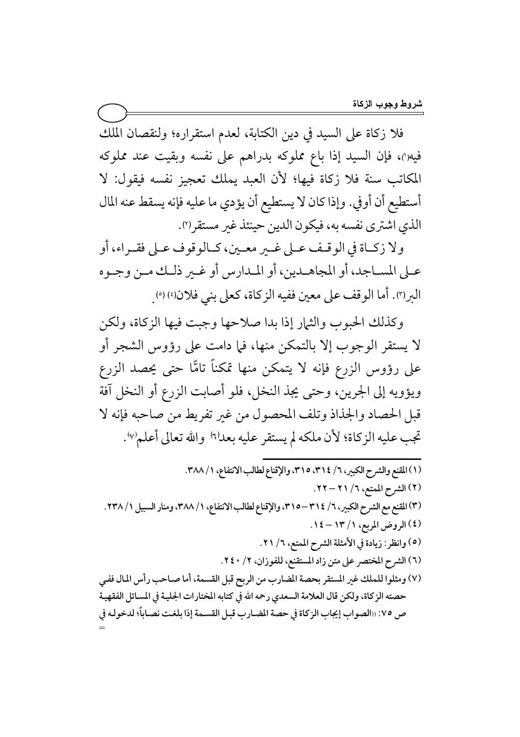فلا زكاة على السيد في دين الكتابة، لعدم استقراره؛ ولنقصان الملك فيه[1]، فإن السيد إذا باع مملوكه بدراهم على نفسه وبقيت عند مملوكه المكاتب سنة فلا زكاة فيها؛ لأن العبد يملك تعجيز نفسه فيقول: لا أستطيع أن أوفي. وإذا كان لا يستطيع أن يؤدي ما عليه فإنه يسقط عنه المال الذي اشترى نفسه به، فيكون الدين حينئذ غير مستقر[2].

ولا زكاة في الوقف على غير معين، كالوقوف على فقراء، أو على المساجد، أو المجاهدين، أو المدارس أو غير ذلك من وجوه البر[3]. أما الوقف على معين ففيه الزكاة، كعلى بني فلان[4] [5].

وكذلك الحبوب والثمار إذا بدا صلاحها وجبت فيها الزكاة، ولكن لا يستقر الوجوب إلا بالتمكن منها، فما دامت على رؤوس الشجر أو على رؤوس الزرع فإنه لا يتمكن منها تمكناً تامًّا حتى يحصد الزرع ويؤويه إلى الجرين، وحتى يجذ النخل، فلو أصابت الزرع أو النخل آفة قبل الحصاد والجذاذ وتلف المحصول من غير تفريط من صاحبه فإنه لا تجب عليه الزكاة؛ لأن ملكه لم يستقر عليه بعد[6] والله تعالى أعلم[7].

---

(١) المقنع والشرح الكبير، ٦/ ٣١٤، ٣١٥، والإقناع لطالب الانتفاع، ١/ ٣٨٨.

(٢) الشرح الممتع، ٦/ ٢١ – ٢٢.

(٣) المقنع مع الشرح الكبير، ٦/ ٣١٤ – ٣١٥، والإقناع لطالب الانتفاع، ١/ ٣٨٨، ومنار السبيل ١/ ٢٣٨.

(٤) الروض المربع، ١/ ١٣ – ١٤.

(٥) وانظر: زيادة في الأمثلة الشرح الممتع، ٦/ ٢١.

(٦) الشرح المختصر على متن زاد المستقنع، للفوزان، ٢/ ٢٤٠.

(٧) ومثلوا للملك غير المستقر بحصة المضارب من الربح قبل القسمة، أما صاحب رأس المال ففي حصته الزكاة، ولكن قال العلامة السعدي رحمه الله في كتابه المختارات الجلية في المسائل الفقهية ص ٧٥: «الصواب إيجاب الزكاة في حصة المضارب قبل القسمة إذا بلغت نصاباً؛ لدخوله في
=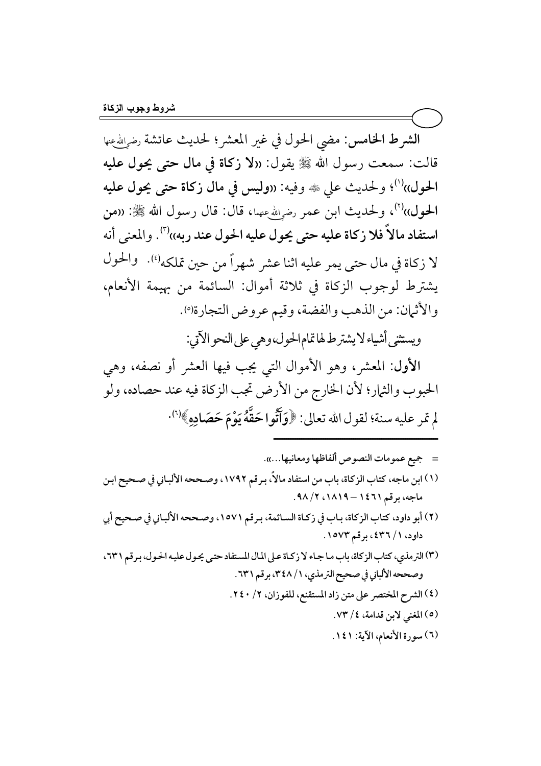**الشرط الخامس**: مضي الحول في غير المعشر؛ لحديث عائشة رضي الله عنها قالت: سمعت رسول الله ﷺ يقول: «**لا زكاة في مال حتى يحول عليه الحول**»[1]؛ ولحديث علي رضي الله عنه وفيه: «**وليس في مال زكاة حتى يحول عليه الحول**»[2]، ولحديث ابن عمر رضي الله عنهما، قال: قال رسول الله ﷺ: «**من استفاد مالاً فلا زكاة عليه حتى يحول عليه الحول عند ربه**»[3]. والمعنى أنه لا زكاة في مال حتى يمر عليه اثنا عشر شهراً من حين تملكه[4]. والحول يشترط لوجوب الزكاة في ثلاثة أموال: السائمة من بهيمة الأنعام، والأثمان: من الذهب والفضة، وقيم عروض التجارة[5].

ويستثنى أشياء لا يشترط لها تمام الحول، وهي على النحو الآتي:

**الأول**: المعشر، وهو الأموال التي يجب فيها العشر أو نصفه، وهي الحبوب والثمار؛ لأن الخارج من الأرض تجب الزكاة فيه عند حصاده، ولو لم تمر عليه سنة؛ لقول الله تعالى: ﴿**وَآتُوا حَقَّهُ يَوْمَ حَصَادِهِ**﴾[6].

---

= جميع عمومات النصوص ألفاظها ومعانيها...».

(١) ابن ماجه، كتاب الزكاة، باب من استفاد مالاً، برقم ١٧٩٢، وصححه الألباني في صحيح ابن ماجه، برقم ١٤٦١ – ١٨١٩، ٢/ ٩٨.

(٢) أبو داود، كتاب الزكاة، باب في زكاة السائمة، برقم ١٥٧١، وصححه الألباني في صحيح أبي داود، ١/ ٤٣٦، برقم ١٥٧٣.

(٣) الترمذي، كتاب الزكاة، باب ما جاء لا زكاة على المال المستفاد حتى يحول عليه الحول، برقم ٦٣١، وصححه الألباني في صحيح الترمذي، ١/ ٣٤٨، برقم ٦٣١.

(٤) الشرح المختصر على متن زاد المستقنع، للفوزان، ٢/ ٢٤٠.

(٥) المغني لابن قدامة، ٤/ ٧٣.

(٦) سورة الأنعام، الآية: ١٤١.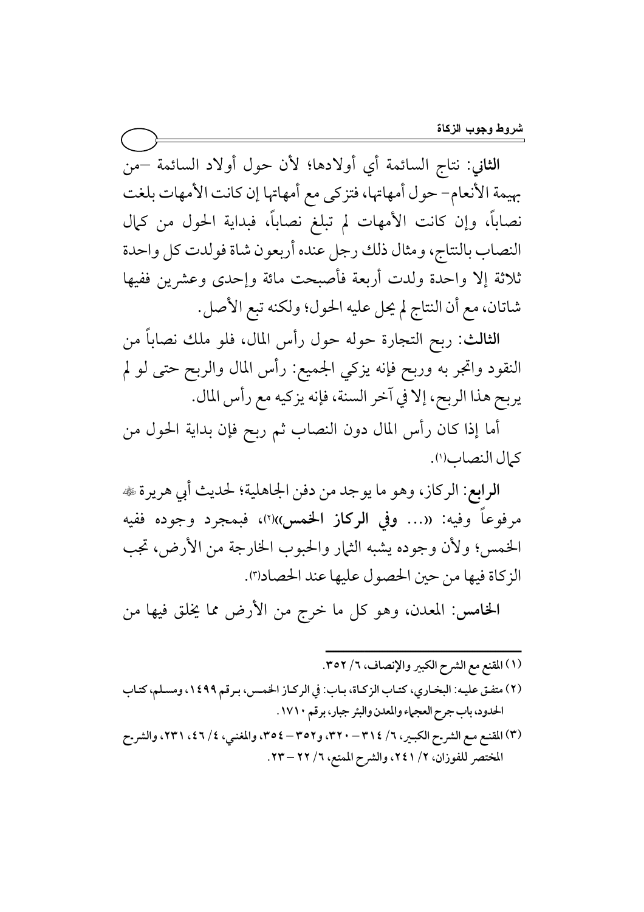**الثاني**: نتاج السائمة أي أولادها؛ لأن حول أولاد السائمة –من بهيمة الأنعام– حول أمهاتها، فتزكى مع أمهاتها إن كانت الأمهات بلغت نصاباً، وإن كانت الأمهات لم تبلغ نصاباً، فبداية الحول من كمال النصاب بالنتاج، ومثال ذلك رجل عنده أربعون شاة فولدت كل واحدة ثلاثة إلا واحدة ولدت أربعة فأصبحت مائة وإحدى وعشرين ففيها شاتان، مع أن النتاج لم يحل عليه الحول؛ ولكنه تبع الأصل.

**الثالث**: ربح التجارة حوله حول رأس المال، فلو ملك نصاباً من النقود واتجر به وربح فإنه يزكي الجميع: رأس المال والربح حتى لو لم يربح هذا الربح، إلا في آخر السنة، فإنه يزكيه مع رأس المال.

أما إذا كان رأس المال دون النصاب ثم ربح فإن بداية الحول من كمال النصاب[1].

**الرابع**: الركاز، وهو ما يوجد من دفن الجاهلية؛ لحديث أبي هريرة ﷺ مرفوعاً وفيه: «... **وفي الركاز الخمس**»[2]، فبمجرد وجوده ففيه الخمس؛ ولأن وجوده يشبه الثمار والحبوب الخارجة من الأرض، تجب الزكاة فيها من حين الحصول عليها عند الحصاد[3].

**الخامس**: المعدن، وهو كل ما خرج من الأرض مما يخلق فيها من

---

(١) المقنع مع الشرح الكبير والإنصاف، ٦/ ٣٥٢.

(٢) متفق عليه: البخاري، كتاب الزكاة، باب: في الركاز الخمس، برقم ١٤٩٩، ومسلم، كتاب الحدود، باب جرح العجماء والمعدن والبئر جبار، برقم ١٧١٠.

(٣) المقنع مع الشرح الكبير، ٦/ ٣١٤ – ٣٢٠، و٣٥٢ – ٣٥٤، والمغني، ٤/ ٤٦، ٢٣١، والشرح المختصر للفوزان، ٢/ ٢٤١، والشرح الممتع، ٦/ ٢٢ – ٢٣.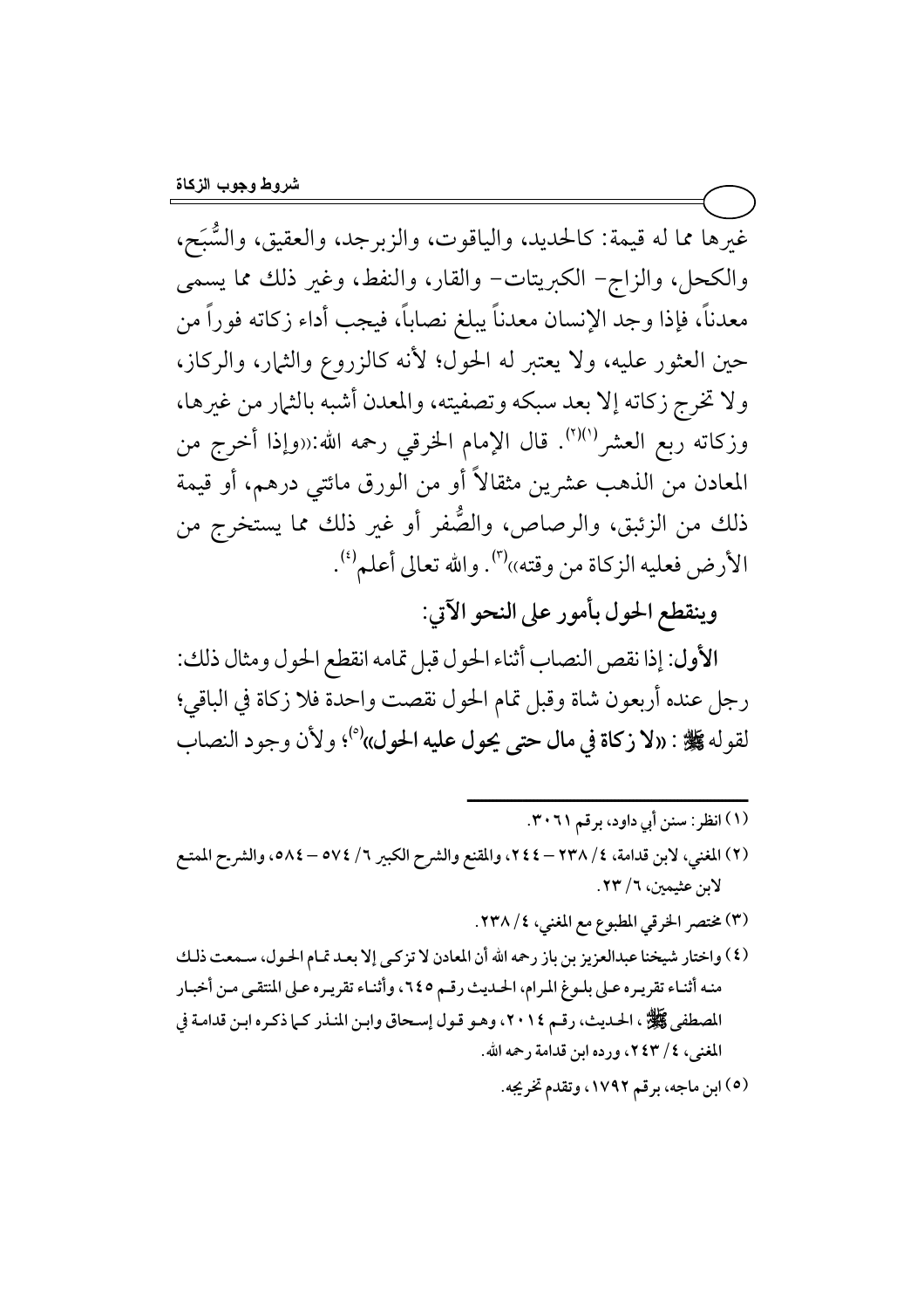غيرها مما له قيمة: كالحديد، والياقوت، والزبرجد، والعقيق، والسُّبَح، والكحل، والزاج- الكبريتات- والقار، والنفط، وغير ذلك مما يسمى معدناً، فإذا وجد الإنسان معدناً يبلغ نصاباً، فيجب أداء زكاته فوراً من حين العثور عليه، ولا يعتبر له الحول؛ لأنه كالزروع والثمار، والركاز، ولا تخرج زكاته إلا بعد سبكه وتصفيته، والمعدن أشبه بالثمار من غيرها، وزكاته ربع العشر[1][2]. قال الإمام الخرقي رحمه الله:«وإذا أخرج من المعادن من الذهب عشرين مثقالاً أو من الورق مائتي درهم، أو قيمة ذلك من الزئبق، والرصاص، والصُّفر أو غير ذلك مما يستخرج من الأرض فعليه الزكاة من وقته»[3]. والله تعالى أعلم[4].

**وينقطع الحول بأمور على النحو الآتي:**

**الأول:** إذا نقص النصاب أثناء الحول قبل تمامه انقطع الحول ومثال ذلك: رجل عنده أربعون شاة وقبل تمام الحول نقصت واحدة فلا زكاة في الباقي؛ لقوله ﷺ: **«لا زكاة في مال حتى يحول عليه الحول»**[5]؛ ولأن وجود النصاب

---

(١) انظر: سنن أبي داود، برقم ٣٠٦١.

(٢) المغني، لابن قدامة، ٤/ ٢٣٨ – ٢٤٤، والمقنع والشرح الكبير ٦/ ٥٧٤ – ٥٨٤، والشرح الممتع لابن عثيمين، ٦/ ٢٣.

(٣) مختصر الخرقي المطبوع مع المغني، ٤/ ٢٣٨.

(٤) واختار شيخنا عبدالعزيز بن باز رحمه الله أن المعادن لا تزكى إلا بعد تمام الحول، سمعت ذلك منه أثناء تقريره على بلوغ المرام، الحديث رقم ٦٤٥، وأثناء تقريره على المنتقى من أخبار المصطفى ﷺ، الحديث، رقم ٢٠١٤، وهو قول إسحاق وابن المنذر كما ذكره ابن قدامة في المغني، ٤/ ٢٤٣، ورده ابن قدامة رحمه الله.

(٥) ابن ماجه، برقم ١٧٩٢، وتقدم تخريجه.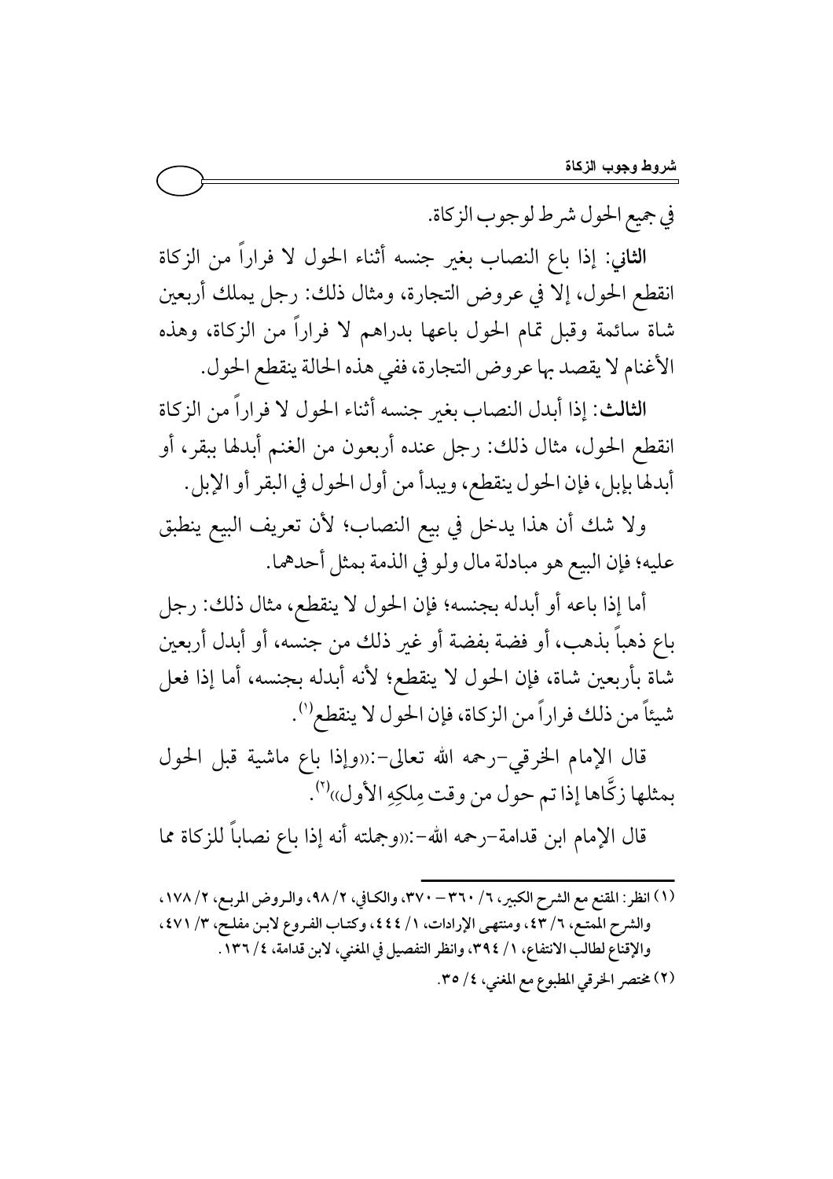في جميع الحول شرط لوجوب الزكاة.

**الثاني**: إذا باع النصاب بغير جنسه أثناء الحول لا فراراً من الزكاة انقطع الحول، إلا في عروض التجارة، ومثال ذلك: رجل يملك أربعين شاة سائمة وقبل تمام الحول باعها بدراهم لا فراراً من الزكاة، وهذه الأغنام لا يقصد بها عروض التجارة، ففي هذه الحالة ينقطع الحول.

**الثالث**: إذا أبدل النصاب بغير جنسه أثناء الحول لا فراراً من الزكاة انقطع الحول، مثال ذلك: رجل عنده أربعون من الغنم أبدلها ببقر، أو أبدلها بإبل، فإن الحول ينقطع، ويبدأ من أول الحول في البقر أو الإبل.

ولا شك أن هذا يدخل في بيع النصاب؛ لأن تعريف البيع ينطبق عليه؛ فإن البيع هو مبادلة مال ولو في الذمة بمثل أحدهما.

أما إذا باعه أو أبدله بجنسه؛ فإن الحول لا ينقطع، مثال ذلك: رجل باع ذهباً بذهب، أو فضة بفضة أو غير ذلك من جنسه، أو أبدل أربعين شاة بأربعين شاة، فإن الحول لا ينقطع؛ لأنه أبدله بجنسه، أما إذا فعل شيئاً من ذلك فراراً من الزكاة، فإن الحول لا ينقطع[1].

قال الإمام الخرقي-رحمه الله تعالى-:«وإذا باع ماشية قبل الحول بمثلها زكَّاها إذا تم حول من وقت مِلكِهِ الأول»[2].

قال الإمام ابن قدامة-رحمه الله-:«وجملته أنه إذا باع نصاباً للزكاة مما

---

(١) انظر: المقنع مع الشرح الكبير، ٦/ ٣٦٠ – ٣٧٠، والكافي، ٢/ ٩٨، والروض المربع، ٢/ ١٧٨، والشرح الممتع، ٦/ ٤٣، ومنتهى الإرادات، ١/ ٤٤٤، وكتاب الفروع لابن مفلح، ٣/ ٤٧١، والإقناع لطالب الانتفاع، ١/ ٣٩٤، وانظر التفصيل في المغني، لابن قدامة، ٤/ ١٣٦.

(٢) مختصر الخرقي المطبوع مع المغني، ٤/ ٣٥.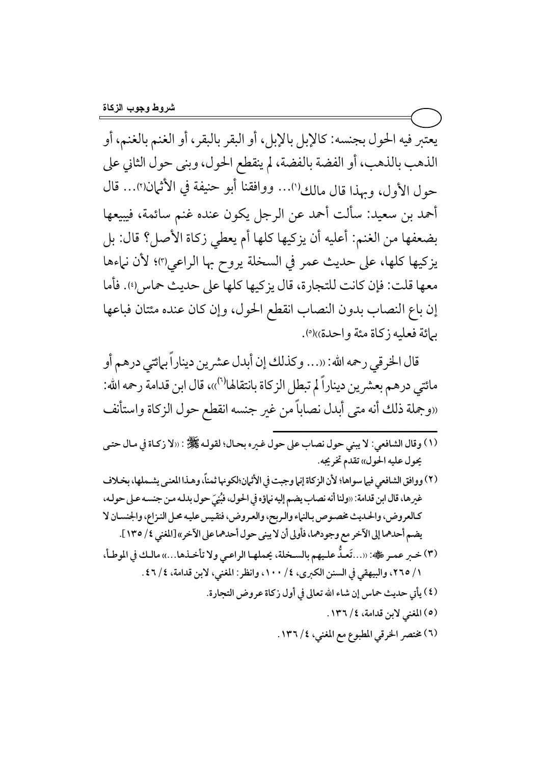يعتبر فيه الحول بجنسه: كالإبل بالإبل، أو البقر بالبقر، أو الغنم بالغنم، أو الذهب بالذهب، أو الفضة بالفضة، لم ينقطع الحول، وبنى حول الثاني على حول الأول، وبهذا قال مالك[1]... ووافقنا أبو حنيفة في الأثمان[2]... قال أحمد بن سعيد: سألت أحمد عن الرجل يكون عنده غنم سائمة، فيبيعها بضعفها من الغنم: أعليه أن يزكيها كلها أم يعطي زكاة الأصل؟ قال: بل يزكيها كلها، على حديث عمر في السخلة يروح بها الراعي[3]؛ لأن نماءها معها قلت: فإن كانت للتجارة، قال يزكيها كلها على حديث حماس[4]. فأما إن باع النصاب بدون النصاب انقطع الحول، وإن كان عنده مئتان فباعها بمائة فعليه زكاة مئة واحدة»[5].

قال الخرقي رحمه الله: «... وكذلك إن أبدل عشرين ديناراً بمائتي درهم أو مائتي درهم بعشرين ديناراً لم تبطل الزكاة بانتقالها[6]»، قال ابن قدامة رحمه الله: «وجملة ذلك أنه متى أبدل نصاباً من غير جنسه انقطع حول الزكاة واستأنف

---

(١) وقال الشافعي: لا يبني حول نصاب على حول نصاب غيره بحال؛ لقوله ﷺ: «لا زكاة في مال حتى يحول عليه الحول» تقدم تخريجه.

(٢) ووافق الشافعي فيما سواها؛ لأن الزكاة إنما وجبت في الأثمان؛لكونها ثمناً، وهذا المعنى يشملها، بخلاف غيرها، قال ابن قدامة: «ولنا أنه نصاب يضم إليه نماؤه في الحول، فبُنِيَ حول بدله من جنسه على حوله، كالعروض، والحديث مخصوص بالنماء والربح، والعروض، فنقيس عليه محل النزاع، والجنسان لا يضم أحدهما إلى الآخر مع وجودهما، فأولى أن لا يبنى حول أحدهما على الآخر» [المغني ٤/ ١٣٥].

(٣) خبر عمر رضي الله عنه: «...تَعدُّ عليهم بالسخلة، يحملها الراعي ولا تأخذها...» مالك في الموطأ، ١/ ٢٦٥، والبيهقي في السنن الكبرى، ٤/ ١٠٠، وانظر: المغني، لابن قدامة، ٤/ ٤٦.

(٤) يأتي حديث حماس إن شاء الله تعالى في أول زكاة عروض التجارة.

(٥) المغني لابن قدامة، ٤/ ١٣٦.

(٦) مختصر الخرقي المطبوع مع المغني، ٤/ ١٣٦.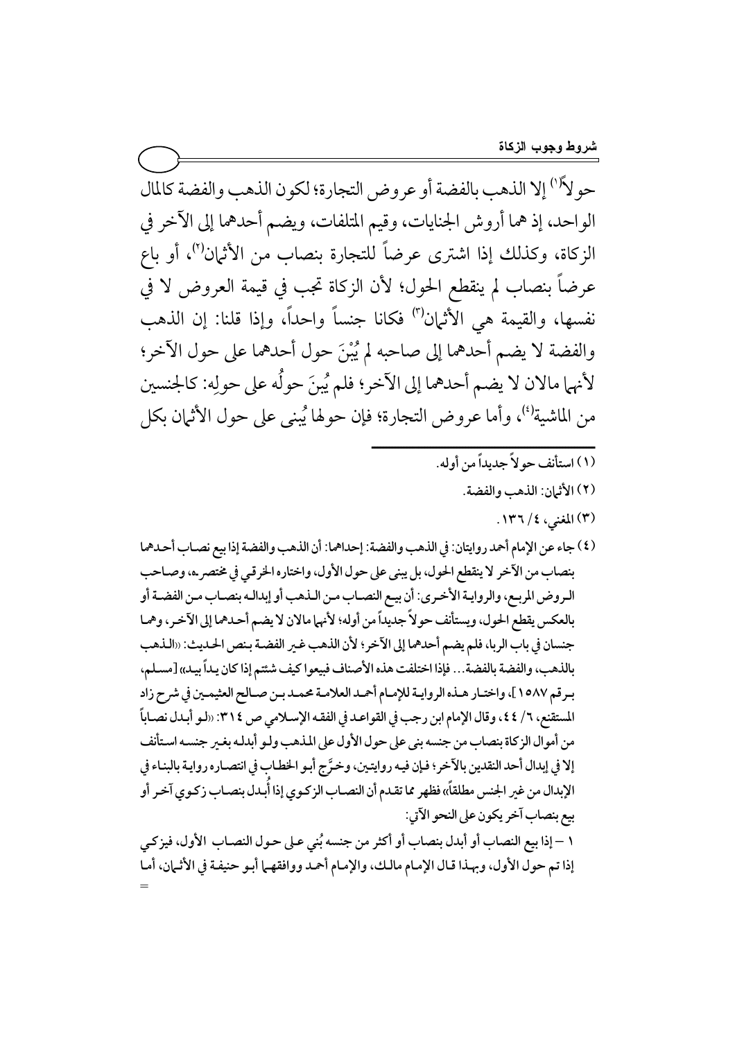حولاً[1] إلا الذهب بالفضة أو عروض التجارة؛ لكون الذهب والفضة كالمال الواحد، إذ هما أروش الجنايات، وقيم المتلفات، ويضم أحدهما إلى الآخر في الزكاة، وكذلك إذا اشترى عرضاً للتجارة بنصاب من الأثمان[2]، أو باع عرضاً بنصاب لم ينقطع الحول؛ لأن الزكاة تجب في قيمة العروض لا في نفسها، والقيمة هي الأثمان[3] فكانا جنساً واحداً، وإذا قلنا: إن الذهب والفضة لا يضم أحدهما إلى صاحبه لم يُبْنَ حول أحدهما على حول الآخر؛ لأنهما مالان لا يضم أحدهما إلى الآخر؛ فلم يُبنَ حولُه على حولِه: كالجنسين من الماشية[4]، وأما عروض التجارة؛ فإن حولها يُبنى على حول الأثمان بكل

---

(١) استأنف حولاً جديداً من أوله.

(٢) الأثمان: الذهب والفضة.

(٣) المغني، ٤/ ١٣٦.

(٤) جاء عن الإمام أحمد روايتان: في الذهب والفضة: إحداهما: أن الذهب والفضة إذا بيع نصاب أحدهما بنصاب من الآخر لا ينقطع الحول، بل يبنى على حول الأول، واختاره الخرقي في مختصره، وصاحب الروض المربع، والرواية الأخرى: أن بيع النصاب من الذهب أو إبداله بنصاب من الفضة أو بالعكس يقطع الحول، ويستأنف حولاً جديداً من أوله؛ لأنهما مالان لا يضم أحدهما إلى الآخر، وهما جنسان في باب الربا، فلم يضم أحدهما إلى الآخر؛ لأن الذهب غير الفضة بنص الحديث: «الذهب بالذهب، والفضة بالفضة... فإذا اختلفت هذه الأصناف فبيعوا كيف شئتم إذا كان يداً بيد» [مسلم، برقم ١٥٨٧]، واختار هذه الرواية للإمام أحمد العلامة محمد بن صالح العثيمين في شرح زاد المستقنع، ٦/ ٤٤، وقال الإمام ابن رجب في القواعد في الفقه الإسلامي ص ٣١٤: «لو أبدل نصاباً من أموال الزكاة بنصاب من جنسه بنى على حول الأول على المذهب ولو أبدله بغير جنسه استأنف إلا في إبدال أحد النقدين بالآخر؛ فإن فيه روايتين، وخرَّج أبو الخطاب في انتصاره رواية بالبناء في الإبدال من غير الجنس مطلقاً» فظهر مما تقدم أن النصاب الزكوي إذا أُبدل بنصاب زكوي آخر أو بيع بنصاب آخر يكون على النحو الآتي:

١ – إذا بيع النصاب أو أبدل بنصاب أو أكثر من جنسه بُني على حول النصاب الأول، فيزكي إذا تم حول الأول، وبهذا قال الإمام مالك، والإمام أحمد ووافقهما أبو حنيفة في الأثمان، أما =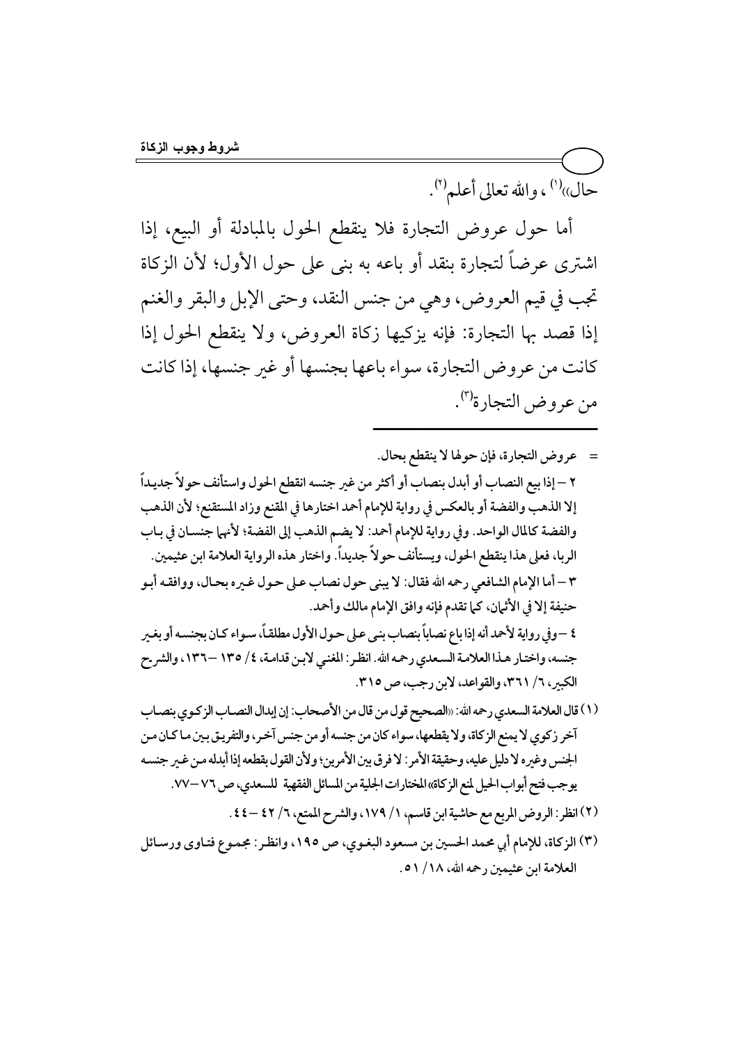حال»[1]، والله تعالى أعلم[2].

أما حول عروض التجارة فلا ينقطع الحول بالمبادلة أو البيع، إذا اشترى عرضاً لتجارة بنقد أو باعه به بنى على حول الأول؛ لأن الزكاة تجب في قيم العروض، وهي من جنس النقد، وحتى الإبل والبقر والغنم إذا قصد بها التجارة: فإنه يزكيها زكاة العروض، ولا ينقطع الحول إذا كانت من عروض التجارة، سواء باعها بجنسها أو غير جنسها، إذا كانت من عروض التجارة[3].

---

= عروض التجارة، فإن حولها لا ينقطع بحال.

٢ – إذا بيع النصاب أو أبدل بنصاب أو أكثر من غير جنسه انقطع الحول واستأنف حولاً جديداً إلا الذهب والفضة أو بالعكس في رواية للإمام أحمد اختارها في المقنع وزاد المستقنع؛ لأن الذهب والفضة كالمال الواحد. وفي رواية للإمام أحمد: لا يضم الذهب إلى الفضة؛ لأنهما جنسان في باب الربا، فعلى هذا ينقطع الحول، ويستأنف حولاً جديداً. واختار هذه الرواية العلامة ابن عثيمين.

٣ – أما الإمام الشافعي رحمه الله فقال: لا يبنى حول نصاب على حول غيره بحال، ووافقه أبو حنيفة إلا في الأثمان، كما تقدم فإنه وافق الإمام مالك وأحمد.

٤ – وفي رواية لأحمد أنه إذا باع نصاباً بنصاب بنى على حول الأول مطلقاً، سواء كان بجنسه أو بغير جنسه، واختار هذا العلامة السعدي رحمه الله. انظر: المغني لابن قدامة، ٤/ ١٣٥ – ١٣٦، والشرح الكبير، ٦/ ٣٦١، والقواعد، لابن رجب، ص ٣١٥.

(١) قال العلامة السعدي رحمه الله: «الصحيح قول من قال من الأصحاب: إن إبدال النصاب الزكوي بنصاب آخر زكوي لا يمنع الزكاة، ولا يقطعها، سواء كان من جنسه أو من جنس آخر، والتفريق بين ما كان من الجنس وغيره لا دليل عليه، وحقيقة الأمر: لا فرق بين الأمرين؛ ولأن القول بقطعه إذا أبدله من غير جنسه يوجب فتح أبواب الحيل لمنع الزكاة» المختارات الجلية من المسائل الفقهية للسعدي، ص ٧٦ – ٧٧.

(٢) انظر: الروض المربع مع حاشية ابن قاسم، ١/ ١٧٩، والشرح الممتع، ٦/ ٤٢ – ٤٤.

(٣) الزكاة، للإمام أبي محمد الحسين بن مسعود البغوي، ص ١٩٥، وانظر: مجموع فتاوى ورسائل العلامة ابن عثيمين رحمه الله، ١٨/ ٥١.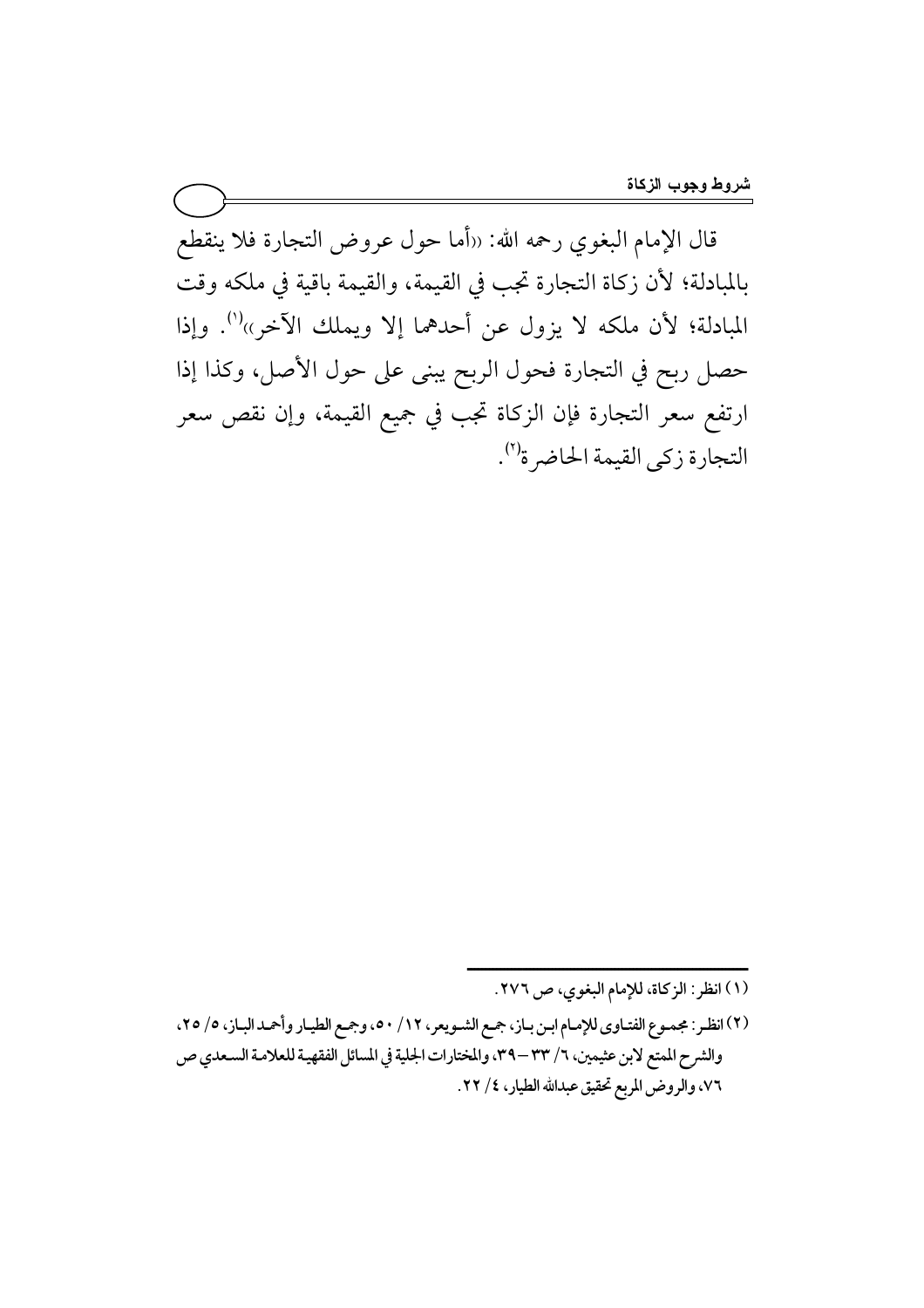قال الإمام البغوي رحمه الله: «أما حول عروض التجارة فلا ينقطع بالمبادلة؛ لأن زكاة التجارة تجب في القيمة، والقيمة باقية في ملكه وقت المبادلة؛ لأن ملكه لا يزول عن أحدهما إلا ويملك الآخر»[1]. وإذا حصل ربح في التجارة فحول الربح يبنى على حول الأصل، وكذا إذا ارتفع سعر التجارة فإن الزكاة تجب في جميع القيمة، وإن نقص سعر التجارة زكى القيمة الحاضرة[2].

---

(١) انظر: الزكاة، للإمام البغوي، ص ٢٧٦.

(٢) انظر: مجموع الفتاوى للإمام ابن باز، جمع الشويعر، ١٢/ ٥٠، وجمع الطيار وأحمد الباز، ٥/ ٢٥، والشرح الممتع لابن عثيمين، ٦/ ٣٣–٣٩، والمختارات الجلية في المسائل الفقهية للعلامة السعدي ص ٧٦، والروض المربع تحقيق عبدالله الطيار، ٤/ ٢٢.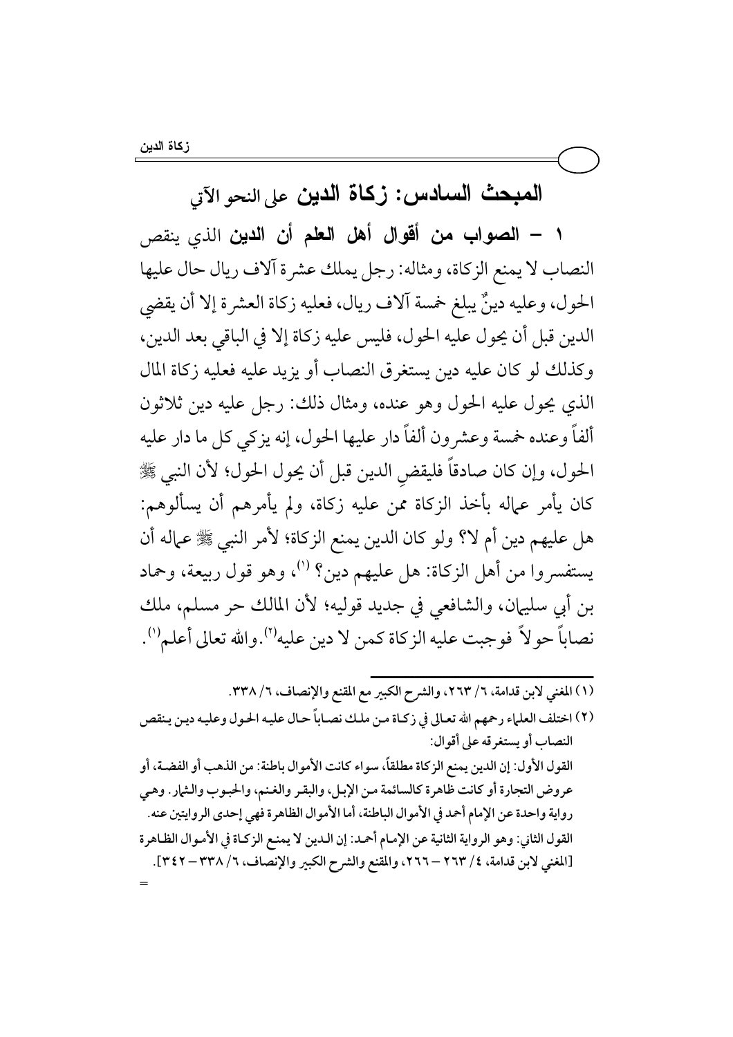## المبحث السادس: زكاة الدين على النحو الآتي

**١ – الصواب من أقوال أهل العلم أن الدين** الذي ينقص النصاب لا يمنع الزكاة، ومثاله: رجل يملك عشرة آلاف ريال حال عليها الحول، وعليه دينٌ يبلغ خمسة آلاف ريال، فعليه زكاة العشرة إلا أن يقضي الدين قبل أن يحول عليه الحول، فليس عليه زكاة إلا في الباقي بعد الدين، وكذلك لو كان عليه دين يستغرق النصاب أو يزيد عليه فعليه زكاة المال الذي يحول عليه الحول وهو عنده، ومثال ذلك: رجل عليه دين ثلاثون ألفاً وعنده خمسة وعشرون ألفاً دار عليها الحول، إنه يزكي كل ما دار عليه الحول، وإن كان صادقاً فليقضِ الدين قبل أن يحول الحول؛ لأن النبي ﷺ كان يأمر عماله بأخذ الزكاة ممن عليه زكاة، ولم يأمرهم أن يسألوهم: هل عليهم دين أم لا؟ ولو كان الدين يمنع الزكاة؛ لأمر النبي ﷺ عماله أن يستفسروا من أهل الزكاة: هل عليهم دين؟ [1]، وهو قول ربيعة، وحماد بن أبي سليمان، والشافعي في جديد قوليه؛ لأن المالك حر مسلم، ملك نصاباً حولاً فوجبت عليه الزكاة كمن لا دين عليه[2]. والله تعالى أعلم[1].

---

(١) المغني لابن قدامة، ٦/ ٢٦٣، والشرح الكبير مع المقنع والإنصاف، ٦/ ٣٣٨.

(٢) اختلف العلماء رحمهم الله تعالى في زكاة من ملك نصاباً حال عليه الحول وعليه دين ينقص النصاب أو يستغرقه على أقوال:

القول الأول: إن الدين يمنع الزكاة مطلقاً، سواء كانت الأموال باطنة: من الذهب أو الفضة، أو عروض التجارة أو كانت ظاهرة كالسائمة من الإبل، والبقر والغنم، والحبوب والثمار. وهي رواية واحدة عن الإمام أحمد في الأموال الباطنة، أما الأموال الظاهرة فهي إحدى الروايتين عنه.

القول الثاني: وهو الرواية الثانية عن الإمام أحمد: إن الدين لا يمنع الزكاة في الأموال الظاهرة [المغني لابن قدامة، ٤/ ٢٦٣ – ٢٦٦، والمقنع والشرح الكبير والإنصاف، ٦/ ٣٣٨ – ٣٤٢].

=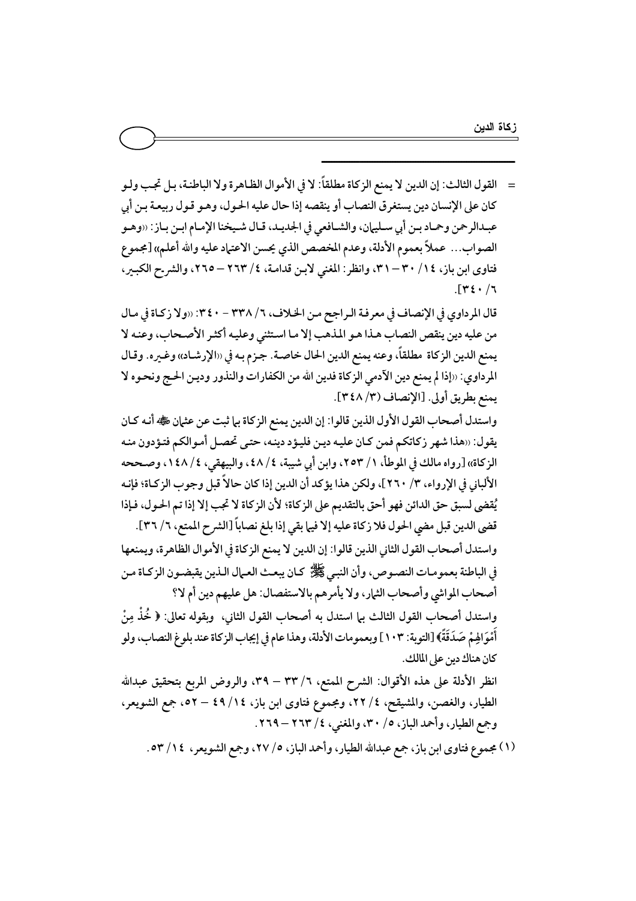= القول الثالث: إن الدين لا يمنع الزكاة مطلقاً: لا في الأموال الظاهرة ولا الباطنة، بل تجب ولو كان على الإنسان دين يستغرق النصاب أو ينقصه إذا حال عليه الحول، وهو قول ربيعة بن أبي عبدالرحمن وحماد بن أبي سليمان، والشافعي في الجديد، قال شيخنا الإمام ابن باز: «وهو الصواب... عملاً بعموم الأدلة، وعدم المخصص الذي يحسن الاعتماد عليه والله أعلم» [مجموع فتاوى ابن باز، ١٤/ ٣٠ – ٣١، وانظر: المغني لابن قدامة، ٤/ ٢٦٣ – ٢٦٥، والشرح الكبير، ٦/ ٣٤٠].

قال المرداوي في الإنصاف في معرفة الراجح من الخلاف، ٦/ ٣٣٨ - ٣٤٠: «ولا زكاة في مال من عليه دين ينقص النصاب هذا هو المذهب إلا ما استثني وعليه أكثر الأصحاب، وعنه لا يمنع الدين الزكاة مطلقاً، وعنه يمنع الدين الحال خاصة. جزم به في «الإرشاد» وغيره. وقال المرداوي: «إذا لم يمنع دين الآدمي الزكاة فدين الله من الكفارات والنذور ودين الحج ونحوه لا يمنع بطريق أولى. [الإنصاف (٣/ ٣٤٨)].

واستدل أصحاب القول الأول الذين قالوا: إن الدين يمنع الزكاة بما ثبت عن عثمان ﷺ أنه كان يقول: «هذا شهر زكاتكم فمن كان عليه دين فليؤد دينه، حتى تحصل أموالكم فتؤدون منه الزكاة» [رواه مالك في الموطأ، ١/ ٢٥٣، وابن أبي شيبة، ٤/ ٤٨، والبيهقي، ٤/ ١٤٨، وصححه الألباني في الإرواء، ٣/ ٢٦٠]، ولكن هذا يؤكد أن الدين إذا كان حالاً قبل وجوب الزكاة؛ فإنه يُقضى لسبق حق الدائن فهو أحق بالتقديم على الزكاة؛ لأن الزكاة لا تجب إلا إذا تم الحول، فإذا قضى الدين قبل مضي الحول فلا زكاة عليه إلا فيما بقي إذا بلغ نصاباً [الشرح الممتع، ٦/ ٣٦].

واستدل أصحاب القول الثاني الذين قالوا: إن الدين لا يمنع الزكاة في الأموال الظاهرة، ويمنعها في الباطنة بعمومات النصوص، وأن النبي ﷺ كان يبعث العمال الذين يقبضون الزكاة من أصحاب المواشي وأصحاب الثمار، ولا يأمرهم بالاستفصال: هل عليهم دين أم لا؟

واستدل أصحاب القول الثالث بما استدل به أصحاب القول الثاني، وبقوله تعالى: ﴿خُذْ مِنْ أَمْوَالِهِمْ صَدَقَةً﴾ [التوبة: ١٠٣] وبعمومات الأدلة، وهذا عام في إيجاب الزكاة عند بلوغ النصاب، ولو كان هناك دين على المالك.

انظر الأدلة على هذه الأقوال: الشرح الممتع، ٦/ ٣٣ – ٣٩، والروض المربع بتحقيق عبدالله الطيار، والغصن، والمشيقح، ٤/ ٢٢، ومجموع فتاوى ابن باز، ١٤/ ٤٩ – ٥٢، جمع الشويعر، وجمع الطيار، وأحمد الباز، ٥/ ٣٠، والمغني، ٤/ ٢٦٣ – ٢٦٩.

(١) مجموع فتاوى ابن باز، جمع عبدالله الطيار، وأحمد الباز، ٥/ ٢٧، وجمع الشويعر، ١٤/ ٥٣.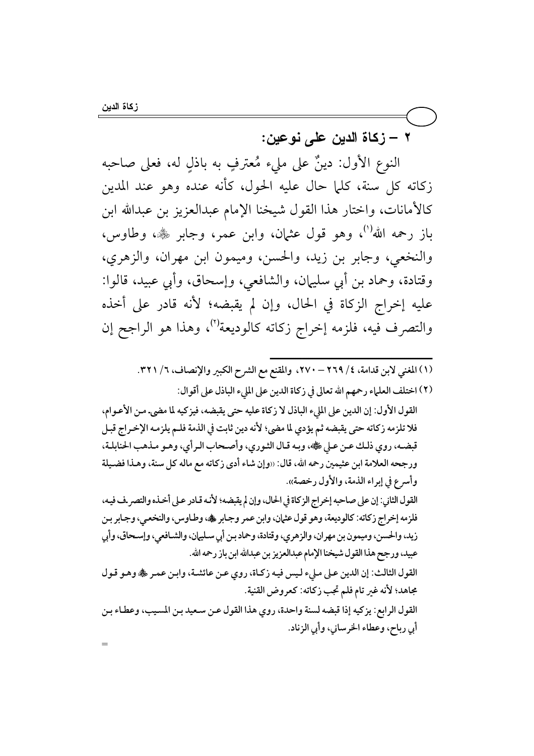## ٢ – زكاة الدين على نوعين:

النوع الأول: دينٌ على مليء مُعترفٍ به باذلٍ له، فعلى صاحبه زكاته كل سنة، كلما حال عليه الحول، كأنه عنده وهو عند المدين كالأمانات، واختار هذا القول شيخنا الإمام عبدالعزيز بن عبدالله ابن باز رحمه الله[1]، وهو قول عثمان، وابن عمر، وجابر ﷺ، وطاوس، والنخعي، وجابر بن زيد، والحسن، وميمون ابن مهران، والزهري، وقتادة، وحماد بن أبي سليمان، والشافعي، وإسحاق، وأبي عبيد، قالوا: عليه إخراج الزكاة في الحال، وإن لم يقبضه؛ لأنه قادر على أخذه والتصرف فيه، فلزمه إخراج زكاته كالوديعة[2]، وهذا هو الراجح إن

---

(١) المغني لابن قدامة، ٤/ ٢٦٩ – ٢٧٠، والمقنع مع الشرح الكبير والإنصاف، ٦/ ٣٢١.

(٢) اختلف العلماء رحمهم الله تعالى في زكاة الدين على المليء الباذل على أقوال:

القول الأول: إن الدين على المليء الباذل لا زكاة عليه حتى يقبضه، فيزكيه لما مضى من الأعوام، فلا تلزمه زكاته حتى يقبضه ثم يؤدي لما مضى؛ لأنه دين ثابت في الذمة فلم يلزمه الإخراج قبل قبضه، روي ذلك عن علي ﷺ، وبه قال الثوري، وأصحاب الرأي، وهو مذهب الحنابلة، ورجحه العلامة ابن عثيمين رحمه الله، قال: «وإن شاء أدى زكاته مع ماله كل سنة، وهذا فضيلة وأسرع في إبراء الذمة، والأول رخصة».

القول الثاني: إن على صاحبه إخراج الزكاة في الحال، وإن لم يقبضه؛ لأنه قادر على أخذه والتصرف فيه، فلزمه إخراج زكاته: كالوديعة، وهو قول عثمان، وابن عمر وجابر ﷺ، وطاوس، والنخعي، وجابر بن زيد، والحسن، وميمون بن مهران، والزهري، وقتادة، وحماد بن أبي سليمان، والشافعي، وإسحاق، وأبي عبيد، ورجح هذا القول شيخنا الإمام عبدالعزيز بن عبدالله ابن باز رحمه الله.

القول الثالث: إن الدين على مليء ليس فيه زكاة، روي عن عائشة، وابن عمر ﷺ وهو قول مجاهد؛ لأنه غير تام فلم تجب زكاته: كعروض القنية.

القول الرابع: يزكيه إذا قبضه لسنة واحدة، روي هذا القول عن سعيد بن المسيب، وعطاء بن أبي رباح، وعطاء الخرساني، وأبي الزناد.

=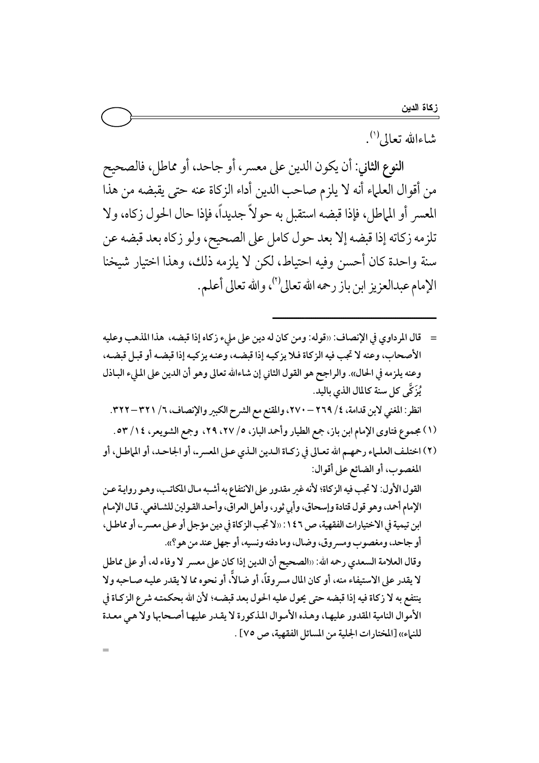شاءالله تعالى[1].

**النوع الثاني**: أن يكون الدين على معسر، أو جاحد، أو مماطل، فالصحيح من أقوال العلماء أنه لا يلزم صاحب الدين أداء الزكاة عنه حتى يقبضه من هذا المعسر أو المماطل، فإذا قبضه استقبل به حولاً جديداً، فإذا حال الحول زكاه، ولا تلزمه زكاته إذا قبضه إلا بعد حول كامل على الصحيح، ولو زكاه بعد قبضه عن سنة واحدة كان أحسن وفيه احتياط، لكن لا يلزمه ذلك، وهذا اختيار شيخنا الإمام عبدالعزيز ابن باز رحمه الله تعالى[2]، والله تعالى أعلم.

---

= قال المرداوي في الإنصاف: «قوله: ومن كان له دين على مليء زكاه إذا قبضه، هذا المذهب وعليه الأصحاب، وعنه لا تجب فيه الزكاة فلا يزكيه إذا قبضه، وعنه يزكيه إذا قبضه أو قبل قبضه، وعنه يلزمه في الحال». والراجح هو القول الثاني إن شاءالله تعالى وهو أن الدين على المليء الباذل يُزَكَّى كل سنة كالمال الذي باليد.

انظر: المغني لابن قدامة، ٤/ ٢٦٩ – ٢٧٠، والمقنع مع الشرح الكبير والإنصاف، ٦/ ٣٢١ – ٣٢٢.

(١) مجموع فتاوى الإمام ابن باز، جمع الطيار وأحمد الباز، ٥/ ٢٧، ٢٩، وجمع الشويعر، ١٤/ ٥٣.

(٢) اختلف العلماء رحمهم الله تعالى في زكاة الدين الذي على المعسر، أو الجاحد، أو المماطل، أو المغصوب، أو الضائع على أقوال:

القول الأول: لا تجب فيه الزكاة؛ لأنه غير مقدور على الانتفاع به أشبه مال المكاتب، وهو رواية عن الإمام أحمد، وهو قول قتادة وإسحاق، وأبي ثور، وأهل العراق، وأحد القولين للشافعي. قال الإمام ابن تيمية في الاختيارات الفقهية، ص ١٤٦: «لا تجب الزكاة في دين مؤجل أو على معسر، أو مماطل، أو جاحد، ومغصوب ومسروق، وضال، وما دفنه ونسيه، أو جهل عند من هو؟».

وقال العلامة السعدي رحمه الله: «الصحيح أن الدين إذا كان على معسر لا وفاء له، أو على مماطل لا يقدر على الاستيفاء منه، أو كان المال مسروقاً، أو ضالاً، أو نحوه مما لا يقدر عليه صاحبه ولا ينتفع به فلا زكاة فيه إذا قبضه حتى يحول عليه الحول بعد قبضه؛ لأن الله بحكمته شرع الزكاة في الأموال النامية المقدور عليها، وهذه الأموال المذكورة لا يقدر عليها أصحابها ولا هي معدة للنماء» [المختارات الجلية من المسائل الفقهية، ص ٧٥] .

=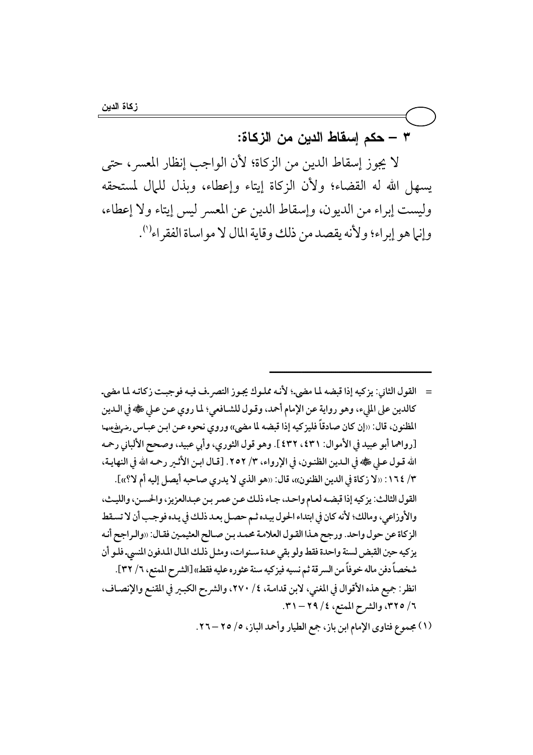## ٣ – حكم إسقاط الدين من الزكاة:

لا يجوز إسقاط الدين من الزكاة؛ لأن الواجب إنظار المعسر، حتى يسهل الله له القضاء؛ ولأن الزكاة إيتاء وإعطاء، وبذل للمال لمستحقه وليست إبراء من الديون، وإسقاط الدين عن المعسر ليس إيتاء ولا إعطاء، وإنما هو إبراء؛ ولأنه يقصد من ذلك وقاية المال لا مواساة الفقراء[1].

---

= القول الثاني: يزكيه إذا قبضه لما مضى؛ لأنه مملوك يجوز التصرف فيه فوجبت زكاته لما مضى. كالدين على المليء، وهو رواية عن الإمام أحمد، وقول للشافعي؛ لما روي عن علي ﷺ في الدين المظنون، قال: «إن كان صادقاً فليزكيه إذا قبضه لما مضى» وروي نحوه عن ابن عباس رضي الله عنهما [رواهما أبو عبيد في الأموال: ٤٣١، ٤٣٢]. وهو قول الثوري، وأبي عبيد، وصحح الألباني رحمه الله قول علي ﷺ في الدين الظنون، في الإرواء، ٣/ ٢٥٢. [قال ابن الأثير رحمه الله في النهاية، ٣/ ١٦٤: «لا زكاة في الدين الظنون»، قال: «هو الذي لا يدري صاحبه أيصل إليه أم لا؟»].

القول الثالث: يزكيه إذا قبضه لعام واحد، جاء ذلك عن عمر بن عبدالعزيز، والحسن، والليث، والأوزاعي، ومالك؛ لأنه كان في ابتداء الحول بيده ثم حصل بعد ذلك في يده فوجب أن لا تسقط الزكاة عن حول واحد. ورجح هذا القول العلامة محمد بن صالح العثيمين فقال: «والراجح أنه يزكيه حين القبض لسنة واحدة فقط ولو بقي عدة سنوات، ومثل ذلك المال المدفون المنسي. فلو أن شخصاً دفن ماله خوفاً من السرقة ثم نسيه فيزكيه سنة عثوره عليه فقط» [الشرح الممتع، ٦/ ٣٢].

انظر: جميع هذه الأقوال في المغني، لابن قدامة، ٤/ ٢٧٠، والشرح الكبير في المقنع والإنصاف، ٦/ ٣٢٥، والشرح الممتع، ٤/ ٢٩ – ٣١.

(١) مجموع فتاوى الإمام ابن باز، جمع الطيار وأحمد الباز، ٥/ ٢٥ – ٢٦.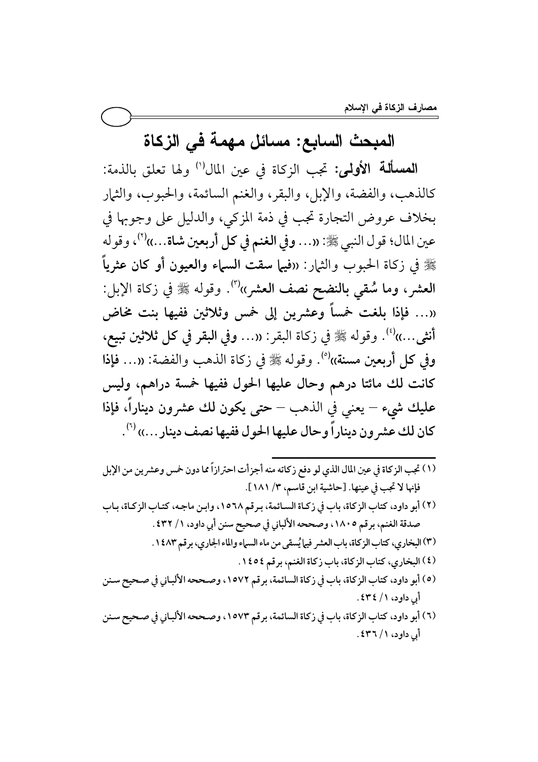## المبحث السابع: مسائل مهمة في الزكاة

**المسألة الأولى:** تجب الزكاة في عين المال[1] ولها تعلق بالذمة: كالذهب، والفضة، والإبل، والبقر، والغنم السائمة، والحبوب، والثمار بخلاف عروض التجارة تجب في ذمة المزكي، والدليل على وجوبها في عين المال؛ قول النبي ﷺ: «... **وفي الغنم في كل أربعين شاة**...»[2]، وقوله ﷺ في زكاة الحبوب والثمار: «**فيما سقت السماء والعيون أو كان عثرياً العشر، وما سُقي بالنضح نصف العشر**»[3]. وقوله ﷺ في زكاة الإبل: «... **فإذا بلغت خمساً وعشرين إلى خمس وثلاثين ففيها بنت مخاض أنثى**...»[4]. وقوله ﷺ في زكاة البقر: «... **وفي البقر في كل ثلاثين تبيع، وفي كل أربعين مسنة**»[5]. وقوله ﷺ في زكاة الذهب والفضة: «... **فإذا كانت لك مائتا درهم وحال عليها الحول ففيها خمسة دراهم، وليس عليك شيء – يعني في الذهب – حتى يكون لك عشرون ديناراً، فإذا كان لك عشرون ديناراً وحال عليها الحول ففيها نصف دينار**...»[6].

---

(١) تجب الزكاة في عين المال الذي لو دفع زكاته منه أجزأت احترازاً مما دون خمس وعشرين من الإبل فإنها لا تجب في عينها. [حاشية ابن قاسم، ٣/ ١٨١].

(٢) أبو داود، كتاب الزكاة، باب في زكاة السائمة، برقم ١٥٦٨، وابن ماجه، كتاب الزكاة، باب صدقة الغنم، برقم ١٨٠٥، وصححه الألباني في صحيح سنن أبي داود، ١/ ٤٣٢.

(٣) البخاري، كتاب الزكاة، باب العشر فيما يُسقى من ماء السماء والماء الجاري، برقم ١٤٨٣.

(٤) البخاري، كتاب الزكاة، باب زكاة الغنم، برقم ١٤٥٤.

(٥) أبو داود، كتاب الزكاة، باب في زكاة السائمة، برقم ١٥٧٢، وصححه الألباني في صحيح سنن أبي داود، ١/ ٤٣٤.

(٦) أبو داود، كتاب الزكاة، باب في زكاة السائمة، برقم ١٥٧٣، وصححه الألباني في صحيح سنن أبي داود، ١/ ٤٣٦.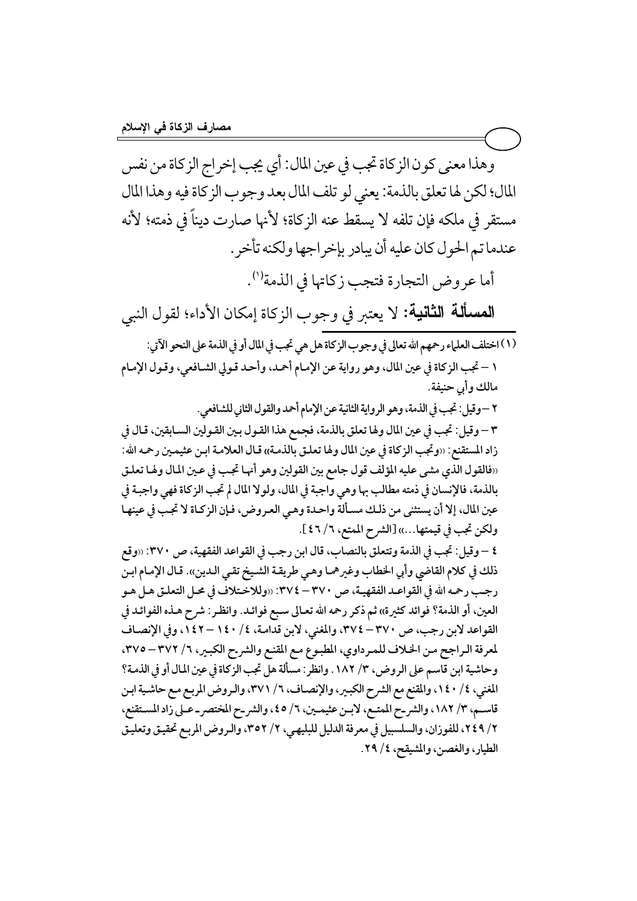وهذا معنى كون الزكاة تجب في عين المال: أي يجب إخراج الزكاة من نفس المال؛ لكن لها تعلق بالذمة: يعني لو تلف المال بعد وجوب الزكاة فيه وهذا المال مستقر في ملكه فإن تلفه لا يسقط عنه الزكاة؛ لأنها صارت ديناً في ذمته؛ لأنه عندما تم الحول كان عليه أن يبادر بإخراجها ولكنه تأخر.

أما عروض التجارة فتجب زكاتها في الذمة[1].

**المسألة الثانية:** لا يعتبر في وجوب الزكاة إمكان الأداء؛ لقول النبي

---

(١) اختلف العلماء رحمهم الله تعالى في وجوب الزكاة هل هي تجب في المال أو في الذمة على النحو الآتي:

١ – تجب الزكاة في عين المال، وهو رواية عن الإمام أحمد، وأحد قولي الشافعي، وقول الإمام مالك وأبي حنيفة.

٢ – وقيل: تجب في الذمة، وهو الرواية الثانية عن الإمام أحمد والقول الثاني للشافعي.

٣ – وقيل: تجب في عين المال ولها تعلق بالذمة، فجمع هذا القول بين القولين السابقين، قال في زاد المستقنع: «وتجب الزكاة في عين المال ولها تعلق بالذمة» قال العلامة ابن عثيمين رحمه الله: «فالقول الذي مشى عليه المؤلف قول جامع بين القولين وهو أنها تجب في عين المال ولها تعلق بالذمة، فالإنسان في ذمته مطالب بها وهي واجبة في المال، ولولا المال لم تجب الزكاة فهي واجبة في عين المال، إلا أن يستثنى من ذلك مسألة واحدة وهي العروض، فإن الزكاة لا تجب في عينها ولكن تجب في قيمتها...» [الشرح الممتع، ٦/ ٤٦].

٤ – وقيل: تجب في الذمة وتتعلق بالنصاب، قال ابن رجب في القواعد الفقهية، ص ٣٧٠: «وقع ذلك في كلام القاضي وأبي الخطاب وغيرهما وهي طريقة الشيخ تقي الدين». قال الإمام ابن رجب رحمه الله في القواعد الفقهية، ص ٣٧٠ – ٣٧٤: «وللاختلاف في محل التعلق هل هو العين، أو الذمة؟ فوائد كثيرة» ثم ذكر رحمه الله تعالى سبع فوائد. وانظر: شرح هذه الفوائد في القواعد لابن رجب، ص ٣٧٠ – ٣٧٤، والمغني، لابن قدامة، ٤/ ١٤٠ – ١٤٢، وفي الإنصاف لمعرفة الراجح من الخلاف للمرداوي، المطبوع مع المقنع والشرح الكبير، ٦/ ٣٧٢ – ٣٧٥، وحاشية ابن قاسم على الروض، ٣/ ١٨٢. وانظر: مسألة هل تجب الزكاة في عين المال أو في الذمة؟ المغني، ٤/ ١٤٠، والمقنع مع الشرح الكبير، والإنصاف، ٦/ ٣٧١، والروض المربع مع حاشية ابن قاسم، ٣/ ١٨٢، والشرح الممتع، لابن عثيمين، ٦/ ٤٥، والشرح المختصر على زاد المستقنع، ٢/ ٢٤٩، للفوزان، والسلسبيل في معرفة الدليل للبليهي، ٢/ ٣٥٢، والروض المربع تحقيق وتعليق الطيار، والغصن، والمشيقح، ٤/ ٢٩.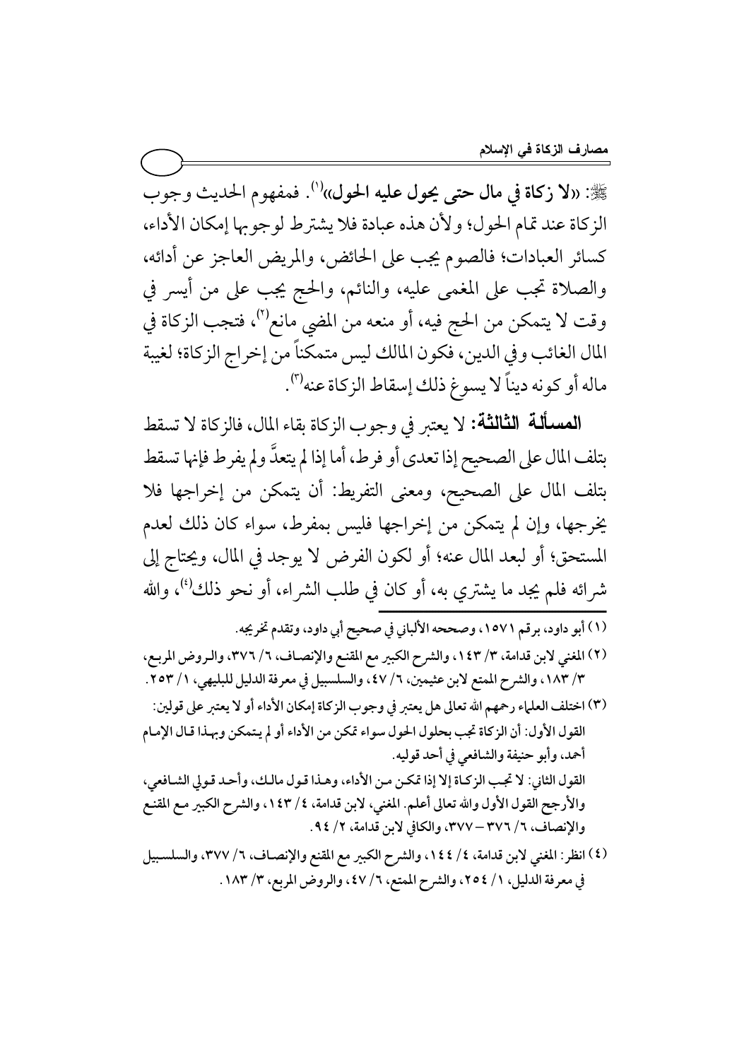ﷺ: «**لا زكاة في مال حتى يحول عليه الحول**»[1]. فمفهوم الحديث وجوب الزكاة عند تمام الحول؛ ولأن هذه عبادة فلا يشترط لوجوبها إمكان الأداء، كسائر العبادات؛ فالصوم يجب على الحائض، والمريض العاجز عن أدائه، والصلاة تجب على المغمى عليه، والنائم، والحج يجب على من أيسر في وقت لا يتمكن من الحج فيه، أو منعه من المضي مانع[2]، فتجب الزكاة في المال الغائب وفي الدين، فكون المالك ليس متمكناً من إخراج الزكاة؛ لغيبة ماله أو كونه ديناً لا يسوغ ذلك إسقاط الزكاة عنه[3].

**المسألة الثالثة:** لا يعتبر في وجوب الزكاة بقاء المال، فالزكاة لا تسقط بتلف المال على الصحيح إذا تعدى أو فرط، أما إذا لم يتعدَّ ولم يفرط فإنها تسقط بتلف المال على الصحيح، ومعنى التفريط: أن يتمكن من إخراجها فلا يخرجها، وإن لم يتمكن من إخراجها فليس بمفرط، سواء كان ذلك لعدم المستحق؛ أو لبعد المال عنه؛ أو لكون الفرض لا يوجد في المال، ويحتاج إلى شرائه فلم يجد ما يشتري به، أو كان في طلب الشراء، أو نحو ذلك[4]، والله

---

(١) أبو داود، برقم ١٥٧١، وصححه الألباني في صحيح أبي داود، وتقدم تخريجه.

(٢) المغني لابن قدامة، ٣/ ١٤٣، والشرح الكبير مع المقنع والإنصاف، ٦/ ٣٧٦، والروض المربع، ٣/ ١٨٣، والشرح الممتع لابن عثيمين، ٦/ ٤٧، والسلسبيل في معرفة الدليل للبليهي، ١/ ٢٥٣.

(٣) اختلف العلماء رحمهم الله تعالى هل يعتبر في وجوب الزكاة إمكان الأداء أو لا يعتبر على قولين:
القول الأول: أن الزكاة تجب بحلول الحول سواء تمكن من الأداء أو لم يتمكن وبهذا قال الإمام أحمد، وأبو حنيفة والشافعي في أحد قوليه.
القول الثاني: لا تجب الزكاة إلا إذا تمكن من الأداء، وهذا قول مالك، وأحد قولي الشافعي، والأرجح القول الأول والله تعالى أعلم. المغني، لابن قدامة، ٤/ ١٤٣، والشرح الكبير مع المقنع والإنصاف، ٦/ ٣٧٦ – ٣٧٧، والكافي لابن قدامة، ٢/ ٩٤.

(٤) انظر: المغني لابن قدامة، ٤/ ١٤٤، والشرح الكبير مع المقنع والإنصاف، ٦/ ٣٧٧، والسلسبيل في معرفة الدليل، ١/ ٢٥٤، والشرح الممتع، ٦/ ٤٧، والروض المربع، ٣/ ١٨٣.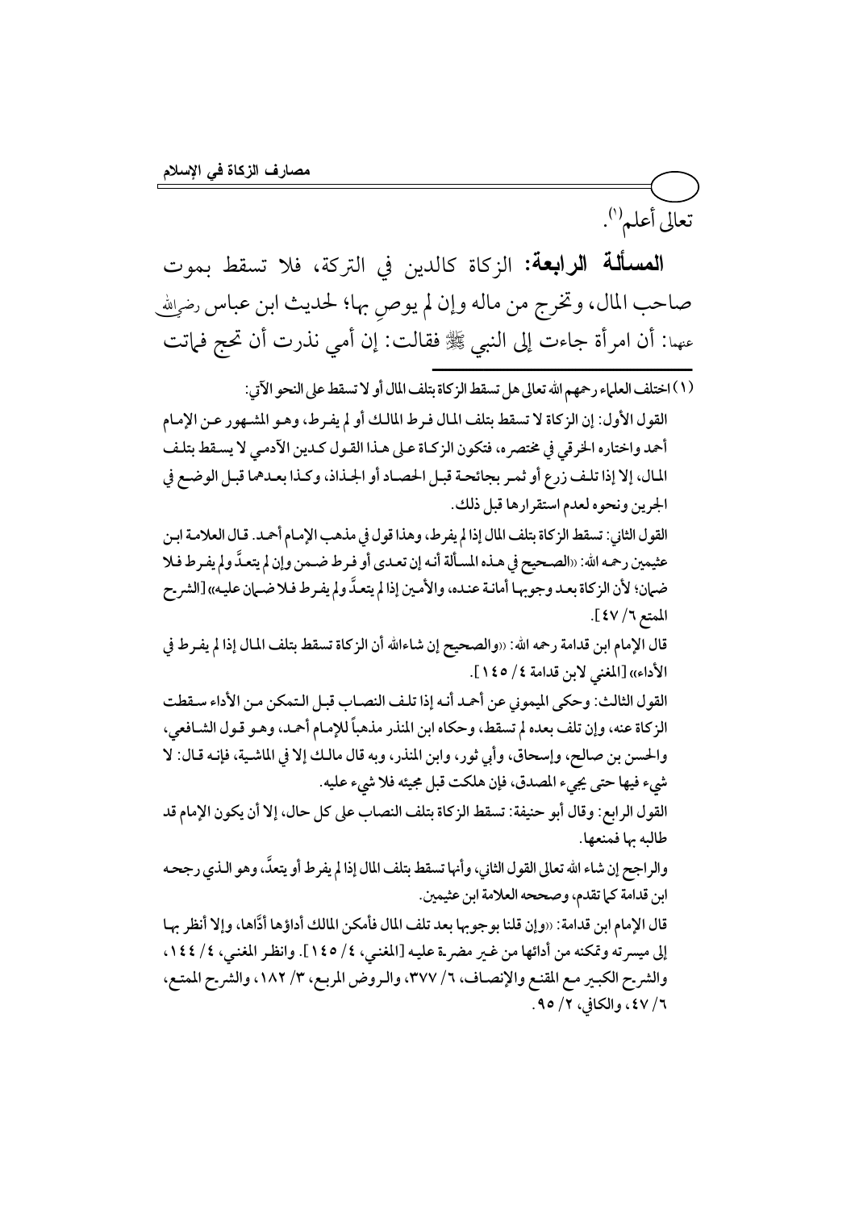تعالى أعلم[1].

**المسألة الرابعة:** الزكاة كالدين في التركة، فلا تسقط بموت صاحب المال، وتخرج من ماله وإن لم يوصِ بها؛ لحديث ابن عباس رضي الله عنهما: أن امرأة جاءت إلى النبي ﷺ فقالت: إن أمي نذرت أن تحج فماتت

---

(١) اختلف العلماء رحمهم الله تعالى هل تسقط الزكاة بتلف المال أو لا تسقط على النحو الآتي:

القول الأول: إن الزكاة لا تسقط بتلف المال فرط المالك أو لم يفرط، وهو المشهور عن الإمام أحمد واختاره الخرقي في مختصره، فتكون الزكاة على هذا القول كدين الآدمي لا يسقط بتلف المال، إلا إذا تلف زرع أو ثمر بجائحة قبل الحصاد أو الجذاذ، وكذا بعدهما قبل الوضع في الجرين ونحوه لعدم استقرارها قبل ذلك.

القول الثاني: تسقط الزكاة بتلف المال إذا لم يفرط، وهذا قول في مذهب الإمام أحمد. قال العلامة ابن عثيمين رحمه الله: «الصحيح في هذه المسألة أنه إن تعدى أو فرط ضمن وإن لم يتعدَّ ولم يفرط فلا ضمان؛ لأن الزكاة بعد وجوبها أمانة عنده، والأمين إذا لم يتعدَّ ولم يفرط فلا ضمان عليه» [الشرح الممتع ٦/ ٤٧].

قال الإمام ابن قدامة رحمه الله: «والصحيح إن شاءالله أن الزكاة تسقط بتلف المال إذا لم يفرط في الأداء» [المغني لابن قدامة ٤/ ١٤٥].

القول الثالث: وحكى الميموني عن أحمد أنه إذا تلف النصاب قبل التمكن من الأداء سقطت الزكاة عنه، وإن تلف بعده لم تسقط، وحكاه ابن المنذر مذهباً للإمام أحمد، وهو قول الشافعي، والحسن بن صالح، وإسحاق، وأبي ثور، وابن المنذر، وبه قال مالك إلا في الماشية، فإنه قال: لا شيء فيها حتى يجيء المصدق، فإن هلكت قبل مجيئه فلا شيء عليه.

القول الرابع: وقال أبو حنيفة: تسقط الزكاة بتلف النصاب على كل حال، إلا أن يكون الإمام قد طالبه بها فمنعها.

والراجح إن شاء الله تعالى القول الثاني، وأنها تسقط بتلف المال إذا لم يفرط أو يتعدَّ، وهو الذي رجحه ابن قدامة كما تقدم، وصححه العلامة ابن عثيمين.

قال الإمام ابن قدامة: «وإن قلنا بوجوبها بعد تلف المال فأمكن المالك أداؤها أدَّاها، وإلا أنظر بها إلى ميسرته وتمكنه من أدائها من غير مضرة عليه [المغني، ٤/ ١٤٥]. وانظر المغني، ٤/ ١٤٤، والشرح الكبير مع المقنع والإنصاف، ٦/ ٣٧٧، والروض المربع، ٣/ ١٨٢، والشرح الممتع، ٦/ ٤٧، والكافي، ٢/ ٩٥.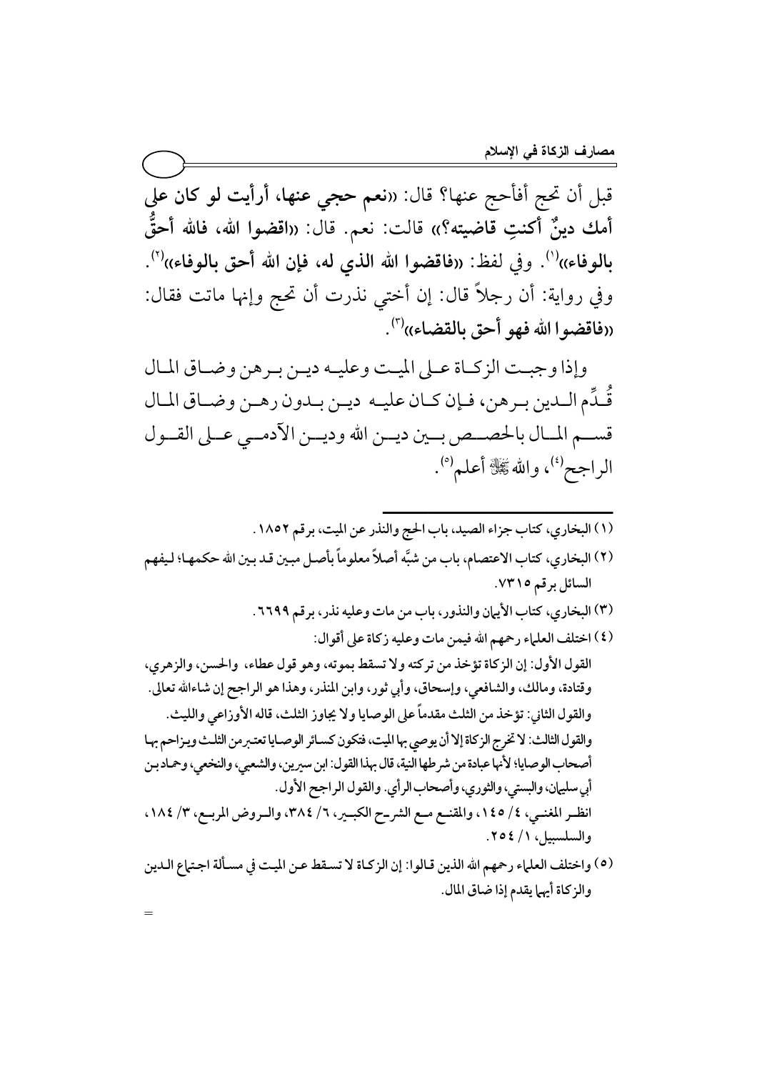قبل أن تحج أفأحج عنها؟ قال: «**نعم حجي عنها، أرأيت لو كان على أمك دينٌ أكنتِ قاضيته؟**» قالت: نعم. قال: «**اقضوا الله، فالله أحقُّ بالوفاء**»[1]. وفي لفظ: «**فاقضوا الله الذي له، فإن الله أحق بالوفاء**»[2]. وفي رواية: أن رجلاً قال: إن أختي نذرت أن تحج وإنها ماتت فقال: «**فاقضوا الله فهو أحق بالقضاء**»[3].

وإذا وجبت الزكاة على الميت وعليه دين برهن وضاق المال قُدِّم الدين برهن، فإن كان عليه دين بدون رهن وضاق المال قسم المال بالحصص بين دين الله ودين الآدمي على القول الراجح[4]، والله ﷻ أعلم[5].

---

(١) البخاري، كتاب جزاء الصيد، باب الحج والنذر عن الميت، برقم ١٨٥٢.

(٢) البخاري، كتاب الاعتصام، باب من شبَّه أصلاً معلوماً بأصل مبين قد بين الله حكمها؛ ليفهم السائل برقم ٧٣١٥.

(٣) البخاري، كتاب الأيمان والنذور، باب من مات وعليه نذر، برقم ٦٦٩٩.

(٤) اختلف العلماء رحمهم الله فيمن مات وعليه زكاة على أقوال:

القول الأول: إن الزكاة تؤخذ من تركته ولا تسقط بموته، وهو قول عطاء، والحسن، والزهري، وقتادة، ومالك، والشافعي، وإسحاق، وأبي ثور، وابن المنذر، وهذا هو الراجح إن شاءالله تعالى.

والقول الثاني: تؤخذ من الثلث مقدماً على الوصايا ولا يجاوز الثلث، قاله الأوزاعي والليث.

والقول الثالث: لا تخرج الزكاة إلا أن يوصي بها الميت، فتكون كسائر الوصايا تعتبر من الثلث ويزاحم بها أصحاب الوصايا؛ لأنها عبادة من شرطها النية، قال بهذا القول: ابن سيرين، والشعبي، والنخعي، وحماد بن أبي سليمان، والبستي، والثوري، وأصحاب الرأي. والقول الراجح الأول.

انظر المغني، ٤/ ١٤٥، والمقنع مع الشرح الكبير، ٦/ ٣٨٤، والروض المربع، ٣/ ١٨٤، والسلسبيل، ١/ ٢٥٤.

(٥) واختلف العلماء رحمهم الله الذين قالوا: إن الزكاة لا تسقط عن الميت في مسألة اجتماع الدين والزكاة أيهما يقدم إذا ضاق المال.

=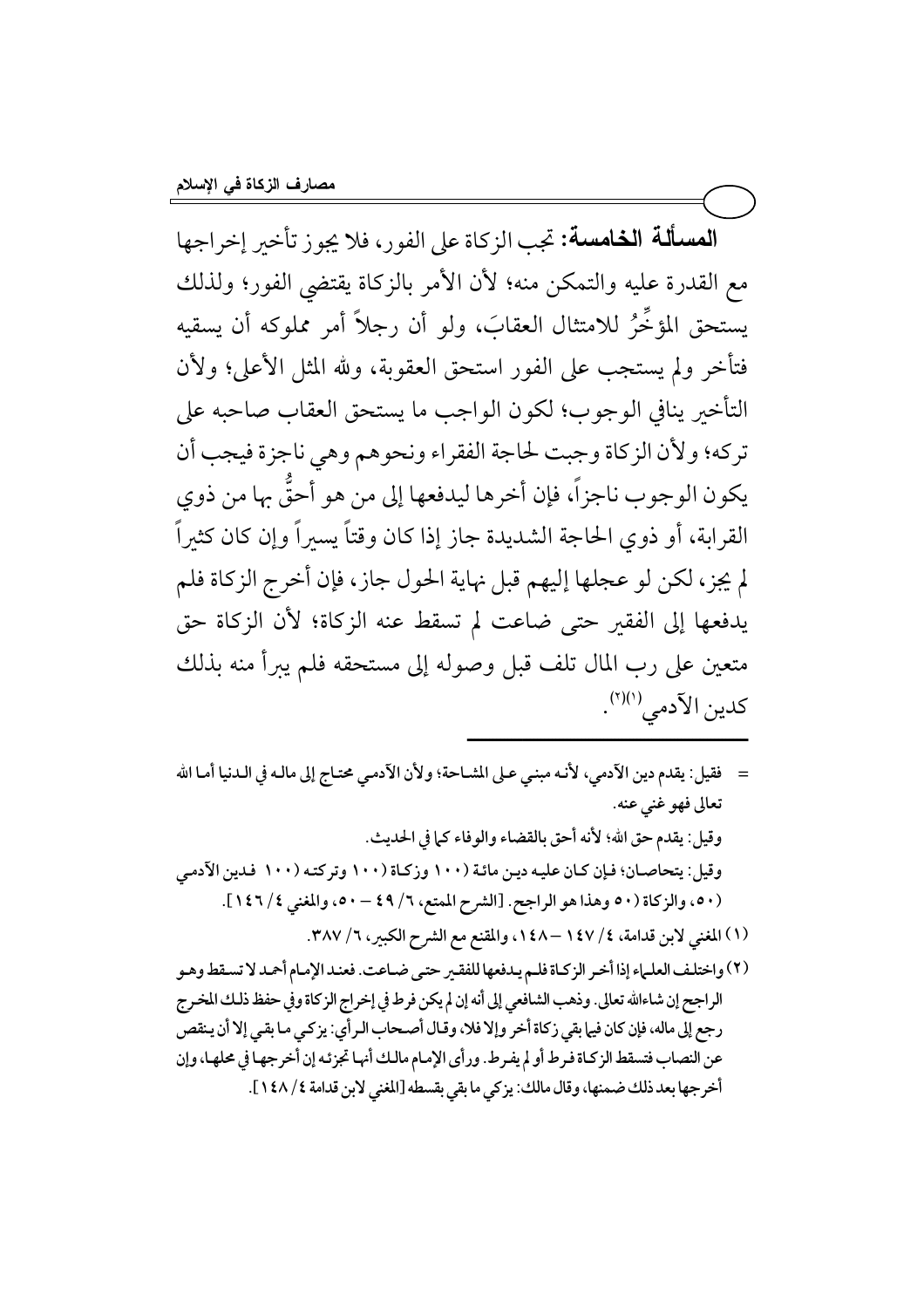**المسألة الخامسة:** تجب الزكاة على الفور، فلا يجوز تأخير إخراجها مع القدرة عليه والتمكن منه؛ لأن الأمر بالزكاة يقتضي الفور؛ ولذلك يستحق المؤَخِّرُ للامتثال العقابَ، ولو أن رجلاً أمر مملوكه أن يسقيه فتأخر ولم يستجب على الفور استحق العقوبة، ولله المثل الأعلى؛ ولأن التأخير ينافي الوجوب؛ لكون الواجب ما يستحق العقاب صاحبه على تركه؛ ولأن الزكاة وجبت لحاجة الفقراء ونحوهم وهي ناجزة فيجب أن يكون الوجوب ناجزاً، فإن أخرها ليدفعها إلى من هو أحقُّ بها من ذوي القرابة، أو ذوي الحاجة الشديدة جاز إذا كان وقتاً يسيراً وإن كان كثيراً لم يجز، لكن لو عجلها إليهم قبل نهاية الحول جاز، فإن أخرج الزكاة فلم يدفعها إلى الفقير حتى ضاعت لم تسقط عنه الزكاة؛ لأن الزكاة حق متعين على رب المال تلف قبل وصوله إلى مستحقه فلم يبرأ منه بذلك كدين الآدمي[1][2].

---

= فقيل: يقدم دين الآدمي، لأنه مبني على المشاحة؛ ولأن الآدمي محتاج إلى ماله في الدنيا أما الله تعالى فهو غني عنه.

وقيل: يقدم حق الله؛ لأنه أحق بالقضاء والوفاء كما في الحديث.

وقيل: يتحاصان؛ فإن كان عليه دين مائة (١٠٠ وزكاة (١٠٠ وتركته (١٠٠ فدين الآدمي (٥٠، والزكاة (٥٠ وهذا هو الراجح. [الشرح الممتع، ٦/ ٤٩ – ٥٠، والمغني ٤/ ١٤٦].

(١) المغني لابن قدامة، ٤/ ١٤٧ – ١٤٨، والمقنع مع الشرح الكبير، ٦/ ٣٨٧.

(٢) واختلف العلماء إذا أخر الزكاة فلم يدفعها للفقير حتى ضاعت. فعند الإمام أحمد لا تسقط وهو الراجح إن شاءالله تعالى. وذهب الشافعي إلى أنه إن لم يكن فرط في إخراج الزكاة وفي حفظ ذلك المخرج رجع إلى ماله، فإن كان فيما بقي زكاة أخر وإلا فلا، وقال أصحاب الرأي: يزكي ما بقي إلا أن ينقص عن النصاب فتسقط الزكاة فرط أو لم يفرط. ورأى الإمام مالك أنها تجزئه إن أخرجها في محلها، وإن أخرجها بعد ذلك ضمنها، وقال مالك: يزكي ما بقي بقسطه [المغني لابن قدامة ٤/ ١٤٨].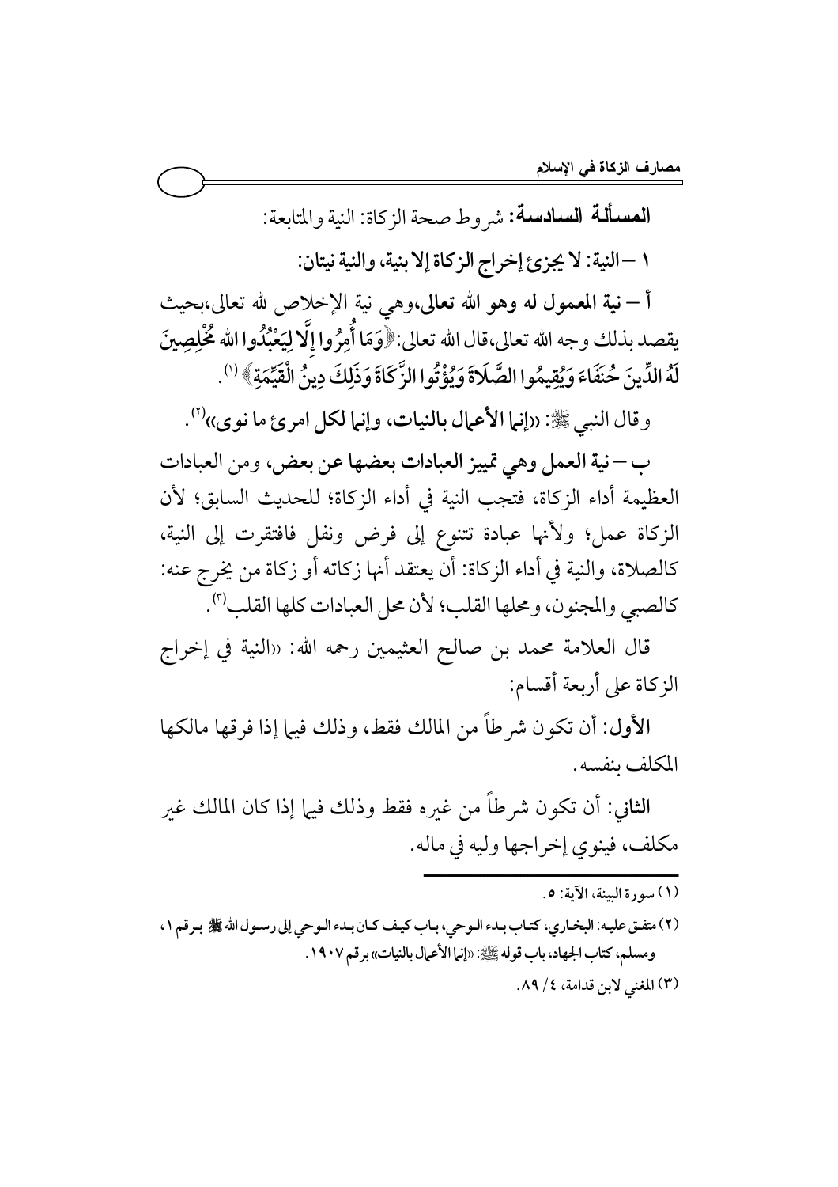**المسألة السادسة:** شروط صحة الزكاة: النية والمتابعة:

**١ – النية: لا يجزئ إخراج الزكاة إلا بنية، والنية نيتان:**

**أ – نية المعمول له وهو الله تعالى**،وهي نية الإخلاص لله تعالى،بحيث يقصد بذلك وجه الله تعالى،قال الله تعالى:﴿**وَمَا أُمِرُوا إِلَّا لِيَعْبُدُوا اللهَ مُخْلِصِينَ لَهُ الدِّينَ حُنَفَاءَ وَيُقِيمُوا الصَّلَاةَ وَيُؤْتُوا الزَّكَاةَ وَذَلِكَ دِينُ الْقَيِّمَةِ**﴾ [١].

وقال النبي ﷺ: «**إنما الأعمال بالنيات، وإنما لكل امرئ ما نوى**»[٢].

**ب – نية العمل وهي تمييز العبادات بعضها عن بعض**، ومن العبادات العظيمة أداء الزكاة، فتجب النية في أداء الزكاة؛ للحديث السابق؛ لأن الزكاة عمل؛ ولأنها عبادة تتنوع إلى فرض ونفل فافتقرت إلى النية، كالصلاة، والنية في أداء الزكاة: أن يعتقد أنها زكاته أو زكاة من يخرج عنه: كالصبي والمجنون، ومحلها القلب؛ لأن محل العبادات كلها القلب[٣].

قال العلامة محمد بن صالح العثيمين رحمه الله: «النية في إخراج الزكاة على أربعة أقسام:

**الأول**: أن تكون شرطاً من المالك فقط، وذلك فيما إذا فرقها مالكها المكلف بنفسه.

**الثاني**: أن تكون شرطاً من غيره فقط وذلك فيما إذا كان المالك غير مكلف، فينوي إخراجها وليه في ماله.

---

(١) سورة البينة، الآية: ٥.

(٢) متفق عليه: البخاري، كتاب بدء الوحي، باب كيف كان بدء الوحي إلى رسول الله ﷺ برقم ١، ومسلم، كتاب الجهاد، باب قوله ﷺ: «إنما الأعمال بالنيات» برقم ١٩٠٧.

(٣) المغني لابن قدامة، ٤/ ٨٩.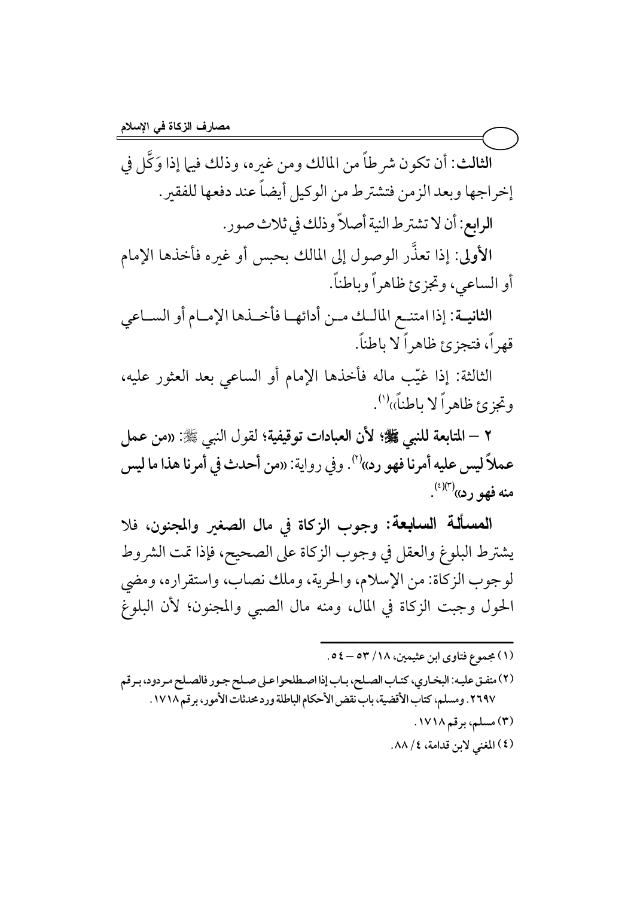**الثالث**: أن تكون شرطاً من المالك ومن غيره، وذلك فيما إذا وَكَّل في إخراجها وبعد الزمن فتشترط من الوكيل أيضاً عند دفعها للفقير.

**الرابع**: أن لا تشترط النية أصلاً وذلك في ثلاث صور.

**الأولى**: إذا تعذَّر الوصول إلى المالك بحبس أو غيره فأخذها الإمام أو الساعي، وتجزئ ظاهراً وباطناً.

**الثانية**: إذا امتنع المالك من أدائها فأخذها الإمام أو الساعي قهراً، فتجزئ ظاهراً لا باطناً.

الثالثة: إذا غيّب ماله فأخذها الإمام أو الساعي بعد العثور عليه، وتجزئ ظاهراً لا باطناً»[1].

**٢ – المتابعة للنبي ﷺ؛ لأن العبادات توقيفية؛** لقول النبي ﷺ: **«من عمل عملاً ليس عليه أمرنا فهو رد»**[2]. وفي رواية: **«من أحدث في أمرنا هذا ما ليس منه فهو رد»**[3][4].

**المسألة السابعة: وجوب الزكاة في مال الصغير والمجنون،** فلا يشترط البلوغ والعقل في وجوب الزكاة على الصحيح، فإذا تمت الشروط لوجوب الزكاة: من الإسلام، والحرية، وملك نصاب، واستقراره، ومضي الحول وجبت الزكاة في المال، ومنه مال الصبي والمجنون؛ لأن البلوغ

---

(١) مجموع فتاوى ابن عثيمين، ١٨/ ٥٣ – ٥٤.

(٢) متفق عليه: البخاري، كتاب الصلح، باب إذا اصطلحوا على صلح جور فالصلح مردود، برقم ٢٦٩٧. ومسلم، كتاب الأقضية، باب نقض الأحكام الباطلة ورد محدثات الأمور، برقم ١٧١٨.

(٣) مسلم، برقم ١٧١٨.

(٤) المغني لابن قدامة، ٤/ ٨٨.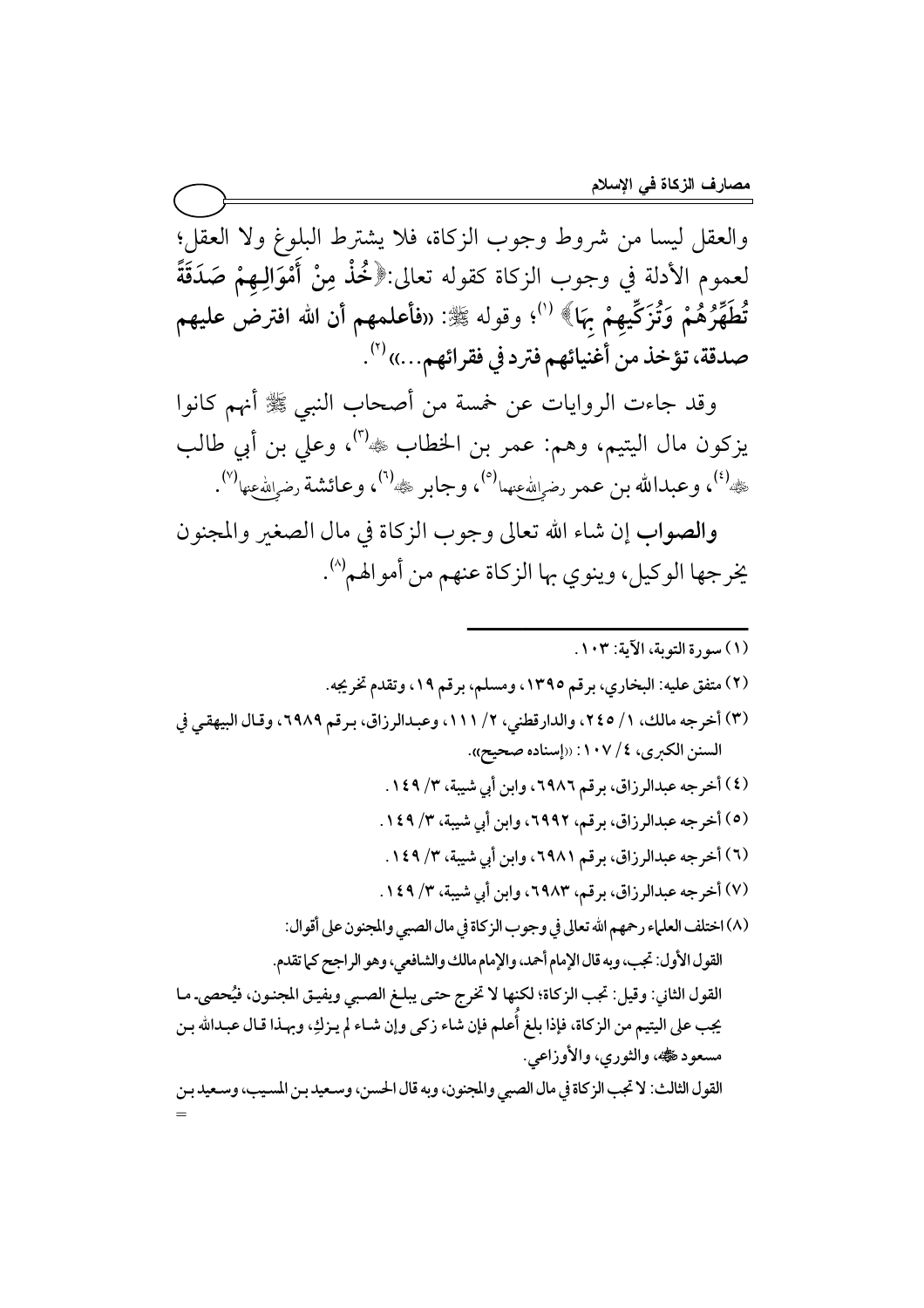والعقل ليسا من شروط وجوب الزكاة، فلا يشترط البلوغ ولا العقل؛ لعموم الأدلة في وجوب الزكاة كقوله تعالى:﴿**خُذْ مِنْ أَمْوَالِهِمْ صَدَقَةً تُطَهِّرُهُمْ وَتُزَكِّيهِمْ بِهَا**﴾ [1]؛ وقوله ﷺ: «**فأعلمهم أن الله افترض عليهم صدقة، تؤخذ من أغنيائهم فترد في فقرائهم...**» [2].

وقد جاءت الروايات عن خمسة من أصحاب النبي ﷺ أنهم كانوا يزكون مال اليتيم، وهم: عمر بن الخطاب ﷺ [3]، وعلي بن أبي طالب ﷺ [4]، وعبدالله بن عمر رضي الله عنهما [5]، وجابر ﷺ [6]، وعائشة رضي الله عنها [7].

**والصواب** إن شاء الله تعالى وجوب الزكاة في مال الصغير والمجنون يخرجها الوكيل، وينوي بها الزكاة عنهم من أموالهم [8].

---

(١) سورة التوبة، الآية: ١٠٣.

(٢) متفق عليه: البخاري، برقم ١٣٩٥، ومسلم، برقم ١٩، وتقدم تخريجه.

(٣) أخرجه مالك، ١/ ٢٤٥، والدارقطني، ٢/ ١١١، وعبدالرزاق، برقم ٦٩٨٩، وقال البيهقي في السنن الكبرى، ٤/ ١٠٧: «إسناده صحيح».

(٤) أخرجه عبدالرزاق، برقم ٦٩٨٦، وابن أبي شيبة، ٣/ ١٤٩.

(٥) أخرجه عبدالرزاق، برقم، ٦٩٩٢، وابن أبي شيبة، ٣/ ١٤٩.

(٦) أخرجه عبدالرزاق، برقم ٦٩٨١، وابن أبي شيبة، ٣/ ١٤٩.

(٧) أخرجه عبدالرزاق، برقم، ٦٩٨٣، وابن أبي شيبة، ٣/ ١٤٩.

(٨) اختلف العلماء رحمهم الله تعالى في وجوب الزكاة في مال الصبي والمجنون على أقوال:

القول الأول: تجب، وبه قال الإمام أحمد، والإمام مالك والشافعي، وهو الراجح كما تقدم.

القول الثاني: وقيل: تجب الزكاة؛ لكنها لا تخرج حتى يبلغ الصبي ويفيق المجنون، فيُحصى ما يجب على اليتيم من الزكاة، فإذا بلغ أُعلم فإن شاء زكى وإن شاء لم يزكِ، وبهذا قال عبدالله بن مسعود ﷺ، والثوري، والأوزاعي.

القول الثالث: لا تجب الزكاة في مال الصبي والمجنون، وبه قال الحسن، وسعيد بن المسيب، وسعيد بن =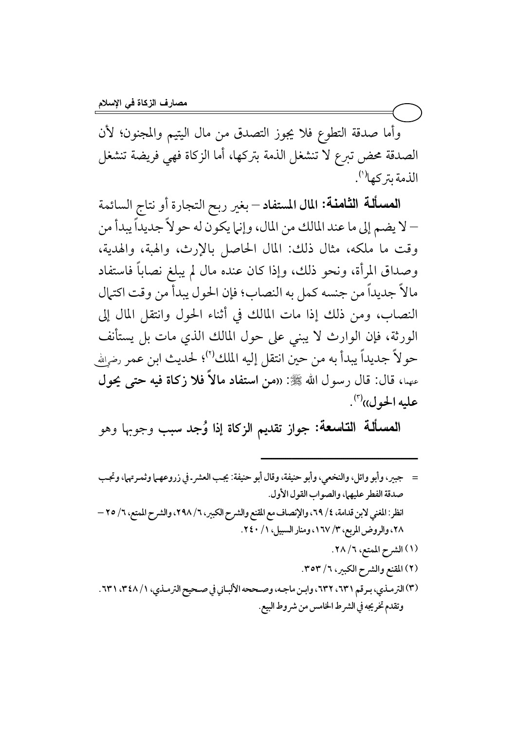وأما صدقة التطوع فلا يجوز التصدق من مال اليتيم والمجنون؛ لأن الصدقة محض تبرع لا تنشغل الذمة بتركها، أما الزكاة فهي فريضة تنشغل الذمة بتركها[1].

**المسألة الثامنة: المال المستفاد** – بغير ربح التجارة أو نتاج السائمة – لا يضم إلى ما عند المالك من المال، وإنما يكون له حولاً جديداً يبدأ من وقت ما ملكه، مثال ذلك: المال الحاصل بالإرث، والهبة، والهدية، وصداق المرأة، ونحو ذلك، وإذا كان عنده مال لم يبلغ نصاباً فاستفاد مالاً جديداً من جنسه كمل به النصاب؛ فإن الحول يبدأ من وقت اكتمال النصاب، ومن ذلك إذا مات المالك في أثناء الحول وانتقل المال إلى الورثة، فإن الوارث لا يبني على حول المالك الذي مات بل يستأنف حولاً جديداً يبدأ به من حين انتقل إليه الملك[2]؛ لحديث ابن عمر رضي الله عنهما، قال: قال رسول الله ﷺ: **((من استفاد مالاً فلا زكاة فيه حتى يحول عليه الحول))**[3].

**المسألة التاسعة: جواز تقديم الزكاة إذا وُجد سبب وجوبها** وهو

---

= جبير، وأبو وائل، والنخعي، وأبو حنيفة، وقال أبو حنيفة: يجب العشر في زروعهما وثمرتهما، وتجب صدقة الفطر عليهما، والصواب القول الأول.

انظر: المغني لابن قدامة، ٤/ ٦٩، والإنصاف مع المقنع والشرح الكبير، ٦/ ٢٩٨، والشرح الممتع، ٦/ ٢٥ – ٢٨، والروض المربع، ٣/ ١٦٧، ومنار السبيل، ١/ ٢٤٠.

(١) الشرح الممتع، ٦/ ٢٨.

(٢) المقنع والشرح الكبير، ٦/ ٣٥٣.

(٣) الترمذي، برقم ٦٣١، ٦٣٢، وابن ماجه، وصححه الألباني في صحيح الترمذي، ١/ ٣٤٨، ٦٣١. وتقدم تخريجه في الشرط الخامس من شروط البيع.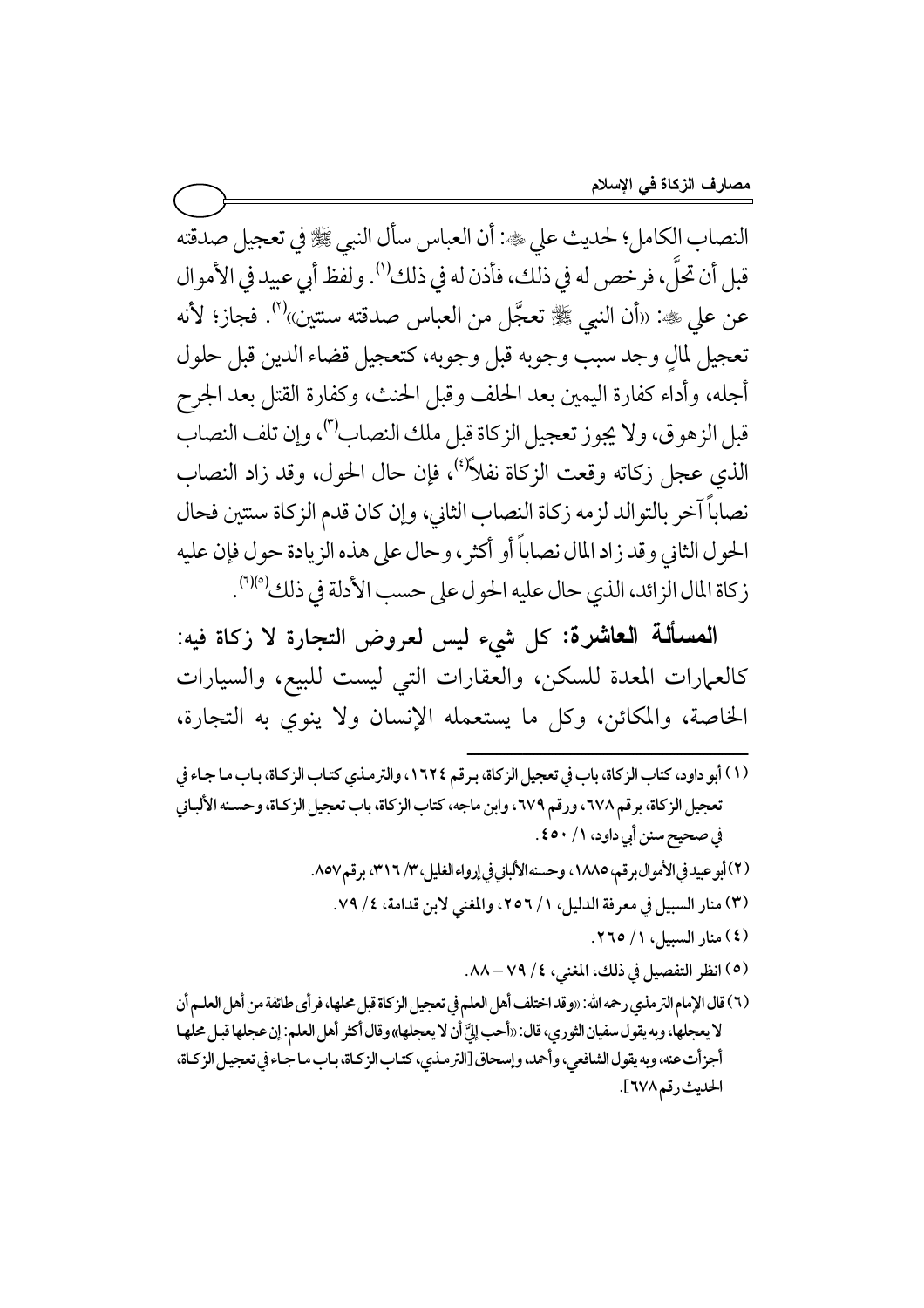النصاب الكامل؛ لحديث علي ﷺ: أن العباس سأل النبي ﷺ في تعجيل صدقته قبل أن تحلَّ، فرخص له في ذلك، فأذن له في ذلك[1]. ولفظ أبي عبيد في الأموال عن علي ﷺ: «أن النبي ﷺ تعجَّل من العباس صدقته سنتين»[2]. فجاز؛ لأنه تعجيل لمالٍ وجد سبب وجوبه قبل وجوبه، كتعجيل قضاء الدين قبل حلول أجله، وأداء كفارة اليمين بعد الحلف وقبل الحنث، وكفارة القتل بعد الجرح قبل الزهوق، ولا يجوز تعجيل الزكاة قبل ملك النصاب[3]، وإن تلف النصاب الذي عجل زكاته وقعت الزكاة نفلاً[4]، فإن حال الحول، وقد زاد النصاب نصاباً آخر بالتوالد لزمه زكاة النصاب الثاني، وإن كان قدم الزكاة سنتين فحال الحول الثاني وقد زاد المال نصاباً أو أكثر، وحال على هذه الزيادة حول فإن عليه زكاة المال الزائد، الذي حال عليه الحول على حسب الأدلة في ذلك[5][6].

**المسألة العاشرة: كل شيء ليس لعروض التجارة لا زكاة فيه:** كالعمارات المعدة للسكن، والعقارات التي ليست للبيع، والسيارات الخاصة، والمكائن، وكل ما يستعمله الإنسان ولا ينوي به التجارة،

---

(١) أبو داود، كتاب الزكاة، باب في تعجيل الزكاة، برقم ١٦٢٤، والترمذي كتاب الزكاة، باب ما جاء في تعجيل الزكاة، برقم ٦٧٨، ورقم ٦٧٩، وابن ماجه، كتاب الزكاة، باب تعجيل الزكاة، وحسنه الألباني في صحيح سنن أبي داود، ١/ ٤٥٠.

(٢) أبو عبيد في الأموال برقم، ١٨٨٥، وحسنه الألباني في إرواء الغليل، ٣/ ٣١٦، برقم ٨٥٧.

(٣) منار السبيل في معرفة الدليل، ١/ ٢٥٦، والمغني لابن قدامة، ٤/ ٧٩.

(٤) منار السبيل، ١/ ٢٦٥.

(٥) انظر التفصيل في ذلك، المغني، ٤/ ٧٩ – ٨٨.

(٦) قال الإمام الترمذي رحمه الله: «وقد اختلف أهل العلم في تعجيل الزكاة قبل محلها، فرأى طائفة من أهل العلم أن لا يعجلها، وبه يقول سفيان الثوري، قال: «أحب إليَّ أن لا يعجلها» وقال أكثر أهل العلم: إن عجلها قبل محلها أجزأت عنه، وبه يقول الشافعي، وأحمد، وإسحاق [الترمذي، كتاب الزكاة، باب ما جاء في تعجيل الزكاة، الحديث رقم ٦٧٨].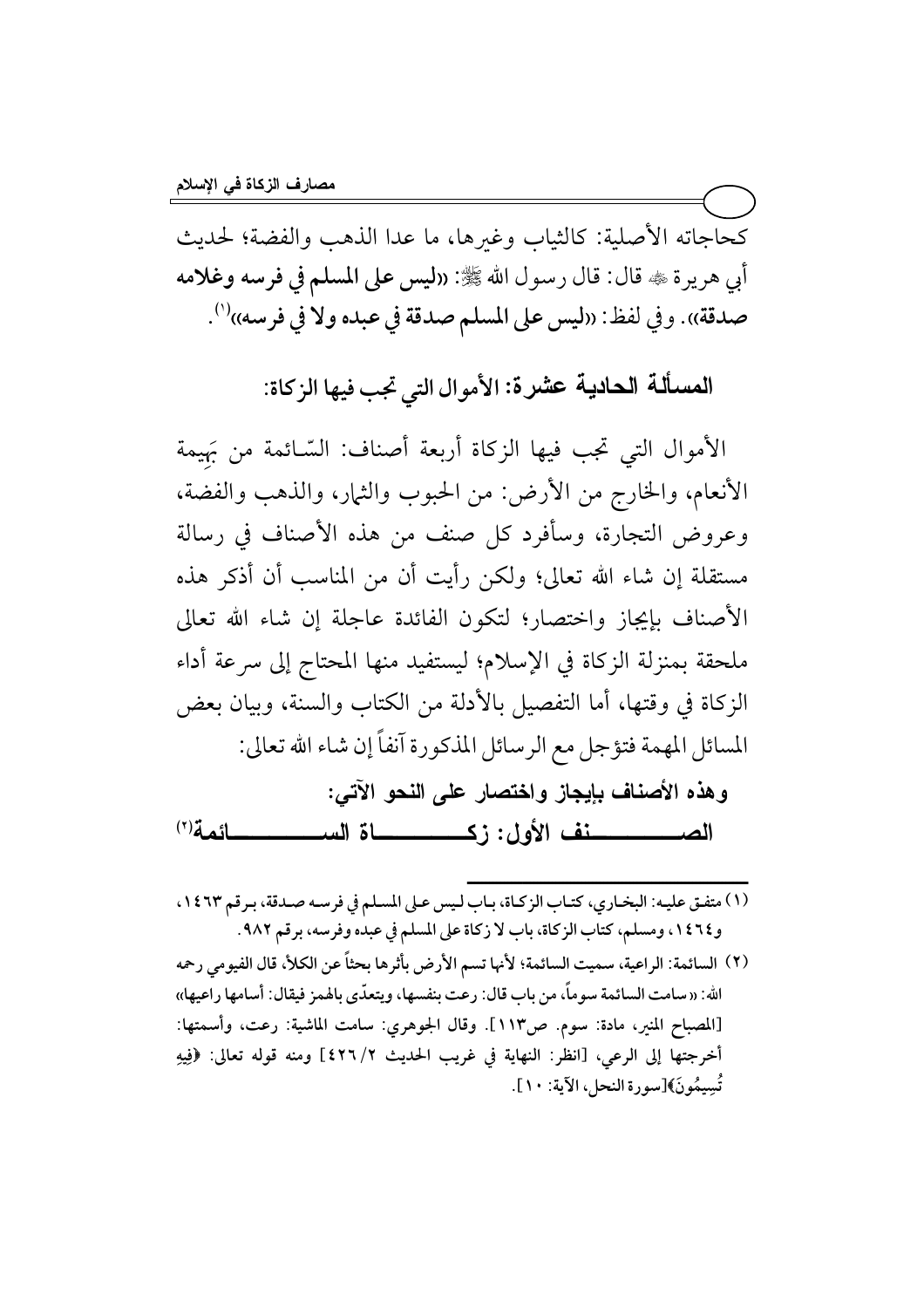كحاجاته الأصلية: كالثياب وغيرها، ما عدا الذهب والفضة؛ لحديث أبي هريرة ﷺ قال: قال رسول الله ﷺ: «**ليس على المسلم في فرسه وغلامه صدقة**». وفي لفظ: «**ليس على المسلم صدقة في عبده ولا في فرسه**»[1].

## المسألة الحادية عشرة: الأموال التي تجب فيها الزكاة:

الأموال التي تجب فيها الزكاة أربعة أصناف: السّائمة من بَهِيمة الأنعام، والخارج من الأرض: من الحبوب والثمار، والذهب والفضة، وعروض التجارة، وسأفرد كل صنف من هذه الأصناف في رسالة مستقلة إن شاء الله تعالى؛ ولكن رأيت أن من المناسب أن أذكر هذه الأصناف بإيجاز واختصار؛ لتكون الفائدة عاجلة إن شاء الله تعالى ملحقة بمنزلة الزكاة في الإسلام؛ ليستفيد منها المحتاج إلى سرعة أداء الزكاة في وقتها، أما التفصيل بالأدلة من الكتاب والسنة، وبيان بعض المسائل المهمة فتؤجل مع الرسائل المذكورة آنفاً إن شاء الله تعالى:

**وهذه الأصناف بإيجاز واختصار على النحو الآتي:**

### الصنف الأول: زكاة السائمة[2]

---

(١) متفق عليه: البخاري، كتاب الزكاة، باب ليس على المسلم في فرسه صدقة، برقم ١٤٦٣، و١٤٦٤، ومسلم، كتاب الزكاة، باب لا زكاة على المسلم في عبده وفرسه، برقم ٩٨٢.

(٢) السائمة: الراعية، سميت السائمة؛ لأنها تسم الأرض بأثرها بحثاً عن الكلأ، قال الفيومي رحمه الله: «سامت السائمة سوماً، من باب قال: رعت بنفسها، ويتعدّى بالهمز فيقال: أسامها راعيها» [المصباح المنير، مادة: سوم. ص١١٣]. وقال الجوهري: سامت الماشية: رعت، وأسمتها: أخرجتها إلى الرعي، [انظر: النهاية في غريب الحديث ٢/ ٤٢٦] ومنه قوله تعالى: ﴿فِيهِ تُسِيمُونَ﴾[سورة النحل، الآية: ١٠].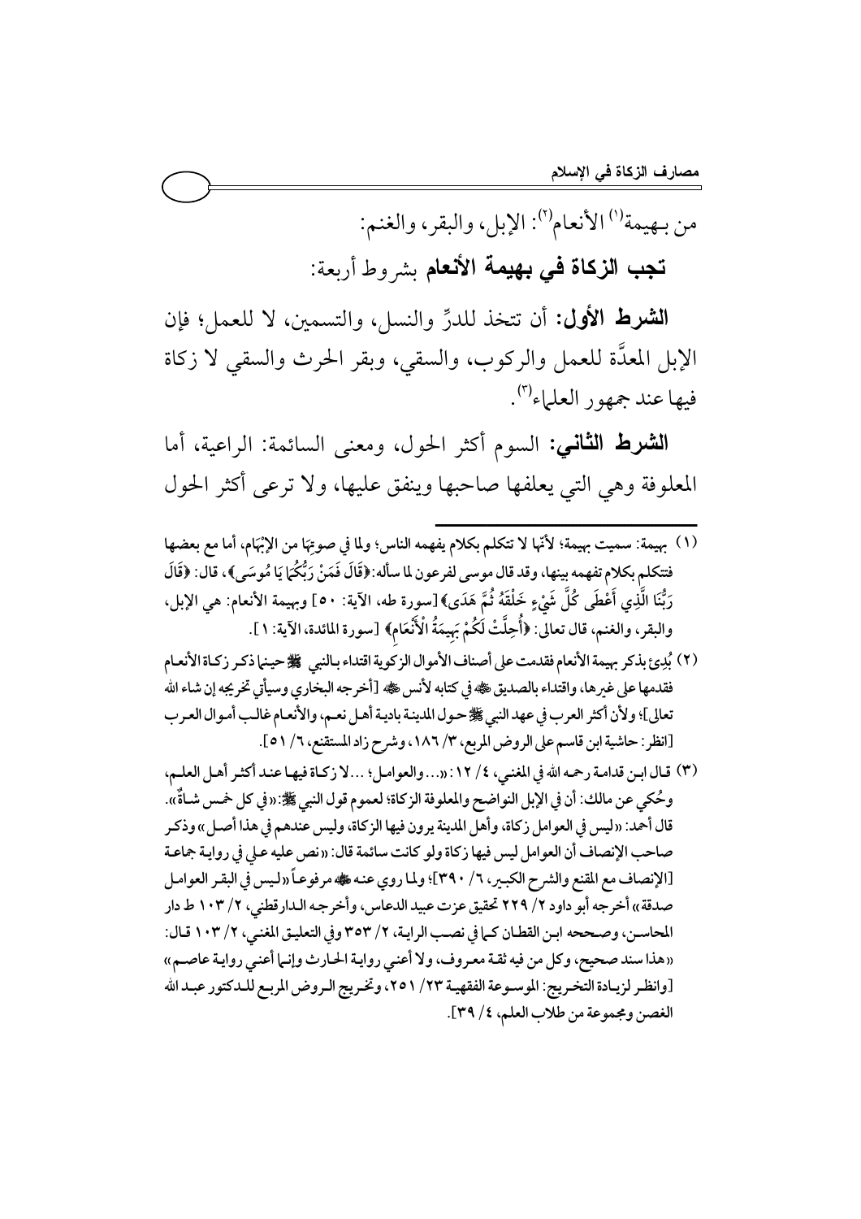من بـهيمة[1] الأنعام[2]: الإبل، والبقر، والغنم:

**تجب الزكاة في بهيمة الأنعام** بشروط أربعة:

**الشرط الأول:** أن تتخذ للدرِّ والنسل، والتسمين، لا للعمل؛ فإن الإبل المعدَّة للعمل والركوب، والسقي، وبقر الحرث والسقي لا زكاة فيها عند جمهور العلماء[3].

**الشرط الثاني:** السوم أكثر الحول، ومعنى السائمة: الراعية، أما المعلوفة وهي التي يعلفها صاحبها وينفق عليها، ولا ترعى أكثر الحول

---

(1) بهيمة: سميت بهيمة؛ لأنّها لا تتكلم بكلام يفهمه الناس؛ ولما في صوتِهَا من الإبْهَام، أما مع بعضها فتتكلم بكلام تفهمه بينها، وقد قال موسى لفرعون لما سأله: ﴿قَالَ فَمَنْ رَبُّكُمَا يَا مُوسَى﴾، قال: ﴿قَالَ رَبُّنَا الَّذِي أَعْطَى كُلَّ شَيْءٍ خَلْقَهُ ثُمَّ هَدَى﴾ [سورة طه، الآية: 50] وبهيمة الأنعام: هي الإبل، والبقر، والغنم، قال تعالى: ﴿أُحِلَّتْ لَكُمْ بَهِيمَةُ الْأَنْعَامِ﴾ [سورة المائدة، الآية: 1].

(2) بُدِئ بذكر بهيمة الأنعام فقدمت على أصناف الأموال الزكوية اقتداء بالنبي ﷺ حينما ذكر زكاة الأنعام فقدمها على غيرها، واقتداء بالصديق ﷺ في كتابه لأنس ﷺ [أخرجه البخاري وسيأتي تخريجه إن شاء الله تعالى]؛ ولأن أكثر العرب في عهد النبي ﷺ حول المدينة بادية أهل نعم، والأنعام غالب أموال العرب [انظر: حاشية ابن قاسم على الروض المربع، 3/ 186، وشرح زاد المستقنع، 6/ 51].

(3) قال ابن قدامة رحمه الله في المغني، 4/ 12: «...والعوامل؛ ...لا زكاة فيها عند أكثر أهل العلم، وحُكي عن مالك: أن في الإبل النواضح والمعلوفة الزكاة؛ لعموم قول النبي ﷺ: «في كل خمس شاةٌ». قال أحمد: «ليس في العوامل زكاة، وأهل المدينة يرون فيها الزكاة، وليس عندهم في هذا أصل» وذكر صاحب الإنصاف أن العوامل ليس فيها زكاة ولو كانت سائمة قال: «نص عليه علي في رواية جماعة [الإنصاف مع المقنع والشرح الكبير، 6/ 390]؛ ولما روي عنه ﷺ مرفوعاً «ليس في البقر العوامل صدقة» أخرجه أبو داود 2/ 229 تحقيق عزت عبيد الدعاس، وأخرجه الدارقطني، 2/ 103 ط دار المحاسن، وصححه ابن القطان كما في نصب الراية، 2/ 353 وفي التعليق المغني، 2/ 103 قال: «هذا سند صحيح، وكل من فيه ثقة معروف، ولا أعني رواية الحارث وإنما أعني رواية عاصم» [وانظر لزيادة التخريج: الموسوعة الفقهية 23/ 251، وتخريج الروض المربع للدكتور عبد الله الغصن ومجموعة من طلاب العلم، 4/ 39].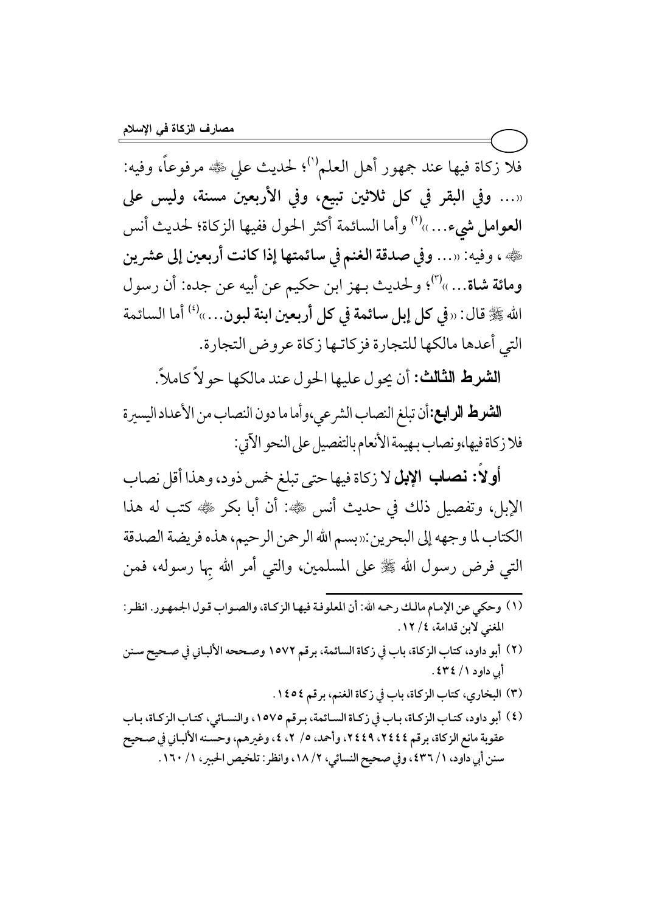فلا زكاة فيها عند جمهور أهل العلم[1]؛ لحديث علي ﷺ مرفوعاً، وفيه: «... **وفي البقر في كل ثلاثين تبيع، وفي الأربعين مسنة، وليس على العوامل شيء...**»[2] وأما السائمة أكثر الحول ففيها الزكاة؛ لحديث أنس ﷺ، وفيه: «... **وفي صدقة الغنم في سائمتها إذا كانت أربعين إلى عشرين ومائة شاة...**»[3]؛ ولحديث بهز ابن حكيم عن أبيه عن جده: أن رسول الله ﷺ قال: «**في كل إبل سائمة في كل أربعين ابنة لبون...**»[4] أما السائمة التي أعدها مالكها للتجارة فزكاتها زكاة عروض التجارة.

**الشرط الثالث:** أن يحول عليها الحول عند مالكها حولاً كاملاً.

**الشرط الرابع:** أن تبلغ النصاب الشرعي، وأما ما دون النصاب من الأعداد اليسيرة فلا زكاة فيها، ونصاب بهيمة الأنعام بالتفصيل على النحو الآتي:

**أولاً: نصاب الإبل** لا زكاة فيها حتى تبلغ خمس ذود، وهذا أقل نصاب الإبل، وتفصيل ذلك في حديث أنس ﷺ: أن أبا بكر ﷺ كتب له هذا الكتاب لما وجهه إلى البحرين: «بسم الله الرحمن الرحيم، هذه فريضة الصدقة التي فرض رسول الله ﷺ على المسلمين، والتي أمر الله بها رسوله، فمن

---

(١) وحكي عن الإمام مالك رحمه الله: أن المعلوفة فيها الزكاة، والصواب قول الجمهور. انظر: المغني لابن قدامة، ٤/ ١٢.

(٢) أبو داود، كتاب الزكاة، باب في زكاة السائمة، برقم ١٥٧٢ وصححه الألباني في صحيح سنن أبي داود ١/ ٤٣٤.

(٣) البخاري، كتاب الزكاة، باب في زكاة الغنم، برقم ١٤٥٤.

(٤) أبو داود، كتاب الزكاة، باب في زكاة السائمة، برقم ١٥٧٥، والنسائي، كتاب الزكاة، باب عقوبة مانع الزكاة، برقم ٢٤٤٤، ٢٤٤٩، وأحمد، ٥/ ٢، ٤، وغيرهم، وحسنه الألباني في صحيح سنن أبي داود، ١/ ٤٣٦، وفي صحيح النسائي، ٢/ ١٨، وانظر: تلخيص الحبير، ١/ ١٦٠.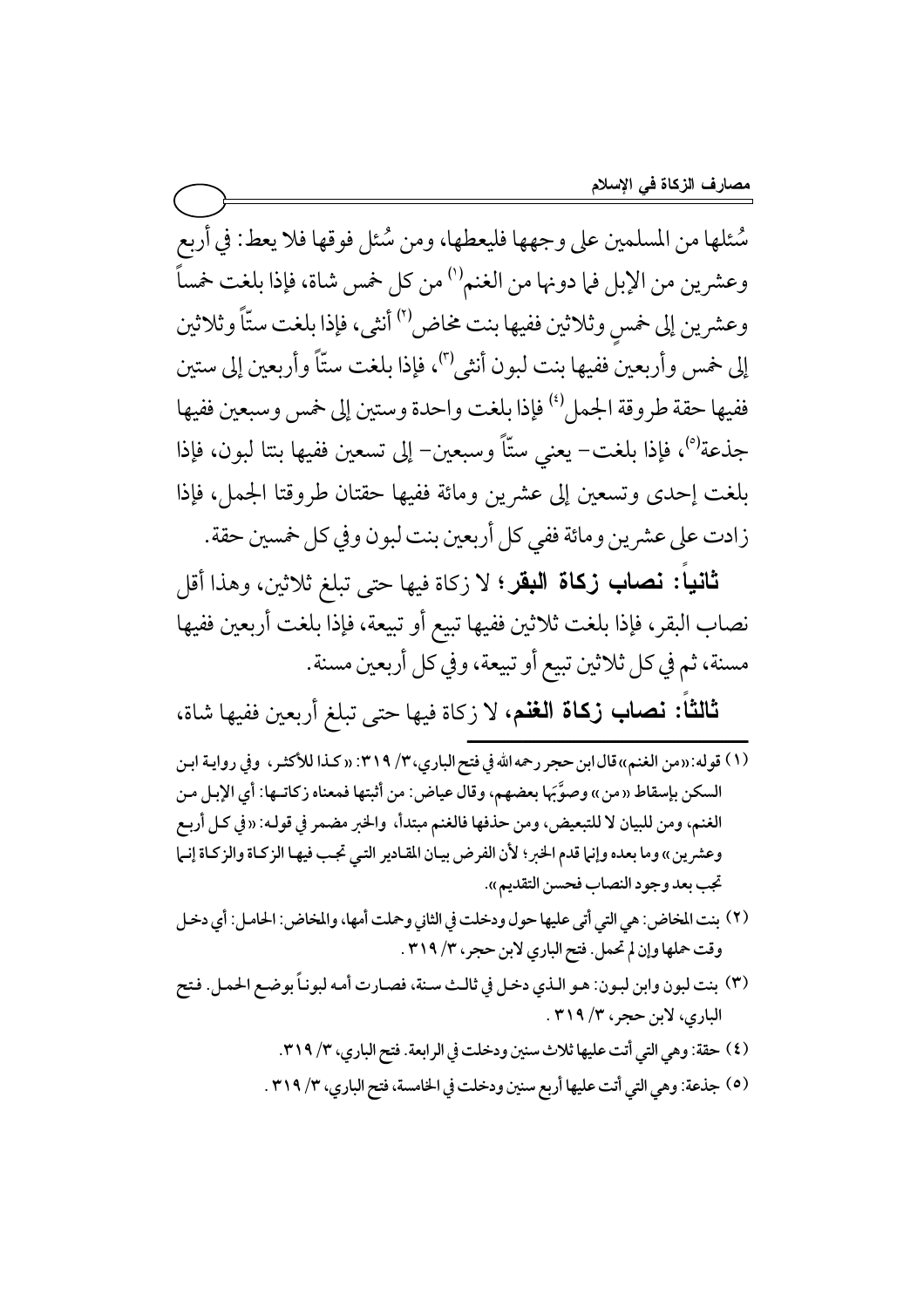سُئلها من المسلمين على وجهها فليعطها، ومن سُئل فوقها فلا يعط: في أربع وعشرين من الإبل فما دونها من الغنم[1] من كل خمس شاة، فإذا بلغت خمساً وعشرين إلى خمسٍ وثلاثين ففيها بنت مخاض[2] أنثى، فإذا بلغت ستّاً وثلاثين إلى خمس وأربعين ففيها بنت لبون أنثى[3]، فإذا بلغت ستّاً وأربعين إلى ستين ففيها حقة طروقة الجمل[4] فإذا بلغت واحدة وستين إلى خمس وسبعين ففيها جذعة[5]، فإذا بلغت – يعني ستّاً وسبعين – إلى تسعين ففيها بنتا لبون، فإذا بلغت إحدى وتسعين إلى عشرين ومائة ففيها حقتان طروقتا الجمل، فإذا زادت على عشرين ومائة ففي كل أربعين بنت لبون وفي كل خمسين حقة.

**ثانياً: نصاب زكاة البقر**؛ لا زكاة فيها حتى تبلغ ثلاثين، وهذا أقل نصاب البقر، فإذا بلغت ثلاثين ففيها تبيع أو تبيعة، فإذا بلغت أربعين ففيها مسنة، ثم في كل ثلاثين تبيع أو تبيعة، وفي كل أربعين مسنة.

**ثالثاً: نصاب زكاة الغنم**، لا زكاة فيها حتى تبلغ أربعين ففيها شاة،

---

(١) قوله: «من الغنم» قال ابن حجر رحمه الله في فتح الباري، ٣/ ٣١٩: «كذا للأكثر، وفي رواية ابن السكن بإسقاط «من» وصوَّبَها بعضهم، وقال عياض: من أثبتها فمعناه زكاتها: أي الإبل من الغنم، ومن للبيان لا للتبعيض، ومن حذفها فالغنم مبتدأ، والخبر مضمر في قوله: «في كل أربع وعشرين» وما بعده وإنما قدم الخبر؛ لأن الفرض بيان المقادير التي تجب فيها الزكاة والزكاة إنما تجب بعد وجود النصاب فحسن التقديم».

(٢) بنت المخاض: هي التي أتى عليها حول ودخلت في الثاني وحملت أمها، والمخاض: الحامل: أي دخل وقت حملها وإن لم تحمل. فتح الباري لابن حجر، ٣/ ٣١٩.

(٣) بنت لبون وابن لبون: هو الذي دخل في ثالث سنة، فصارت أمه لبوناً بوضع الحمل. فتح الباري، لابن حجر، ٣/ ٣١٩.

(٤) حقة: وهي التي أتت عليها ثلاث سنين ودخلت في الرابعة. فتح الباري، ٣/ ٣١٩.

(٥) جذعة: وهي التي أتت عليها أربع سنين ودخلت في الخامسة، فتح الباري، ٣/ ٣١٩.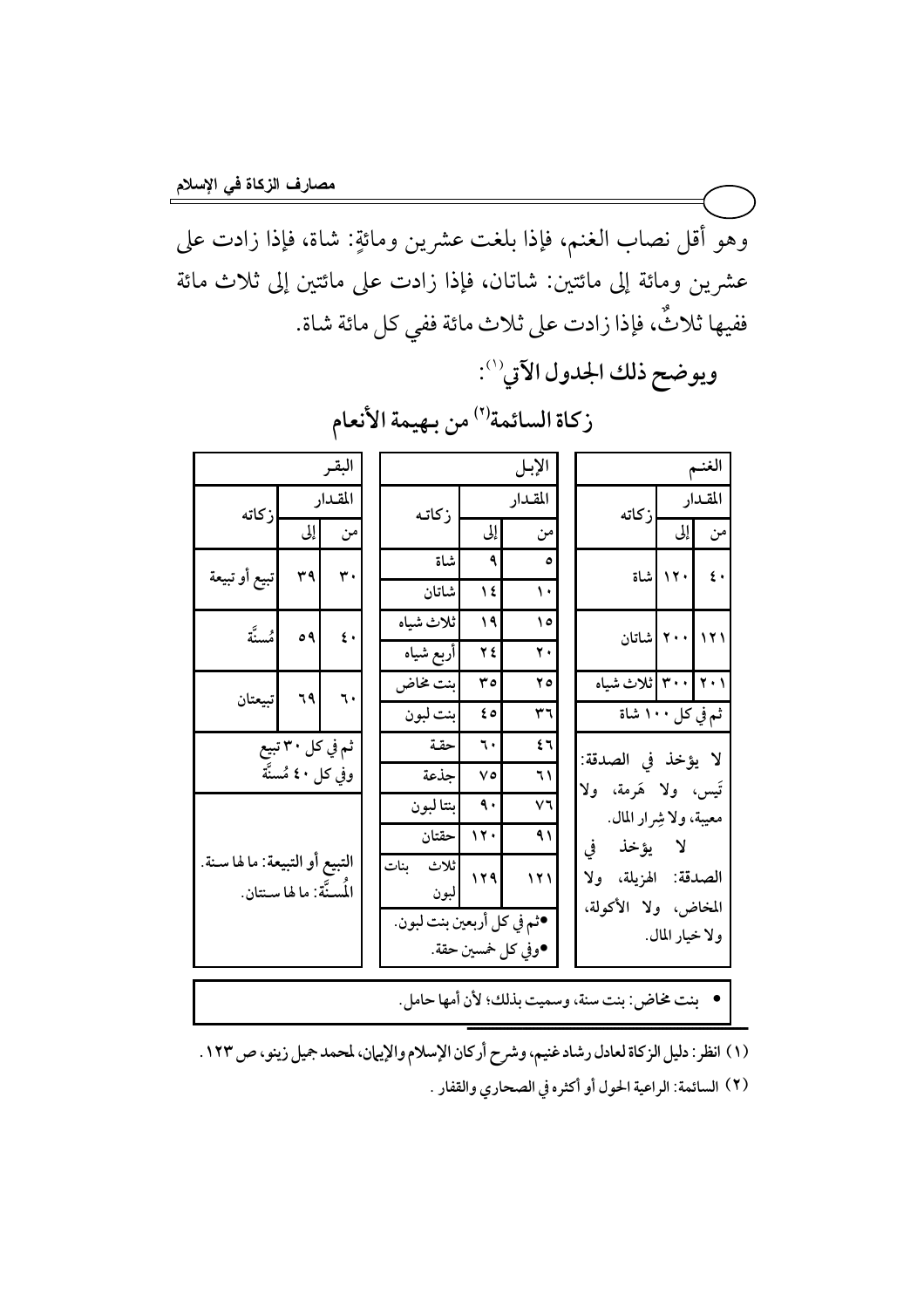وهو أقل نصاب الغنم، فإذا بلغت عشرين ومائةٍ: شاة، فإذا زادت على عشرين ومائة إلى مائتين: شاتان، فإذا زادت على مائتين إلى ثلاث مائة ففيها ثلاثٌ، فإذا زادت على ثلاث مائة ففي كل مائة شاة.

**ويوضح ذلك الجدول الآتي[1]:**

## زكاة السائمة[2] من بهيمة الأنعام

**الغنم**

| المقدار من | المقدار إلى | زكاته |
|---|---|---|
| ٤٠ | ١٢٠ | شاة |
| ١٢١ | ٢٠٠ | شاتان |
| ٢٠١ | ٣٠٠ | ثلاث شياه |
| ثم في كل ١٠٠ شاة | | |

لا يؤخذ في الصدقة: تَيس، ولا هَرمة، ولا معيبة، ولا شِرار المال.

لا يؤخذ في الصدقة: الهزيلة، ولا المخاض، ولا الأكولة، ولا خيار المال.

**الإبل**

| المقدار من | المقدار إلى | زكاته |
|---|---|---|
| ٥ | ٩ | شاة |
| ١٠ | ١٤ | شاتان |
| ١٥ | ١٩ | ثلاث شياه |
| ٢٠ | ٢٤ | أربع شياه |
| ٢٥ | ٣٥ | بنت مخاض |
| ٣٦ | ٤٥ | بنت لبون |
| ٤٦ | ٦٠ | حقة |
| ٦١ | ٧٥ | جذعة |
| ٧٦ | ٩٠ | بنتا لبون |
| ٩١ | ١٢٠ | حقتان |
| ١٢١ | ١٢٩ | ثلاث بنات لبون |

- ثم في كل أربعين بنت لبون.
- وفي كل خمسين حقة.

**البقر**

| المقدار من | المقدار إلى | زكاته |
|---|---|---|
| ٣٠ | ٣٩ | تبيع أو تبيعة |
| ٤٠ | ٥٩ | مُسنَّة |
| ٦٠ | ٦٩ | تبيعتان |
| ثم في كل ٣٠ تبيع وفي كل ٤٠ مُسنَّة | | |

التبيع أو التبيعة: ما لها سنة.
المُسنَّة: ما لها سنتان.

- بنت مخاض: بنت سنة، وسميت بذلك؛ لأن أمها حامل.

---

(١) انظر: دليل الزكاة لعادل رشاد غنيم، وشرح أركان الإسلام والإيمان، لمحمد جميل زينو، ص ١٢٣.

(٢) السائمة: الراعية الحول أو أكثره في الصحاري والقفار.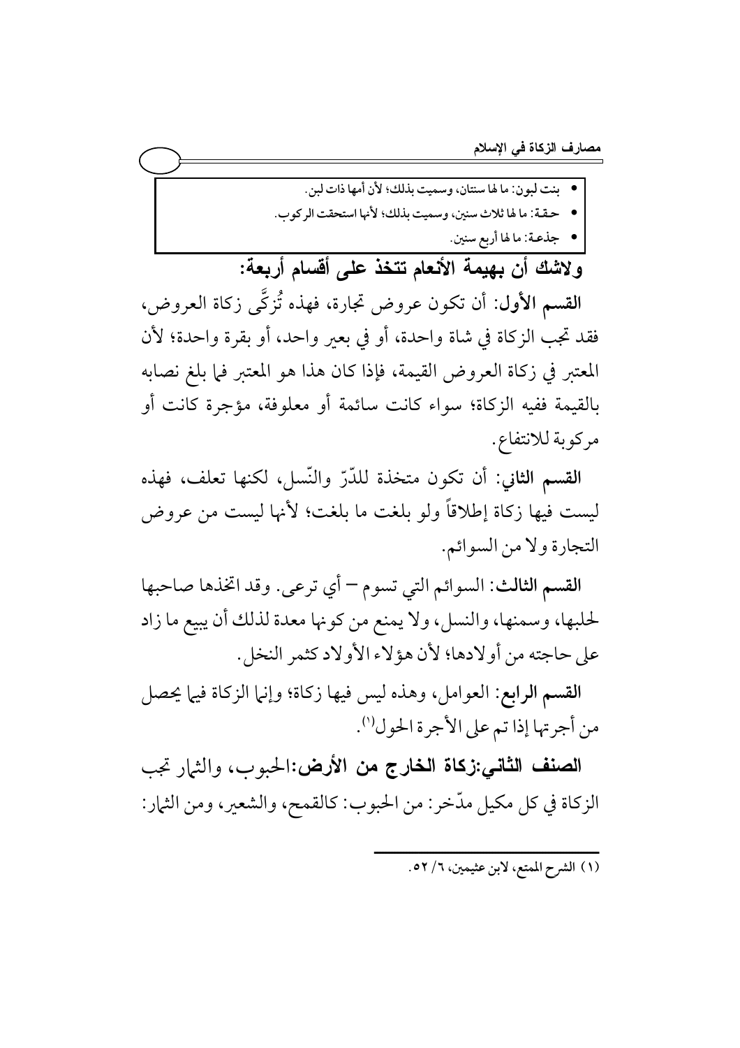- بنت لبون: ما لها سنتان، وسميت بذلك؛ لأن أمها ذات لبن.
- حقة: ما لها ثلاث سنين، وسميت بذلك؛ لأنها استحقت الركوب.
- جذعة: ما لها أربع سنين.

**ولاشك أن بهيمة الأنعام تتخذ على أقسام أربعة:**

**القسم الأول:** أن تكون عروض تجارة، فهذه تُزكَّى زكاة العروض، فقد تجب الزكاة في شاة واحدة، أو في بعير واحد، أو بقرة واحدة؛ لأن المعتبر في زكاة العروض القيمة، فإذا كان هذا هو المعتبر فما بلغ نصابه بالقيمة ففيه الزكاة؛ سواء كانت سائمة أو معلوفة، مؤجرة كانت أو مركوبة للانتفاع.

**القسم الثاني:** أن تكون متخذة للدّرّ والنّسل، لكنها تعلف، فهذه ليست فيها زكاة إطلاقاً ولو بلغت ما بلغت؛ لأنها ليست من عروض التجارة ولا من السوائم.

**القسم الثالث:** السوائم التي تسوم – أي ترعى. وقد اتخذها صاحبها لحلبها، وسمنها، والنسل، ولا يمنع من كونها معدة لذلك أن يبيع ما زاد على حاجته من أولادها؛ لأن هؤلاء الأولاد كثمر النخل.

**القسم الرابع:** العوامل، وهذه ليس فيها زكاة؛ وإنما الزكاة فيما يحصل من أجرتها إذا تم على الأجرة الحول[1].

**الصنف الثاني:زكاة الخارج من الأرض:**الحبوب، والثمار تجب الزكاة في كل مكيل مدّخر: من الحبوب: كالقمح، والشعير، ومن الثمار:

---

(١) الشرح الممتع، لابن عثيمين، ٦/ ٥٢.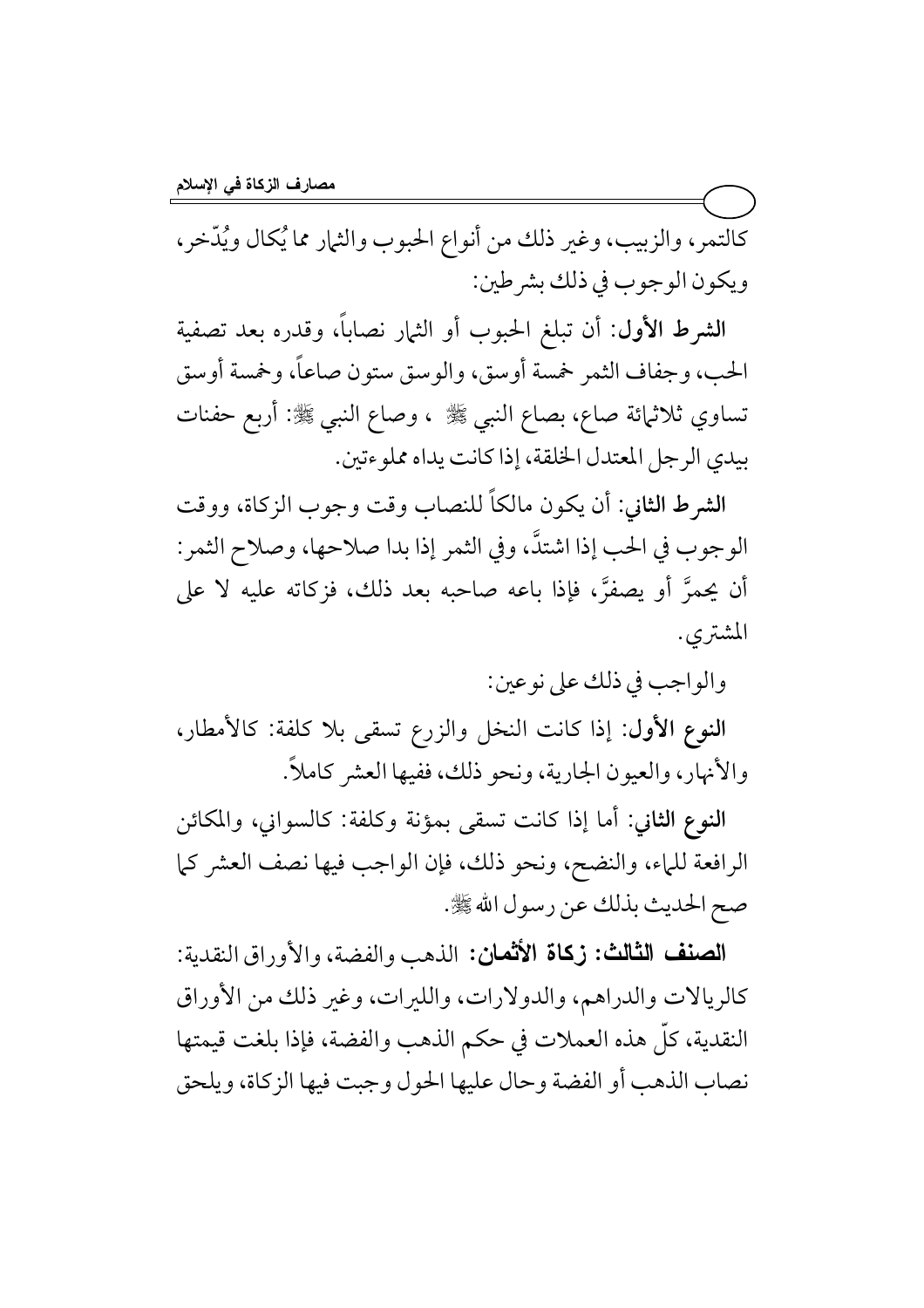كالتمر، والزبيب، وغير ذلك من أنواع الحبوب والثمار مما يُكال ويُدّخر، ويكون الوجوب في ذلك بشرطين:

**الشرط الأول**: أن تبلغ الحبوب أو الثمار نصاباً، وقدره بعد تصفية الحب، وجفاف الثمر خمسة أوسق، والوسق ستون صاعاً، وخمسة أوسق تساوي ثلاثمائة صاع، بصاع النبي ﷺ ، وصاع النبي ﷺ: أربع حفنات بيدي الرجل المعتدل الخلقة، إذا كانت يداه مملوءتين.

**الشرط الثاني**: أن يكون مالكاً للنصاب وقت وجوب الزكاة، ووقت الوجوب في الحب إذا اشتدَّ، وفي الثمر إذا بدا صلاحها، وصلاح الثمر: أن يحمرَّ أو يصفرَّ، فإذا باعه صاحبه بعد ذلك، فزكاته عليه لا على المشتري.

والواجب في ذلك على نوعين:

**النوع الأول**: إذا كانت النخل والزرع تسقى بلا كلفة: كالأمطار، والأنهار، والعيون الجارية، ونحو ذلك، ففيها العشر كاملاً.

**النوع الثاني**: أما إذا كانت تسقى بمؤنة وكلفة: كالسواني، والمكائن الرافعة للماء، والنضح، ونحو ذلك، فإن الواجب فيها نصف العشر كما صح الحديث بذلك عن رسول الله ﷺ.

**الصنف الثالث: زكاة الأثمان**: الذهب والفضة، والأوراق النقدية: كالريالات والدراهم، والدولارات، والليرات، وغير ذلك من الأوراق النقدية، كلّ هذه العملات في حكم الذهب والفضة، فإذا بلغت قيمتها نصاب الذهب أو الفضة وحال عليها الحول وجبت فيها الزكاة، ويلحق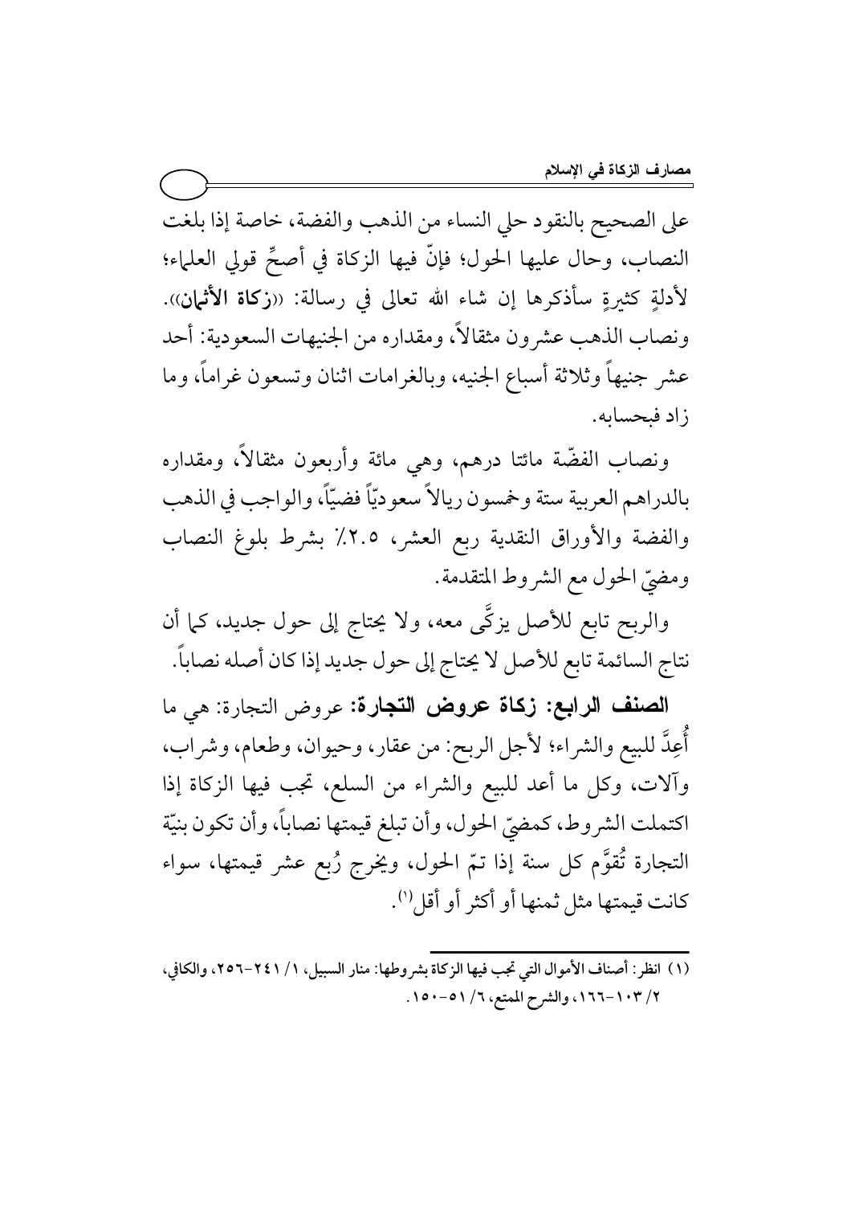على الصحيح بالنقود حلي النساء من الذهب والفضة، خاصة إذا بلغت النصاب، وحال عليها الحول؛ فإنّ فيها الزكاة في أصحِّ قولي العلماء؛ لأدلةٍ كثيرةٍ سأذكرها إن شاء الله تعالى في رسالة: ((**زكاة الأثمان**)). ونصاب الذهب عشرون مثقالاً، ومقداره من الجنيهات السعودية: أحد عشر جنيهاً وثلاثة أسباع الجنيه، وبالغرامات اثنان وتسعون غراماً، وما زاد فبحسابه.

ونصاب الفضّة مائتا درهم، وهي مائة وأربعون مثقالاً، ومقداره بالدراهم العربية ستة وخمسون ريالاً سعوديّاً فضيّاً، والواجب في الذهب والفضة والأوراق النقدية ربع العشر، ٢.٥٪ بشرط بلوغ النصاب ومضيّ الحول مع الشروط المتقدمة.

والربح تابع للأصل يزكَّى معه، ولا يحتاج إلى حول جديد، كما أن نتاج السائمة تابع للأصل لا يحتاج إلى حول جديد إذا كان أصله نصاباً.

**الصنف الرابع: زكاة عروض التجارة:** عروض التجارة: هي ما أُعِدَّ للبيع والشراء؛ لأجل الربح: من عقار، وحيوان، وطعام، وشراب، وآلات، وكل ما أعد للبيع والشراء من السلع، تجب فيها الزكاة إذا اكتملت الشروط، كمضيّ الحول، وأن تبلغ قيمتها نصاباً، وأن تكون بنيّة التجارة تُقوَّم كل سنة إذا تمّ الحول، ويخرج رُبع عشر قيمتها، سواء كانت قيمتها مثل ثمنها أو أكثر أو أقل[1].

---

(١) انظر: أصناف الأموال التي تجب فيها الزكاة بشروطها: منار السبيل، ١/ ٢٤١-٢٥٦، والكافي، ٢/ ١٠٣-١٦٦، والشرح الممتع، ٦/ ٥١-١٥٠.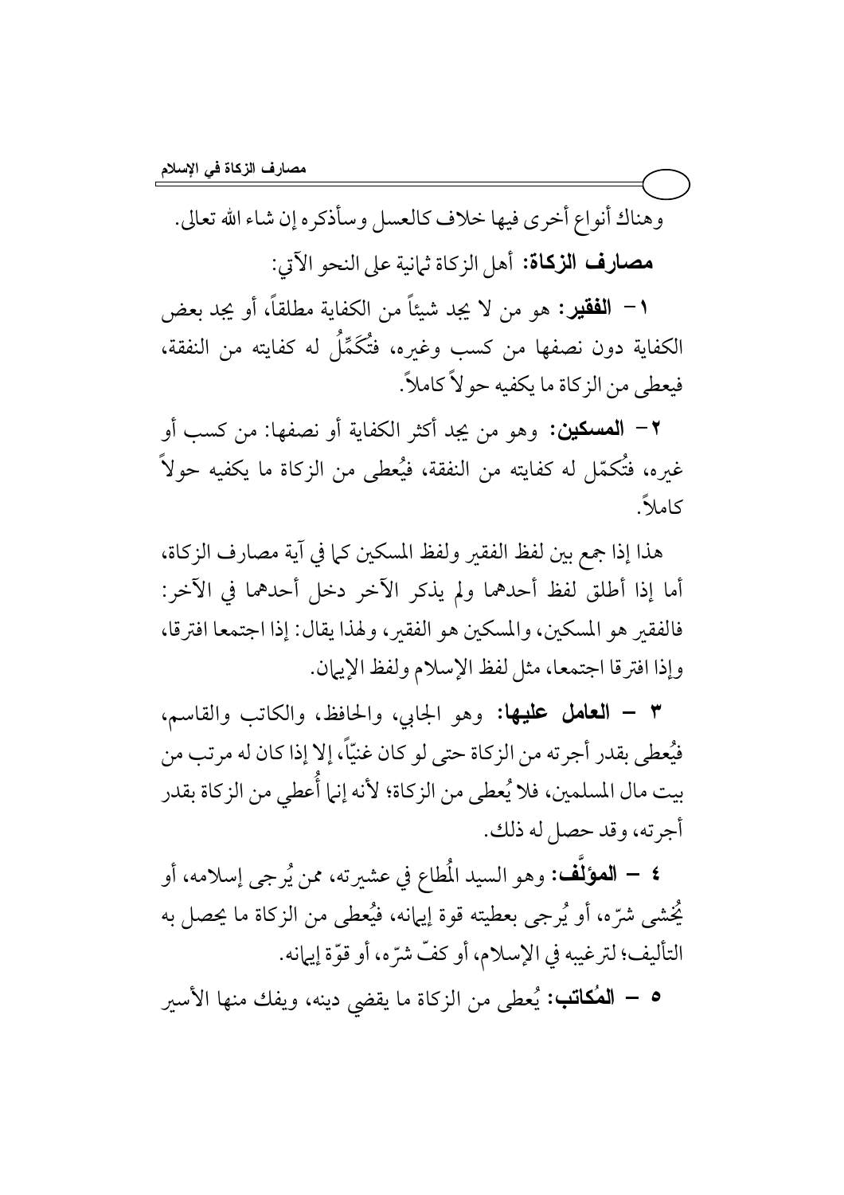وهناك أنواع أخرى فيها خلاف كالعسل وسأذكره إن شاء الله تعالى.

**مصارف الزكاة:** أهل الزكاة ثمانية على النحو الآتي:

١ – **الفقير:** هو من لا يجد شيئاً من الكفاية مطلقاً، أو يجد بعض الكفاية دون نصفها من كسب وغيره، فتُكَمَّلُ له كفايته من النفقة، فيعطى من الزكاة ما يكفيه حولاً كاملاً.

٢ – **المسكين:** وهو من يجد أكثر الكفاية أو نصفها: من كسب أو غيره، فتُكمّل له كفايته من النفقة، فيُعطى من الزكاة ما يكفيه حولاً كاملاً.

هذا إذا جمع بين لفظ الفقير ولفظ المسكين كما في آية مصارف الزكاة، أما إذا أطلق لفظ أحدهما ولم يذكر الآخر دخل أحدهما في الآخر: فالفقير هو المسكين، والمسكين هو الفقير، ولهذا يقال: إذا اجتمعا افترقا، وإذا افترقا اجتمعا، مثل لفظ الإسلام ولفظ الإيمان.

٣ – **العامل عليها:** وهو الجابي، والحافظ، والكاتب والقاسم، فيُعطى بقدر أجرته من الزكاة حتى لو كان غنيّاً، إلا إذا كان له مرتب من بيت مال المسلمين، فلا يُعطى من الزكاة؛ لأنه إنما أُعطي من الزكاة بقدر أجرته، وقد حصل له ذلك.

٤ – **المؤلَّف:** وهو السيد المُطاع في عشيرته، ممن يُرجى إسلامه، أو يُخشى شرّه، أو يُرجى بعطيته قوة إيمانه، فيُعطى من الزكاة ما يحصل به التأليف؛ لترغيبه في الإسلام، أو كفّ شرّه، أو قوّة إيمانه.

٥ – **المُكاتب:** يُعطى من الزكاة ما يقضي دينه، ويفك منها الأسير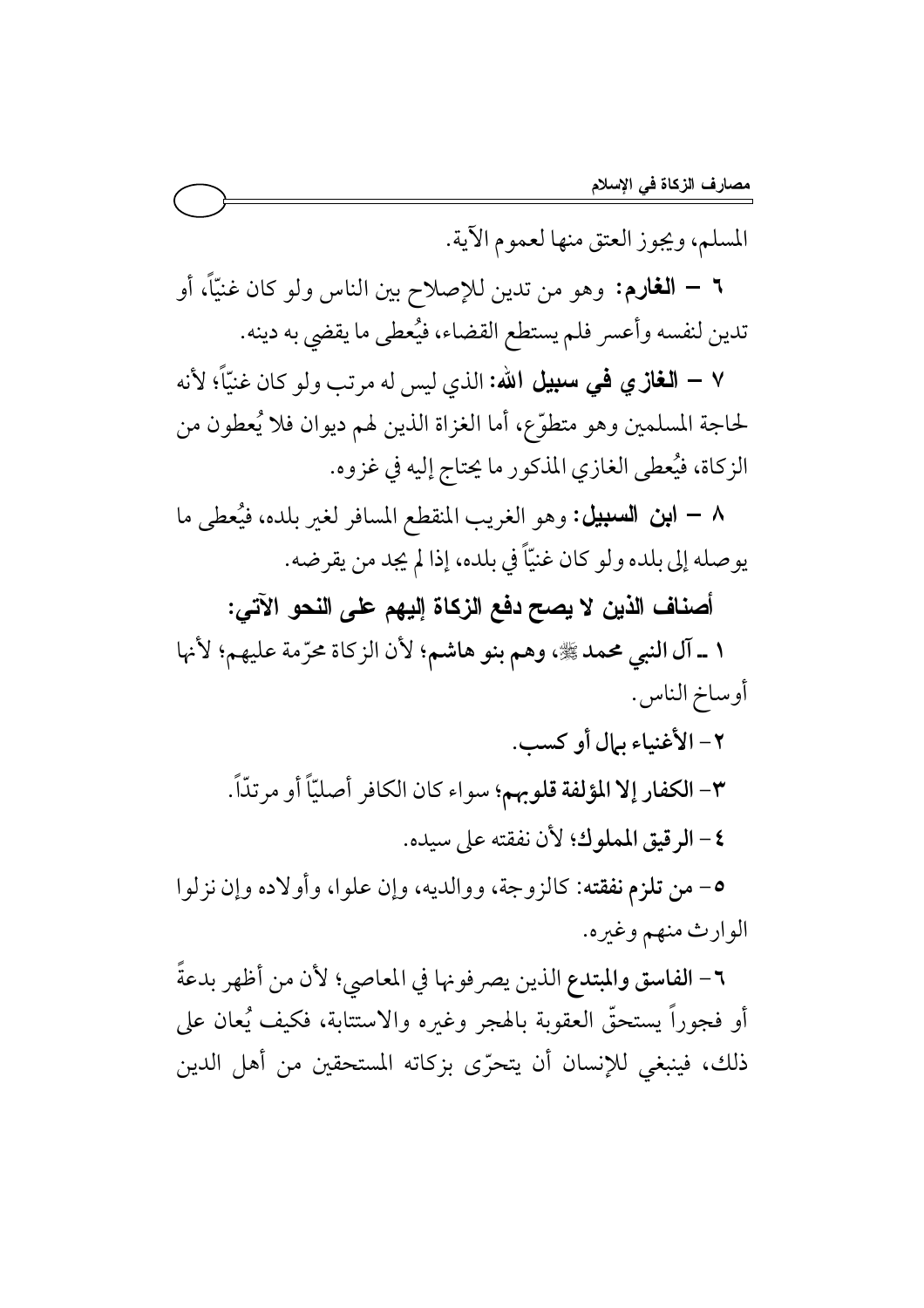المسلم، ويجوز العتق منها لعموم الآية.

٦ – **الغارم:** وهو من تدين للإصلاح بين الناس ولو كان غنيّاً، أو تدين لنفسه وأعسر فلم يستطع القضاء، فيُعطى ما يقضي به دينه.

٧ – **الغازي في سبيل الله:** الذي ليس له مرتب ولو كان غنيّاً؛ لأنه لحاجة المسلمين وهو متطوّع، أما الغزاة الذين لهم ديوان فلا يُعطون من الزكاة، فيُعطى الغازي المذكور ما يحتاج إليه في غزوه.

٨ – **ابن السبيل:** وهو الغريب المنقطع المسافر لغير بلده، فيُعطى ما يوصله إلى بلده ولو كان غنيّاً في بلده، إذا لم يجد من يقرضه.

**أصناف الذين لا يصح دفع الزكاة إليهم على النحو الآتي:**

١ ـ **آل النبي محمد ﷺ، وهم بنو هاشم**؛ لأن الزكاة محرّمة عليهم؛ لأنها أوساخ الناس.

٢ – **الأغنياء بمال أو كسب.**

٣ – **الكفار إلا المؤلفة قلوبهم**؛ سواء كان الكافر أصليّاً أو مرتدّاً.

٤ – **الرقيق المملوك**؛ لأن نفقته على سيده.

٥ – **من تلزم نفقته:** كالزوجة، ووالديه، وإن علوا، وأولاده وإن نزلوا الوارث منهم وغيره.

٦ – **الفاسق والمبتدع** الذين يصرفونها في المعاصي؛ لأن من أظهر بدعةً أو فجوراً يستحقّ العقوبة بالهجر وغيره والاستتابة، فكيف يُعان على ذلك، فينبغي للإنسان أن يتحرّى بزكاته المستحقين من أهل الدين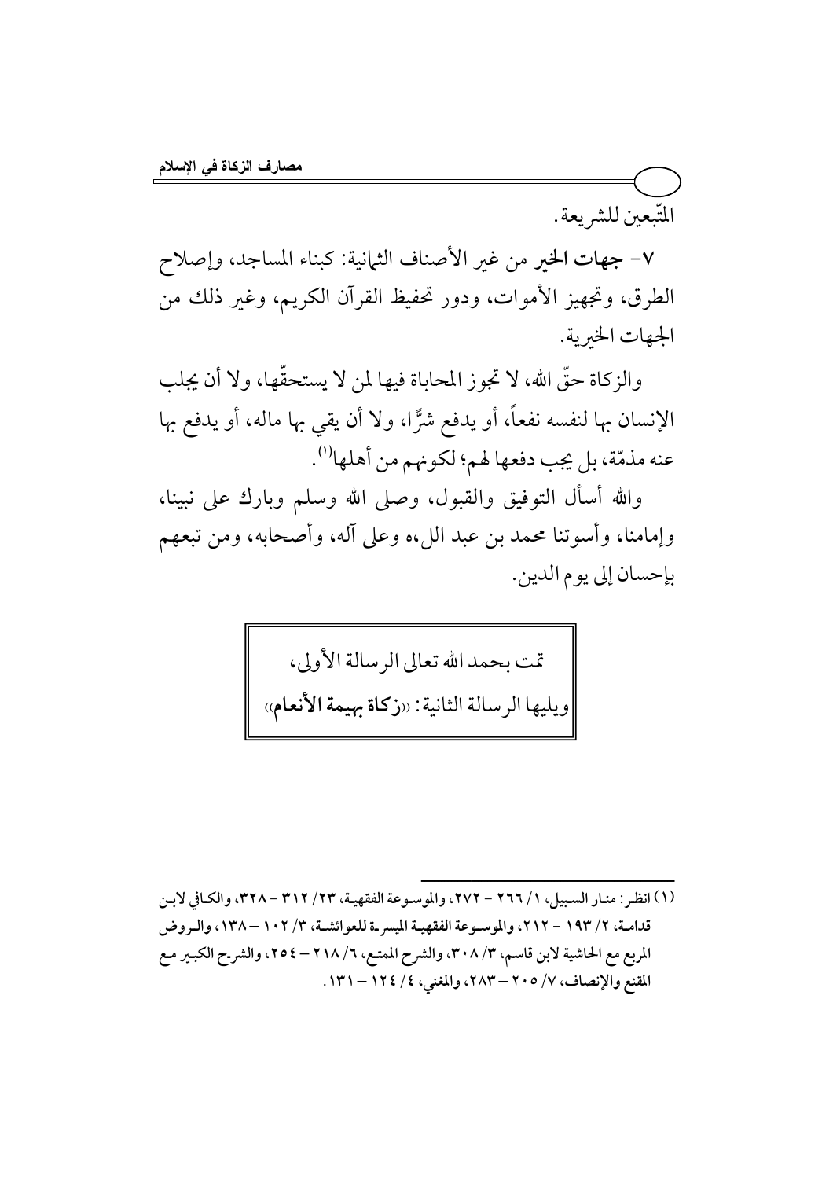المتّبعين للشريعة.

٧- **جهات الخير** من غير الأصناف الثمانية: كبناء المساجد، وإصلاح الطرق، وتجهيز الأموات، ودور تحفيظ القرآن الكريم، وغير ذلك من الجهات الخيرية.

والزكاة حقّ الله، لا تجوز المحاباة فيها لمن لا يستحقّها، ولا أن يجلب الإنسان بها لنفسه نفعاً، أو يدفع شرًّا، ولا أن يقي بها ماله، أو يدفع بها عنه مذمّة، بل يجب دفعها لهم؛ لكونهم من أهلها[1].

والله أسأل التوفيق والقبول، وصلى الله وسلم وبارك على نبينا، وإمامنا، وأسوتنا محمد بن عبد الل،ه وعلى آله، وأصحابه، ومن تبعهم بإحسان إلى يوم الدين.

| تمت بحمد الله تعالى الرسالة الأولى، ويليها الرسالة الثانية: «**زكاة بهيمة الأنعام**» |
|---|

---

(١) انظر: منار السبيل، ١/ ٢٦٦ – ٢٧٢، والموسوعة الفقهية، ٢٣/ ٣١٢ – ٣٢٨، والكافي لابن قدامة، ٢/ ١٩٣ – ٢١٢، والموسوعة الفقهية الميسرة للعوائشة، ٣/ ١٠٢ – ١٣٨، والروض المربع مع الحاشية لابن قاسم، ٣/ ٣٠٨، والشرح الممتع، ٦/ ٢١٨ – ٢٥٤، والشرح الكبير مع المقنع والإنصاف، ٧/ ٢٠٥ – ٢٨٣، والمغني، ٤/ ١٢٤ – ١٣١.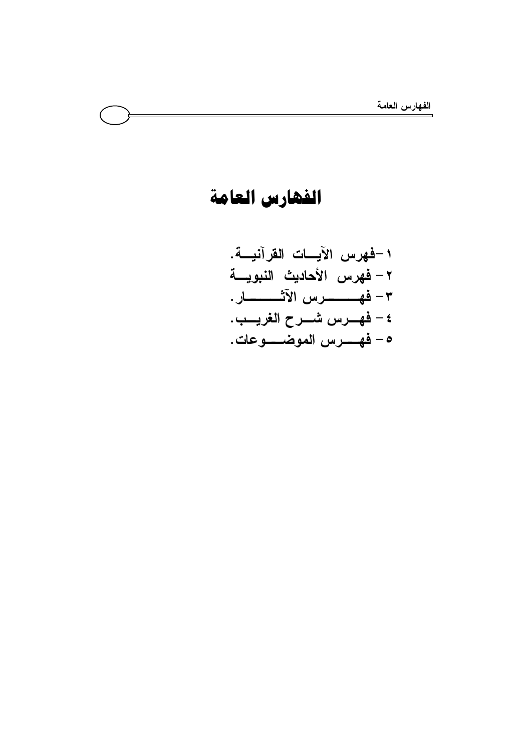# الفهارس العامة

١-فهرس الآيات القرآنية.
٢- فهرس الأحاديث النبوية
٣- فهرس الآثار.
٤- فهرس شرح الغريب.
٥- فهرس الموضوعات.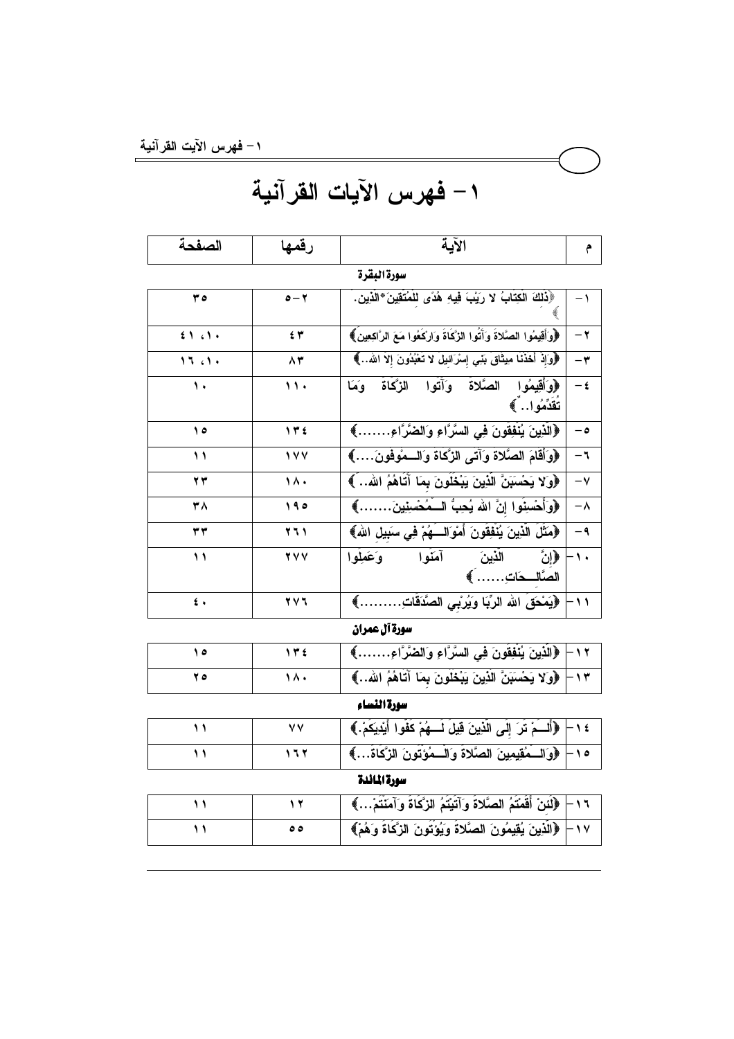# ١- فهرس الآيات القرآنية

| م | الآية | رقمها | الصفحة |
|---|---|---|---|
| | **سورة البقرة** | | |
| ١- | ﴿ذَلِكَ الْكِتَابُ لا رَيْبَ فِيهِ هُدًى لِلْمُتَّقِينَ*الَّذِين.﴾ | ٢-٥ | ٣٥ |
| ٢- | ﴿وَأَقِيمُوا الصَّلاةَ وَآتُوا الزَّكَاةَ وَارْكَعُوا مَعَ الرَّاكِعِينَ﴾ | ٤٣ | ١٠، ٤١ |
| ٣- | ﴿وَإِذْ أَخَذْنَا مِيثَاقَ بَنِي إِسْرَائِيلَ لا تَعْبُدُونَ إِلا اللهَ..﴾ | ٨٣ | ١٠، ١٦ |
| ٤- | ﴿وَأَقِيمُوا الصَّلاةَ وَآتُوا الزَّكَاةَ وَمَا تُقَدِّمُوا..﴾ | ١١٠ | ١٠ |
| ٥- | ﴿الَّذِينَ يُنْفِقُونَ فِي السَّرَّاءِ وَالضَّرَّاءِ.......﴾ | ١٣٤ | ١٥ |
| ٦- | ﴿وَأَقَامَ الصَّلاةَ وَآتَى الزَّكَاةَ وَالْـمُوفُونَ....﴾ | ١٧٧ | ١١ |
| ٧- | ﴿وَلا يَحْسَبَنَّ الَّذِينَ يَبْخَلُونَ بِمَا آتَاهُمُ اللهُ..﴾ | ١٨٠ | ٢٣ |
| ٨- | ﴿وَأَحْسِنُوا إِنَّ اللهَ يُحِبُّ الْـمُحْسِنِينَ.......﴾ | ١٩٥ | ٣٨ |
| ٩- | ﴿مَثَلُ الَّذِينَ يُنْفِقُونَ أَمْوَالَـهُمْ فِي سَبِيلِ اللهِ﴾ | ٢٦١ | ٣٣ |
| ١٠- | ﴿إِنَّ الَّذِينَ آمَنُوا وَعَمِلُوا الصَّالِـحَاتِ......﴾ | ٢٧٧ | ١١ |
| ١١- | ﴿يَمْحَقُ اللهُ الرِّبَا وَيُرْبِي الصَّدَقَاتِ........﴾ | ٢٧٦ | ٤٠ |
| | **سورة آل عمران** | | |
| ١٢- | ﴿الَّذِينَ يُنْفِقُونَ فِي السَّرَّاءِ وَالضَّرَّاءِ.......﴾ | ١٣٤ | ١٥ |
| ١٣- | ﴿وَلا يَحْسَبَنَّ الَّذِينَ يَبْخَلُونَ بِمَا آتَاهُمُ اللهُ..﴾ | ١٨٠ | ٢٥ |
| | **سورة النساء** | | |
| ١٤- | ﴿أَلَـمْ تَرَ إِلَى الَّذِينَ قِيلَ لَـهُمْ كُفُّوا أَيْدِيَكُمْ.﴾ | ٧٧ | ١١ |
| ١٥- | ﴿وَالْـمُقِيمِينَ الصَّلاةَ وَالْـمُؤْتُونَ الزَّكَاةَ...﴾ | ١٦٢ | ١١ |
| | **سورة المائدة** | | |
| ١٦- | ﴿لَئِنْ أَقَمْتُمُ الصَّلاةَ وَآتَيْتُمُ الزَّكَاةَ وَآمَنْتُمْ...﴾ | ١٢ | ١١ |
| ١٧- | ﴿الَّذِينَ يُقِيمُونَ الصَّلاةَ وَيُؤْتُونَ الزَّكَاةَ وَهُمْ﴾ | ٥٥ | ١١ |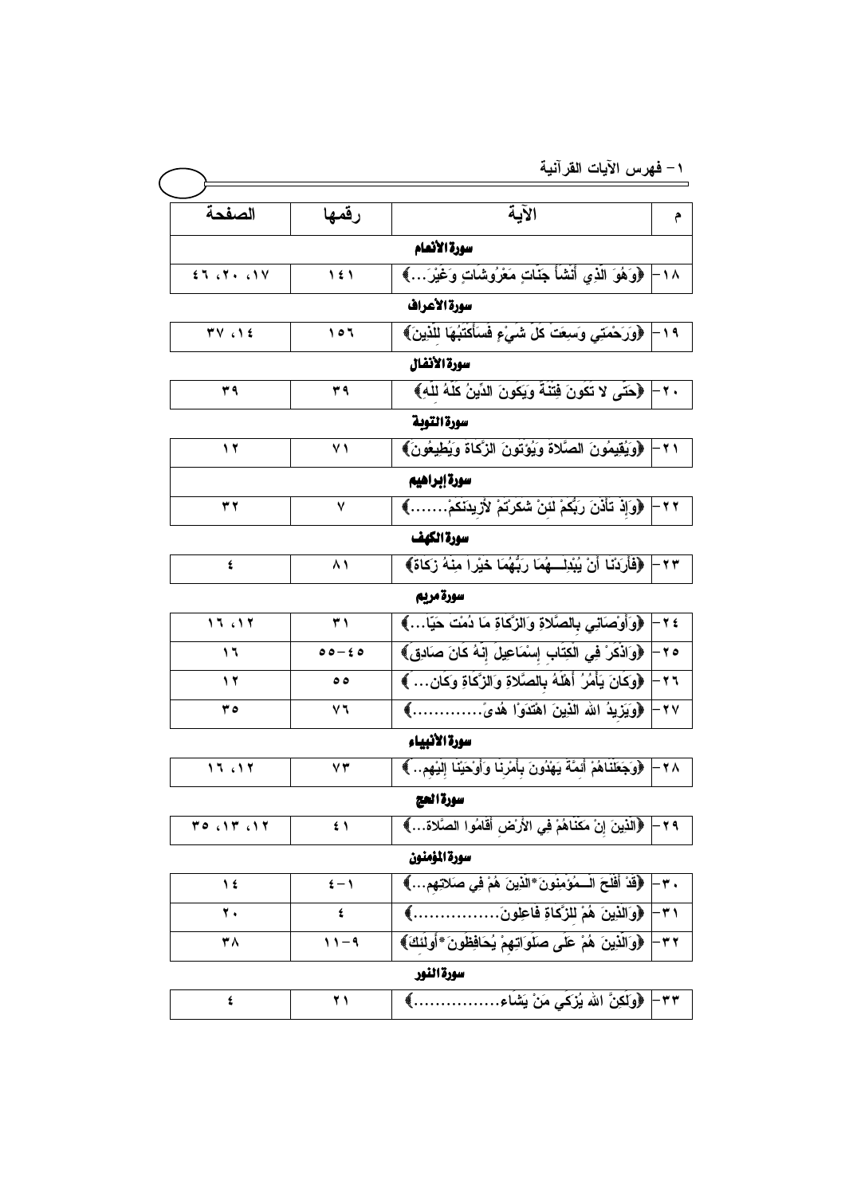## ١- فهرس الآيات القرآنية

| م | الآية | رقمها | الصفحة |
|---|---|---|---|
| | **سورة الأنعام** | | |
| ١٨- | ﴿وَهُوَ الَّذِي أَنْشَأَ جَنَّاتٍ مَعْرُوشَاتٍ وَغَيْرَ...﴾ | ١٤١ | ١٧، ٢٠، ٤٦ |
| | **سورة الأعراف** | | |
| ١٩- | ﴿وَرَحْمَتِي وَسِعَتْ كُلَّ شَيْءٍ فَسَأَكْتُبُهَا لِلَّذِينَ﴾ | ١٥٦ | ١٤، ٣٧ |
| | **سورة الأنفال** | | |
| ٢٠- | ﴿حَتَّى لا تَكُونَ فِتْنَةٌ وَيَكُونَ الدِّينُ كُلُّهُ لِلَّهِ﴾ | ٣٩ | ٣٩ |
| | **سورة التوبة** | | |
| ٢١- | ﴿وَيُقِيمُونَ الصَّلاةَ وَيُؤْتُونَ الزَّكَاةَ وَيُطِيعُونَ﴾ | ٧١ | ١٢ |
| | **سورة إبراهيم** | | |
| ٢٢- | ﴿وَإِذْ تَأَذَّنَ رَبُّكُمْ لَئِنْ شَكَرْتُمْ لأَزِيدَنَّكُمْ.......﴾ | ٧ | ٣٢ |
| | **سورة الكهف** | | |
| ٢٣- | ﴿فَأَرَدْنَا أَنْ يُبْدِلَــهُمَا رَبُّهُمَا خَيْرًا مِنْهُ زَكَاةً﴾ | ٨١ | ٤ |
| | **سورة مريم** | | |
| ٢٤- | ﴿وَأَوْصَانِي بِالصَّلاةِ وَالزَّكَاةِ مَا دُمْتُ حَيًّا...﴾ | ٣١ | ١٢، ١٦ |
| ٢٥- | ﴿وَاذْكُرْ فِي الْكِتَابِ إِسْمَاعِيلَ إِنَّهُ كَانَ صَادِقَ﴾ | ٤٥-٥٥ | ١٦ |
| ٢٦- | ﴿وَكَانَ يَأْمُرُ أَهْلَهُ بِالصَّلاةِ وَالزَّكَاةِ وَكَانَ... ﴾ | ٥٥ | ١٢ |
| ٢٧- | ﴿وَيَزِيدُ اللهُ الَّذِينَ اهْتَدَوْا هُدىً.............﴾ | ٧٦ | ٣٥ |
| | **سورة الأنبياء** | | |
| ٢٨- | ﴿وَجَعَلْنَاهُمْ أَئِمَّةً يَهْدُونَ بِأَمْرِنَا وَأَوْحَيْنَا إِلَيْهِم.. ﴾ | ٧٣ | ١٢، ١٦ |
| | **سورة الحج** | | |
| ٢٩- | ﴿الَّذِينَ إِنْ مَكَّنَّاهُمْ فِي الأَرْضِ أَقَامُوا الصَّلاةَ...﴾ | ٤١ | ١٢، ١٣، ٣٥ |
| | **سورة المؤمنون** | | |
| ٣٠- | ﴿قَدْ أَفْلَحَ الْــمُؤْمِنُونَ*الَّذِينَ هُمْ فِي صَلاتِهِم...﴾ | ١-٤ | ١٤ |
| ٣١- | ﴿وَالَّذِينَ هُمْ لِلزَّكَاةِ فَاعِلُونَ................﴾ | ٤ | ٢٠ |
| ٣٢- | ﴿وَالَّذِينَ هُمْ عَلَى صَلَوَاتِهِمْ يُحَافِظُونَ*أُولَئِكَ﴾ | ٩-١١ | ٣٨ |
| | **سورة النور** | | |
| ٣٣- | ﴿وَلَكِنَّ اللهَ يُزَكِّي مَنْ يَشَاءُ...............﴾ | ٢١ | ٤ |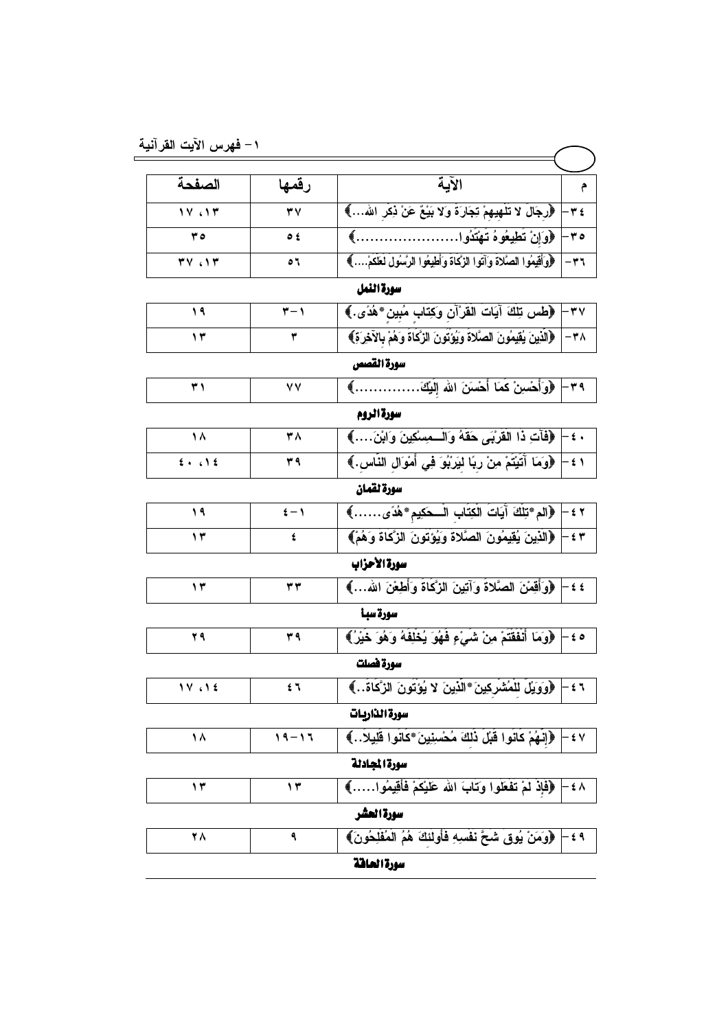## ١ – فهرس الآيت القرآنية

| م | الآية | رقمها | الصفحة |
|---|---|---|---|
| ٣٤- | ﴿رِجَالٌ لا تُلْهِيهِمْ تِجَارَةٌ وَلا بَيْعٌ عَنْ ذِكْرِ اللهِ...﴾ | ٣٧ | ١٣، ١٧ |
| ٣٥- | ﴿وَإِنْ تُطِيعُوهُ تَهْتَدُوا.....................﴾ | ٥٤ | ٣٥ |
| ٣٦- | ﴿وَأَقِيمُوا الصَّلاةَ وَآتُوا الزَّكَاةَ وَأَطِيعُوا الرَّسُولَ لَعَلَّكُمْ....﴾ | ٥٦ | ١٣، ٣٧ |
| | **سورة النمل** | | |
| ٣٧- | ﴿طس تِلْكَ آيَاتُ الْقُرْآنِ وَكِتَابٍ مُبِينٍ*هُدًى.﴾ | ١-٣ | ١٩ |
| ٣٨- | ﴿الَّذِينَ يُقِيمُونَ الصَّلاةَ وَيُؤْتُونَ الزَّكَاةَ وَهُمْ بِالآخِرَةِ﴾ | ٣ | ١٣ |
| | **سورة القصص** | | |
| ٣٩- | ﴿وَأَحْسِنْ كَمَا أَحْسَنَ اللهُ إِلَيْكَ.............﴾ | ٧٧ | ٣١ |
| | **سورة الروم** | | |
| ٤٠- | ﴿فَآتِ ذَا الْقُرْبَى حَقَّهُ وَالْمِسْكِينَ وَابْنَ....﴾ | ٣٨ | ١٨ |
| ٤١- | ﴿وَمَا آتَيْتُمْ مِنْ رِبًا لِيَرْبُوَ فِي أَمْوَالِ النَّاسِ.﴾ | ٣٩ | ١٤، ٤٠ |
| | **سورة لقمان** | | |
| ٤٢- | ﴿الم*تِلْكَ آيَاتُ الْكِتَابِ الْحَكِيمِ*هُدًى......﴾ | ١-٤ | ١٩ |
| ٤٣- | ﴿الَّذِينَ يُقِيمُونَ الصَّلاةَ وَيُؤْتُونَ الزَّكَاةَ وَهُمْ﴾ | ٤ | ١٣ |
| | **سورة الأحزاب** | | |
| ٤٤- | ﴿وَأَقِمْنَ الصَّلاةَ وَآتِينَ الزَّكَاةَ وَأَطِعْنَ اللهَ...﴾ | ٣٣ | ١٣ |
| | **سورة سبأ** | | |
| ٤٥- | ﴿وَمَا أَنْفَقْتُمْ مِنْ شَيْءٍ فَهُوَ يُخْلِفُهُ وَهُوَ خَيْرُ﴾ | ٣٩ | ٢٩ |
| | **سورة فصلت** | | |
| ٤٦- | ﴿وَوَيْلٌ لِلْمُشْرِكِينَ*الَّذِينَ لا يُؤْتُونَ الزَّكَاةَ..﴾ | ٤٦ | ١٤، ١٧ |
| | **سورة الذاريات** | | |
| ٤٧- | ﴿إِنَّهُمْ كَانُوا قَبْلَ ذَلِكَ مُحْسِنِينَ*كَانُوا قَلِيلاً..﴾ | ١٦-١٩ | ١٨ |
| | **سورة المجادلة** | | |
| ٤٨- | ﴿فَإِذْ لَمْ تَفْعَلُوا وَتَابَ اللهُ عَلَيْكُمْ فَأَقِيمُوا.....﴾ | ١٣ | ١٣ |
| | **سورة الحشر** | | |
| ٤٩- | ﴿وَمَنْ يُوقَ شُحَّ نَفْسِهِ فَأُولَئِكَ هُمُ الْمُفْلِحُونَ﴾ | ٩ | ٢٨ |
| | **سورة الحاقة** | | |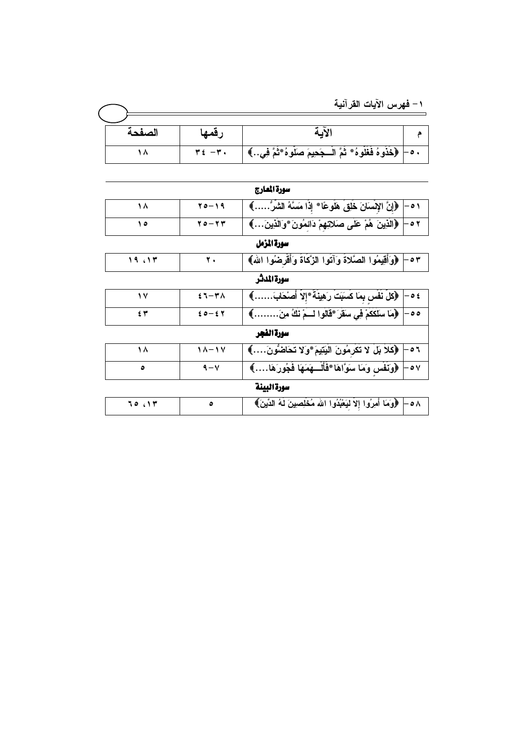## ١- فهرس الآيات القرآنية

| م | الآية | رقمها | الصفحة |
|---|---|---|---|
| ٥٠- | ﴿خُذُوهُ فَغُلُّوهُ* ثُمَّ الْجَحِيمَ صَلُّوهُ*ثُمَّ فِي..﴾ | ٣٠- ٣٤ | ١٨ |
| | **سورة المعارج** | | |
| ٥١- | ﴿إِنَّ الإِنْسَانَ خُلِقَ هَلُوعًا* إِذَا مَسَّهُ الشَّرُّ.....﴾ | ١٩-٢٥ | ١٨ |
| ٥٢- | ﴿الَّذِينَ هُمْ عَلَى صَلَاتِهِمْ دَائِمُونَ*وَالَّذِينَ...﴾ | ٢٣-٢٥ | ١٥ |
| | **سورة المزمل** | | |
| ٥٣- | ﴿وَأَقِيمُوا الصَّلَاةَ وَآتُوا الزَّكَاةَ وَأَقْرِضُوا اللهَ﴾ | ٢٠ | ١٣، ١٩ |
| | **سورة المدثر** | | |
| ٥٤- | ﴿كُلُّ نَفْسٍ بِمَا كَسَبَتْ رَهِينَةٌ*إِلَّا أَصْحَابَ......﴾ | ٣٨-٤٦ | ١٧ |
| ٥٥- | ﴿مَا سَلَكَكُمْ فِي سَقَرَ*قَالُوا لَمْ نَكُ مِنَ........﴾ | ٤٢-٤٥ | ٤٣ |
| | **سورة الفجر** | | |
| ٥٦- | ﴿كَلَّا بَلْ لَا تُكْرِمُونَ الْيَتِيمَ*وَلَا تَحَاضُّونَ....﴾ | ١٧-١٨ | ١٨ |
| ٥٧- | ﴿وَنَفْسٍ وَمَا سَوَّاهَا*فَأَلْهَمَهَا فُجُورَهَا....﴾ | ٧-٩ | ٥ |
| | **سورة البينة** | | |
| ٥٨- | ﴿وَمَا أُمِرُوا إِلَّا لِيَعْبُدُوا اللهَ مُخْلِصِينَ لَهُ الدِّينَ﴾ | ٥ | ١٣، ٦٥ |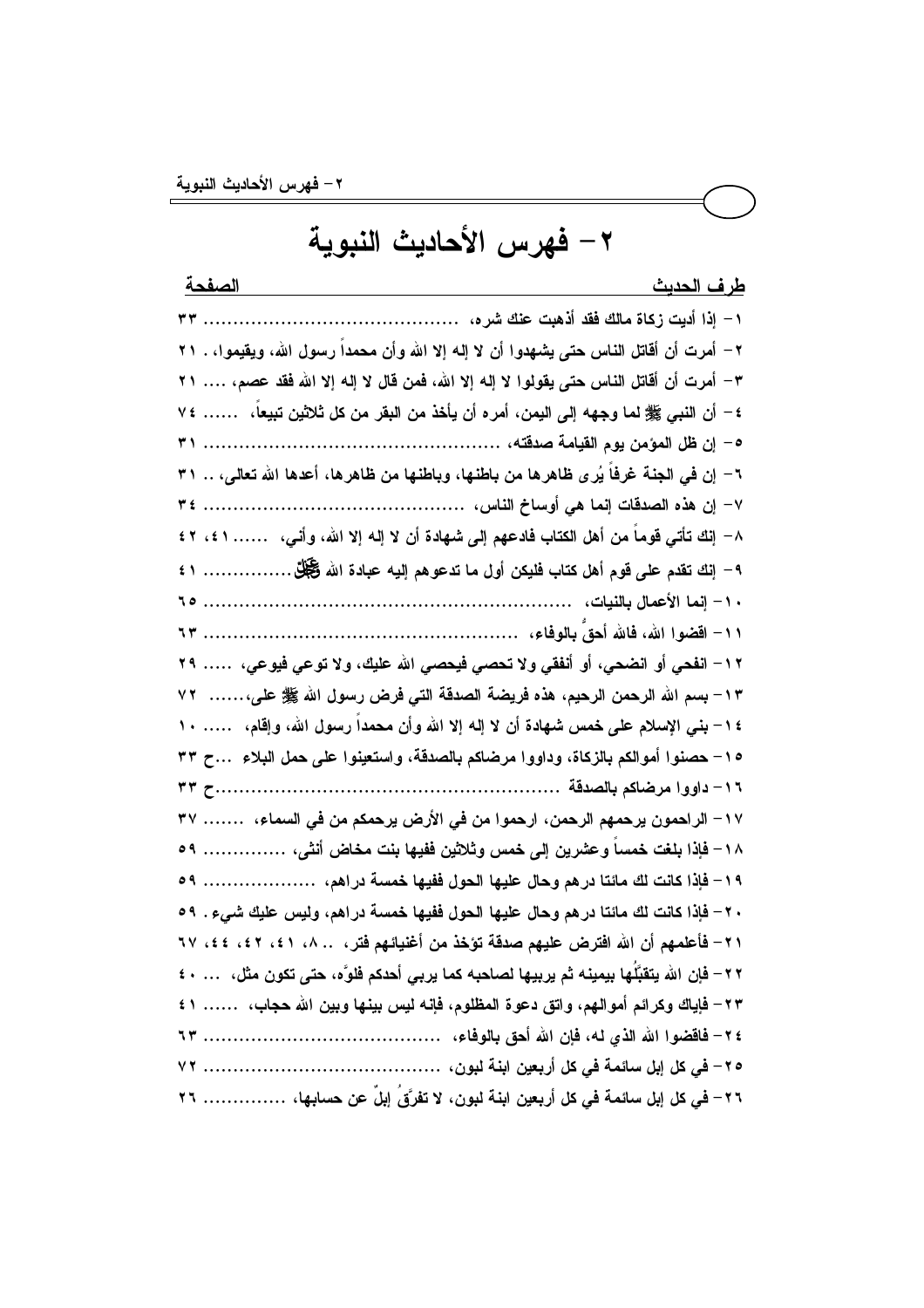# ٢- فهرس الأحاديث النبوية

| طرف الحديث | الصفحة |
|---|---|
| ١- إذا أديت زكاة مالك فقد أذهبت عنك شره، | ٣٣ |
| ٢- أمرت أن أقاتل الناس حتى يشهدوا أن لا إله إلا الله وأن محمداً رسول الله، ويقيموا، | ٢١ |
| ٣- أمرت أن أقاتل الناس حتى يقولوا لا إله إلا الله، فمن قال لا إله إلا الله فقد عصم، | ٢١ |
| ٤- أن النبي ﷺ لما وجهه إلى اليمن، أمره أن يأخذ من البقر من كل ثلاثين تبيعاً، | ٧٤ |
| ٥- إن ظل المؤمن يوم القيامة صدقته، | ٣١ |
| ٦- إن في الجنة غرفاً يُرى ظاهرها من باطنها، وباطنها من ظاهرها، أعدها الله تعالى، | ٣١ |
| ٧- إن هذه الصدقات إنما هي أوساخ الناس، | ٣٤ |
| ٨- إنك تأتي قوماً من أهل الكتاب فادعهم إلى شهادة أن لا إله إلا الله، وأني، | ٤١، ٤٢ |
| ٩- إنك تقدم على قوم أهل كتاب فليكن أول ما تدعوهم إليه عبادة الله ﷻ | ٤١ |
| ١٠- إنما الأعمال بالنيات، | ٦٥ |
| ١١- اقضوا الله، فالله أحقُّ بالوفاء، | ٦٣ |
| ١٢- انفحي أو انضحي، أو أنفقي ولا تحصي فيحصي الله عليك، ولا توعي فيوعي، | ٢٩ |
| ١٣- بسم الله الرحمن الرحيم، هذه فريضة الصدقة التي فرض رسول الله ﷺ على، | ٧٢ |
| ١٤- بني الإسلام على خمس شهادة أن لا إله إلا الله وأن محمداً رسول الله، وإقام، | ١٠ |
| ١٥- حصنوا أموالكم بالزكاة، وداووا مرضاكم بالصدقة، واستعينوا على حمل البلاء | ح ٣٣ |
| ١٦- داووا مرضاكم بالصدقة | ح ٣٣ |
| ١٧- الراحمون يرحمهم الرحمن، ارحموا من في الأرض يرحمكم من في السماء، | ٣٧ |
| ١٨- فإذا بلغت خمساً وعشرين إلى خمس وثلاثين ففيها بنت مخاض أنثى، | ٥٩ |
| ١٩- فإذا كانت لك مائتا درهم وحال عليها الحول ففيها خمسة دراهم، | ٥٩ |
| ٢٠- فإذا كانت لك مائتا درهم وحال عليها الحول ففيها خمسة دراهم، وليس عليك شيء. | ٥٩ |
| ٢١- فأعلمهم أن الله افترض عليهم صدقة تؤخذ من أغنيائهم فتر، | ٨، ٤١، ٤٢، ٤٤، ٦٧ |
| ٢٢- فإن الله يتقبَّلُها بيمينه ثم يربيها لصاحبه كما يربي أحدكم فلوَّه، حتى تكون مثل، | ٤٠ |
| ٢٣- فإياك وكرائم أموالهم، واتق دعوة المظلوم، فإنه ليس بينها وبين الله حجاب، | ٤١ |
| ٢٤- فاقضوا الله الذي له، فإن الله أحق بالوفاء، | ٦٣ |
| ٢٥- في كل إبل سائمة في كل أربعين ابنة لبون، | ٧٢ |
| ٢٦- في كل إبل سائمة في كل أربعين ابنة لبون، لا تفرَّقُ إبلٌ عن حسابها، | ٢٦ |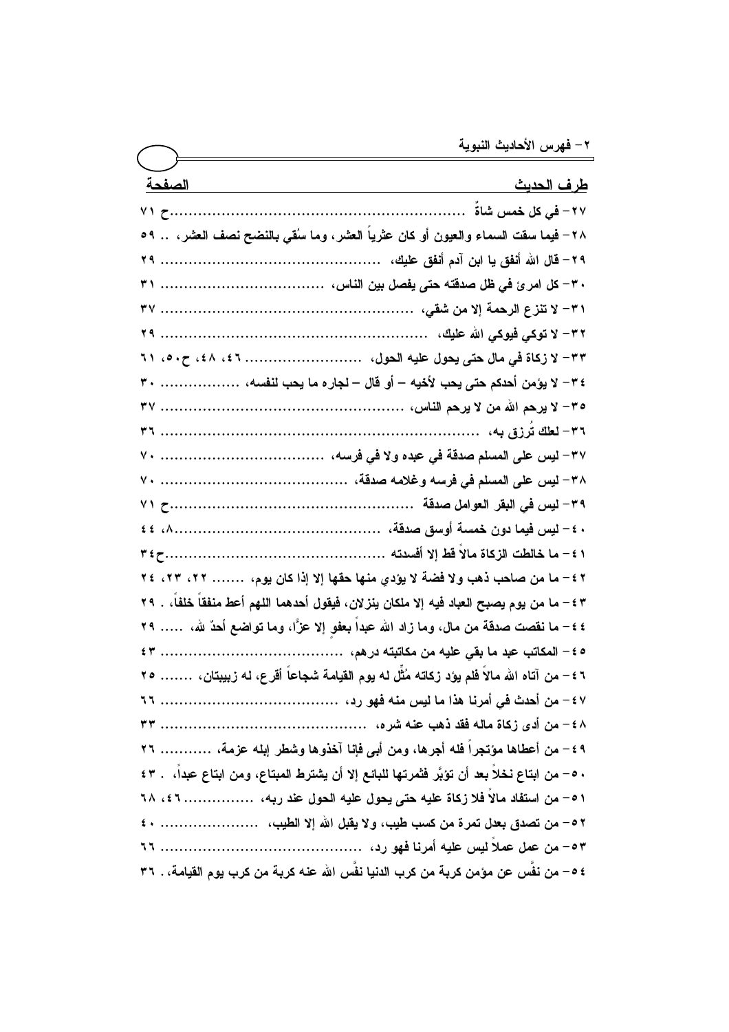## ٢- فهرس الأحاديث النبوية

| طرف الحديث | الصفحة |
| --- | --- |
| ٢٧- في كل خمس شاةٌ | ح ٧١ |
| ٢٨- فيما سقت السماء والعيون أو كان عثرياً العشر، وما سُقي بالنضح نصف العشر، | ٥٩ |
| ٢٩- قال الله أنفق يا ابن آدم أنفق عليك، | ٢٩ |
| ٣٠- كل امرئ في ظل صدقته حتى يفصل بين الناس، | ٣١ |
| ٣١- لا تنزع الرحمة إلا من شقي، | ٣٧ |
| ٣٢- لا توكي فيوكي الله عليك، | ٢٩ |
| ٣٣- لا زكاة في مال حتى يحول عليه الحول، | ٤٦، ٤٨، ح٥٠، ٦١ |
| ٣٤- لا يؤمن أحدكم حتى يحب لأخيه – أو قال – لجاره ما يحب لنفسه، | ٣٠ |
| ٣٥- لا يرحم الله من لا يرحم الناس، | ٣٧ |
| ٣٦- لعلك تُرزق به، | ٣٦ |
| ٣٧- ليس على المسلم صدقة في عبده ولا في فرسه، | ٧٠ |
| ٣٨- ليس على المسلم في فرسه وغلامه صدقة، | ٧٠ |
| ٣٩- ليس في البقر العوامل صدقة | ح ٧١ |
| ٤٠- ليس فيما دون خمسة أوسق صدقة، | ٨، ٤٤ |
| ٤١- ما خالطت الزكاة مالاً قط إلا أفسدته | ح٣٤ |
| ٤٢- ما من صاحب ذهب ولا فضة لا يؤدي منها حقها إلا إذا كان يوم، | ٢٢، ٢٣، ٢٤ |
| ٤٣- ما من يوم يصبح العباد فيه إلا ملكان ينزلان، فيقول أحدهما اللهم أعط منفقاً خلفاً، | ٢٩ |
| ٤٤- ما نقصت صدقة من مال، وما زاد الله عبداً بعفوٍ إلا عزًّا، وما تواضع أحدٌ لله، | ٢٩ |
| ٤٥- المكاتب عبد ما بقي عليه من مكاتبته درهم، | ٤٣ |
| ٤٦- من آتاه الله مالاً فلم يؤد زكاته مُثِّل له يوم القيامة شجاعاً أقرع، له زبيبتان، | ٢٥ |
| ٤٧- من أحدث في أمرنا هذا ما ليس منه فهو رد، | ٦٦ |
| ٤٨- من أدى زكاة ماله فقد ذهب عنه شره، | ٣٣ |
| ٤٩- من أعطاها مؤتجراً فله أجرها، ومن أبى فإنا آخذوها وشطر إبله عزمة، | ٢٦ |
| ٥٠- من ابتاع نخلاً بعد أن تؤبَّر فثمرتها للبائع إلا أن يشترط المبتاع، ومن ابتاع عبداً، | ٤٣ |
| ٥١- من استفاد مالاً فلا زكاة عليه حتى يحول عليه الحول عند ربه، | ٤٦، ٦٨ |
| ٥٢- من تصدق بعدل تمرة من كسب طيب، ولا يقبل الله إلا الطيب، | ٤٠ |
| ٥٣- من عمل عملاً ليس عليه أمرنا فهو رد، | ٦٦ |
| ٥٤- من نفَّس عن مؤمن كربة من كرب الدنيا نفَّس الله عنه كربة من كرب يوم القيامة، | ٣٦ |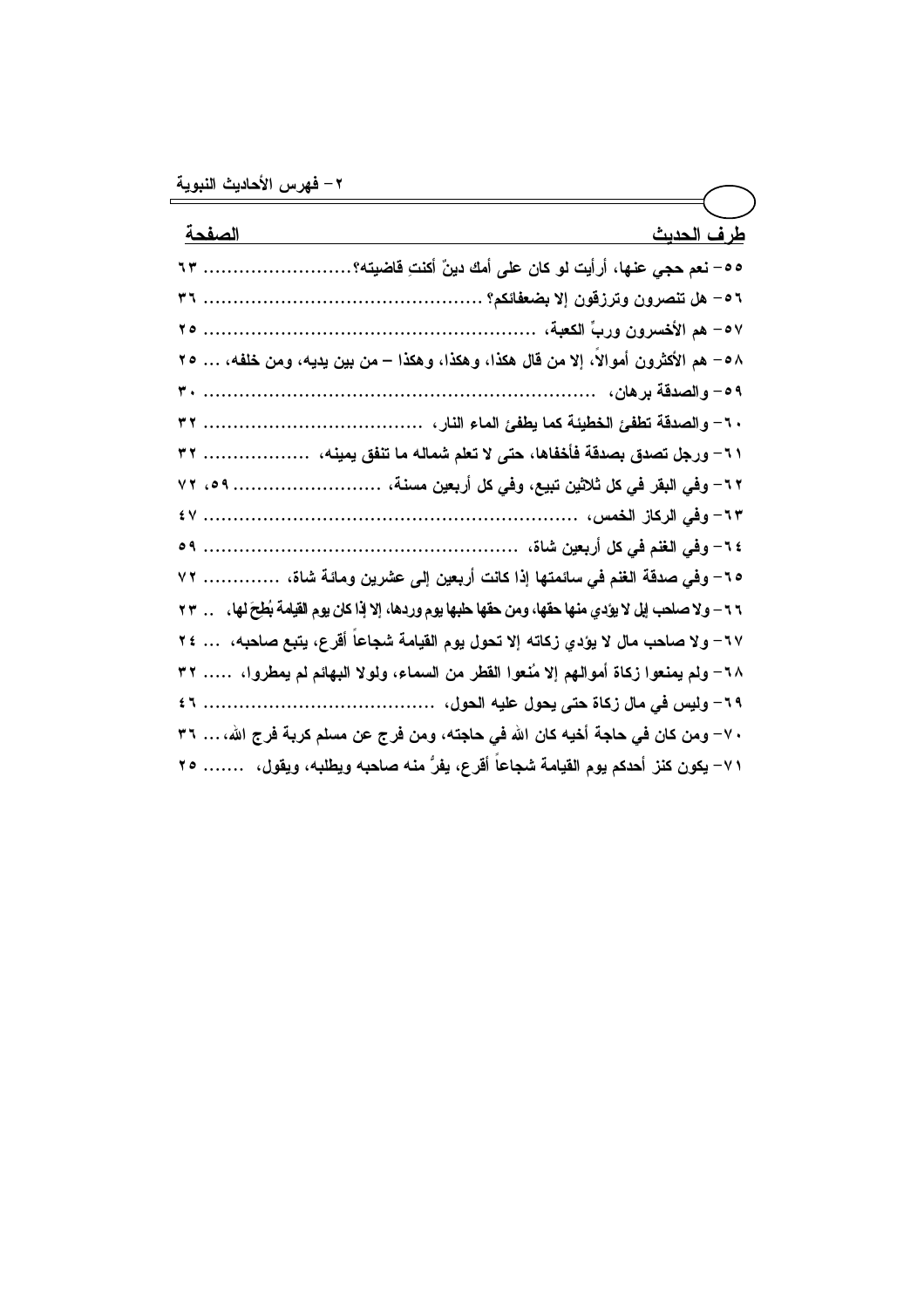## ٢ – فهرس الأحاديث النبوية

| طرف الحديث | الصفحة |
| --- | --- |
| ٥٥- نعم حجي عنها، أرأيت لو كان على أمك دينٌ أكنتِ قاضيته؟ | ٦٣ |
| ٥٦- هل تنصرون وترزقون إلا بضعفائكم؟ | ٣٦ |
| ٥٧- هم الأخسرون وربِّ الكعبة، | ٢٥ |
| ٥٨- هم الأكثرون أموالاً، إلا من قال هكذا، وهكذا، وهكذا – من بين يديه، ومن خلفه، ... | ٢٥ |
| ٥٩- والصدقة برهان، | ٣٠ |
| ٦٠- والصدقة تطفئ الخطيئة كما يطفئ الماء النار، | ٣٢ |
| ٦١- ورجل تصدق بصدقة فأخفاها، حتى لا تعلم شماله ما تنفق يمينه، | ٣٢ |
| ٦٢- وفي البقر في كل ثلاثين تبيع، وفي كل أربعين مسنة، | ٥٩، ٧٢ |
| ٦٣- وفي الركاز الخمس، | ٤٧ |
| ٦٤- وفي الغنم في كل أربعين شاة، | ٥٩ |
| ٦٥- وفي صدقة الغنم في سائمتها إذا كانت أربعين إلى عشرين ومائة شاة، | ٧٢ |
| ٦٦- ولا صاحب إبل لا يؤدي منها حقها، ومن حقها حلبها يوم وردها، إلا إذا كان يوم القيامة بُطِحَ لها، .. | ٢٣ |
| ٦٧- ولا صاحب مال لا يؤدي زكاته إلا تحول يوم القيامة شجاعاً أقرع، يتبع صاحبه، ... | ٢٤ |
| ٦٨- ولم يمنعوا زكاة أموالهم إلا مُنعوا القطر من السماء، ولولا البهائم لم يمطروا، ..... | ٣٢ |
| ٦٩- وليس في مال زكاة حتى يحول عليه الحول، | ٤٦ |
| ٧٠- ومن كان في حاجة أخيه كان الله في حاجته، ومن فرج عن مسلم كربة فرج الله، ... | ٣٦ |
| ٧١- يكون كنز أحدكم يوم القيامة شجاعاً أقرع، يفرُّ منه صاحبه ويطلبه، ويقول، ....... | ٢٥ |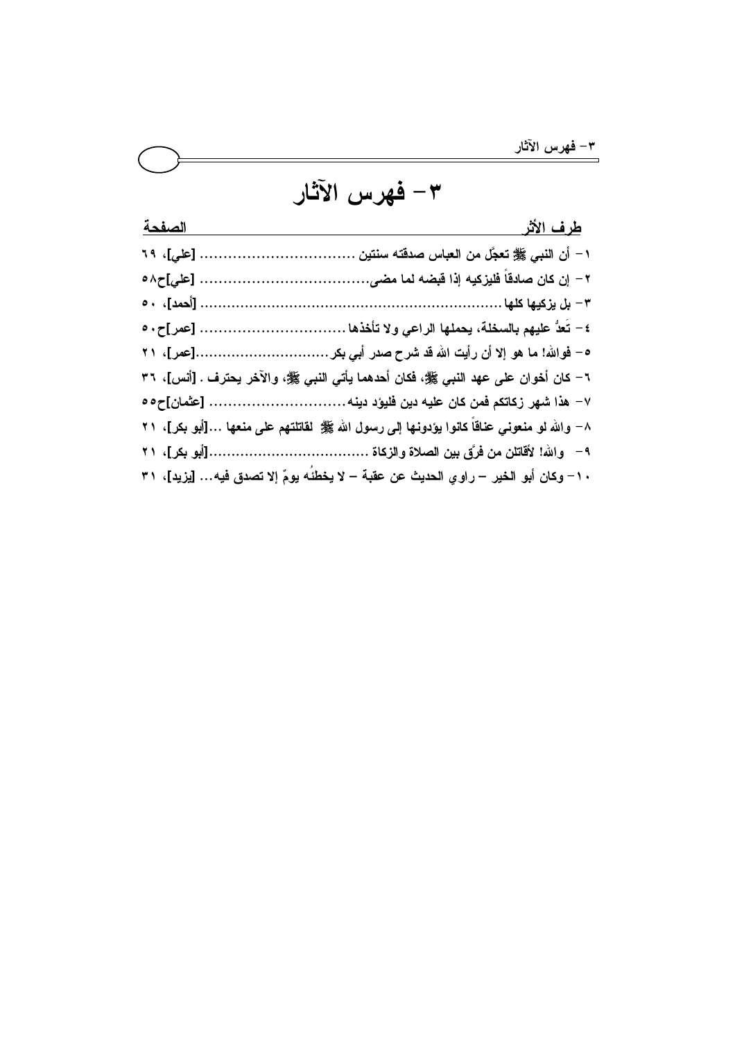# ٣- فهرس الآثار

| طرف الأثر | الصفحة |
|---|---|
| ١- أن النبي ﷺ تعجَّل من العباس صدقته سنتين ................................ [علي]، ٦٩ | |
| ٢- إن كان صادقاً فليزكيه إذا قبضه لما مضى.................................. [علي]ح٥٨ | |
| ٣- بل يزكيها كلها ................................................................. [أحمد]، ٥٠ | |
| ٤- تَعدُّ عليهم بالسخلة، يحملها الراعي ولا تأخذها ............................ [عمر]ح٥٠ | |
| ٥- فوالله! ما هو إلا أن رأيت الله قد شرح صدر أبي بكر............................[عمر]، ٢١ | |
| ٦- كان أخوان على عهد النبي ﷺ، فكان أحدهما يأتي النبي ﷺ، والآخر يحترف . [أنس]، ٣٦ | |
| ٧- هذا شهر زكاتكم فمن كان عليه دين فليؤد دينه............................ [عثمان]ح٥٥ | |
| ٨- والله لو منعوني عناقاً كانوا يؤدونها إلى رسول الله ﷺ لقاتلتهم على منعها ...[أبو بكر]، ٢١ | |
| ٩- والله! لأقاتلن من فرَّق بين الصلاة والزكاة ..................................[أبو بكر]، ٢١ | |
| ١٠- وكان أبو الخير – راوي الحديث عن عقبة – لا يخطئه يومٌ إلا تصدق فيه... [يزيد]، ٣١ | |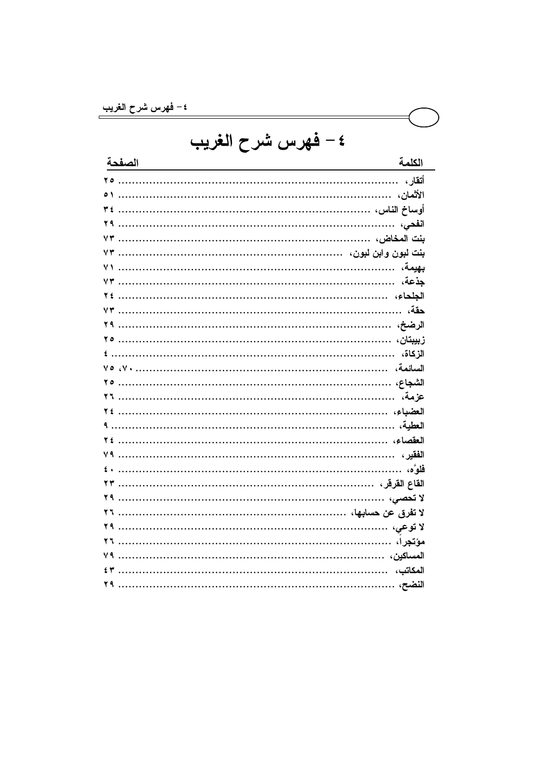# ٤- فهرس شرح الغريب

| الكلمة | الصفحة |
| --- | --- |
| أتقار، | ٢٥ |
| الأثمان، | ٥١ |
| أوساخ الناس، | ٣٤ |
| انفحي، | ٢٩ |
| بنت المخاض، | ٧٣ |
| بنت لبون وابن لبون، | ٧٣ |
| بهيمة، | ٧١ |
| جذعة، | ٧٣ |
| الجلحاء، | ٢٤ |
| حقة، | ٧٣ |
| الرضخ، | ٢٩ |
| زبيبتان، | ٢٥ |
| الزكاة، | ٤ |
| السائمة، | ٧٠، ٧٥ |
| الشجاع، | ٢٥ |
| عزمة، | ٢٦ |
| العضباء، | ٢٤ |
| العطية، | ٩ |
| العقصاء، | ٢٤ |
| الفقير، | ٧٩ |
| فلوَّه، | ٤٠ |
| القاع القرقر، | ٢٣ |
| لا تحصي، | ٢٩ |
| لا تفرق عن حسابها، | ٢٦ |
| لا توعي، | ٢٩ |
| مؤتجراً، | ٢٦ |
| المساكين، | ٧٩ |
| المكاتب، | ٤٣ |
| النضح، | ٢٩ |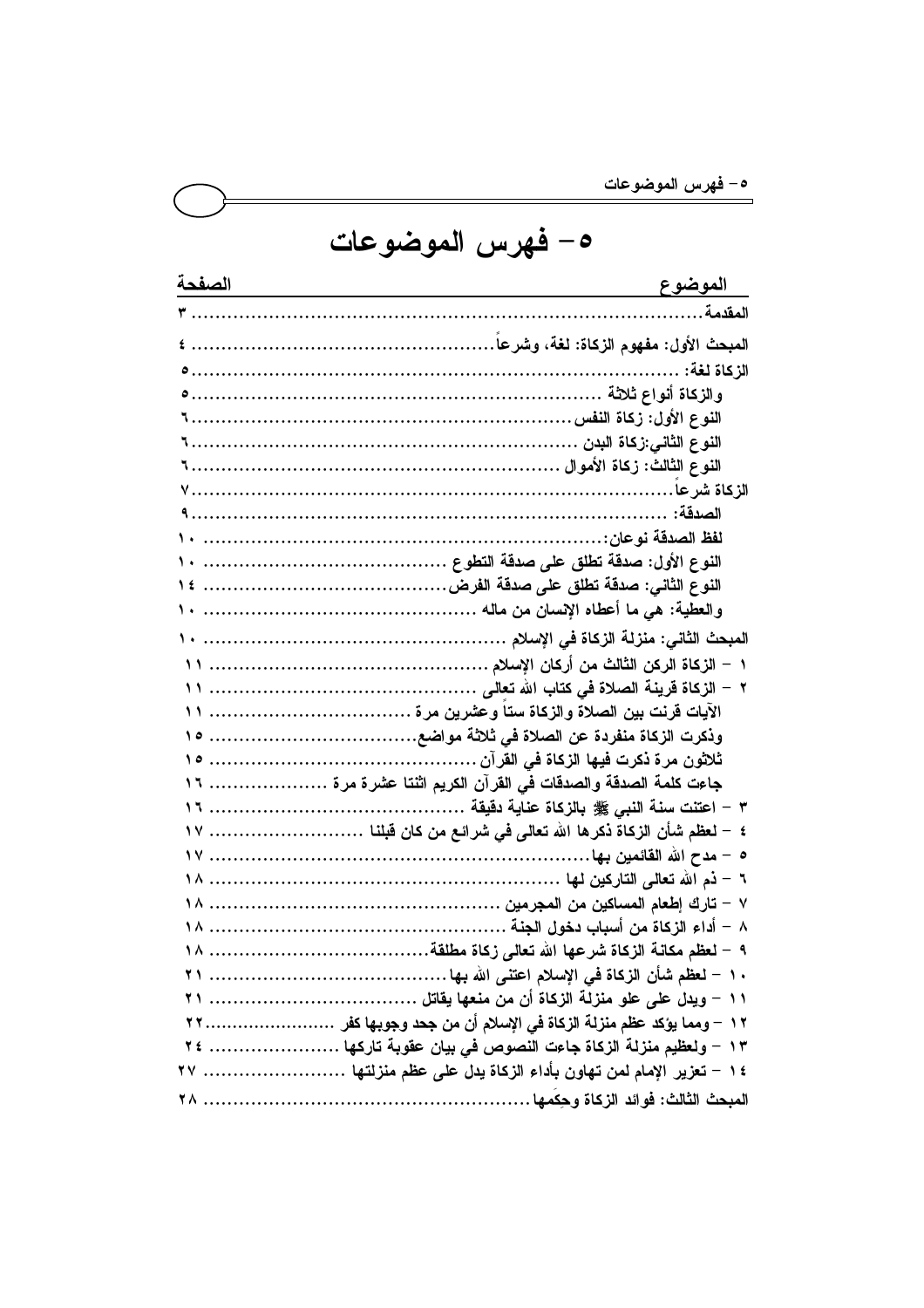# ٥- فهرس الموضوعات

| الموضوع | الصفحة |
|---|---|
| المقدمة | ٣ |
| المبحث الأول: مفهوم الزكاة: لغة، وشرعاً | ٤ |
| الزكاة لغة: | ٥ |
| والزكاة أنواع ثلاثة | ٥ |
| النوع الأول: زكاة النفس | ٦ |
| النوع الثاني:زكاة البدن | ٦ |
| النوع الثالث: زكاة الأموال | ٦ |
| الزكاة شرعاً | ٧ |
| الصدقة: | ٩ |
| لفظ الصدقة نوعان: | ١٠ |
| النوع الأول: صدقة تطلق على صدقة التطوع | ١٠ |
| النوع الثاني: صدقة تطلق على صدقة الفرض | ١٤ |
| والعطية: هي ما أعطاه الإنسان من ماله | ١٠ |
| المبحث الثاني: منزلة الزكاة في الإسلام | ١٠ |
| ١ – الزكاة الركن الثالث من أركان الإسلام | ١١ |
| ٢ – الزكاة قرينة الصلاة في كتاب الله تعالى | ١١ |
| الآيات قرنت بين الصلاة والزكاة ستاً وعشرين مرة | ١١ |
| وذكرت الزكاة منفردة عن الصلاة في ثلاثة مواضع | ١٥ |
| ثلاثون مرة ذكرت فيها الزكاة في القرآن | ١٥ |
| جاءت كلمة الصدقة والصدقات في القرآن الكريم اثنتا عشرة مرة | ١٦ |
| ٣ – اعتنت سنة النبي ﷺ بالزكاة عناية دقيقة | ١٦ |
| ٤ – لعظم شأن الزكاة ذكرها الله تعالى في شرائع من كان قبلنا | ١٧ |
| ٥ – مدح الله القائمين بها | ١٧ |
| ٦ – ذم الله تعالى التاركين لها | ١٨ |
| ٧ – تارك إطعام المساكين من المجرمين | ١٨ |
| ٨ – أداء الزكاة من أسباب دخول الجنة | ١٨ |
| ٩ – لعظم مكانة الزكاة شرعها الله تعالى زكاة مطلقة | ١٨ |
| ١٠ – لعظم شأن الزكاة في الإسلام اعتنى الله بها | ٢١ |
| ١١ – ويدل على علو منزلة الزكاة أن من منعها يقاتل | ٢١ |
| ١٢ – ومما يؤكد عظم منزلة الزكاة في الإسلام أن من جحد وجوبها كفر | ٢٢ |
| ١٣ – ولعظيم منزلة الزكاة جاءت النصوص في بيان عقوبة تاركها | ٢٤ |
| ١٤ – تعزير الإمام لمن تهاون بأداء الزكاة يدل على عظم منزلتها | ٢٧ |
| المبحث الثالث: فوائد الزكاة وحِكَمها | ٢٨ |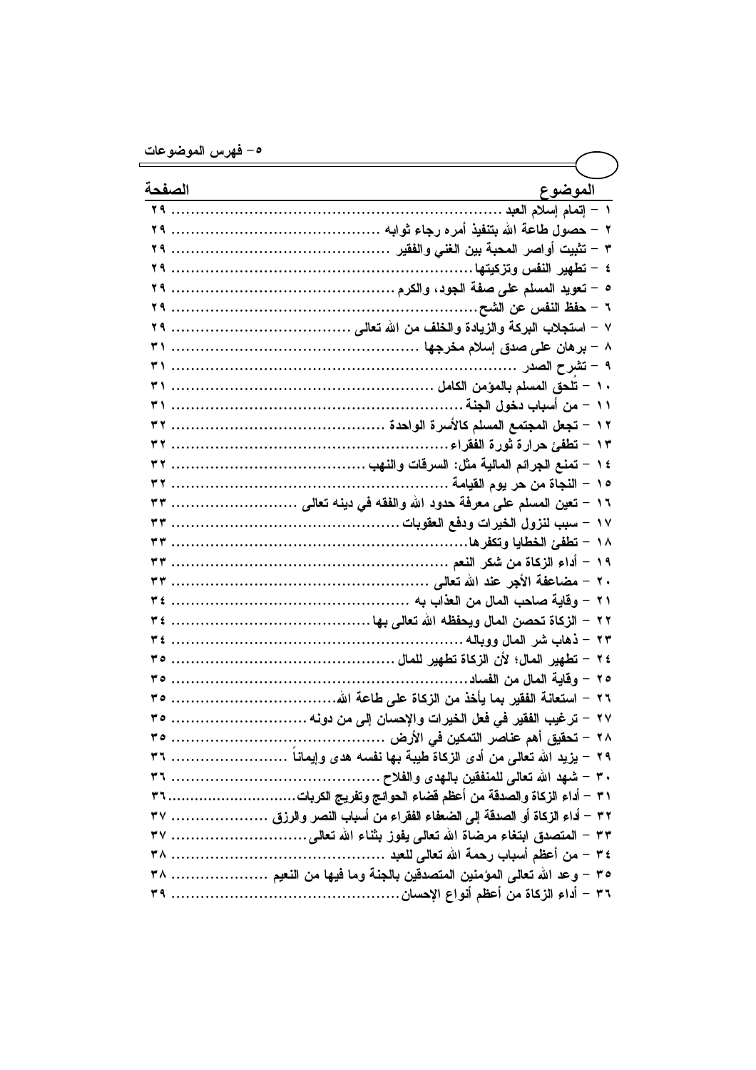## ٥- فهرس الموضوعات

| الموضوع | الصفحة |
|---|---|
| ١ – إتمام إسلام العبد | ٢٩ |
| ٢ – حصول طاعة الله بتنفيذ أمره رجاء ثوابه | ٢٩ |
| ٣ – تثبيت أواصر المحبة بين الغني والفقير | ٢٩ |
| ٤ – تطهير النفس وتزكيتها | ٢٩ |
| ٥ – تعويد المسلم على صفة الجود، والكرم | ٢٩ |
| ٦ – حفظ النفس عن الشح | ٢٩ |
| ٧ – استجلاب البركة والزيادة والخلف من الله تعالى | ٢٩ |
| ٨ – برهان على صدق إسلام مخرجها | ٣١ |
| ٩ – تشرح الصدر | ٣١ |
| ١٠ – تُلحق المسلم بالمؤمن الكامل | ٣١ |
| ١١ – من أسباب دخول الجنة | ٣١ |
| ١٢ – تجعل المجتمع المسلم كالأسرة الواحدة | ٣٢ |
| ١٣ – تطفئ حرارة ثورة الفقراء | ٣٢ |
| ١٤ – تمنع الجرائم المالية مثل: السرقات والنهب | ٣٢ |
| ١٥ – النجاة من حر يوم القيامة | ٣٢ |
| ١٦ – تعين المسلم على معرفة حدود الله والفقه في دينه تعالى | ٣٣ |
| ١٧ – سبب لنزول الخيرات ودفع العقوبات | ٣٣ |
| ١٨ – تطفئ الخطايا وتكفرها | ٣٣ |
| ١٩ – أداء الزكاة من شكر النعم | ٣٣ |
| ٢٠ – مضاعفة الأجر عند الله تعالى | ٣٣ |
| ٢١ – وقاية صاحب المال من العذاب به | ٣٤ |
| ٢٢ – الزكاة تحصن المال ويحفظه الله تعالى بها | ٣٤ |
| ٢٣ – ذهاب شر المال ووباله | ٣٤ |
| ٢٤ – تطهير المال؛ لأن الزكاة تطهير للمال | ٣٥ |
| ٢٥ – وقاية المال من الفساد | ٣٥ |
| ٢٦ – استعانة الفقير بما يأخذ من الزكاة على طاعة الله | ٣٥ |
| ٢٧ – ترغيب الفقير في فعل الخيرات والإحسان إلى من دونه | ٣٥ |
| ٢٨ – تحقيق أهم عناصر التمكين في الأرض | ٣٥ |
| ٢٩ – يزيد الله تعالى من أدى الزكاة طيبة بها نفسه هدى وإيماناً | ٣٦ |
| ٣٠ – شهد الله تعالى للمنفقين بالهدى والفلاح | ٣٦ |
| ٣١ – أداء الزكاة والصدقة من أعظم قضاء الحوائج وتفريج الكربات | ٣٦ |
| ٣٢ – أداء الزكاة أو الصدقة إلى الضعفاء الفقراء من أسباب النصر والرزق | ٣٧ |
| ٣٣ – المتصدق ابتغاء مرضاة الله تعالى يفوز بثناء الله تعالى | ٣٧ |
| ٣٤ – من أعظم أسباب رحمة الله تعالى للعبد | ٣٨ |
| ٣٥ – وعد الله تعالى المؤمنين المتصدقين بالجنة وما فيها من النعيم | ٣٨ |
| ٣٦ – أداء الزكاة من أعظم أنواع الإحسان | ٣٩ |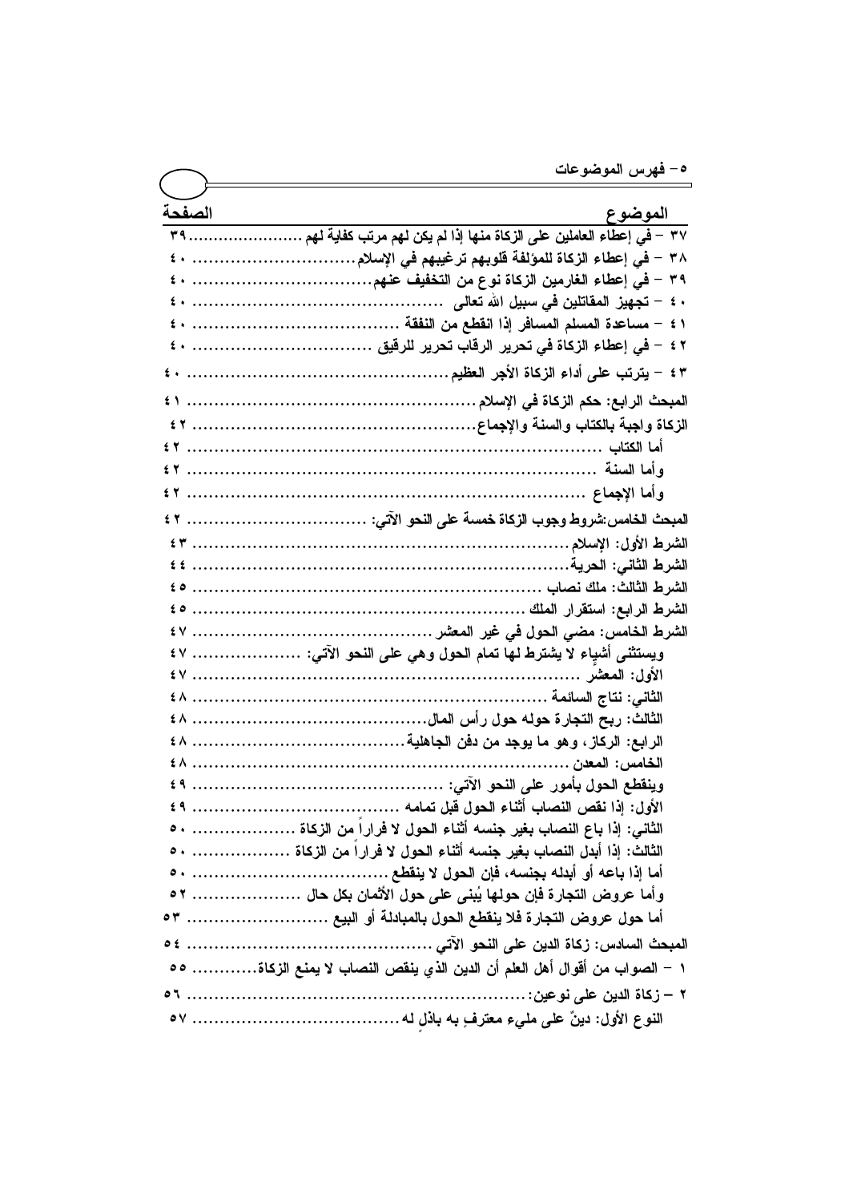٥– فهرس الموضوعات

| الموضوع | الصفحة |
|---|---|
| ٣٧ – في إعطاء العاملين على الزكاة منها إذا لم يكن لهم مرتب كفاية لهم | ٣٩ |
| ٣٨ – في إعطاء الزكاة للمؤلفة قلوبهم ترغيبهم في الإسلام | ٤٠ |
| ٣٩ – في إعطاء الغارمين الزكاة نوع من التخفيف عنهم | ٤٠ |
| ٤٠ – تجهيز المقاتلين في سبيل الله تعالى | ٤٠ |
| ٤١ – مساعدة المسلم المسافر إذا انقطع من النفقة | ٤٠ |
| ٤٢ – في إعطاء الزكاة في تحرير الرقاب تحرير للرقيق | ٤٠ |
| ٤٣ – يترتب على أداء الزكاة الأجر العظيم | ٤٠ |
| المبحث الرابع: حكم الزكاة في الإسلام | ٤١ |
| الزكاة واجبة بالكتاب والسنة والإجماع | ٤٢ |
| أما الكتاب | ٤٢ |
| وأما السنة | ٤٢ |
| وأما الإجماع | ٤٢ |
| المبحث الخامس:شروط وجوب الزكاة خمسة على النحو الآتي: | ٤٢ |
| الشرط الأول: الإسلام | ٤٣ |
| الشرط الثاني: الحرية | ٤٤ |
| الشرط الثالث: ملك نصاب | ٤٥ |
| الشرط الرابع: استقرار الملك | ٤٥ |
| الشرط الخامس: مضي الحول في غير المعشر | ٤٧ |
| ويستثنى أشياء لا يشترط لها تمام الحول وهي على النحو الآتي: | ٤٧ |
| الأول: المعشر | ٤٧ |
| الثاني: نتاج السائمة | ٤٨ |
| الثالث: ربح التجارة حوله حول رأس المال | ٤٨ |
| الرابع: الركاز، وهو ما يوجد من دفن الجاهلية | ٤٨ |
| الخامس: المعدن | ٤٨ |
| وينقطع الحول بأمور على النحو الآتي: | ٤٩ |
| الأول: إذا نقص النصاب أثناء الحول قبل تمامه | ٤٩ |
| الثاني: إذا باع النصاب بغير جنسه أثناء الحول لا فراراً من الزكاة | ٥٠ |
| الثالث: إذا أبدل النصاب بغير جنسه أثناء الحول لا فراراً من الزكاة | ٥٠ |
| أما إذا باعه أو أبدله بجنسه، فإن الحول لا ينقطع | ٥٠ |
| وأما عروض التجارة فإن حولها يُبنى على حول الأثمان بكل حال | ٥٢ |
| أما حول عروض التجارة فلا ينقطع الحول بالمبادلة أو البيع | ٥٣ |
| المبحث السادس: زكاة الدين على النحو الآتي | ٥٤ |
| ١ – الصواب من أقوال أهل العلم أن الدين الذي ينقص النصاب لا يمنع الزكاة | ٥٥ |
| ٢ – زكاة الدين على نوعين: | ٥٦ |
| النوع الأول: دينٌ على مليء معترفٍ به باذلٍ له | ٥٧ |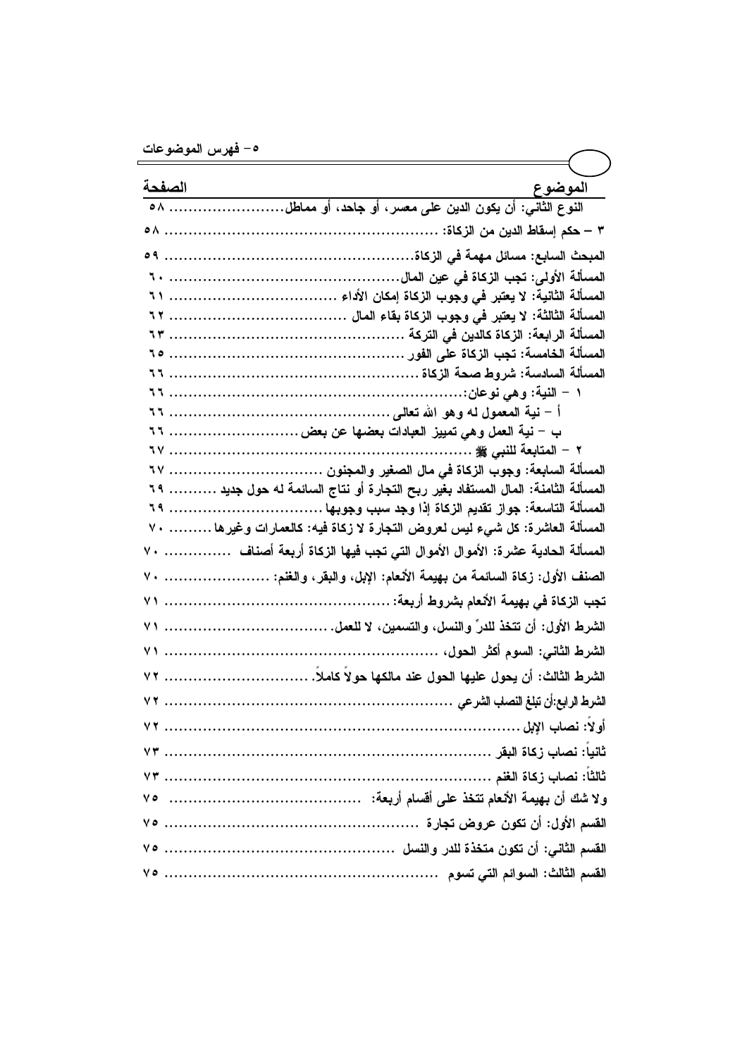| الموضوع | الصفحة |
| --- | --- |
| النوع الثاني: أن يكون الدين على معسر، أو جاحد، أو مماطل | ٥٨ |
| ٣ – حكم إسقاط الدين من الزكاة: | ٥٨ |
| المبحث السابع: مسائل مهمة في الزكاة | ٥٩ |
| المسألة الأولى: تجب الزكاة في عين المال | ٦٠ |
| المسألة الثانية: لا يعتبر في وجوب الزكاة إمكان الأداء | ٦١ |
| المسألة الثالثة: لا يعتبر في وجوب الزكاة بقاء المال | ٦٢ |
| المسألة الرابعة: الزكاة كالدين في التركة | ٦٣ |
| المسألة الخامسة: تجب الزكاة على الفور | ٦٥ |
| المسألة السادسة: شروط صحة الزكاة | ٦٦ |
| ١ – النية: وهي نوعان: | ٦٦ |
| أ – نية المعمول له وهو الله تعالى | ٦٦ |
| ب – نية العمل وهي تمييز العبادات بعضها عن بعض | ٦٦ |
| ٢ – المتابعة للنبي ﷺ | ٦٧ |
| المسألة السابعة: وجوب الزكاة في مال الصغير والمجنون | ٦٧ |
| المسألة الثامنة: المال المستفاد بغير ربح التجارة أو نتاج السائمة له حول جديد | ٦٩ |
| المسألة التاسعة: جواز تقديم الزكاة إذا وجد سبب وجوبها | ٦٩ |
| المسألة العاشرة: كل شيء ليس لعروض التجارة لا زكاة فيه: كالعمارات وغيرها | ٧٠ |
| المسألة الحادية عشرة: الأموال التي تجب فيها الزكاة أربعة أصناف | ٧٠ |
| الصنف الأول: زكاة السائمة من بهيمة الأنعام: الإبل، والبقر، والغنم: | ٧٠ |
| تجب الزكاة في بهيمة الأنعام بشروط أربعة: | ٧١ |
| الشرط الأول: أن تتخذ للدرِّ والنسل، والتسمين، لا للعمل. | ٧١ |
| الشرط الثاني: السوم أكثر الحول، | ٧١ |
| الشرط الثالث: أن يحول عليها الحول عند مالكها حولاً كاملاً. | ٧٢ |
| الشرط الرابع: أن تبلغ النصب الشرعي | ٧٢ |
| أولاً: نصاب الإبل | ٧٢ |
| ثانياً: نصاب زكاة البقر | ٧٣ |
| ثالثاً: نصاب زكاة الغنم | ٧٣ |
| ولا شك أن بهيمة الأنعام تتخذ على أقسام أربعة: | ٧٥ |
| القسم الأول: أن تكون عروض تجارة | ٧٥ |
| القسم الثاني: أن تكون متخذة للدر والنسل | ٧٥ |
| القسم الثالث: السوائم التي تسوم | ٧٥ |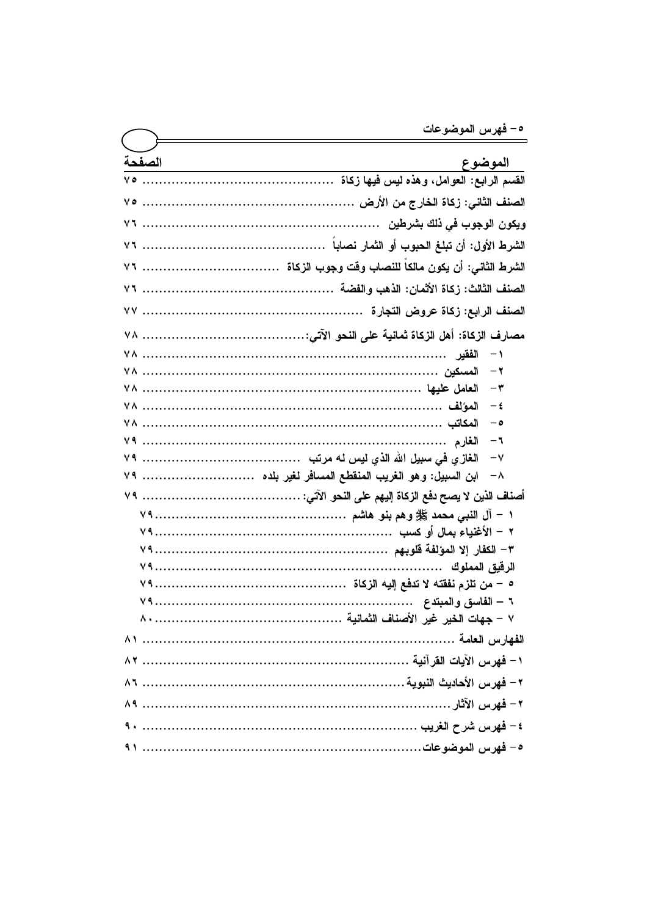## ٥- فهرس الموضوعات

| الموضوع | الصفحة |
|---|---|
| القسم الرابع: العوامل، وهذه ليس فيها زكاة | ٧٥ |
| الصنف الثاني: زكاة الخارج من الأرض | ٧٥ |
| ويكون الوجوب في ذلك بشرطين | ٧٦ |
| الشرط الأول: أن تبلغ الحبوب أو الثمار نصاباً | ٧٦ |
| الشرط الثاني: أن يكون مالكاً للنصاب وقت وجوب الزكاة | ٧٦ |
| الصنف الثالث: زكاة الأثمان: الذهب والفضة | ٧٦ |
| الصنف الرابع: زكاة عروض التجارة | ٧٧ |
| مصارف الزكاة: أهل الزكاة ثمانية على النحو الآتي: | ٧٨ |
| ١- الفقير | ٧٨ |
| ٢- المسكين | ٧٨ |
| ٣- العامل عليها | ٧٨ |
| ٤- المؤلف | ٧٨ |
| ٥- المكاتب | ٧٨ |
| ٦- الغارم | ٧٩ |
| ٧- الغازي في سبيل الله الذي ليس له مرتب | ٧٩ |
| ٨- ابن السبيل: وهو الغريب المنقطع المسافر لغير بلده | ٧٩ |
| أصناف الذين لا يصح دفع الزكاة إليهم على النحو الآتي: | ٧٩ |
| ١ - آل النبي محمد ﷺ وهم بنو هاشم | ٧٩ |
| ٢ - الأغنياء بمال أو كسب | ٧٩ |
| ٣- الكفار إلا المؤلفة قلوبهم | ٧٩ |
| الرقيق المملوك | ٧٩ |
| ٥ - من تلزم نفقته لا تدفع إليه الزكاة | ٧٩ |
| ٦ - الفاسق والمبتدع | ٧٩ |
| ٧ - جهات الخير غير الأصناف الثمانية | ٨٠ |
| الفهارس العامة | ٨١ |
| ١- فهرس الآيات القرآنية | ٨٢ |
| ٢- فهرس الأحاديث النبوية | ٨٦ |
| ٢- فهرس الآثار | ٨٩ |
| ٤- فهرس شرح الغريب | ٩٠ |
| ٥- فهرس الموضوعات | ٩١ |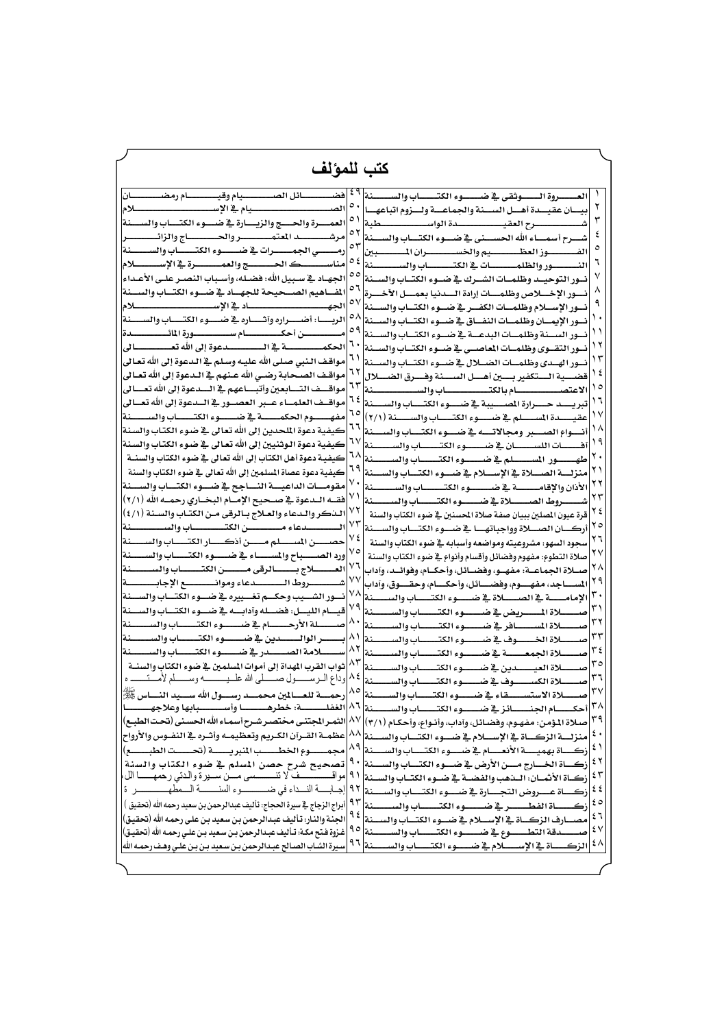# كتب للمؤلف

| | | | |
|---|---|---|---|
| ١ | العروة الوثقى في ضوء الكتاب والسنة | ٤٩ | فضائل الصيام وقيام رمضان |
| ٢ | بيان عقيدة أهل السنة والجماعة ولزوم اتباعها | ٥٠ | الصيام في الإسلام |
| ٣ | شرح العقيدة الواسطية | ٥١ | العمرة والحج والزيارة في ضوء الكتاب والسنة |
| ٤ | شرح أسماء الله الحسنى في ضوء الكتاب والسنة | ٥٢ | مرشد المعتمر والحاج والزائر |
| ٥ | الفوز العظيم والخسران المبين | ٥٣ | رمي الجمرات في ضوء الكتاب والسنة |
| ٦ | النور والظلمات في الكتاب والسنة | ٥٤ | مناسك الحج والعمرة في الإسلام |
| ٧ | نور التوحيد وظلمات الشرك في ضوء الكتاب والسنة | ٥٥ | الجهاد في سبيل الله: فضله، وأسباب النصر على الأعداء |
| ٨ | نور الإخلاص وظلمات إرادة الدنيا بعمل الآخرة | ٥٦ | المفاهيم الصحيحة للجهاد في ضوء الكتاب والسنة |
| ٩ | نور الإسلام وظلمات الكفر في ضوء الكتاب والسنة | ٥٧ | الجهاد في الإسلام |
| ١٠ | نور الإيمان وظلمات النفاق في ضوء الكتاب والسنة | ٥٨ | الربا: أضراره وآثاره في ضوء الكتاب والسنة |
| ١١ | نور السنة وظلمات البدعة في ضوء الكتاب والسنة | ٥٩ | من أحكام سورة المائدة |
| ١٢ | نور التقوى وظلمات المعاصي في ضوء الكتاب والسنة | ٦٠ | الحكمة في الدعوة إلى الله تعالى |
| ١٣ | نور الهدى وظلمات الضلال في ضوء الكتاب والسنة | ٦١ | مواقف النبي صلى الله عليه وسلم في الدعوة إلى الله تعالى |
| ١٤ | قضية التكفير بين أهل السنة وفرق الضلال | ٦٢ | مواقف الصحابة رضي الله عنهم في الدعوة إلى الله تعالى |
| ١٥ | الاعتصام بالكتاب والسنة | ٦٣ | مواقف التابعين وأتباعهم في الدعوة إلى الله تعالى |
| ١٦ | تبريد حرارة المصيبة في ضوء الكتاب والسنة | ٦٤ | مواقف العلماء عبر العصور في الدعوة إلى الله تعالى |
| ١٧ | عقيدة المسلم في ضوء الكتاب والسنة (٢/١) | ٦٥ | مفهوم الحكمة في ضوء الكتاب والسنة |
| ١٨ | أنواع الصبر ومجالاته في ضوء الكتاب والسنة | ٦٦ | كيفية دعوة الملحدين إلى الله تعالى في ضوء الكتاب والسنة |
| ١٩ | آفات اللسان في ضوء الكتاب والسنة | ٦٧ | كيفية دعوة الوثنيين إلى الله تعالى في ضوء الكتاب والسنة |
| ٢٠ | طهور المسلم في ضوء الكتاب والسنة | ٦٨ | كيفية دعوة أهل الكتاب إلى الله تعالى في ضوء الكتاب والسنة |
| ٢١ | منزلة الصلاة في الإسلام في ضوء الكتاب والسنة | ٦٩ | كيفية دعوة عصاة المسلمين إلى الله تعالى في ضوء الكتاب والسنة |
| ٢٢ | الأذان والإقامة في ضوء الكتاب والسنة | ٧٠ | مقومات الداعية الناجح في ضوء الكتاب والسنة |
| ٢٣ | شروط الصلاة في ضوء الكتاب والسنة | ٧١ | فقه الدعوة في صحيح الإمام البخاري رحمه الله (٢/١) |
| ٢٤ | قرة عيون المصلين ببيان صفة صلاة المحسنين في ضوء الكتاب والسنة | ٧٢ | الذكر والدعاء والعلاج بالرقى من الكتاب والسنة (٤/١) |
| ٢٥ | أركان الصلاة وواجباتها في ضوء الكتاب والسنة | ٧٣ | الدعاء من الكتاب والسنة |
| ٢٦ | سجود السهو: مشروعيته ومواضعه وأسبابه في ضوء الكتاب والسنة | ٧٤ | حصن المسلم من أذكار الكتاب والسنة |
| ٢٧ | صلاة التطوع: مفهوم وفضائل وأقسام وأنواع في ضوء الكتاب والسنة | ٧٥ | ورد الصباح والمساء في ضوء الكتاب والسنة |
| ٢٨ | صلاة الجماعة: مفهوم، وفضائل، وأحكام، وفوائد، وآداب | ٧٦ | العلاج بالرقى من الكتاب والسنة |
| ٢٩ | المساجد، مفهوم، وفضائل، وأحكام، وحقوق، وآداب | ٧٧ | شروط الدعاء وموانع الإجابة |
| ٣٠ | الإمامة في الصلاة في ضوء الكتاب والسنة | ٧٨ | نور الشيب وحكم تغييره في ضوء الكتاب والسنة |
| ٣١ | صلاة المريض في ضوء الكتاب والسنة | ٧٩ | قيام الليل: فضله وآدابه في ضوء الكتاب والسنة |
| ٣٢ | صلاة المسافر في ضوء الكتاب والسنة | ٨٠ | صلة الأرحام في ضوء الكتاب والسنة |
| ٣٣ | صلاة الخوف في ضوء الكتاب والسنة | ٨١ | بر الوالدين في ضوء الكتاب والسنة |
| ٣٤ | صلاة الجمعة في ضوء الكتاب والسنة | ٨٢ | سلامة الصدر في ضوء الكتاب والسنة |
| ٣٥ | صلاة العيدين في ضوء الكتاب والسنة | ٨٣ | ثواب القرب المهداة إلى أموات المسلمين في ضوء الكتاب والسنة |
| ٣٦ | صلاة الكسوف في ضوء الكتاب والسنة | ٨٤ | وداع الرسول صلى الله عليه وسلم لأمته |
| ٣٧ | صلاة الاستسقاء في ضوء الكتاب والسنة | ٨٥ | رحمة للعالمين محمد رسول الله سيد الناس ﷺ |
| ٣٨ | أحكام الجنائز في ضوء الكتاب والسنة | ٨٦ | الغفلة: خطرها وأسبابها وعلاجها |
| ٣٩ | صلاة المؤمن: مفهوم، وفضائل، وآداب، وأنواع، وأحكام (٣/١) | ٨٧ | الثمر المجتنى مختصر شرح أسماء الله الحسنى (تحت الطبع) |
| ٤٠ | منزلة الزكاة في الإسلام في ضوء الكتاب والسنة | ٨٨ | عظمة القرآن الكريم وتعظيمه وأثره في النفوس والأرواح |
| ٤١ | زكاة بهيمة الأنعام في ضوء الكتاب والسنة | ٨٩ | مجموع الخطب المنبرية (تحت الطبع) |
| ٤٢ | زكاة الخارج من الأرض في ضوء الكتاب والسنة | ٩٠ | تصحيح شرح حصن المسلم في ضوء الكتاب والسنة |
| ٤٣ | زكاة الأثمان: الذهب والفضة في ضوء الكتاب والسنة | ٩١ | مواقف لا تنسى من سيرة والدتي رحمها الله |
| ٤٤ | زكاة عروض التجارة في ضوء الكتاب والسنة | ٩٢ | إجابة النداء في ضوء السنة المطهرة |
| ٤٥ | زكاة الفطر في ضوء الكتاب والسنة | ٩٣ | أبراج الزجاج في سيرة الحجاج: تأليف عبدالرحمن بن سعيد رحمه الله (تحقيق) |
| ٤٦ | مصارف الزكاة في الإسلام في ضوء الكتاب والسنة | ٩٤ | الجنة والنار: تأليف عبدالرحمن بن سعيد بن علي رحمه الله (تحقيق) |
| ٤٧ | صدقة التطوع في ضوء الكتاب والسنة | ٩٥ | غزوة فتح مكة: تأليف عبدالرحمن بن سعيد بن علي رحمه الله (تحقيق) |
| ٤٨ | الزكاة في الإسلام في ضوء الكتاب والسنة | ٩٦ | سيرة الشاب الصالح عبدالرحمن بن سعيد بن علي وهف رحمه الله |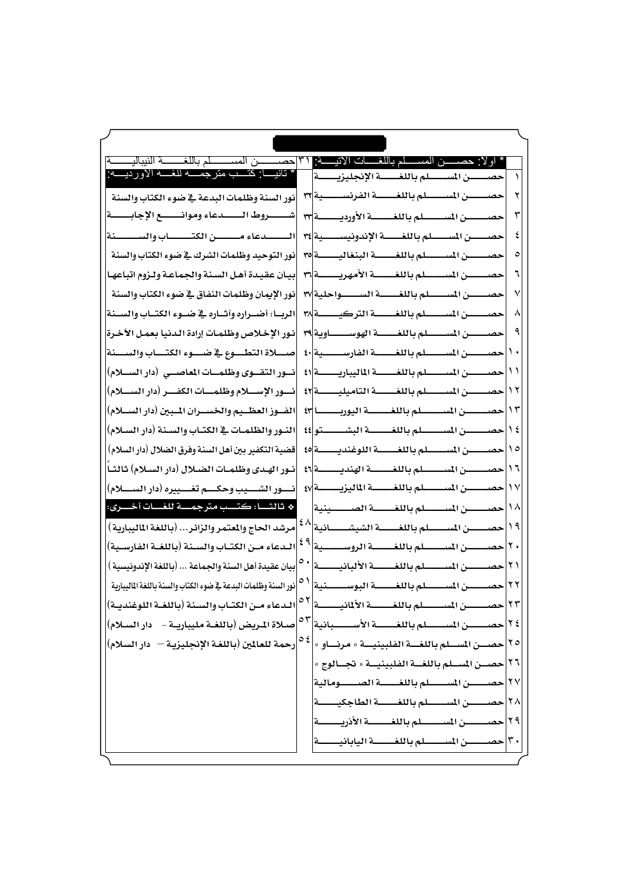**\* أولاً: حصن المسلم باللغات الآتية:**

| | |
|---|---|
| ١ | حصن المسلم باللغة الإنجليزية |
| ٢ | حصن المسلم باللغة الفرنسية |
| ٣ | حصن المسلم باللغة الأوردية |
| ٤ | حصن المسلم باللغة الإندونيسية |
| ٥ | حصن المسلم باللغة البنغالية |
| ٦ | حصن المسلم باللغة الأمهرية |
| ٧ | حصن المسلم باللغة السواحلية |
| ٨ | حصن المسلم باللغة التركية |
| ٩ | حصن المسلم باللغة الهوساوية |
| ١٠ | حصن المسلم باللغة الفارسية |
| ١١ | حصن المسلم باللغة المليبارية |
| ١٢ | حصن المسلم باللغة التاميلية |
| ١٣ | حصن المسلم باللغة اليوربا |
| ١٤ | حصن المسلم باللغة البشتو |
| ١٥ | حصن المسلم باللغة اللوغندية |
| ١٦ | حصن المسلم باللغة الهندية |
| ١٧ | حصن المسلم باللغة الماليزية |
| ١٨ | حصن المسلم باللغة الصينية |
| ١٩ | حصن المسلم باللغة الشيشانية |
| ٢٠ | حصن المسلم باللغة الروسية |
| ٢١ | حصن المسلم باللغة الألبانية |
| ٢٢ | حصن المسلم باللغة البوسنية |
| ٢٣ | حصن المسلم باللغة الألمانية |
| ٢٤ | حصن المسلم باللغة الأسبانية |
| ٢٥ | حصن المسلم باللغة الفلبينية « مرناو » |
| ٢٦ | حصن المسلم باللغة الفلبينية « تجالوج » |
| ٢٧ | حصن المسلم باللغة الصومالية |
| ٢٨ | حصن المسلم باللغة الطاجكية |
| ٢٩ | حصن المسلم باللغة الأذرية |
| ٣٠ | حصن المسلم باللغة اليابانية |
| ٣١ | حصن المسلم باللغة النيبالية |

**\* ثانياً: كتب مترجمة للغة الأوردية:**

| | |
|---|---|
| ٣٢ | نور السنة وظلمات البدعة في ضوء الكتاب والسنة |
| ٣٣ | شروط الدعاء وموانع الإجابة |
| ٣٤ | الدعاء من الكتاب والسنة |
| ٣٥ | نور التوحيد وظلمات الشرك في ضوء الكتاب والسنة |
| ٣٦ | بيان عقيدة أهل السنة والجماعة ولزوم اتباعها |
| ٣٧ | نور الإيمان وظلمات النفاق في ضوء الكتاب والسنة |
| ٣٨ | الربا: أضراره وآثاره في ضوء الكتاب والسنة |
| ٣٩ | نور الإخلاص وظلمات إرادة الدنيا بعمل الآخرة |
| ٤٠ | صلاة التطوع في ضوء الكتاب والسنة |
| ٤١ | نور التقوى وظلمات المعاصي (دار السلام) |
| ٤٢ | نور الإسلام وظلمات الكفر (دار السلام) |
| ٤٣ | الفوز العظيم والخسران المبين (دار السلام) |
| ٤٤ | النور والظلمات في الكتاب والسنة (دار السلام) |
| ٤٥ | قضية التكفير بين أهل السنة وفرق الضلال (دار السلام) |
| ٤٦ | نور الهدى وظلمات الضلال (دار السلام) ثالثاً |
| ٤٧ | نور الشيب وحكم تغييره (دار السلام) |

**❖ ثالثاً: كتب مترجمة للغات أخرى:**

| | |
|---|---|
| ٤٨ | مرشد الحاج والمعتمر والزائر... (باللغة المليبارية) |
| ٤٩ | الدعاء من الكتاب والسنة (باللغة الفارسية) |
| ٥٠ | بيان عقيدة أهل السنة والجماعة ... (باللغة الإندونيسية) |
| ٥١ | نور السنة وظلمات البدعة في ضوء الكتاب والسنة باللغة المليبارية |
| ٥٢ | الدعاء من الكتاب والسنة (باللغة اللوغندية) |
| ٥٣ | صلاة المريض (باللغة مليبارية - دار السلام) |
| ٥٤ | رحمة للعالمين (باللغة الإنجليزية - دار السلام) |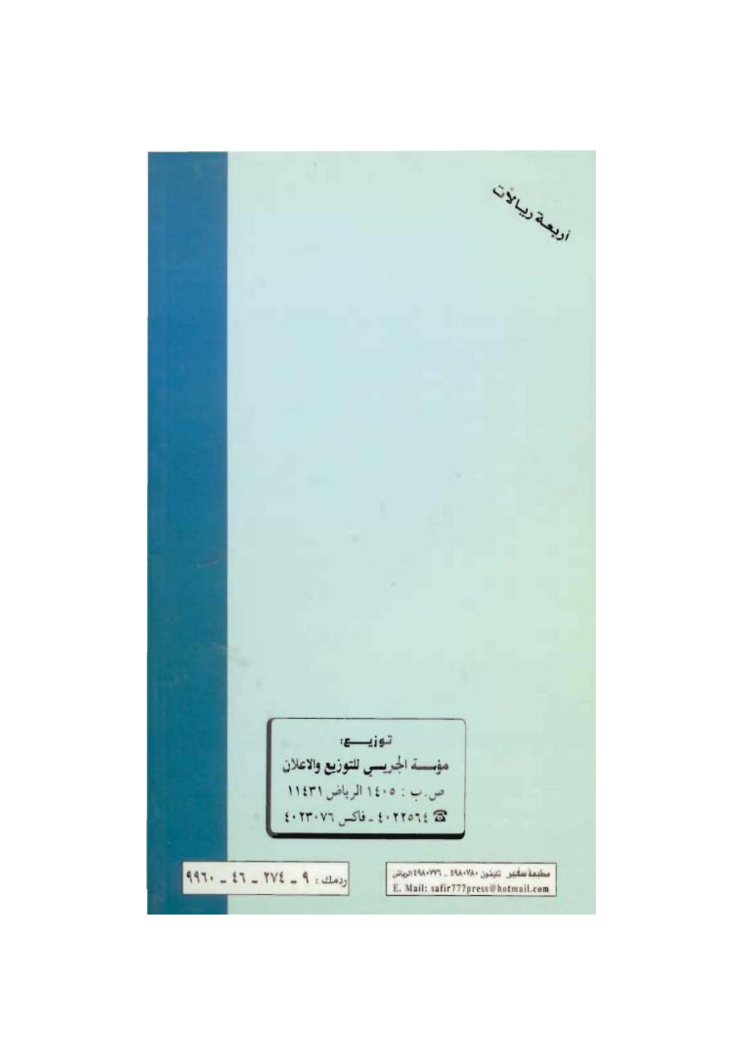أربعة ريالات

توزيـــع:

مؤسسة الجريسي للتوزيع والاعلان

ص.ب : ١٤٠٥ الرياض ١١٤٣١

☎ ٤٠٢٢٥٦٤ ـ فاكس ٤٠٢٣٠٧٦

ردمك : ٩ ـ ٢٧٤ ـ ٤٦ ـ ٩٩٦٠

مطبعة سفير تليفون ٤٩٨٠٧٨٠ ـ ٤٩٨٠٧٧٦ الرياض

E. Mail: safir777press@hotmail.com